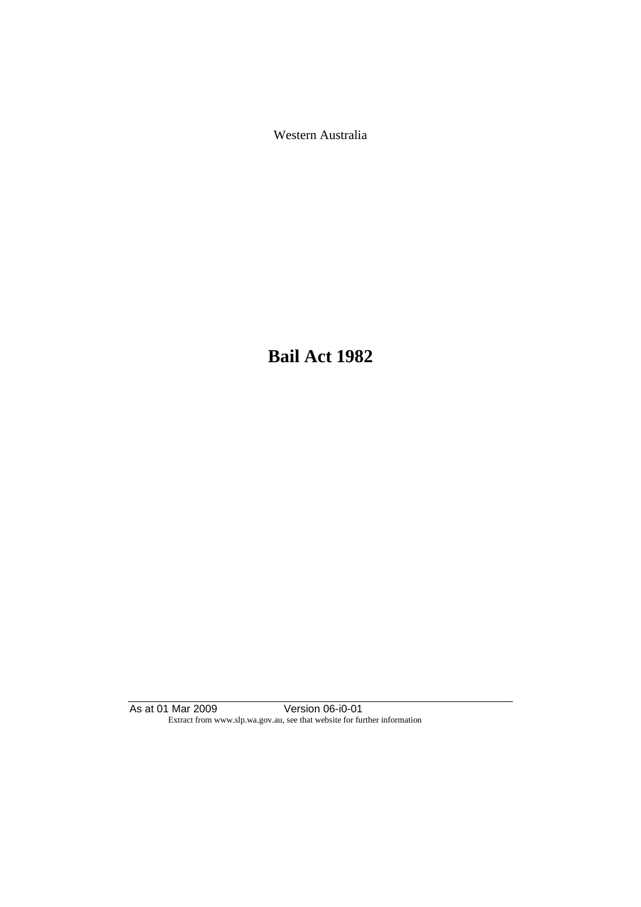Western Australia

# Bail Act 1982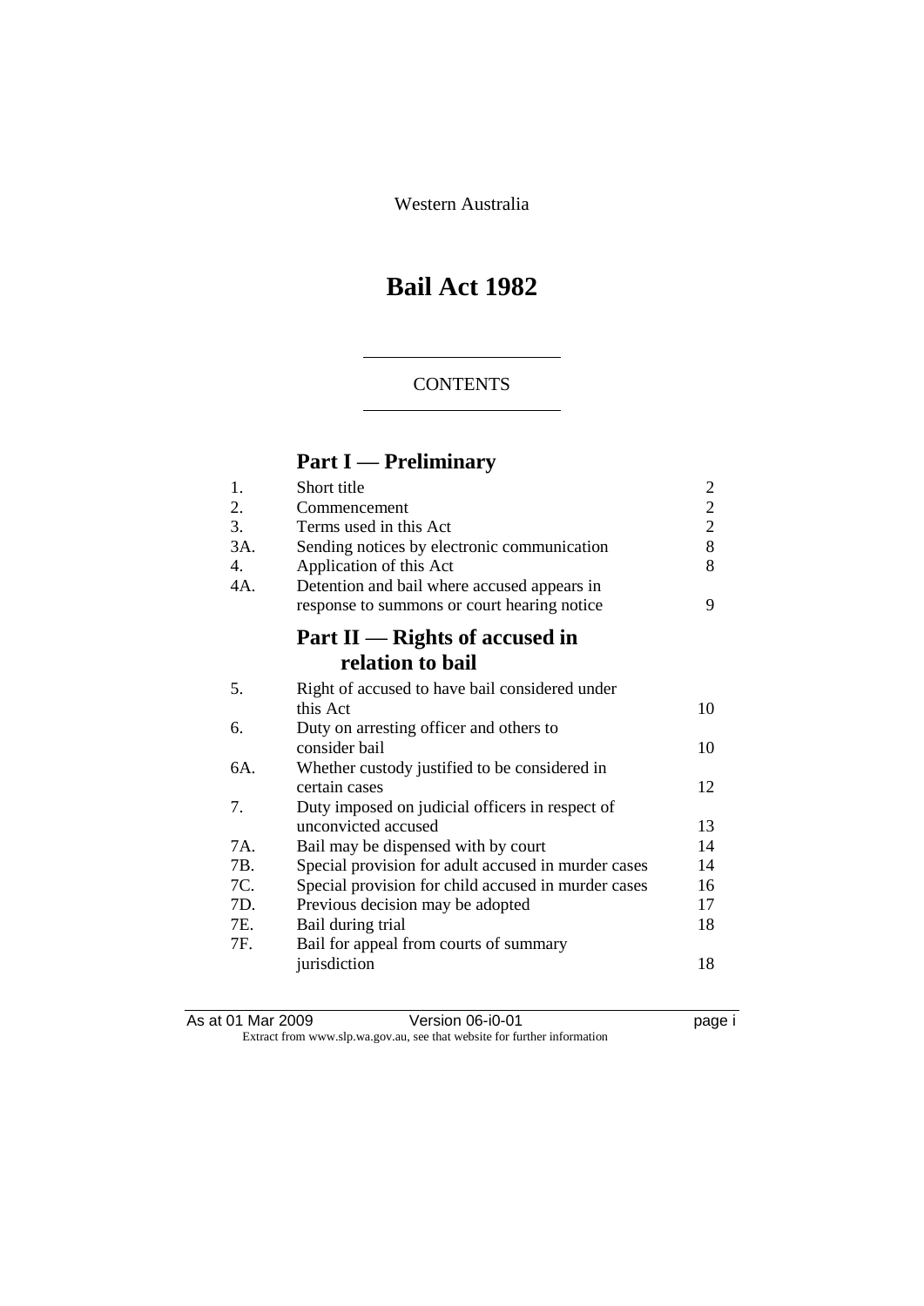Western Australia

# Bail Act 1982

CONTENTS

## Part I — Preliminary

| | | |
|---|---|---|
| 1. | Short title | 2 |
| 2. | Commencement | 2 |
| 3. | Terms used in this Act | 2 |
| 3A. | Sending notices by electronic communication | 8 |
| 4. | Application of this Act | 8 |
| 4A. | Detention and bail where accused appears in response to summons or court hearing notice | 9 |

## Part II — Rights of accused in relation to bail

| | | |
|---|---|---|
| 5. | Right of accused to have bail considered under this Act | 10 |
| 6. | Duty on arresting officer and others to consider bail | 10 |
| 6A. | Whether custody justified to be considered in certain cases | 12 |
| 7. | Duty imposed on judicial officers in respect of unconvicted accused | 13 |
| 7A. | Bail may be dispensed with by court | 14 |
| 7B. | Special provision for adult accused in murder cases | 14 |
| 7C. | Special provision for child accused in murder cases | 16 |
| 7D. | Previous decision may be adopted | 17 |
| 7E. | Bail during trial | 18 |
| 7F. | Bail for appeal from courts of summary jurisdiction | 18 |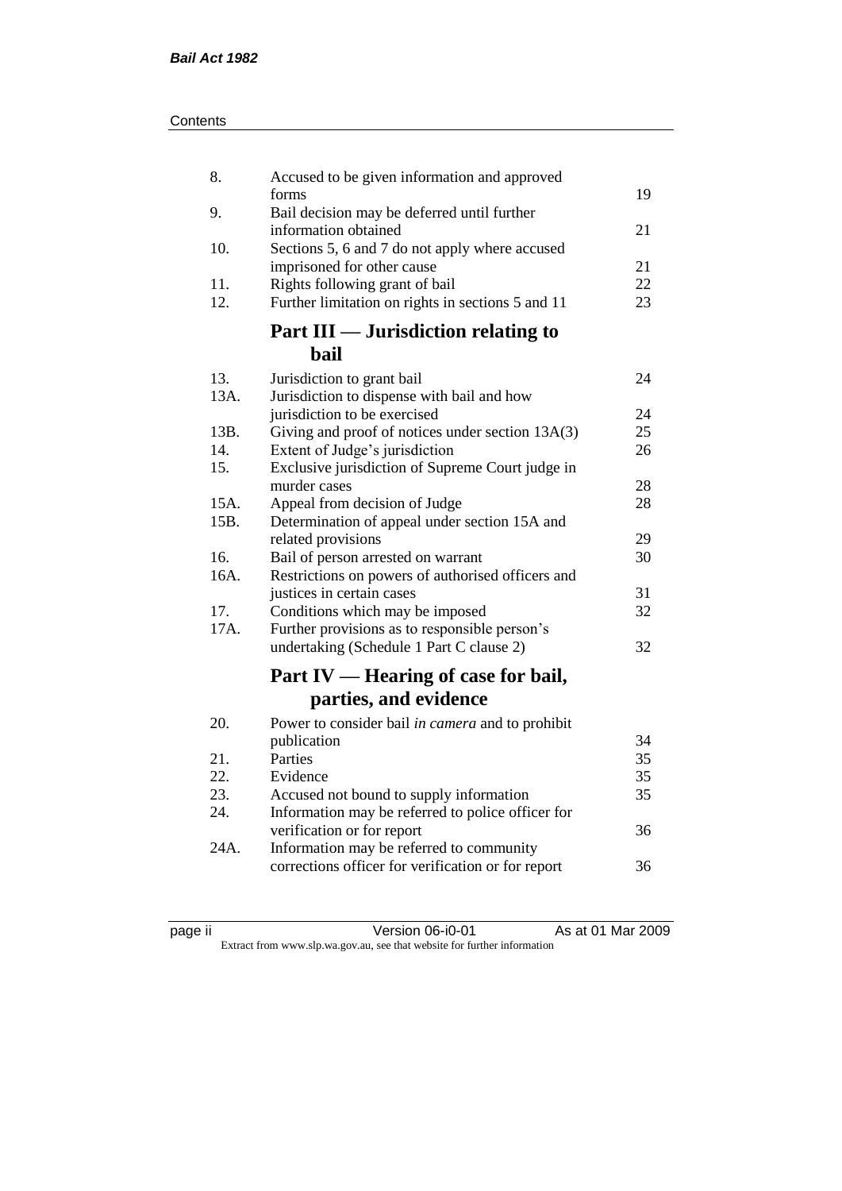| | | |
|---|---|---|
| 8. | Accused to be given information and approved forms | 19 |
| 9. | Bail decision may be deferred until further information obtained | 21 |
| 10. | Sections 5, 6 and 7 do not apply where accused imprisoned for other cause | 21 |
| 11. | Rights following grant of bail | 22 |
| 12. | Further limitation on rights in sections 5 and 11 | 23 |

## Part III — Jurisdiction relating to bail

| | | |
|---|---|---|
| 13. | Jurisdiction to grant bail | 24 |
| 13A. | Jurisdiction to dispense with bail and how jurisdiction to be exercised | 24 |
| 13B. | Giving and proof of notices under section 13A(3) | 25 |
| 14. | Extent of Judge's jurisdiction | 26 |
| 15. | Exclusive jurisdiction of Supreme Court judge in murder cases | 28 |
| 15A. | Appeal from decision of Judge | 28 |
| 15B. | Determination of appeal under section 15A and related provisions | 29 |
| 16. | Bail of person arrested on warrant | 30 |
| 16A. | Restrictions on powers of authorised officers and justices in certain cases | 31 |
| 17. | Conditions which may be imposed | 32 |
| 17A. | Further provisions as to responsible person's undertaking (Schedule 1 Part C clause 2) | 32 |

## Part IV — Hearing of case for bail, parties, and evidence

| | | |
|---|---|---|
| 20. | Power to consider bail *in camera* and to prohibit publication | 34 |
| 21. | Parties | 35 |
| 22. | Evidence | 35 |
| 23. | Accused not bound to supply information | 35 |
| 24. | Information may be referred to police officer for verification or for report | 36 |
| 24A. | Information may be referred to community corrections officer for verification or for report | 36 |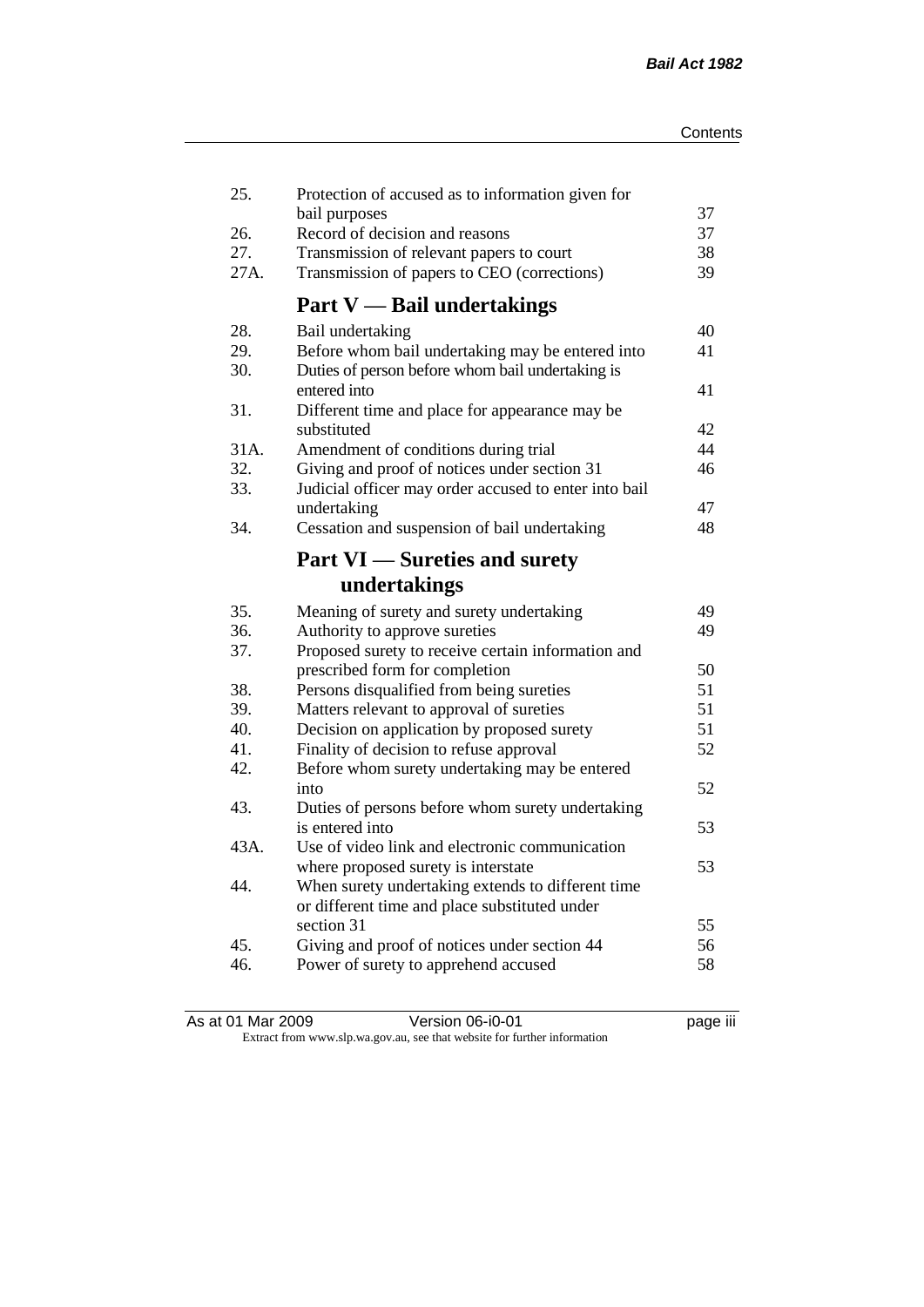| | | |
|---|---|---|
| 25. | Protection of accused as to information given for bail purposes | 37 |
| 26. | Record of decision and reasons | 37 |
| 27. | Transmission of relevant papers to court | 38 |
| 27A. | Transmission of papers to CEO (corrections) | 39 |

## Part V — Bail undertakings

| | | |
|---|---|---|
| 28. | Bail undertaking | 40 |
| 29. | Before whom bail undertaking may be entered into | 41 |
| 30. | Duties of person before whom bail undertaking is entered into | 41 |
| 31. | Different time and place for appearance may be substituted | 42 |
| 31A. | Amendment of conditions during trial | 44 |
| 32. | Giving and proof of notices under section 31 | 46 |
| 33. | Judicial officer may order accused to enter into bail undertaking | 47 |
| 34. | Cessation and suspension of bail undertaking | 48 |

## Part VI — Sureties and surety undertakings

| | | |
|---|---|---|
| 35. | Meaning of surety and surety undertaking | 49 |
| 36. | Authority to approve sureties | 49 |
| 37. | Proposed surety to receive certain information and prescribed form for completion | 50 |
| 38. | Persons disqualified from being sureties | 51 |
| 39. | Matters relevant to approval of sureties | 51 |
| 40. | Decision on application by proposed surety | 51 |
| 41. | Finality of decision to refuse approval | 52 |
| 42. | Before whom surety undertaking may be entered into | 52 |
| 43. | Duties of persons before whom surety undertaking is entered into | 53 |
| 43A. | Use of video link and electronic communication where proposed surety is interstate | 53 |
| 44. | When surety undertaking extends to different time or different time and place substituted under section 31 | 55 |
| 45. | Giving and proof of notices under section 44 | 56 |
| 46. | Power of surety to apprehend accused | 58 |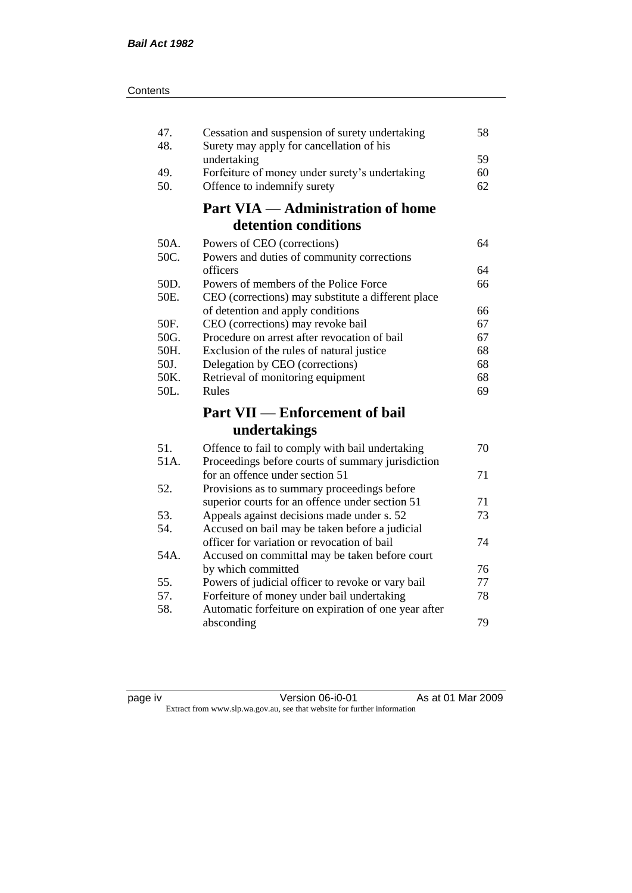| | | |
|---|---|---|
| 47. | Cessation and suspension of surety undertaking | 58 |
| 48. | Surety may apply for cancellation of his undertaking | 59 |
| 49. | Forfeiture of money under surety's undertaking | 60 |
| 50. | Offence to indemnify surety | 62 |

## Part VIA — Administration of home detention conditions

| | | |
|---|---|---|
| 50A. | Powers of CEO (corrections) | 64 |
| 50C. | Powers and duties of community corrections officers | 64 |
| 50D. | Powers of members of the Police Force | 66 |
| 50E. | CEO (corrections) may substitute a different place of detention and apply conditions | 66 |
| 50F. | CEO (corrections) may revoke bail | 67 |
| 50G. | Procedure on arrest after revocation of bail | 67 |
| 50H. | Exclusion of the rules of natural justice | 68 |
| 50J. | Delegation by CEO (corrections) | 68 |
| 50K. | Retrieval of monitoring equipment | 68 |
| 50L. | Rules | 69 |

## Part VII — Enforcement of bail undertakings

| | | |
|---|---|---|
| 51. | Offence to fail to comply with bail undertaking | 70 |
| 51A. | Proceedings before courts of summary jurisdiction for an offence under section 51 | 71 |
| 52. | Provisions as to summary proceedings before superior courts for an offence under section 51 | 71 |
| 53. | Appeals against decisions made under s. 52 | 73 |
| 54. | Accused on bail may be taken before a judicial officer for variation or revocation of bail | 74 |
| 54A. | Accused on committal may be taken before court by which committed | 76 |
| 55. | Powers of judicial officer to revoke or vary bail | 77 |
| 57. | Forfeiture of money under bail undertaking | 78 |
| 58. | Automatic forfeiture on expiration of one year after absconding | 79 |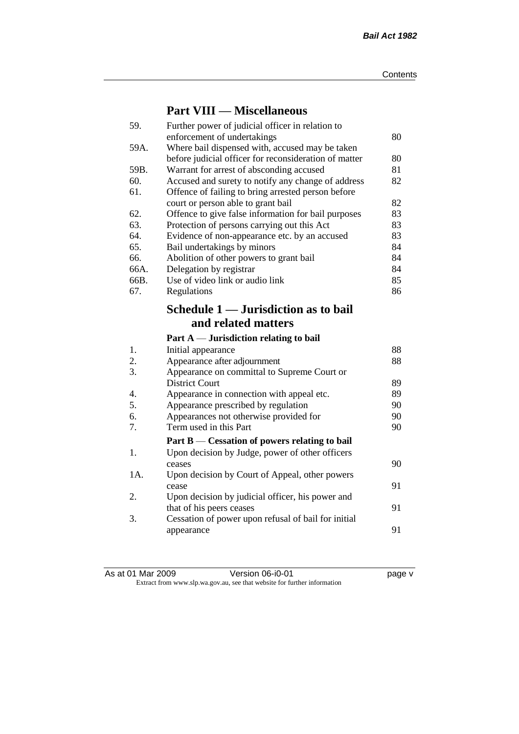## Part VIII — Miscellaneous

| | | |
|---|---|---|
| 59. | Further power of judicial officer in relation to enforcement of undertakings | 80 |
| 59A. | Where bail dispensed with, accused may be taken before judicial officer for reconsideration of matter | 80 |
| 59B. | Warrant for arrest of absconding accused | 81 |
| 60. | Accused and surety to notify any change of address | 82 |
| 61. | Offence of failing to bring arrested person before court or person able to grant bail | 82 |
| 62. | Offence to give false information for bail purposes | 83 |
| 63. | Protection of persons carrying out this Act | 83 |
| 64. | Evidence of non-appearance etc. by an accused | 83 |
| 65. | Bail undertakings by minors | 84 |
| 66. | Abolition of other powers to grant bail | 84 |
| 66A. | Delegation by registrar | 84 |
| 66B. | Use of video link or audio link | 85 |
| 67. | Regulations | 86 |

## Schedule 1 — Jurisdiction as to bail and related matters

### Part A — Jurisdiction relating to bail

| | | |
|---|---|---|
| 1. | Initial appearance | 88 |
| 2. | Appearance after adjournment | 88 |
| 3. | Appearance on committal to Supreme Court or District Court | 89 |
| 4. | Appearance in connection with appeal etc. | 89 |
| 5. | Appearance prescribed by regulation | 90 |
| 6. | Appearances not otherwise provided for | 90 |
| 7. | Term used in this Part | 90 |

### Part B — Cessation of powers relating to bail

| | | |
|---|---|---|
| 1. | Upon decision by Judge, power of other officers ceases | 90 |
| 1A. | Upon decision by Court of Appeal, other powers cease | 91 |
| 2. | Upon decision by judicial officer, his power and that of his peers ceases | 91 |
| 3. | Cessation of power upon refusal of bail for initial appearance | 91 |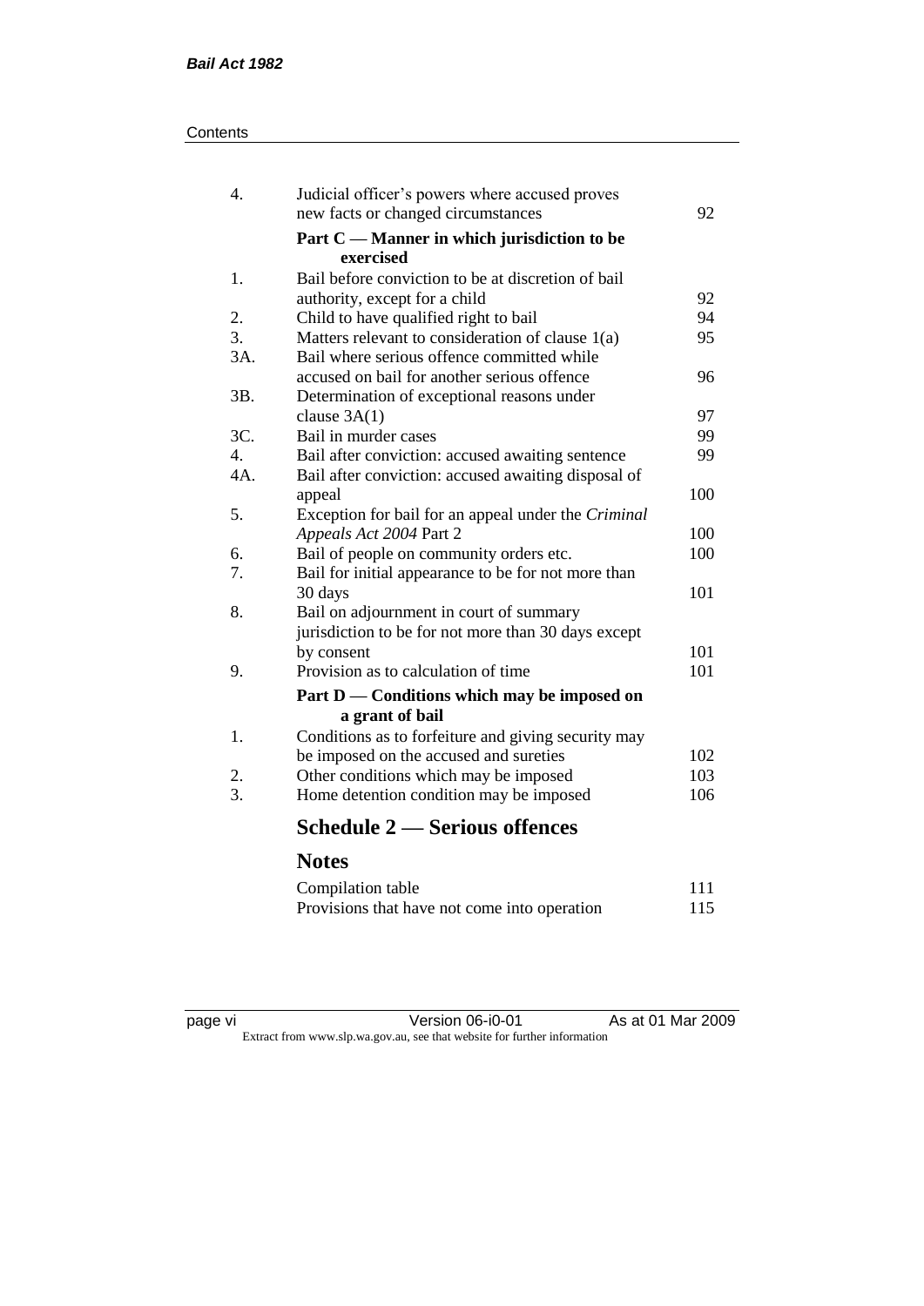| | | |
|---|---|---|
| 4. | Judicial officer's powers where accused proves new facts or changed circumstances | 92 |
| | **Part C — Manner in which jurisdiction to be exercised** | |
| 1. | Bail before conviction to be at discretion of bail authority, except for a child | 92 |
| 2. | Child to have qualified right to bail | 94 |
| 3. | Matters relevant to consideration of clause 1(a) | 95 |
| 3A. | Bail where serious offence committed while accused on bail for another serious offence | 96 |
| 3B. | Determination of exceptional reasons under clause 3A(1) | 97 |
| 3C. | Bail in murder cases | 99 |
| 4. | Bail after conviction: accused awaiting sentence | 99 |
| 4A. | Bail after conviction: accused awaiting disposal of appeal | 100 |
| 5. | Exception for bail for an appeal under the *Criminal Appeals Act 2004* Part 2 | 100 |
| 6. | Bail of people on community orders etc. | 100 |
| 7. | Bail for initial appearance to be for not more than 30 days | 101 |
| 8. | Bail on adjournment in court of summary jurisdiction to be for not more than 30 days except by consent | 101 |
| 9. | Provision as to calculation of time | 101 |
| | **Part D — Conditions which may be imposed on a grant of bail** | |
| 1. | Conditions as to forfeiture and giving security may be imposed on the accused and sureties | 102 |
| 2. | Other conditions which may be imposed | 103 |
| 3. | Home detention condition may be imposed | 106 |

## Schedule 2 — Serious offences

## Notes

| | |
|---|---|
| Compilation table | 111 |
| Provisions that have not come into operation | 115 |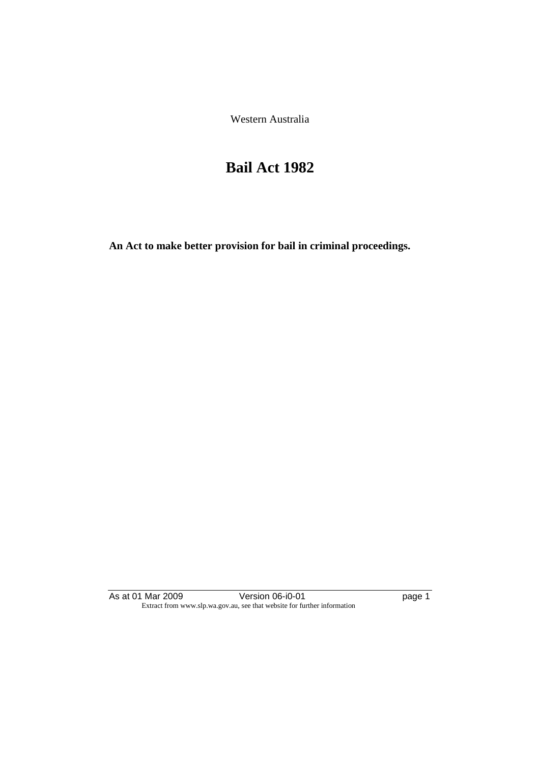Western Australia

# Bail Act 1982

**An Act to make better provision for bail in criminal proceedings.**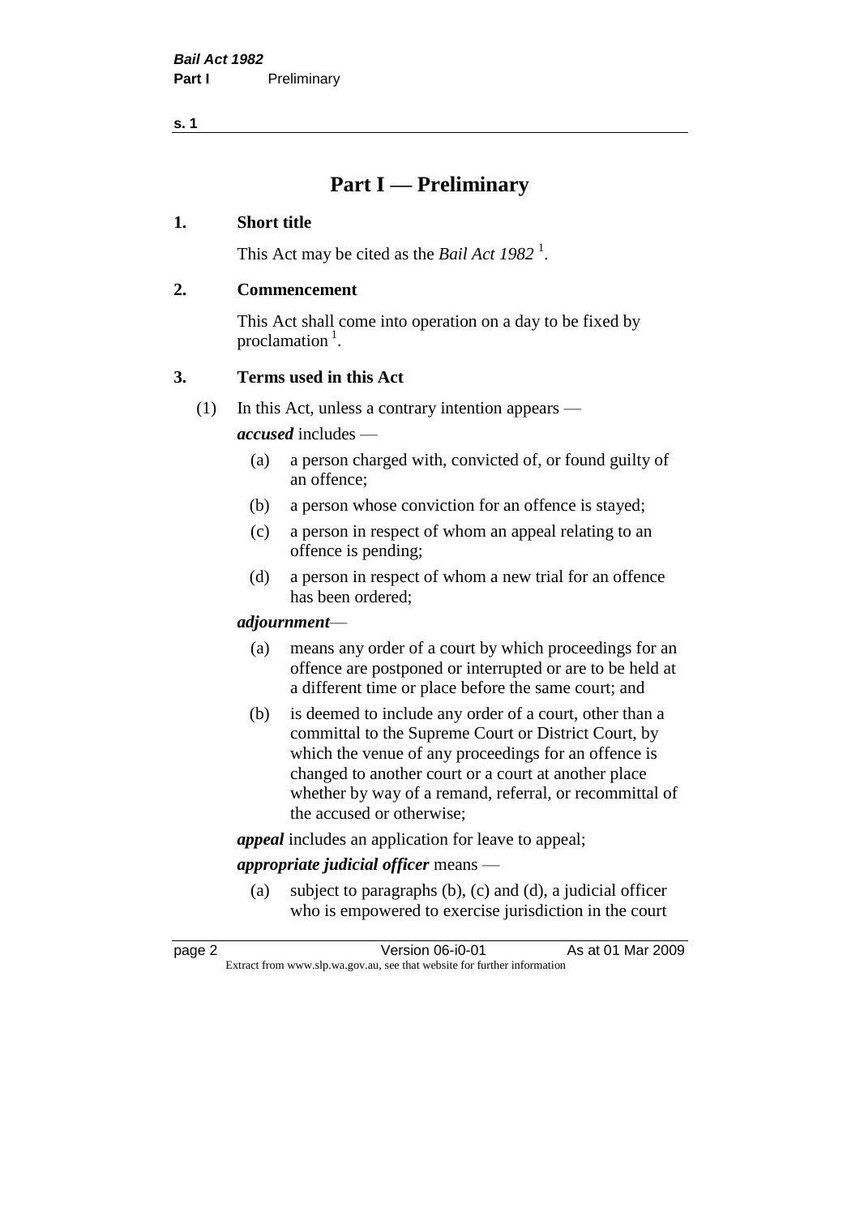# Part I — Preliminary

## 1. Short title

This Act may be cited as the *Bail Act 1982* [1].

## 2. Commencement

This Act shall come into operation on a day to be fixed by proclamation [1].

## 3. Terms used in this Act

(1) In this Act, unless a contrary intention appears —

***accused*** includes —

- (a) a person charged with, convicted of, or found guilty of an offence;
- (b) a person whose conviction for an offence is stayed;
- (c) a person in respect of whom an appeal relating to an offence is pending;
- (d) a person in respect of whom a new trial for an offence has been ordered;

***adjournment*** —

- (a) means any order of a court by which proceedings for an offence are postponed or interrupted or are to be held at a different time or place before the same court; and
- (b) is deemed to include any order of a court, other than a committal to the Supreme Court or District Court, by which the venue of any proceedings for an offence is changed to another court or a court at another place whether by way of a remand, referral, or recommittal of the accused or otherwise;

***appeal*** includes an application for leave to appeal;

***appropriate judicial officer*** means —

- (a) subject to paragraphs (b), (c) and (d), a judicial officer who is empowered to exercise jurisdiction in the court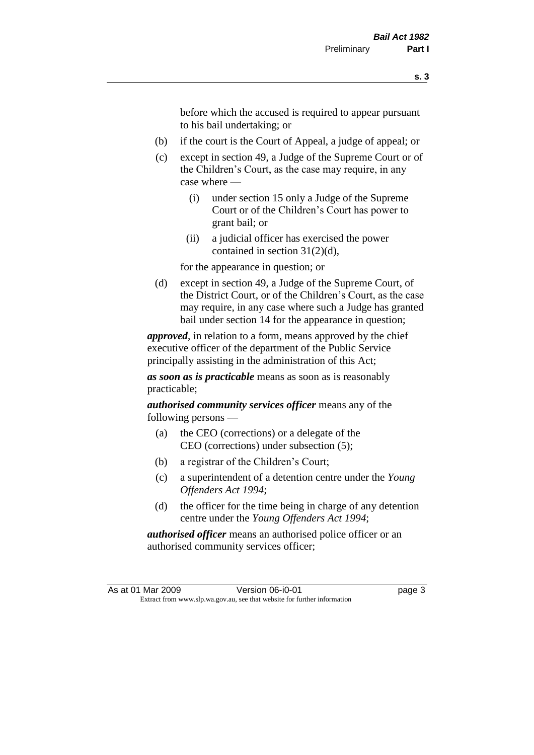before which the accused is required to appear pursuant to his bail undertaking; or

(b) if the court is the Court of Appeal, a judge of appeal; or

(c) except in section 49, a Judge of the Supreme Court or of the Children's Court, as the case may require, in any case where —

  (i) under section 15 only a Judge of the Supreme Court or of the Children's Court has power to grant bail; or

  (ii) a judicial officer has exercised the power contained in section 31(2)(d),

for the appearance in question; or

(d) except in section 49, a Judge of the Supreme Court, of the District Court, or of the Children's Court, as the case may require, in any case where such a Judge has granted bail under section 14 for the appearance in question;

***approved***, in relation to a form, means approved by the chief executive officer of the department of the Public Service principally assisting in the administration of this Act;

***as soon as is practicable*** means as soon as is reasonably practicable;

***authorised community services officer*** means any of the following persons —

(a) the CEO (corrections) or a delegate of the CEO (corrections) under subsection (5);

(b) a registrar of the Children's Court;

(c) a superintendent of a detention centre under the *Young Offenders Act 1994*;

(d) the officer for the time being in charge of any detention centre under the *Young Offenders Act 1994*;

***authorised officer*** means an authorised police officer or an authorised community services officer;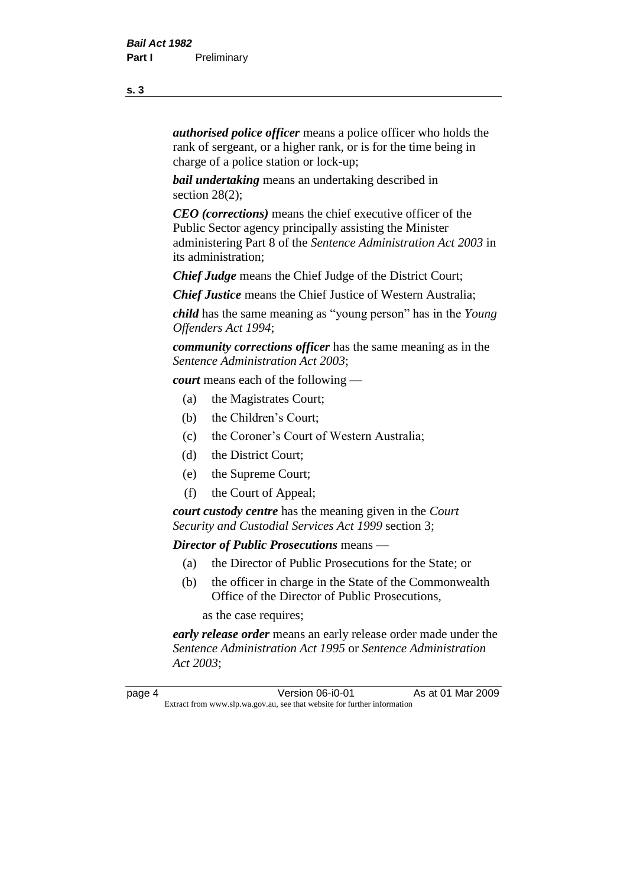***authorised police officer*** means a police officer who holds the rank of sergeant, or a higher rank, or is for the time being in charge of a police station or lock-up;

***bail undertaking*** means an undertaking described in section 28(2);

***CEO (corrections)*** means the chief executive officer of the Public Sector agency principally assisting the Minister administering Part 8 of the *Sentence Administration Act 2003* in its administration;

***Chief Judge*** means the Chief Judge of the District Court;

***Chief Justice*** means the Chief Justice of Western Australia;

***child*** has the same meaning as "young person" has in the *Young Offenders Act 1994*;

***community corrections officer*** has the same meaning as in the *Sentence Administration Act 2003*;

***court*** means each of the following —

- (a) the Magistrates Court;
- (b) the Children's Court;
- (c) the Coroner's Court of Western Australia;
- (d) the District Court;
- (e) the Supreme Court;
- (f) the Court of Appeal;

***court custody centre*** has the meaning given in the *Court Security and Custodial Services Act 1999* section 3;

***Director of Public Prosecutions*** means —

- (a) the Director of Public Prosecutions for the State; or
- (b) the officer in charge in the State of the Commonwealth Office of the Director of Public Prosecutions,

as the case requires;

***early release order*** means an early release order made under the *Sentence Administration Act 1995* or *Sentence Administration Act 2003*;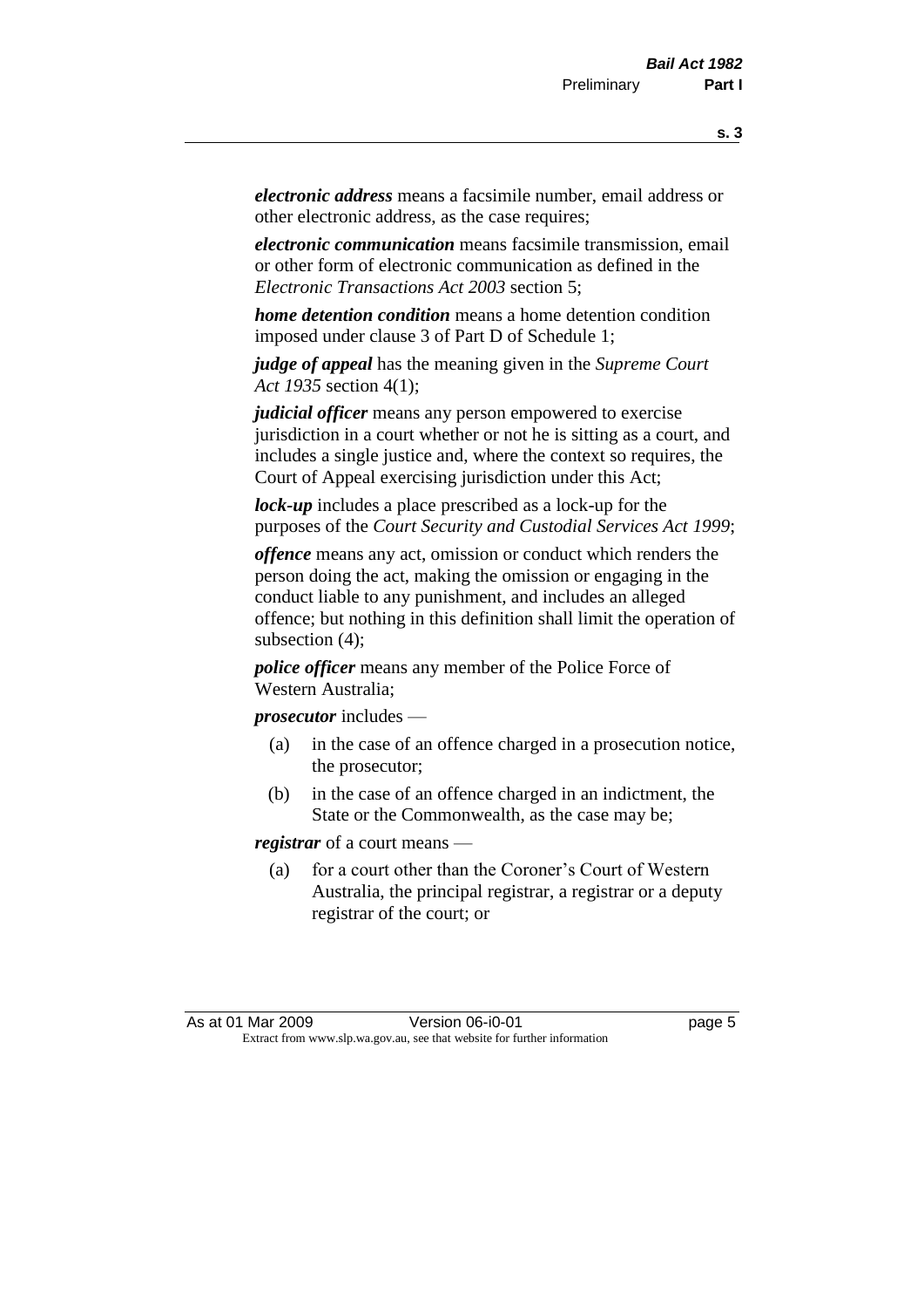***electronic address*** means a facsimile number, email address or other electronic address, as the case requires;

***electronic communication*** means facsimile transmission, email or other form of electronic communication as defined in the *Electronic Transactions Act 2003* section 5;

***home detention condition*** means a home detention condition imposed under clause 3 of Part D of Schedule 1;

***judge of appeal*** has the meaning given in the *Supreme Court Act 1935* section 4(1);

***judicial officer*** means any person empowered to exercise jurisdiction in a court whether or not he is sitting as a court, and includes a single justice and, where the context so requires, the Court of Appeal exercising jurisdiction under this Act;

***lock-up*** includes a place prescribed as a lock-up for the purposes of the *Court Security and Custodial Services Act 1999*;

***offence*** means any act, omission or conduct which renders the person doing the act, making the omission or engaging in the conduct liable to any punishment, and includes an alleged offence; but nothing in this definition shall limit the operation of subsection (4);

***police officer*** means any member of the Police Force of Western Australia;

***prosecutor*** includes —

- (a) in the case of an offence charged in a prosecution notice, the prosecutor;
- (b) in the case of an offence charged in an indictment, the State or the Commonwealth, as the case may be;

***registrar*** of a court means —

- (a) for a court other than the Coroner's Court of Western Australia, the principal registrar, a registrar or a deputy registrar of the court; or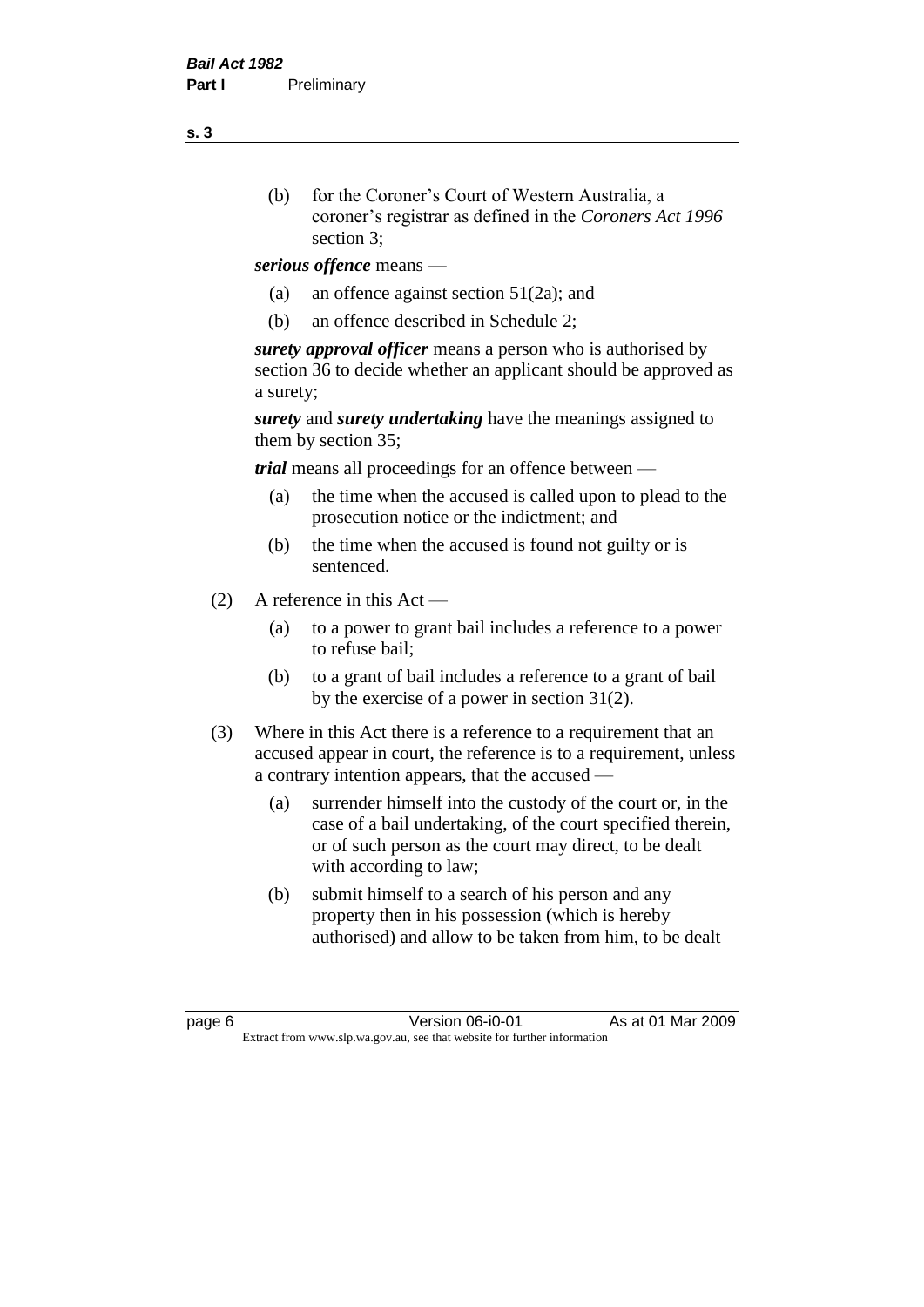(b) for the Coroner's Court of Western Australia, a coroner's registrar as defined in the *Coroners Act 1996* section 3;

***serious offence*** means —

(a) an offence against section 51(2a); and

(b) an offence described in Schedule 2;

***surety approval officer*** means a person who is authorised by section 36 to decide whether an applicant should be approved as a surety;

***surety*** and ***surety undertaking*** have the meanings assigned to them by section 35;

***trial*** means all proceedings for an offence between —

(a) the time when the accused is called upon to plead to the prosecution notice or the indictment; and

(b) the time when the accused is found not guilty or is sentenced.

(2) A reference in this Act —

(a) to a power to grant bail includes a reference to a power to refuse bail;

(b) to a grant of bail includes a reference to a grant of bail by the exercise of a power in section 31(2).

(3) Where in this Act there is a reference to a requirement that an accused appear in court, the reference is to a requirement, unless a contrary intention appears, that the accused —

(a) surrender himself into the custody of the court or, in the case of a bail undertaking, of the court specified therein, or of such person as the court may direct, to be dealt with according to law;

(b) submit himself to a search of his person and any property then in his possession (which is hereby authorised) and allow to be taken from him, to be dealt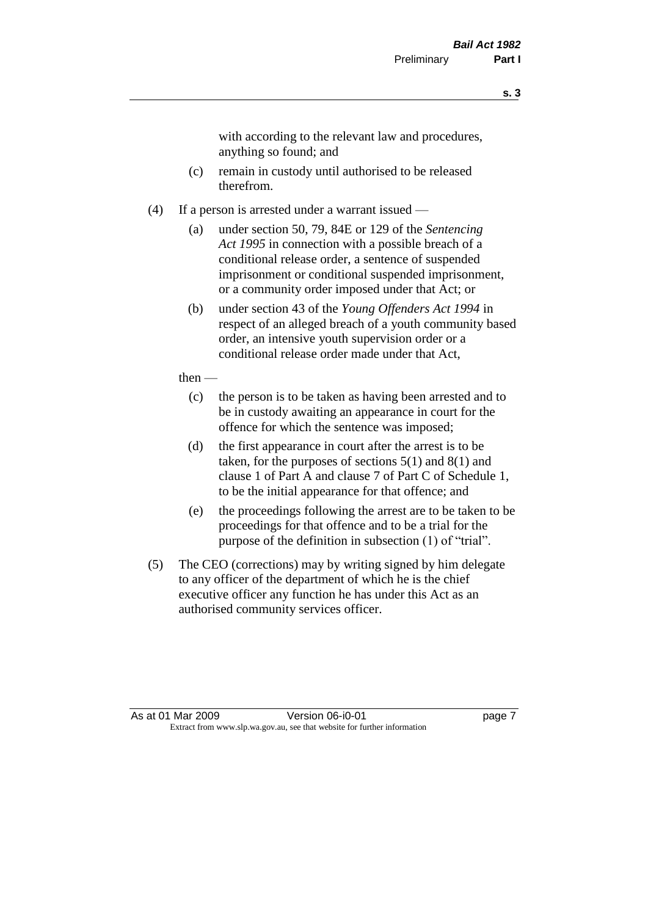with according to the relevant law and procedures, anything so found; and

(c) remain in custody until authorised to be released therefrom.

(4) If a person is arrested under a warrant issued —

(a) under section 50, 79, 84E or 129 of the *Sentencing Act 1995* in connection with a possible breach of a conditional release order, a sentence of suspended imprisonment or conditional suspended imprisonment, or a community order imposed under that Act; or

(b) under section 43 of the *Young Offenders Act 1994* in respect of an alleged breach of a youth community based order, an intensive youth supervision order or a conditional release order made under that Act,

then —

(c) the person is to be taken as having been arrested and to be in custody awaiting an appearance in court for the offence for which the sentence was imposed;

(d) the first appearance in court after the arrest is to be taken, for the purposes of sections 5(1) and 8(1) and clause 1 of Part A and clause 7 of Part C of Schedule 1, to be the initial appearance for that offence; and

(e) the proceedings following the arrest are to be taken to be proceedings for that offence and to be a trial for the purpose of the definition in subsection (1) of "trial".

(5) The CEO (corrections) may by writing signed by him delegate to any officer of the department of which he is the chief executive officer any function he has under this Act as an authorised community services officer.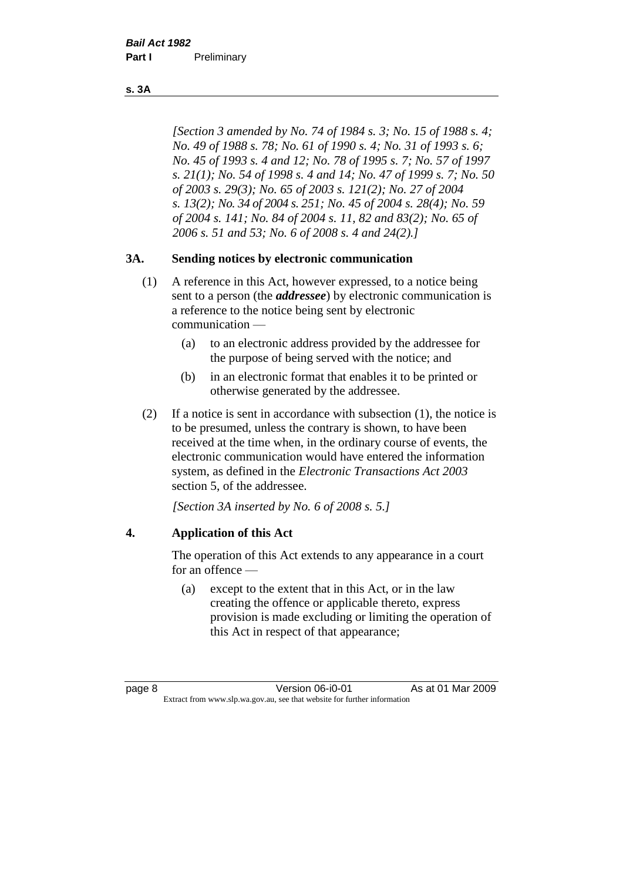*[Section 3 amended by No. 74 of 1984 s. 3; No. 15 of 1988 s. 4; No. 49 of 1988 s. 78; No. 61 of 1990 s. 4; No. 31 of 1993 s. 6; No. 45 of 1993 s. 4 and 12; No. 78 of 1995 s. 7; No. 57 of 1997 s. 21(1); No. 54 of 1998 s. 4 and 14; No. 47 of 1999 s. 7; No. 50 of 2003 s. 29(3); No. 65 of 2003 s. 121(2); No. 27 of 2004 s. 13(2); No. 34 of 2004 s. 251; No. 45 of 2004 s. 28(4); No. 59 of 2004 s. 141; No. 84 of 2004 s. 11, 82 and 83(2); No. 65 of 2006 s. 51 and 53; No. 6 of 2008 s. 4 and 24(2).]*

## 3A. Sending notices by electronic communication

(1) A reference in this Act, however expressed, to a notice being sent to a person (the ***addressee***) by electronic communication is a reference to the notice being sent by electronic communication —

  (a) to an electronic address provided by the addressee for the purpose of being served with the notice; and

  (b) in an electronic format that enables it to be printed or otherwise generated by the addressee.

(2) If a notice is sent in accordance with subsection (1), the notice is to be presumed, unless the contrary is shown, to have been received at the time when, in the ordinary course of events, the electronic communication would have entered the information system, as defined in the *Electronic Transactions Act 2003* section 5, of the addressee.

*[Section 3A inserted by No. 6 of 2008 s. 5.]*

## 4. Application of this Act

The operation of this Act extends to any appearance in a court for an offence —

  (a) except to the extent that in this Act, or in the law creating the offence or applicable thereto, express provision is made excluding or limiting the operation of this Act in respect of that appearance;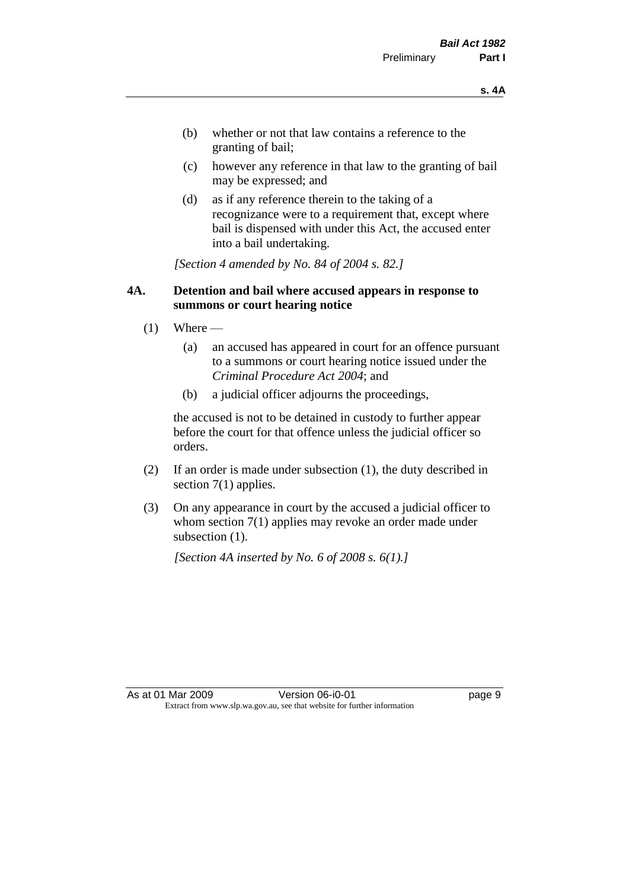(b) whether or not that law contains a reference to the granting of bail;

(c) however any reference in that law to the granting of bail may be expressed; and

(d) as if any reference therein to the taking of a recognizance were to a requirement that, except where bail is dispensed with under this Act, the accused enter into a bail undertaking.

*[Section 4 amended by No. 84 of 2004 s. 82.]*

### 4A. Detention and bail where accused appears in response to summons or court hearing notice

(1) Where —

(a) an accused has appeared in court for an offence pursuant to a summons or court hearing notice issued under the *Criminal Procedure Act 2004*; and

(b) a judicial officer adjourns the proceedings,

the accused is not to be detained in custody to further appear before the court for that offence unless the judicial officer so orders.

(2) If an order is made under subsection (1), the duty described in section 7(1) applies.

(3) On any appearance in court by the accused a judicial officer to whom section 7(1) applies may revoke an order made under subsection (1).

*[Section 4A inserted by No. 6 of 2008 s. 6(1).]*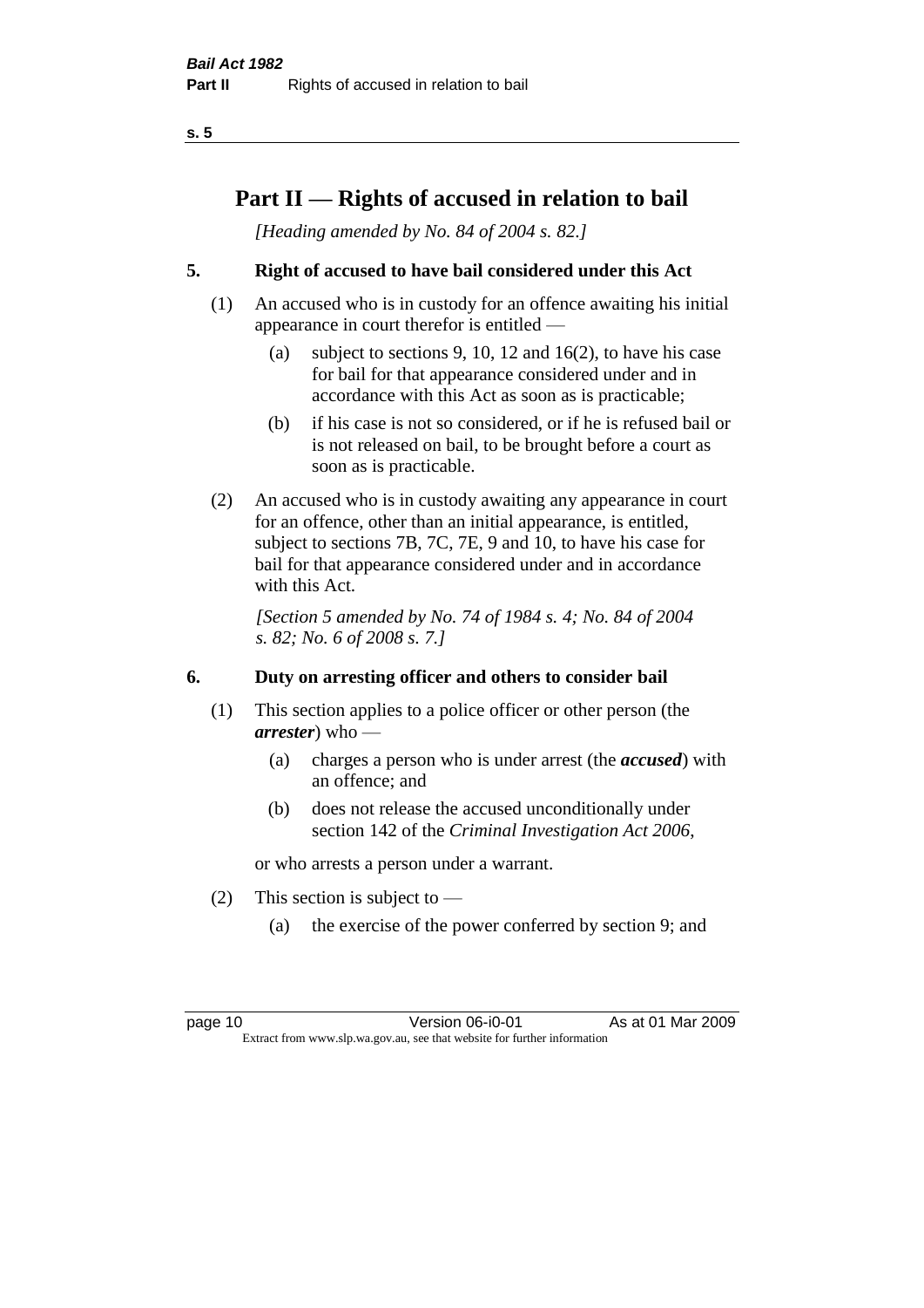# Part II — Rights of accused in relation to bail

*[Heading amended by No. 84 of 2004 s. 82.]*

## 5. Right of accused to have bail considered under this Act

(1) An accused who is in custody for an offence awaiting his initial appearance in court therefor is entitled —

- (a) subject to sections 9, 10, 12 and 16(2), to have his case for bail for that appearance considered under and in accordance with this Act as soon as is practicable;
- (b) if his case is not so considered, or if he is refused bail or is not released on bail, to be brought before a court as soon as is practicable.

(2) An accused who is in custody awaiting any appearance in court for an offence, other than an initial appearance, is entitled, subject to sections 7B, 7C, 7E, 9 and 10, to have his case for bail for that appearance considered under and in accordance with this Act.

*[Section 5 amended by No. 74 of 1984 s. 4; No. 84 of 2004 s. 82; No. 6 of 2008 s. 7.]*

## 6. Duty on arresting officer and others to consider bail

(1) This section applies to a police officer or other person (the ***arrester***) who —

- (a) charges a person who is under arrest (the ***accused***) with an offence; and
- (b) does not release the accused unconditionally under section 142 of the *Criminal Investigation Act 2006*,

or who arrests a person under a warrant.

(2) This section is subject to —

- (a) the exercise of the power conferred by section 9; and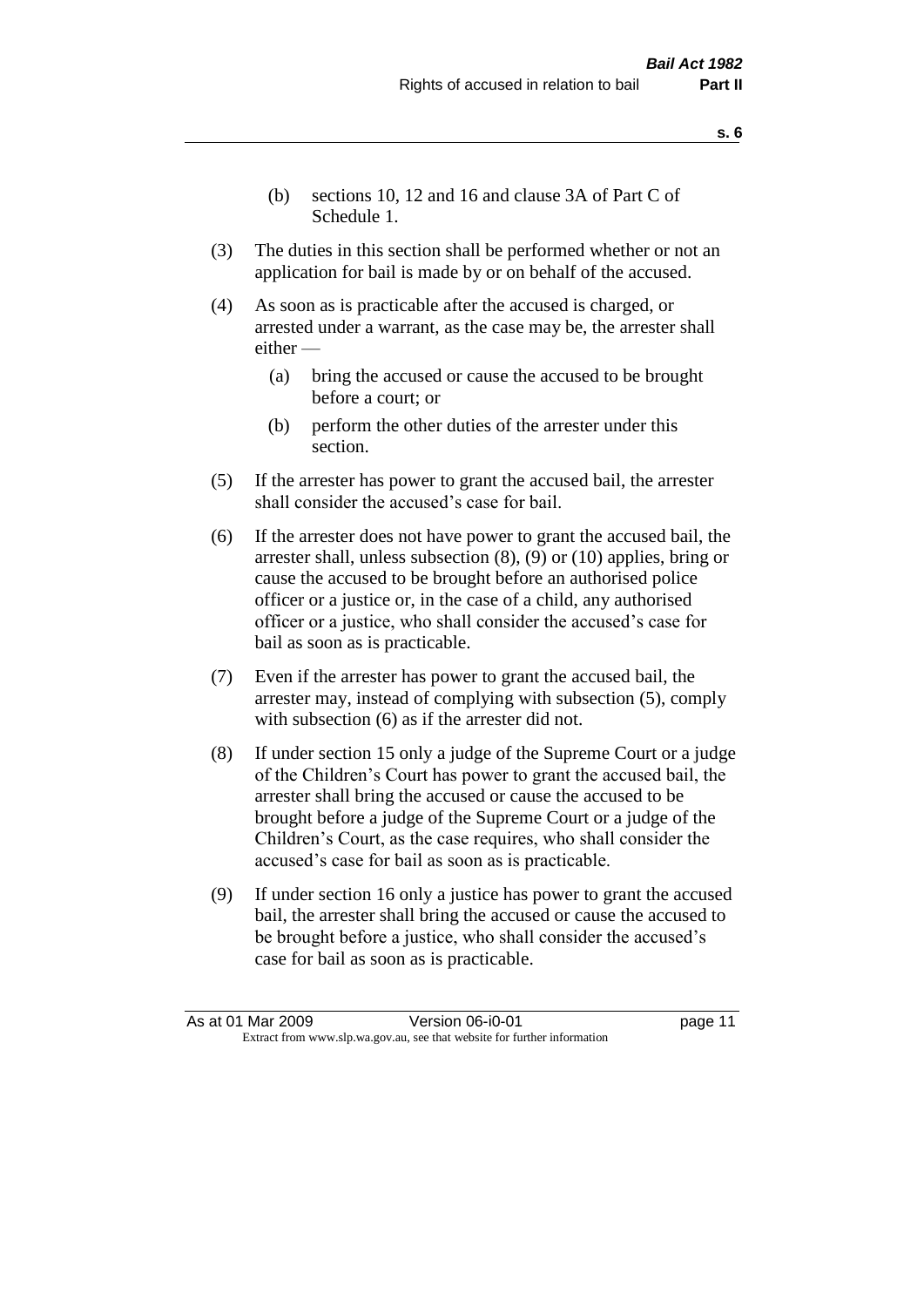(b) sections 10, 12 and 16 and clause 3A of Part C of Schedule 1.

(3) The duties in this section shall be performed whether or not an application for bail is made by or on behalf of the accused.

(4) As soon as is practicable after the accused is charged, or arrested under a warrant, as the case may be, the arrester shall either —

(a) bring the accused or cause the accused to be brought before a court; or

(b) perform the other duties of the arrester under this section.

(5) If the arrester has power to grant the accused bail, the arrester shall consider the accused's case for bail.

(6) If the arrester does not have power to grant the accused bail, the arrester shall, unless subsection (8), (9) or (10) applies, bring or cause the accused to be brought before an authorised police officer or a justice or, in the case of a child, any authorised officer or a justice, who shall consider the accused's case for bail as soon as is practicable.

(7) Even if the arrester has power to grant the accused bail, the arrester may, instead of complying with subsection (5), comply with subsection (6) as if the arrester did not.

(8) If under section 15 only a judge of the Supreme Court or a judge of the Children's Court has power to grant the accused bail, the arrester shall bring the accused or cause the accused to be brought before a judge of the Supreme Court or a judge of the Children's Court, as the case requires, who shall consider the accused's case for bail as soon as is practicable.

(9) If under section 16 only a justice has power to grant the accused bail, the arrester shall bring the accused or cause the accused to be brought before a justice, who shall consider the accused's case for bail as soon as is practicable.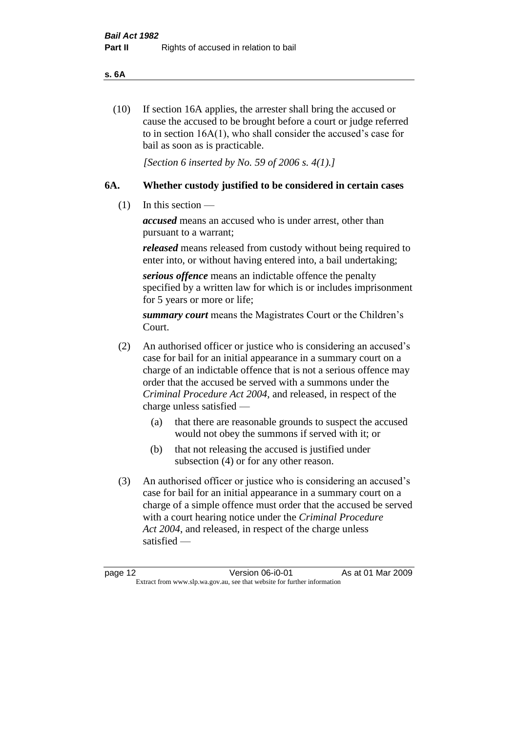(10) If section 16A applies, the arrester shall bring the accused or cause the accused to be brought before a court or judge referred to in section 16A(1), who shall consider the accused's case for bail as soon as is practicable.

*[Section 6 inserted by No. 59 of 2006 s. 4(1).]*

### 6A. Whether custody justified to be considered in certain cases

(1) In this section —

***accused*** means an accused who is under arrest, other than pursuant to a warrant;

***released*** means released from custody without being required to enter into, or without having entered into, a bail undertaking;

***serious offence*** means an indictable offence the penalty specified by a written law for which is or includes imprisonment for 5 years or more or life;

***summary court*** means the Magistrates Court or the Children's Court.

(2) An authorised officer or justice who is considering an accused's case for bail for an initial appearance in a summary court on a charge of an indictable offence that is not a serious offence may order that the accused be served with a summons under the *Criminal Procedure Act 2004*, and released, in respect of the charge unless satisfied —

- (a) that there are reasonable grounds to suspect the accused would not obey the summons if served with it; or
- (b) that not releasing the accused is justified under subsection (4) or for any other reason.

(3) An authorised officer or justice who is considering an accused's case for bail for an initial appearance in a summary court on a charge of a simple offence must order that the accused be served with a court hearing notice under the *Criminal Procedure Act 2004*, and released, in respect of the charge unless satisfied —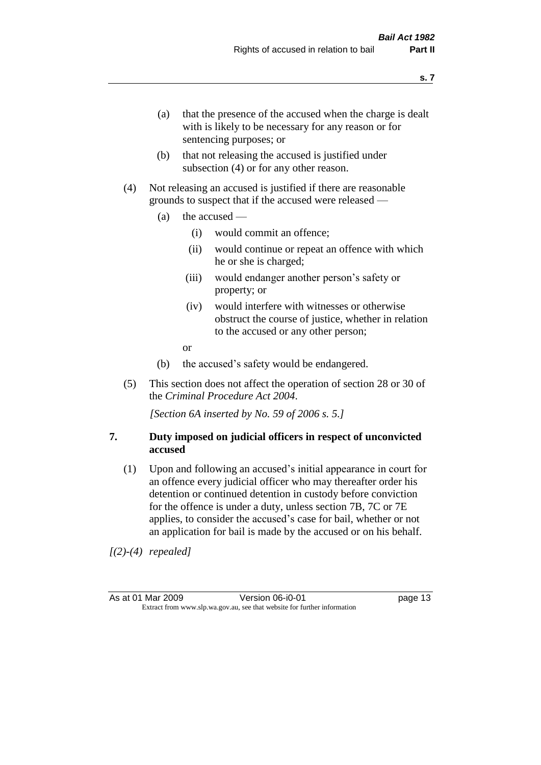(a) that the presence of the accused when the charge is dealt with is likely to be necessary for any reason or for sentencing purposes; or

(b) that not releasing the accused is justified under subsection (4) or for any other reason.

(4) Not releasing an accused is justified if there are reasonable grounds to suspect that if the accused were released —

(a) the accused —

(i) would commit an offence;

(ii) would continue or repeat an offence with which he or she is charged;

(iii) would endanger another person's safety or property; or

(iv) would interfere with witnesses or otherwise obstruct the course of justice, whether in relation to the accused or any other person;

or

(b) the accused's safety would be endangered.

(5) This section does not affect the operation of section 28 or 30 of the *Criminal Procedure Act 2004*.

*[Section 6A inserted by No. 59 of 2006 s. 5.]*

## 7. Duty imposed on judicial officers in respect of unconvicted accused

(1) Upon and following an accused's initial appearance in court for an offence every judicial officer who may thereafter order his detention or continued detention in custody before conviction for the offence is under a duty, unless section 7B, 7C or 7E applies, to consider the accused's case for bail, whether or not an application for bail is made by the accused or on his behalf.

*[(2)-(4) repealed]*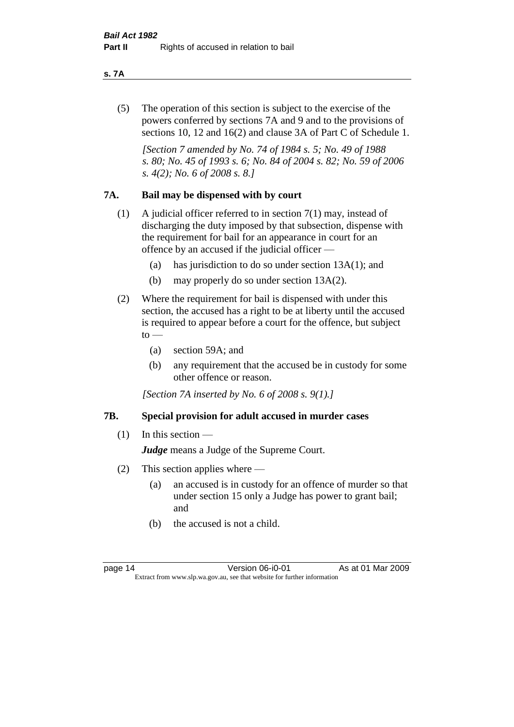(5) The operation of this section is subject to the exercise of the powers conferred by sections 7A and 9 and to the provisions of sections 10, 12 and 16(2) and clause 3A of Part C of Schedule 1.

*[Section 7 amended by No. 74 of 1984 s. 5; No. 49 of 1988 s. 80; No. 45 of 1993 s. 6; No. 84 of 2004 s. 82; No. 59 of 2006 s. 4(2); No. 6 of 2008 s. 8.]*

## 7A. Bail may be dispensed with by court

(1) A judicial officer referred to in section 7(1) may, instead of discharging the duty imposed by that subsection, dispense with the requirement for bail for an appearance in court for an offence by an accused if the judicial officer —

- (a) has jurisdiction to do so under section 13A(1); and
- (b) may properly do so under section 13A(2).

(2) Where the requirement for bail is dispensed with under this section, the accused has a right to be at liberty until the accused is required to appear before a court for the offence, but subject to —

- (a) section 59A; and
- (b) any requirement that the accused be in custody for some other offence or reason.

*[Section 7A inserted by No. 6 of 2008 s. 9(1).]*

## 7B. Special provision for adult accused in murder cases

(1) In this section —

***Judge*** means a Judge of the Supreme Court.

(2) This section applies where —

- (a) an accused is in custody for an offence of murder so that under section 15 only a Judge has power to grant bail; and
- (b) the accused is not a child.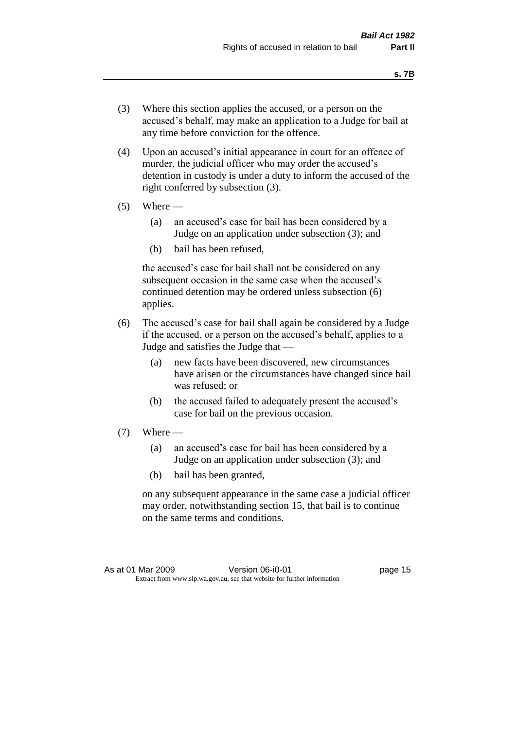(3) Where this section applies the accused, or a person on the accused's behalf, may make an application to a Judge for bail at any time before conviction for the offence.

(4) Upon an accused's initial appearance in court for an offence of murder, the judicial officer who may order the accused's detention in custody is under a duty to inform the accused of the right conferred by subsection (3).

(5) Where —

  (a) an accused's case for bail has been considered by a Judge on an application under subsection (3); and

  (b) bail has been refused,

  the accused's case for bail shall not be considered on any subsequent occasion in the same case when the accused's continued detention may be ordered unless subsection (6) applies.

(6) The accused's case for bail shall again be considered by a Judge if the accused, or a person on the accused's behalf, applies to a Judge and satisfies the Judge that —

  (a) new facts have been discovered, new circumstances have arisen or the circumstances have changed since bail was refused; or

  (b) the accused failed to adequately present the accused's case for bail on the previous occasion.

(7) Where —

  (a) an accused's case for bail has been considered by a Judge on an application under subsection (3); and

  (b) bail has been granted,

  on any subsequent appearance in the same case a judicial officer may order, notwithstanding section 15, that bail is to continue on the same terms and conditions.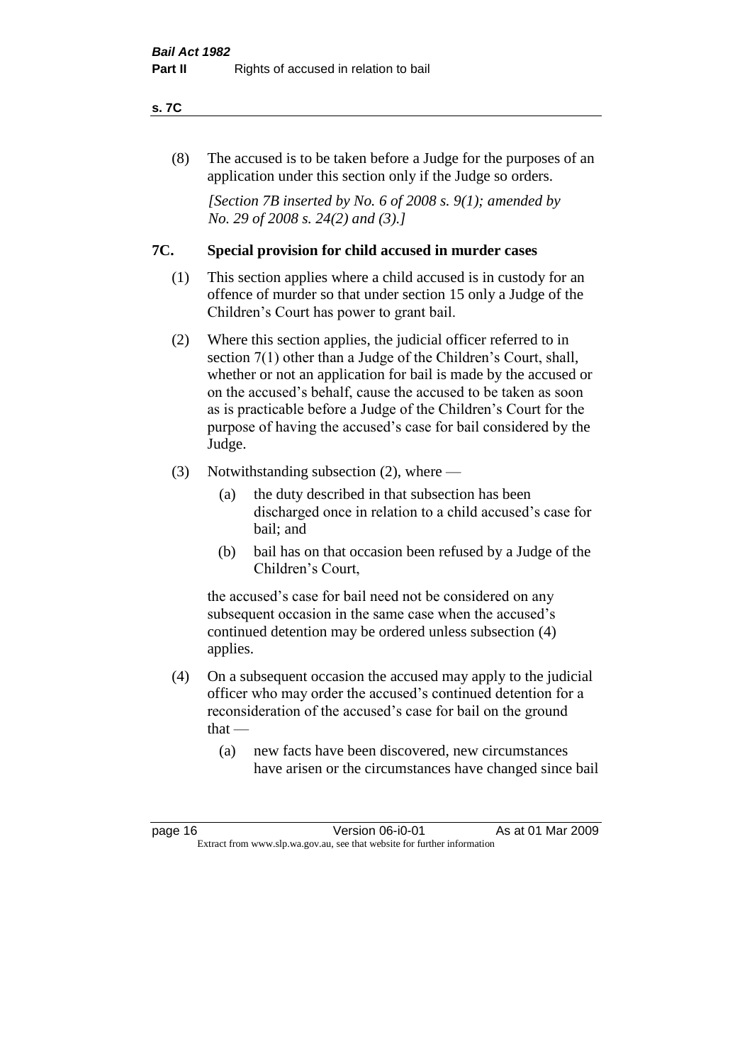(8) The accused is to be taken before a Judge for the purposes of an application under this section only if the Judge so orders.

*[Section 7B inserted by No. 6 of 2008 s. 9(1); amended by No. 29 of 2008 s. 24(2) and (3).]*

## 7C. Special provision for child accused in murder cases

(1) This section applies where a child accused is in custody for an offence of murder so that under section 15 only a Judge of the Children's Court has power to grant bail.

(2) Where this section applies, the judicial officer referred to in section 7(1) other than a Judge of the Children's Court, shall, whether or not an application for bail is made by the accused or on the accused's behalf, cause the accused to be taken as soon as is practicable before a Judge of the Children's Court for the purpose of having the accused's case for bail considered by the Judge.

(3) Notwithstanding subsection (2), where —

- (a) the duty described in that subsection has been discharged once in relation to a child accused's case for bail; and
- (b) bail has on that occasion been refused by a Judge of the Children's Court,

the accused's case for bail need not be considered on any subsequent occasion in the same case when the accused's continued detention may be ordered unless subsection (4) applies.

(4) On a subsequent occasion the accused may apply to the judicial officer who may order the accused's continued detention for a reconsideration of the accused's case for bail on the ground that —

- (a) new facts have been discovered, new circumstances have arisen or the circumstances have changed since bail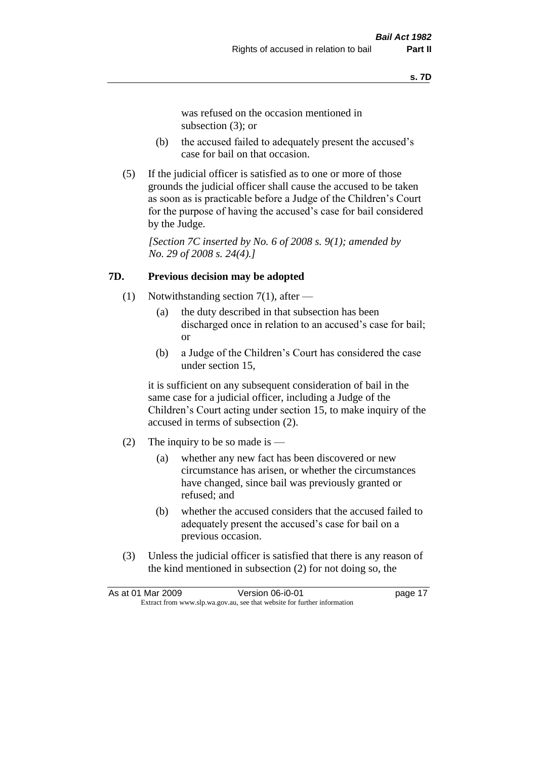was refused on the occasion mentioned in subsection (3); or

(b) the accused failed to adequately present the accused's case for bail on that occasion.

(5) If the judicial officer is satisfied as to one or more of those grounds the judicial officer shall cause the accused to be taken as soon as is practicable before a Judge of the Children's Court for the purpose of having the accused's case for bail considered by the Judge.

*[Section 7C inserted by No. 6 of 2008 s. 9(1); amended by No. 29 of 2008 s. 24(4).]*

### 7D. Previous decision may be adopted

(1) Notwithstanding section 7(1), after —

(a) the duty described in that subsection has been discharged once in relation to an accused's case for bail; or

(b) a Judge of the Children's Court has considered the case under section 15,

it is sufficient on any subsequent consideration of bail in the same case for a judicial officer, including a Judge of the Children's Court acting under section 15, to make inquiry of the accused in terms of subsection (2).

(2) The inquiry to be so made is —

(a) whether any new fact has been discovered or new circumstance has arisen, or whether the circumstances have changed, since bail was previously granted or refused; and

(b) whether the accused considers that the accused failed to adequately present the accused's case for bail on a previous occasion.

(3) Unless the judicial officer is satisfied that there is any reason of the kind mentioned in subsection (2) for not doing so, the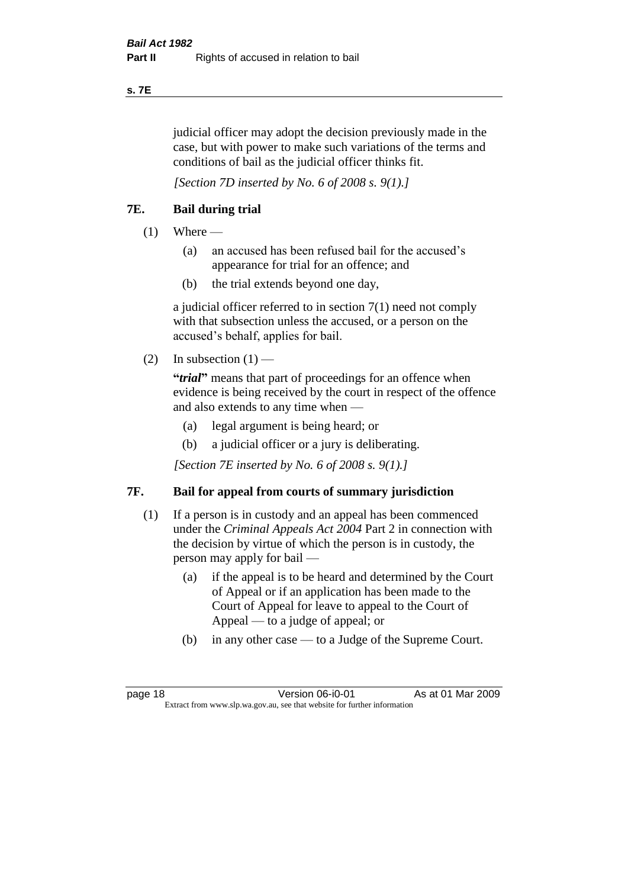judicial officer may adopt the decision previously made in the case, but with power to make such variations of the terms and conditions of bail as the judicial officer thinks fit.

*[Section 7D inserted by No. 6 of 2008 s. 9(1).]*

## 7E. Bail during trial

(1) Where —

(a) an accused has been refused bail for the accused's appearance for trial for an offence; and

(b) the trial extends beyond one day,

a judicial officer referred to in section 7(1) need not comply with that subsection unless the accused, or a person on the accused's behalf, applies for bail.

(2) In subsection (1) —

**"*trial*"** means that part of proceedings for an offence when evidence is being received by the court in respect of the offence and also extends to any time when —

(a) legal argument is being heard; or

(b) a judicial officer or a jury is deliberating.

*[Section 7E inserted by No. 6 of 2008 s. 9(1).]*

## 7F. Bail for appeal from courts of summary jurisdiction

(1) If a person is in custody and an appeal has been commenced under the *Criminal Appeals Act 2004* Part 2 in connection with the decision by virtue of which the person is in custody, the person may apply for bail —

(a) if the appeal is to be heard and determined by the Court of Appeal or if an application has been made to the Court of Appeal for leave to appeal to the Court of Appeal — to a judge of appeal; or

(b) in any other case — to a Judge of the Supreme Court.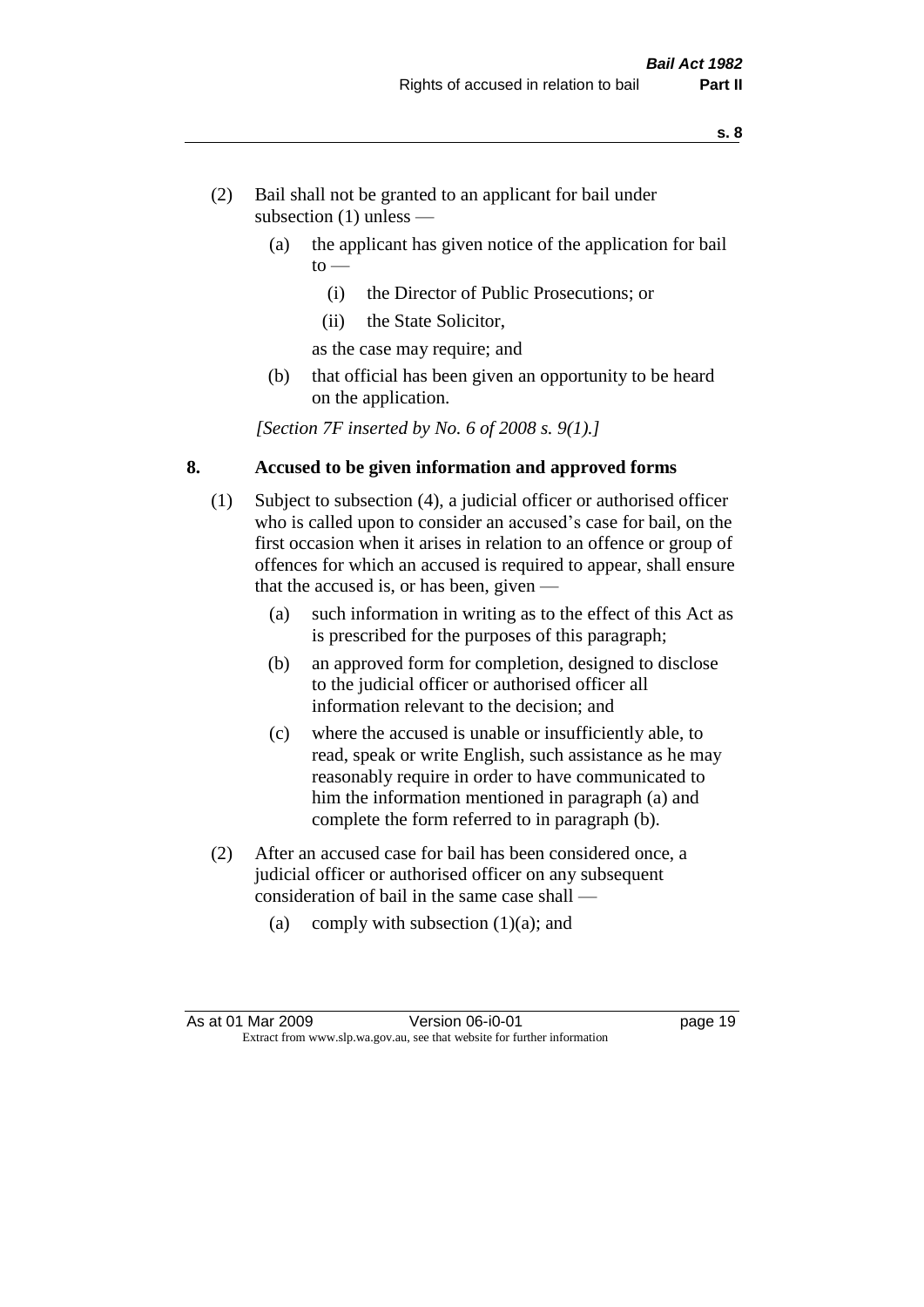(2) Bail shall not be granted to an applicant for bail under subsection (1) unless —

(a) the applicant has given notice of the application for bail to —

(i) the Director of Public Prosecutions; or

(ii) the State Solicitor,

as the case may require; and

(b) that official has been given an opportunity to be heard on the application.

*[Section 7F inserted by No. 6 of 2008 s. 9(1).]*

## 8. Accused to be given information and approved forms

(1) Subject to subsection (4), a judicial officer or authorised officer who is called upon to consider an accused's case for bail, on the first occasion when it arises in relation to an offence or group of offences for which an accused is required to appear, shall ensure that the accused is, or has been, given —

(a) such information in writing as to the effect of this Act as is prescribed for the purposes of this paragraph;

(b) an approved form for completion, designed to disclose to the judicial officer or authorised officer all information relevant to the decision; and

(c) where the accused is unable or insufficiently able, to read, speak or write English, such assistance as he may reasonably require in order to have communicated to him the information mentioned in paragraph (a) and complete the form referred to in paragraph (b).

(2) After an accused case for bail has been considered once, a judicial officer or authorised officer on any subsequent consideration of bail in the same case shall —

(a) comply with subsection (1)(a); and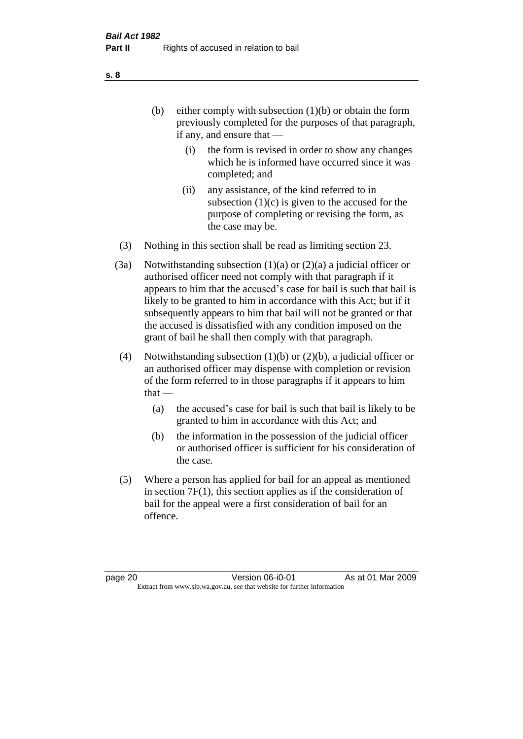(b) either comply with subsection (1)(b) or obtain the form previously completed for the purposes of that paragraph, if any, and ensure that —

   (i) the form is revised in order to show any changes which he is informed have occurred since it was completed; and

   (ii) any assistance, of the kind referred to in subsection (1)(c) is given to the accused for the purpose of completing or revising the form, as the case may be.

(3) Nothing in this section shall be read as limiting section 23.

(3a) Notwithstanding subsection (1)(a) or (2)(a) a judicial officer or authorised officer need not comply with that paragraph if it appears to him that the accused's case for bail is such that bail is likely to be granted to him in accordance with this Act; but if it subsequently appears to him that bail will not be granted or that the accused is dissatisfied with any condition imposed on the grant of bail he shall then comply with that paragraph.

(4) Notwithstanding subsection (1)(b) or (2)(b), a judicial officer or an authorised officer may dispense with completion or revision of the form referred to in those paragraphs if it appears to him that —

   (a) the accused's case for bail is such that bail is likely to be granted to him in accordance with this Act; and

   (b) the information in the possession of the judicial officer or authorised officer is sufficient for his consideration of the case.

(5) Where a person has applied for bail for an appeal as mentioned in section 7F(1), this section applies as if the consideration of bail for the appeal were a first consideration of bail for an offence.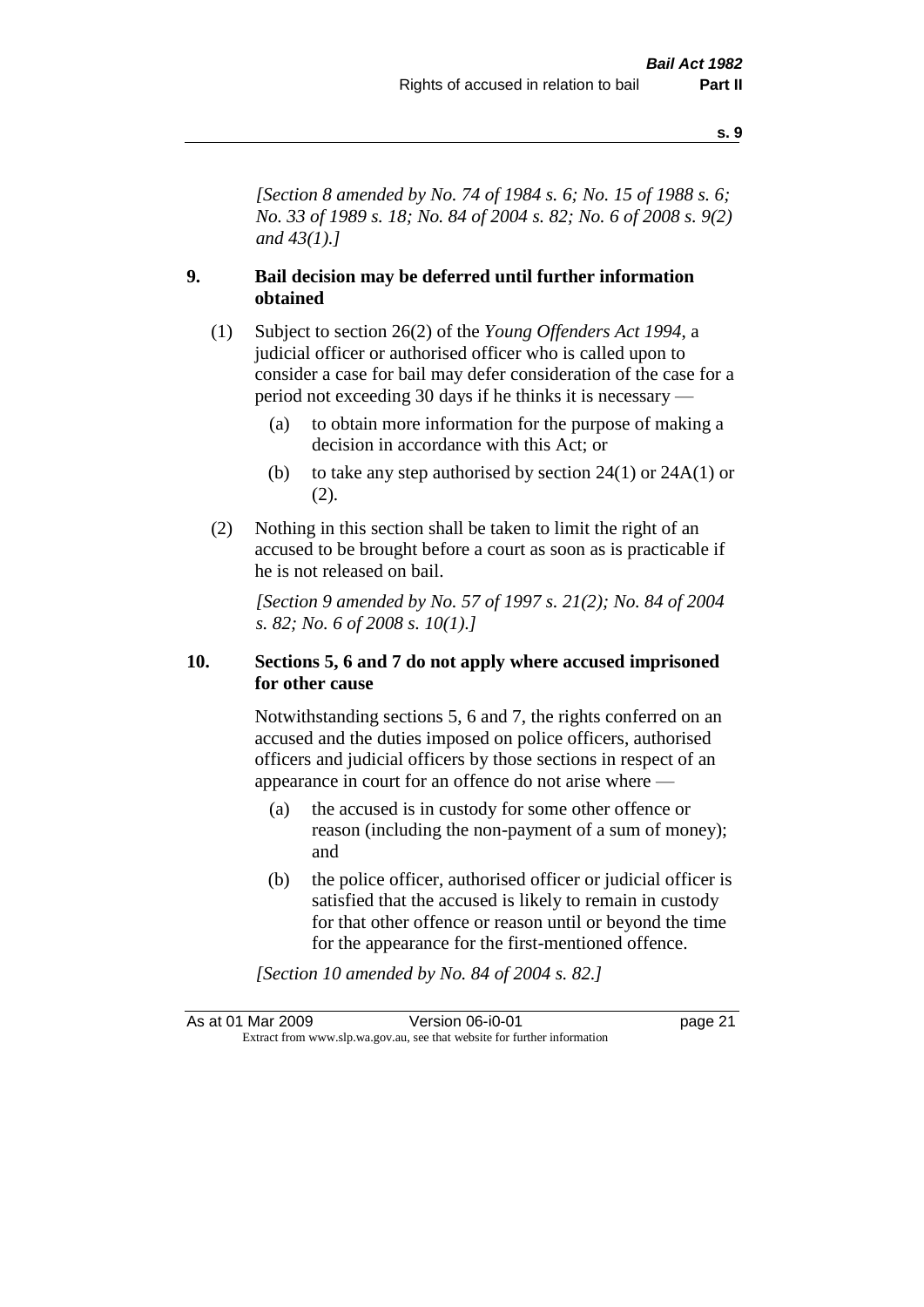*[Section 8 amended by No. 74 of 1984 s. 6; No. 15 of 1988 s. 6; No. 33 of 1989 s. 18; No. 84 of 2004 s. 82; No. 6 of 2008 s. 9(2) and 43(1).]*

## 9. Bail decision may be deferred until further information obtained

(1) Subject to section 26(2) of the *Young Offenders Act 1994*, a judicial officer or authorised officer who is called upon to consider a case for bail may defer consideration of the case for a period not exceeding 30 days if he thinks it is necessary —

(a) to obtain more information for the purpose of making a decision in accordance with this Act; or

(b) to take any step authorised by section 24(1) or 24A(1) or (2).

(2) Nothing in this section shall be taken to limit the right of an accused to be brought before a court as soon as is practicable if he is not released on bail.

*[Section 9 amended by No. 57 of 1997 s. 21(2); No. 84 of 2004 s. 82; No. 6 of 2008 s. 10(1).]*

## 10. Sections 5, 6 and 7 do not apply where accused imprisoned for other cause

Notwithstanding sections 5, 6 and 7, the rights conferred on an accused and the duties imposed on police officers, authorised officers and judicial officers by those sections in respect of an appearance in court for an offence do not arise where —

(a) the accused is in custody for some other offence or reason (including the non-payment of a sum of money); and

(b) the police officer, authorised officer or judicial officer is satisfied that the accused is likely to remain in custody for that other offence or reason until or beyond the time for the appearance for the first-mentioned offence.

*[Section 10 amended by No. 84 of 2004 s. 82.]*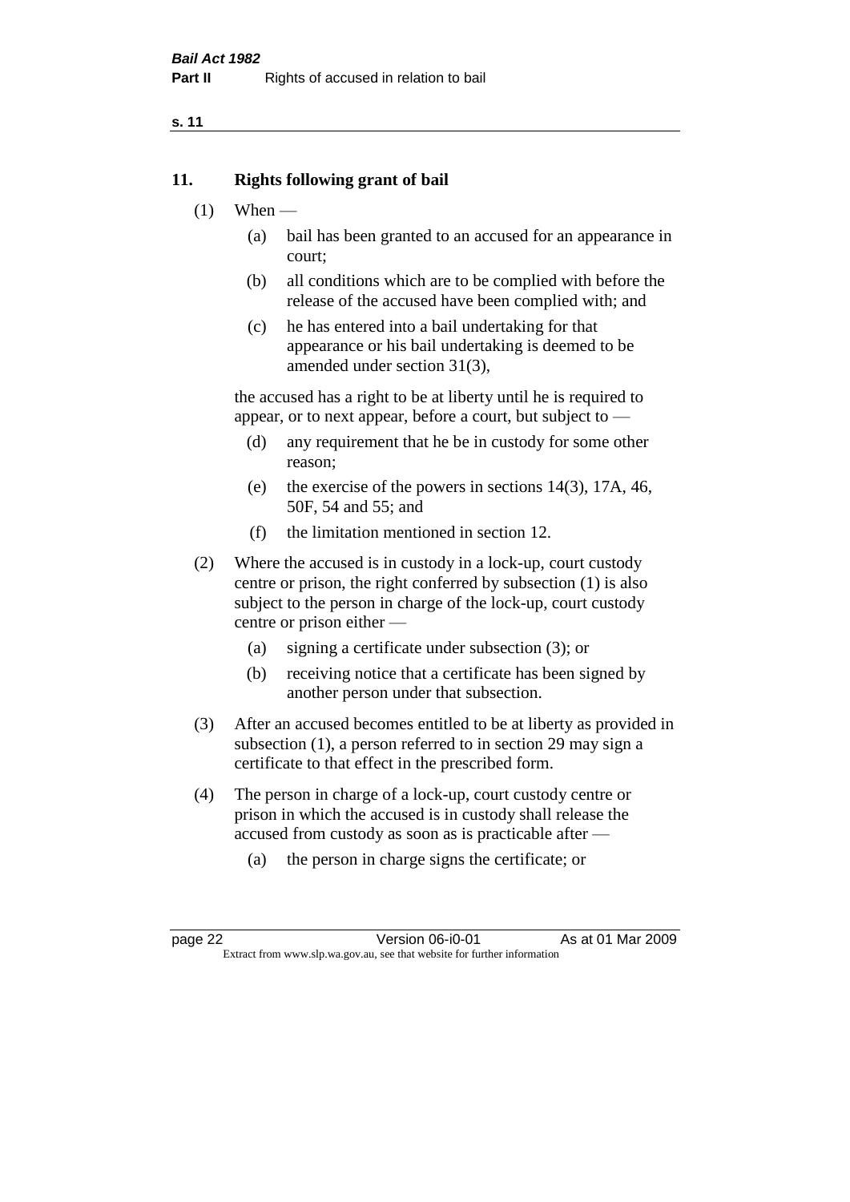## 11. Rights following grant of bail

(1) When —

- (a) bail has been granted to an accused for an appearance in court;
- (b) all conditions which are to be complied with before the release of the accused have been complied with; and
- (c) he has entered into a bail undertaking for that appearance or his bail undertaking is deemed to be amended under section 31(3),

the accused has a right to be at liberty until he is required to appear, or to next appear, before a court, but subject to —

- (d) any requirement that he be in custody for some other reason;
- (e) the exercise of the powers in sections 14(3), 17A, 46, 50F, 54 and 55; and
- (f) the limitation mentioned in section 12.

(2) Where the accused is in custody in a lock-up, court custody centre or prison, the right conferred by subsection (1) is also subject to the person in charge of the lock-up, court custody centre or prison either —

- (a) signing a certificate under subsection (3); or
- (b) receiving notice that a certificate has been signed by another person under that subsection.

(3) After an accused becomes entitled to be at liberty as provided in subsection (1), a person referred to in section 29 may sign a certificate to that effect in the prescribed form.

(4) The person in charge of a lock-up, court custody centre or prison in which the accused is in custody shall release the accused from custody as soon as is practicable after —

- (a) the person in charge signs the certificate; or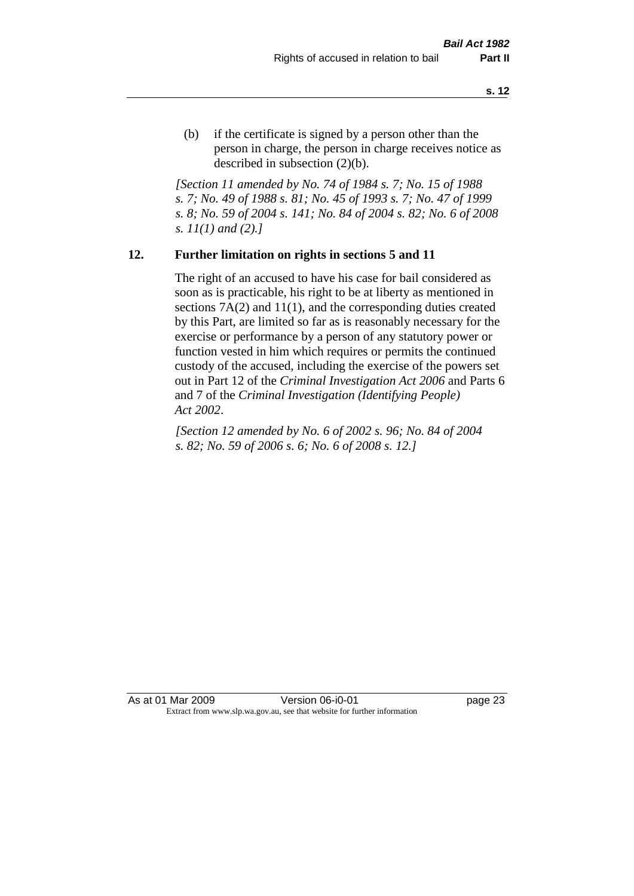(b) if the certificate is signed by a person other than the person in charge, the person in charge receives notice as described in subsection (2)(b).

*[Section 11 amended by No. 74 of 1984 s. 7; No. 15 of 1988 s. 7; No. 49 of 1988 s. 81; No. 45 of 1993 s. 7; No. 47 of 1999 s. 8; No. 59 of 2004 s. 141; No. 84 of 2004 s. 82; No. 6 of 2008 s. 11(1) and (2).]*

## 12. Further limitation on rights in sections 5 and 11

The right of an accused to have his case for bail considered as soon as is practicable, his right to be at liberty as mentioned in sections 7A(2) and 11(1), and the corresponding duties created by this Part, are limited so far as is reasonably necessary for the exercise or performance by a person of any statutory power or function vested in him which requires or permits the continued custody of the accused, including the exercise of the powers set out in Part 12 of the *Criminal Investigation Act 2006* and Parts 6 and 7 of the *Criminal Investigation (Identifying People) Act 2002*.

*[Section 12 amended by No. 6 of 2002 s. 96; No. 84 of 2004 s. 82; No. 59 of 2006 s. 6; No. 6 of 2008 s. 12.]*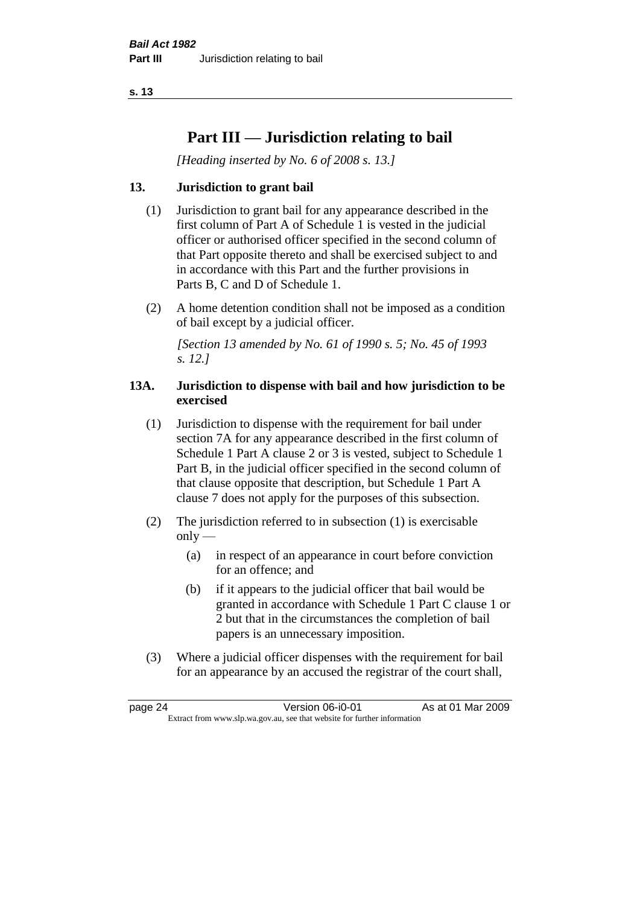# Part III — Jurisdiction relating to bail

*[Heading inserted by No. 6 of 2008 s. 13.]*

## 13. Jurisdiction to grant bail

(1) Jurisdiction to grant bail for any appearance described in the first column of Part A of Schedule 1 is vested in the judicial officer or authorised officer specified in the second column of that Part opposite thereto and shall be exercised subject to and in accordance with this Part and the further provisions in Parts B, C and D of Schedule 1.

(2) A home detention condition shall not be imposed as a condition of bail except by a judicial officer.

*[Section 13 amended by No. 61 of 1990 s. 5; No. 45 of 1993 s. 12.]*

## 13A. Jurisdiction to dispense with bail and how jurisdiction to be exercised

(1) Jurisdiction to dispense with the requirement for bail under section 7A for any appearance described in the first column of Schedule 1 Part A clause 2 or 3 is vested, subject to Schedule 1 Part B, in the judicial officer specified in the second column of that clause opposite that description, but Schedule 1 Part A clause 7 does not apply for the purposes of this subsection.

(2) The jurisdiction referred to in subsection (1) is exercisable only —

   (a) in respect of an appearance in court before conviction for an offence; and

   (b) if it appears to the judicial officer that bail would be granted in accordance with Schedule 1 Part C clause 1 or 2 but that in the circumstances the completion of bail papers is an unnecessary imposition.

(3) Where a judicial officer dispenses with the requirement for bail for an appearance by an accused the registrar of the court shall,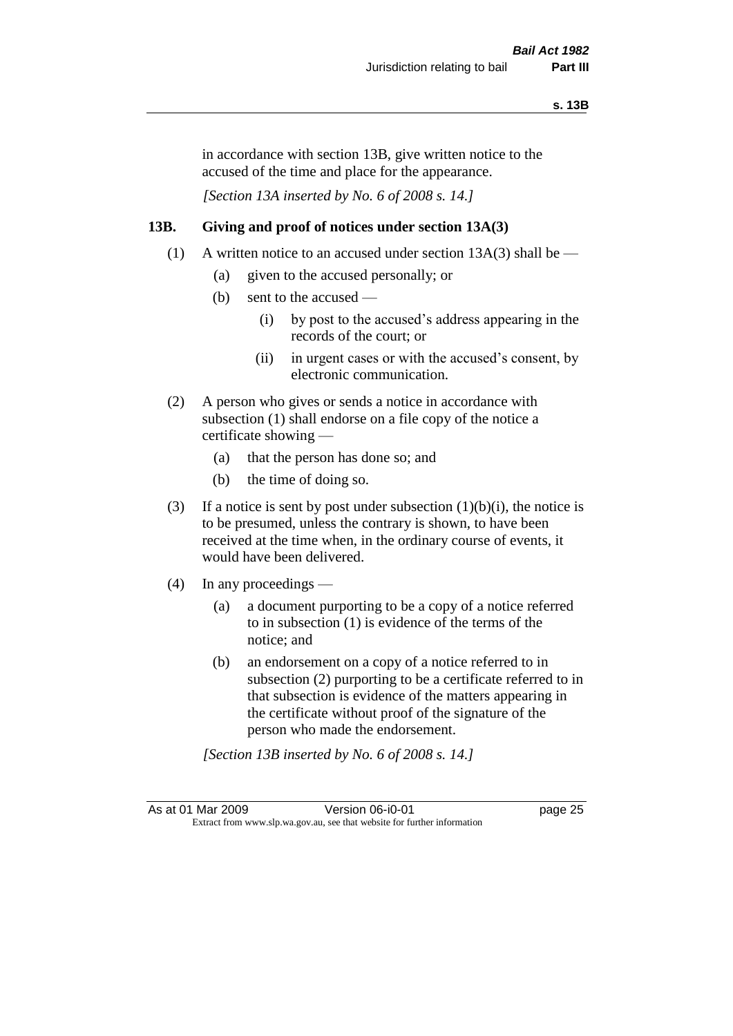in accordance with section 13B, give written notice to the accused of the time and place for the appearance.

*[Section 13A inserted by No. 6 of 2008 s. 14.]*

### 13B. Giving and proof of notices under section 13A(3)

(1) A written notice to an accused under section 13A(3) shall be —

(a) given to the accused personally; or

(b) sent to the accused —

(i) by post to the accused's address appearing in the records of the court; or

(ii) in urgent cases or with the accused's consent, by electronic communication.

(2) A person who gives or sends a notice in accordance with subsection (1) shall endorse on a file copy of the notice a certificate showing —

(a) that the person has done so; and

(b) the time of doing so.

(3) If a notice is sent by post under subsection (1)(b)(i), the notice is to be presumed, unless the contrary is shown, to have been received at the time when, in the ordinary course of events, it would have been delivered.

(4) In any proceedings —

(a) a document purporting to be a copy of a notice referred to in subsection (1) is evidence of the terms of the notice; and

(b) an endorsement on a copy of a notice referred to in subsection (2) purporting to be a certificate referred to in that subsection is evidence of the matters appearing in the certificate without proof of the signature of the person who made the endorsement.

*[Section 13B inserted by No. 6 of 2008 s. 14.]*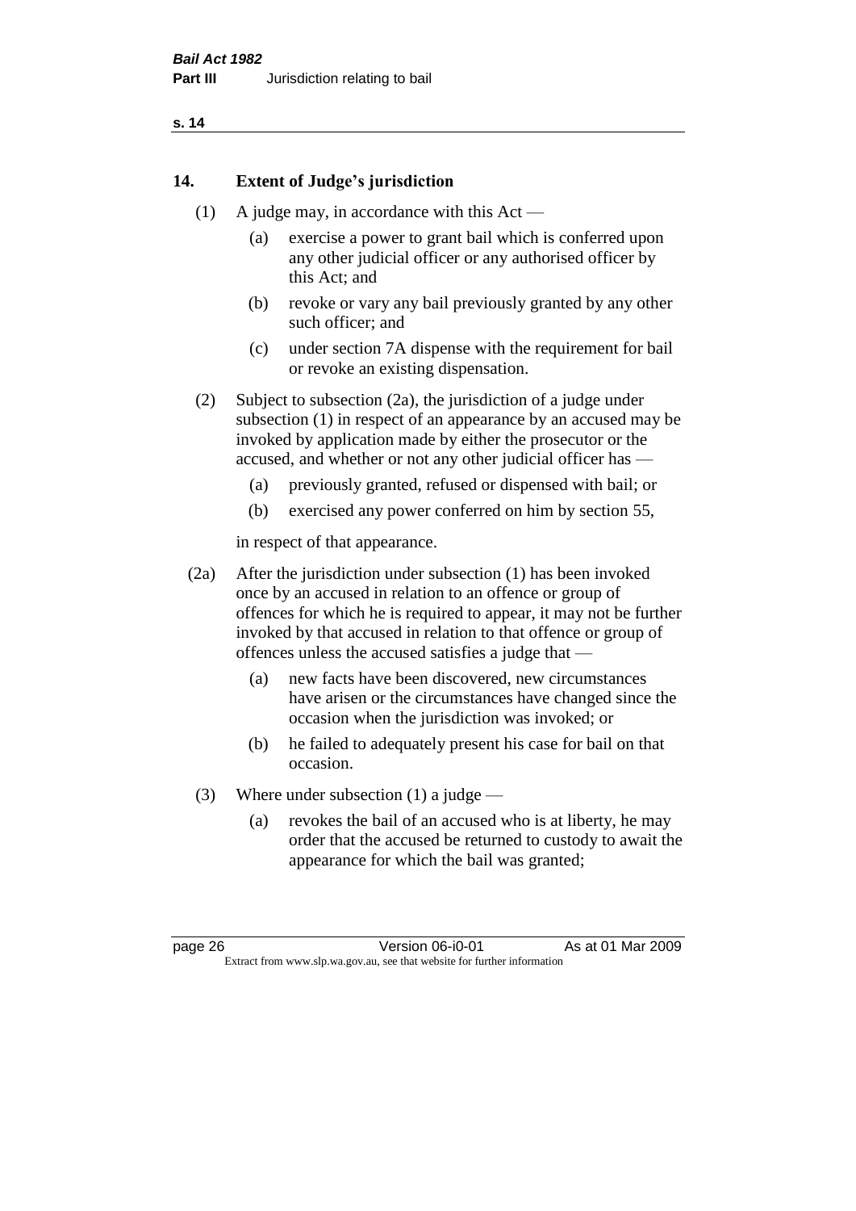## 14. Extent of Judge's jurisdiction

(1) A judge may, in accordance with this Act —

  (a) exercise a power to grant bail which is conferred upon any other judicial officer or any authorised officer by this Act; and

  (b) revoke or vary any bail previously granted by any other such officer; and

  (c) under section 7A dispense with the requirement for bail or revoke an existing dispensation.

(2) Subject to subsection (2a), the jurisdiction of a judge under subsection (1) in respect of an appearance by an accused may be invoked by application made by either the prosecutor or the accused, and whether or not any other judicial officer has —

  (a) previously granted, refused or dispensed with bail; or

  (b) exercised any power conferred on him by section 55,

in respect of that appearance.

(2a) After the jurisdiction under subsection (1) has been invoked once by an accused in relation to an offence or group of offences for which he is required to appear, it may not be further invoked by that accused in relation to that offence or group of offences unless the accused satisfies a judge that —

  (a) new facts have been discovered, new circumstances have arisen or the circumstances have changed since the occasion when the jurisdiction was invoked; or

  (b) he failed to adequately present his case for bail on that occasion.

(3) Where under subsection (1) a judge —

  (a) revokes the bail of an accused who is at liberty, he may order that the accused be returned to custody to await the appearance for which the bail was granted;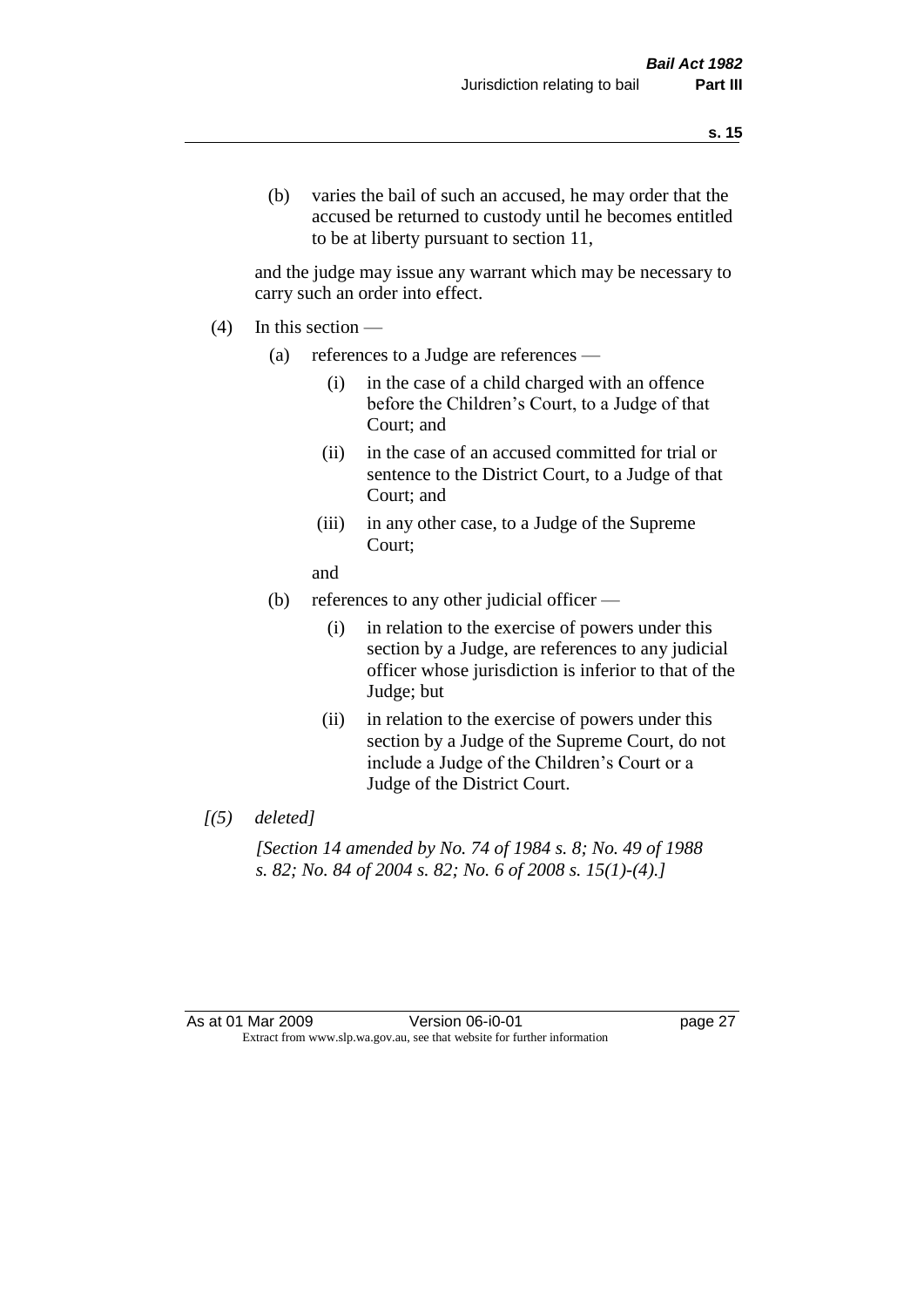(b) varies the bail of such an accused, he may order that the accused be returned to custody until he becomes entitled to be at liberty pursuant to section 11,

and the judge may issue any warrant which may be necessary to carry such an order into effect.

(4) In this section —

(a) references to a Judge are references —

(i) in the case of a child charged with an offence before the Children's Court, to a Judge of that Court; and

(ii) in the case of an accused committed for trial or sentence to the District Court, to a Judge of that Court; and

(iii) in any other case, to a Judge of the Supreme Court;

and

(b) references to any other judicial officer —

(i) in relation to the exercise of powers under this section by a Judge, are references to any judicial officer whose jurisdiction is inferior to that of the Judge; but

(ii) in relation to the exercise of powers under this section by a Judge of the Supreme Court, do not include a Judge of the Children's Court or a Judge of the District Court.

*[(5) deleted]*

*[Section 14 amended by No. 74 of 1984 s. 8; No. 49 of 1988 s. 82; No. 84 of 2004 s. 82; No. 6 of 2008 s. 15(1)-(4).]*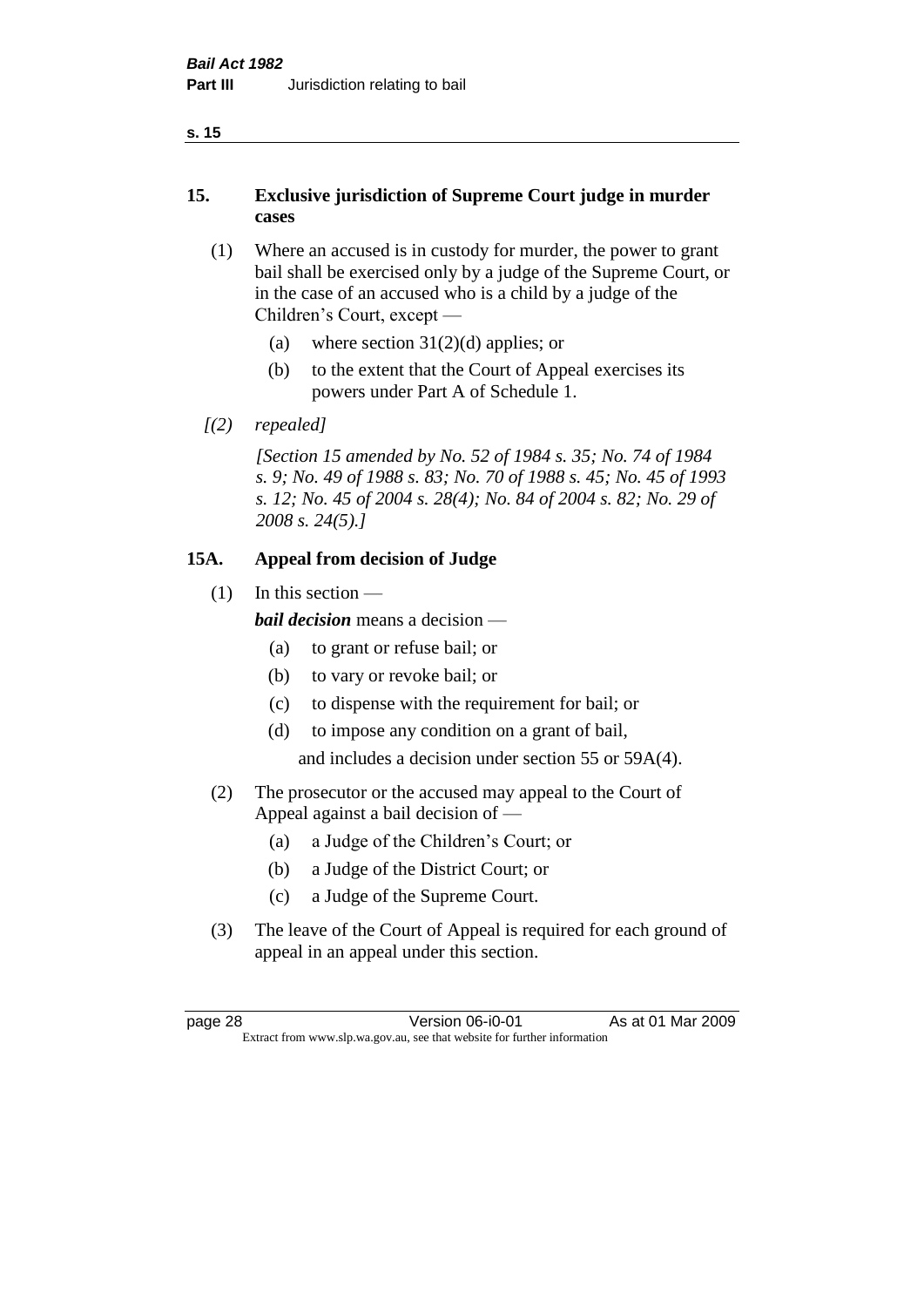## 15. Exclusive jurisdiction of Supreme Court judge in murder cases

(1) Where an accused is in custody for murder, the power to grant bail shall be exercised only by a judge of the Supreme Court, or in the case of an accused who is a child by a judge of the Children's Court, except —

(a) where section 31(2)(d) applies; or

(b) to the extent that the Court of Appeal exercises its powers under Part A of Schedule 1.

*[(2) repealed]*

*[Section 15 amended by No. 52 of 1984 s. 35; No. 74 of 1984 s. 9; No. 49 of 1988 s. 83; No. 70 of 1988 s. 45; No. 45 of 1993 s. 12; No. 45 of 2004 s. 28(4); No. 84 of 2004 s. 82; No. 29 of 2008 s. 24(5).]*

## 15A. Appeal from decision of Judge

(1) In this section —

***bail decision*** means a decision —

(a) to grant or refuse bail; or

(b) to vary or revoke bail; or

(c) to dispense with the requirement for bail; or

(d) to impose any condition on a grant of bail,

and includes a decision under section 55 or 59A(4).

(2) The prosecutor or the accused may appeal to the Court of Appeal against a bail decision of —

(a) a Judge of the Children's Court; or

(b) a Judge of the District Court; or

(c) a Judge of the Supreme Court.

(3) The leave of the Court of Appeal is required for each ground of appeal in an appeal under this section.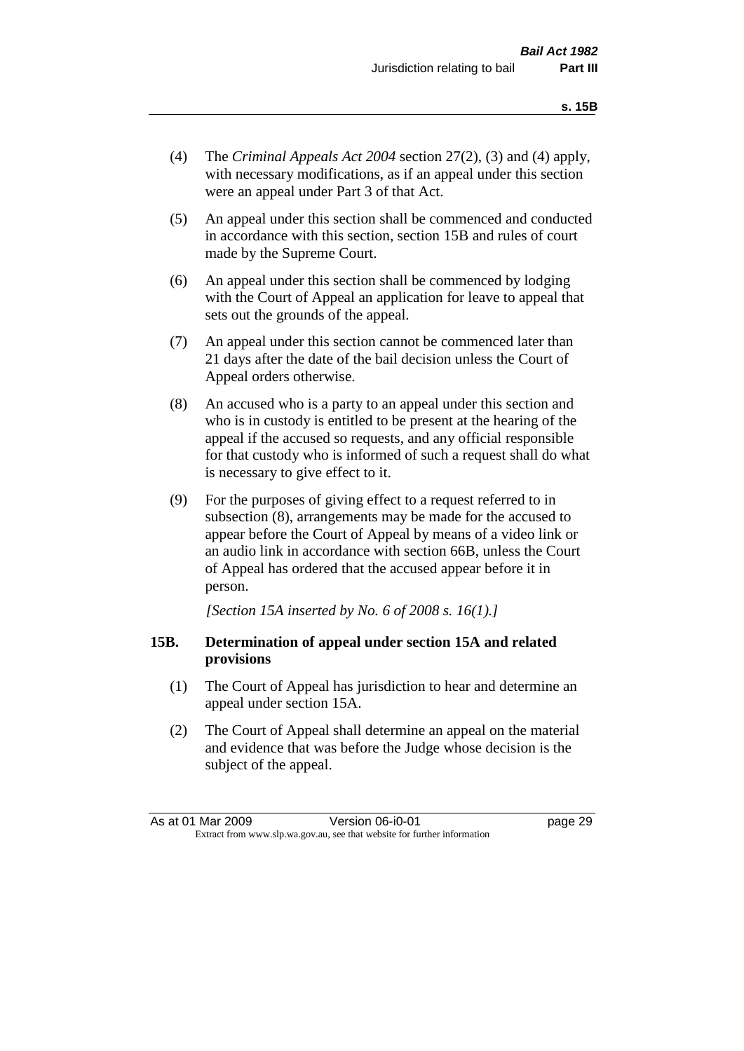(4) The *Criminal Appeals Act 2004* section 27(2), (3) and (4) apply, with necessary modifications, as if an appeal under this section were an appeal under Part 3 of that Act.

(5) An appeal under this section shall be commenced and conducted in accordance with this section, section 15B and rules of court made by the Supreme Court.

(6) An appeal under this section shall be commenced by lodging with the Court of Appeal an application for leave to appeal that sets out the grounds of the appeal.

(7) An appeal under this section cannot be commenced later than 21 days after the date of the bail decision unless the Court of Appeal orders otherwise.

(8) An accused who is a party to an appeal under this section and who is in custody is entitled to be present at the hearing of the appeal if the accused so requests, and any official responsible for that custody who is informed of such a request shall do what is necessary to give effect to it.

(9) For the purposes of giving effect to a request referred to in subsection (8), arrangements may be made for the accused to appear before the Court of Appeal by means of a video link or an audio link in accordance with section 66B, unless the Court of Appeal has ordered that the accused appear before it in person.

*[Section 15A inserted by No. 6 of 2008 s. 16(1).]*

### 15B. Determination of appeal under section 15A and related provisions

(1) The Court of Appeal has jurisdiction to hear and determine an appeal under section 15A.

(2) The Court of Appeal shall determine an appeal on the material and evidence that was before the Judge whose decision is the subject of the appeal.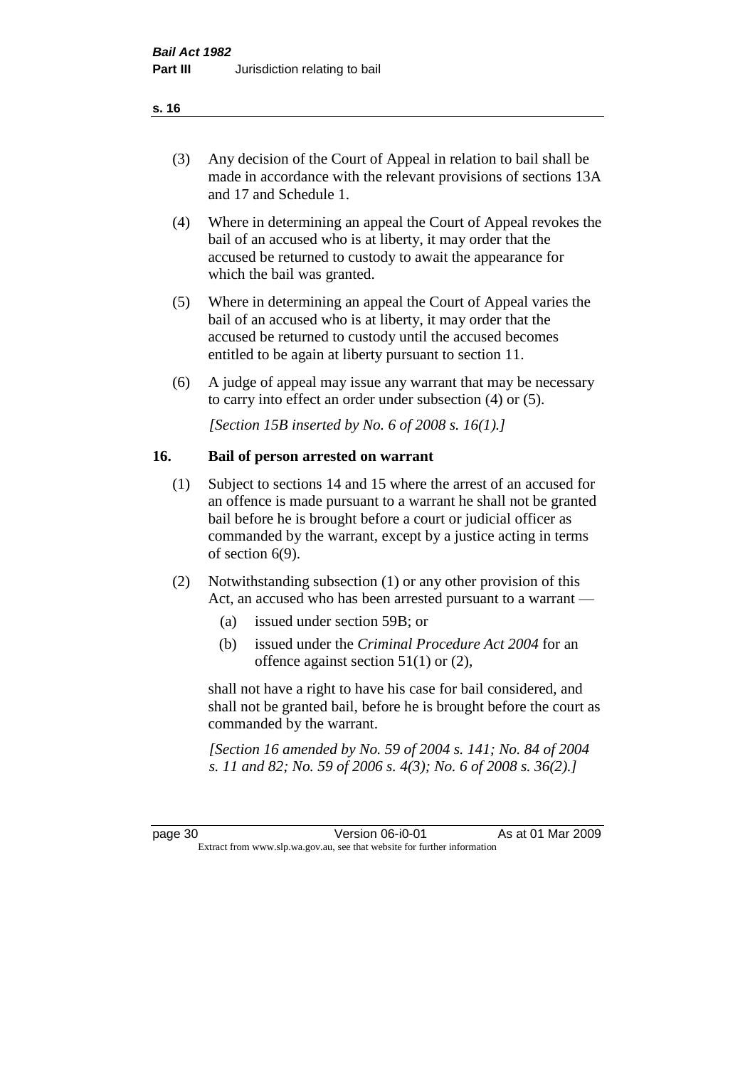(3) Any decision of the Court of Appeal in relation to bail shall be made in accordance with the relevant provisions of sections 13A and 17 and Schedule 1.

(4) Where in determining an appeal the Court of Appeal revokes the bail of an accused who is at liberty, it may order that the accused be returned to custody to await the appearance for which the bail was granted.

(5) Where in determining an appeal the Court of Appeal varies the bail of an accused who is at liberty, it may order that the accused be returned to custody until the accused becomes entitled to be again at liberty pursuant to section 11.

(6) A judge of appeal may issue any warrant that may be necessary to carry into effect an order under subsection (4) or (5).

*[Section 15B inserted by No. 6 of 2008 s. 16(1).]*

## 16. Bail of person arrested on warrant

(1) Subject to sections 14 and 15 where the arrest of an accused for an offence is made pursuant to a warrant he shall not be granted bail before he is brought before a court or judicial officer as commanded by the warrant, except by a justice acting in terms of section 6(9).

(2) Notwithstanding subsection (1) or any other provision of this Act, an accused who has been arrested pursuant to a warrant —

- (a) issued under section 59B; or
- (b) issued under the *Criminal Procedure Act 2004* for an offence against section 51(1) or (2),

shall not have a right to have his case for bail considered, and shall not be granted bail, before he is brought before the court as commanded by the warrant.

*[Section 16 amended by No. 59 of 2004 s. 141; No. 84 of 2004 s. 11 and 82; No. 59 of 2006 s. 4(3); No. 6 of 2008 s. 36(2).]*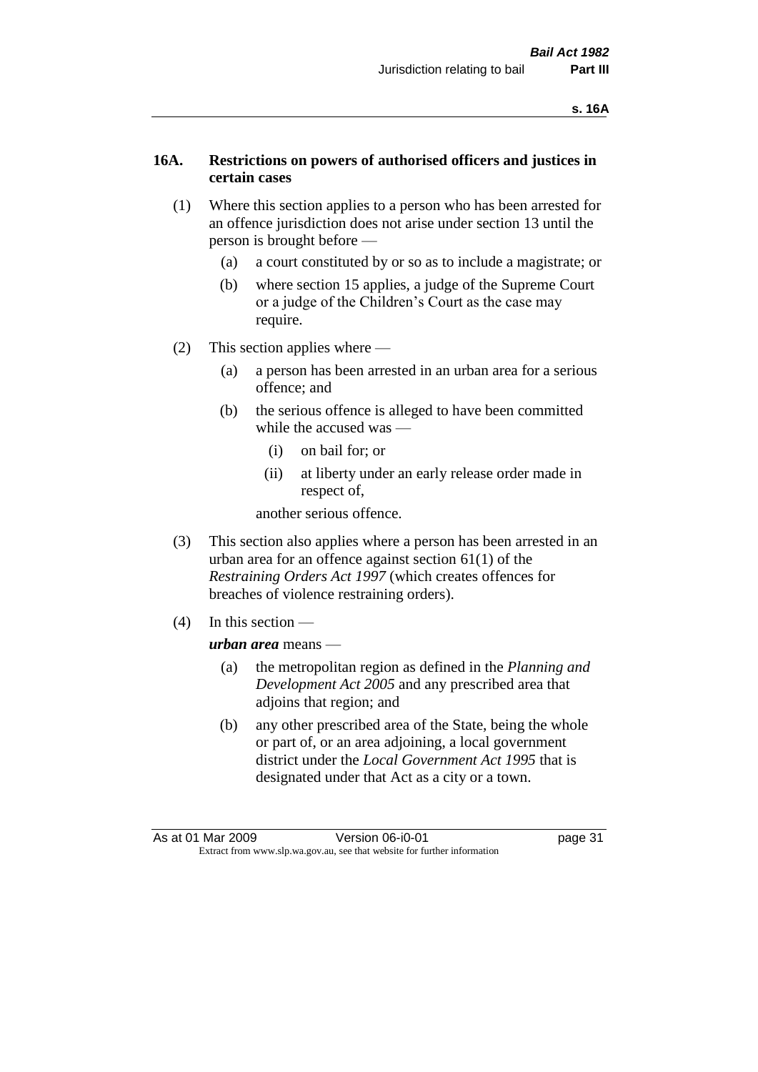## 16A. Restrictions on powers of authorised officers and justices in certain cases

(1) Where this section applies to a person who has been arrested for an offence jurisdiction does not arise under section 13 until the person is brought before —

  (a) a court constituted by or so as to include a magistrate; or

  (b) where section 15 applies, a judge of the Supreme Court or a judge of the Children's Court as the case may require.

(2) This section applies where —

  (a) a person has been arrested in an urban area for a serious offence; and

  (b) the serious offence is alleged to have been committed while the accused was —

    (i) on bail for; or

    (ii) at liberty under an early release order made in respect of,

  another serious offence.

(3) This section also applies where a person has been arrested in an urban area for an offence against section 61(1) of the *Restraining Orders Act 1997* (which creates offences for breaches of violence restraining orders).

(4) In this section —

***urban area*** means —

  (a) the metropolitan region as defined in the *Planning and Development Act 2005* and any prescribed area that adjoins that region; and

  (b) any other prescribed area of the State, being the whole or part of, or an area adjoining, a local government district under the *Local Government Act 1995* that is designated under that Act as a city or a town.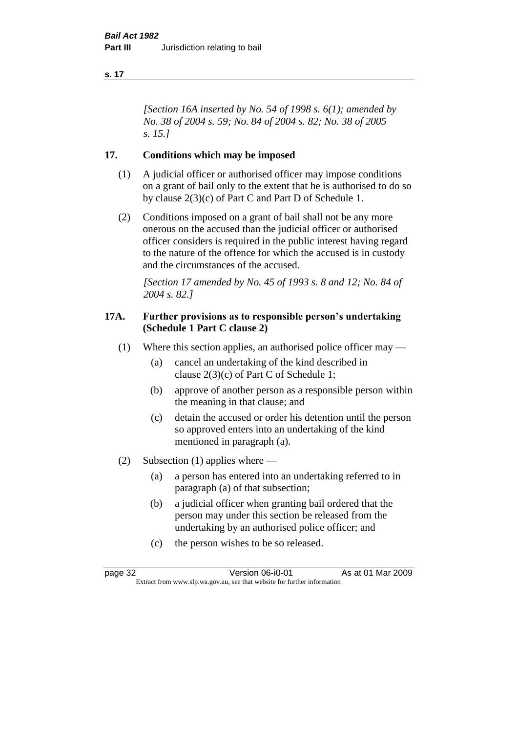*[Section 16A inserted by No. 54 of 1998 s. 6(1); amended by No. 38 of 2004 s. 59; No. 84 of 2004 s. 82; No. 38 of 2005 s. 15.]*

## 17. Conditions which may be imposed

(1) A judicial officer or authorised officer may impose conditions on a grant of bail only to the extent that he is authorised to do so by clause 2(3)(c) of Part C and Part D of Schedule 1.

(2) Conditions imposed on a grant of bail shall not be any more onerous on the accused than the judicial officer or authorised officer considers is required in the public interest having regard to the nature of the offence for which the accused is in custody and the circumstances of the accused.

*[Section 17 amended by No. 45 of 1993 s. 8 and 12; No. 84 of 2004 s. 82.]*

## 17A. Further provisions as to responsible person's undertaking (Schedule 1 Part C clause 2)

(1) Where this section applies, an authorised police officer may —

- (a) cancel an undertaking of the kind described in clause 2(3)(c) of Part C of Schedule 1;
- (b) approve of another person as a responsible person within the meaning in that clause; and
- (c) detain the accused or order his detention until the person so approved enters into an undertaking of the kind mentioned in paragraph (a).

(2) Subsection (1) applies where —

- (a) a person has entered into an undertaking referred to in paragraph (a) of that subsection;
- (b) a judicial officer when granting bail ordered that the person may under this section be released from the undertaking by an authorised police officer; and
- (c) the person wishes to be so released.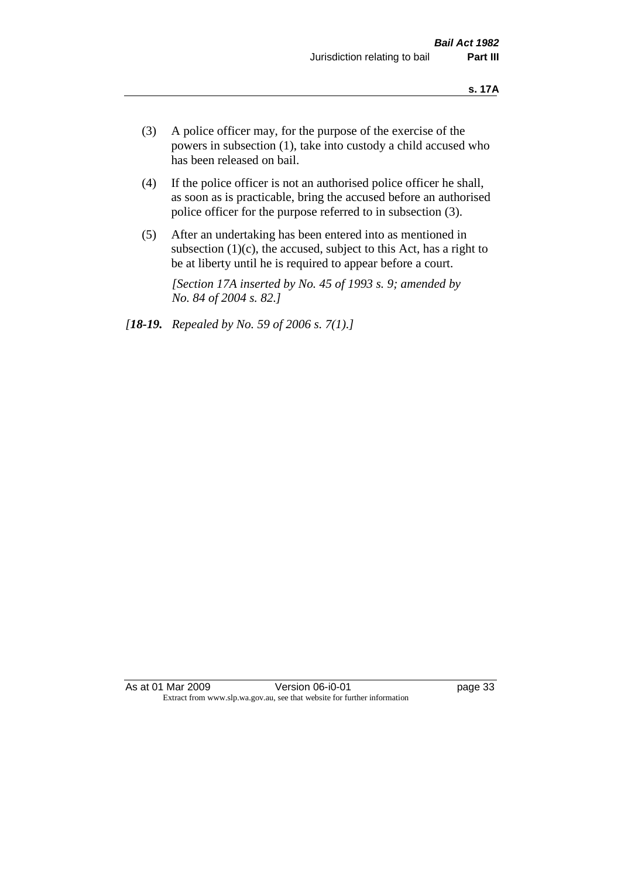(3) A police officer may, for the purpose of the exercise of the powers in subsection (1), take into custody a child accused who has been released on bail.

(4) If the police officer is not an authorised police officer he shall, as soon as is practicable, bring the accused before an authorised police officer for the purpose referred to in subsection (3).

(5) After an undertaking has been entered into as mentioned in subsection (1)(c), the accused, subject to this Act, has a right to be at liberty until he is required to appear before a court.

*[Section 17A inserted by No. 45 of 1993 s. 9; amended by No. 84 of 2004 s. 82.]*

*[**18-19.** Repealed by No. 59 of 2006 s. 7(1).]*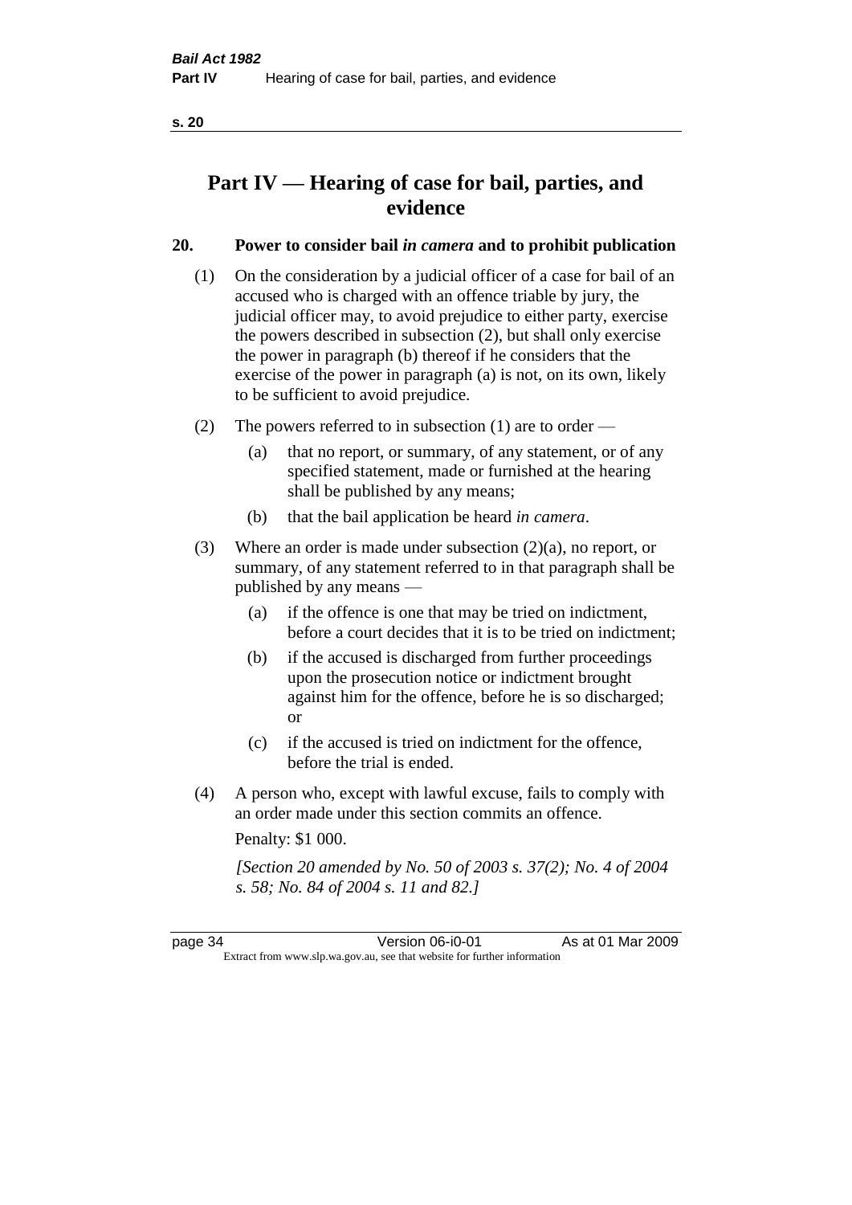# Part IV — Hearing of case for bail, parties, and evidence

## 20. Power to consider bail *in camera* and to prohibit publication

(1) On the consideration by a judicial officer of a case for bail of an accused who is charged with an offence triable by jury, the judicial officer may, to avoid prejudice to either party, exercise the powers described in subsection (2), but shall only exercise the power in paragraph (b) thereof if he considers that the exercise of the power in paragraph (a) is not, on its own, likely to be sufficient to avoid prejudice.

(2) The powers referred to in subsection (1) are to order —

- (a) that no report, or summary, of any statement, or of any specified statement, made or furnished at the hearing shall be published by any means;
- (b) that the bail application be heard *in camera*.

(3) Where an order is made under subsection (2)(a), no report, or summary, of any statement referred to in that paragraph shall be published by any means —

- (a) if the offence is one that may be tried on indictment, before a court decides that it is to be tried on indictment;
- (b) if the accused is discharged from further proceedings upon the prosecution notice or indictment brought against him for the offence, before he is so discharged; or
- (c) if the accused is tried on indictment for the offence, before the trial is ended.

(4) A person who, except with lawful excuse, fails to comply with an order made under this section commits an offence.

Penalty: $1 000.

*[Section 20 amended by No. 50 of 2003 s. 37(2); No. 4 of 2004 s. 58; No. 84 of 2004 s. 11 and 82.]*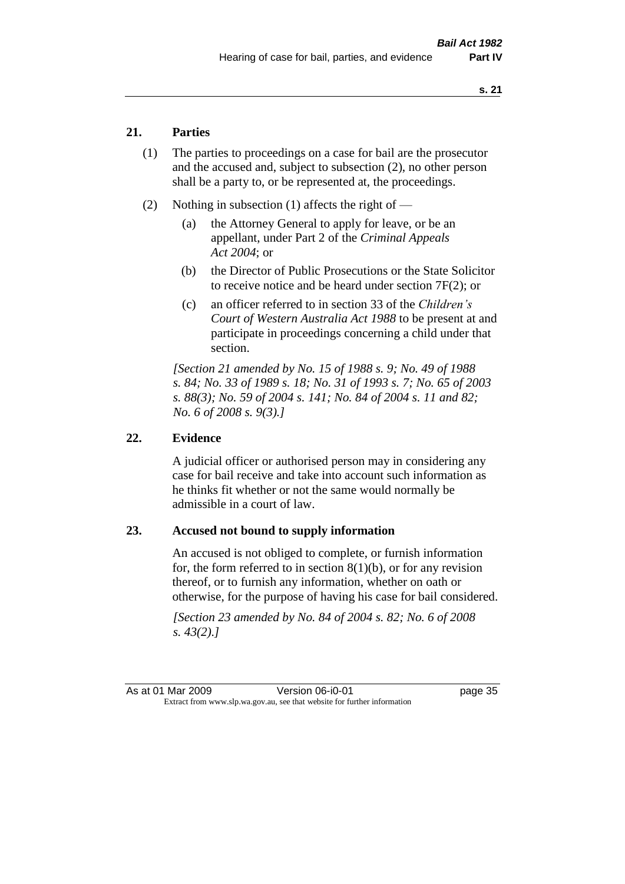## 21. Parties

(1) The parties to proceedings on a case for bail are the prosecutor and the accused and, subject to subsection (2), no other person shall be a party to, or be represented at, the proceedings.

(2) Nothing in subsection (1) affects the right of —

  (a) the Attorney General to apply for leave, or be an appellant, under Part 2 of the *Criminal Appeals Act 2004*; or

  (b) the Director of Public Prosecutions or the State Solicitor to receive notice and be heard under section 7F(2); or

  (c) an officer referred to in section 33 of the *Children's Court of Western Australia Act 1988* to be present at and participate in proceedings concerning a child under that section.

*[Section 21 amended by No. 15 of 1988 s. 9; No. 49 of 1988 s. 84; No. 33 of 1989 s. 18; No. 31 of 1993 s. 7; No. 65 of 2003 s. 88(3); No. 59 of 2004 s. 141; No. 84 of 2004 s. 11 and 82; No. 6 of 2008 s. 9(3).]*

## 22. Evidence

A judicial officer or authorised person may in considering any case for bail receive and take into account such information as he thinks fit whether or not the same would normally be admissible in a court of law.

## 23. Accused not bound to supply information

An accused is not obliged to complete, or furnish information for, the form referred to in section 8(1)(b), or for any revision thereof, or to furnish any information, whether on oath or otherwise, for the purpose of having his case for bail considered.

*[Section 23 amended by No. 84 of 2004 s. 82; No. 6 of 2008 s. 43(2).]*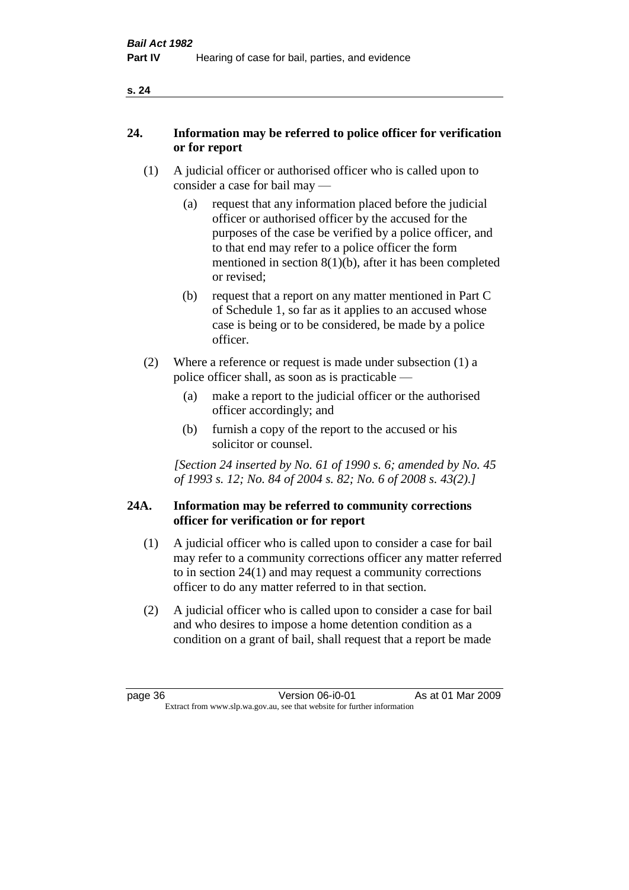## 24. Information may be referred to police officer for verification or for report

(1) A judicial officer or authorised officer who is called upon to consider a case for bail may —

(a) request that any information placed before the judicial officer or authorised officer by the accused for the purposes of the case be verified by a police officer, and to that end may refer to a police officer the form mentioned in section 8(1)(b), after it has been completed or revised;

(b) request that a report on any matter mentioned in Part C of Schedule 1, so far as it applies to an accused whose case is being or to be considered, be made by a police officer.

(2) Where a reference or request is made under subsection (1) a police officer shall, as soon as is practicable —

(a) make a report to the judicial officer or the authorised officer accordingly; and

(b) furnish a copy of the report to the accused or his solicitor or counsel.

*[Section 24 inserted by No. 61 of 1990 s. 6; amended by No. 45 of 1993 s. 12; No. 84 of 2004 s. 82; No. 6 of 2008 s. 43(2).]*

## 24A. Information may be referred to community corrections officer for verification or for report

(1) A judicial officer who is called upon to consider a case for bail may refer to a community corrections officer any matter referred to in section 24(1) and may request a community corrections officer to do any matter referred to in that section.

(2) A judicial officer who is called upon to consider a case for bail and who desires to impose a home detention condition as a condition on a grant of bail, shall request that a report be made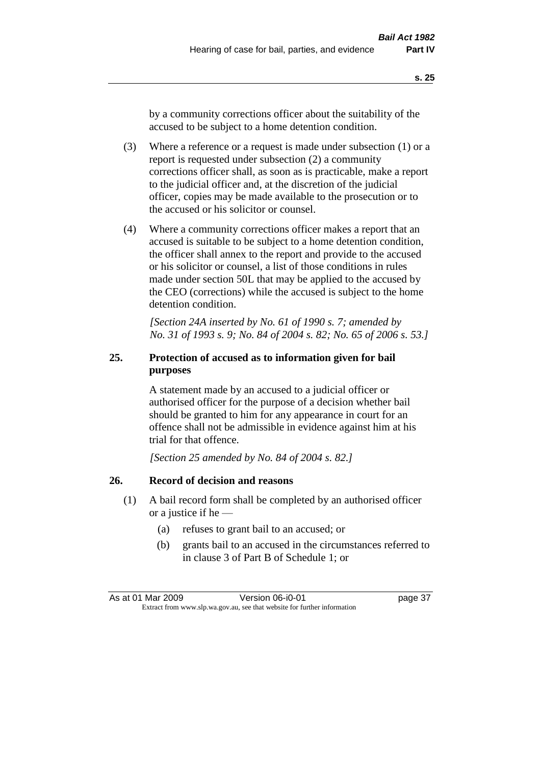by a community corrections officer about the suitability of the accused to be subject to a home detention condition.

(3) Where a reference or a request is made under subsection (1) or a report is requested under subsection (2) a community corrections officer shall, as soon as is practicable, make a report to the judicial officer and, at the discretion of the judicial officer, copies may be made available to the prosecution or to the accused or his solicitor or counsel.

(4) Where a community corrections officer makes a report that an accused is suitable to be subject to a home detention condition, the officer shall annex to the report and provide to the accused or his solicitor or counsel, a list of those conditions in rules made under section 50L that may be applied to the accused by the CEO (corrections) while the accused is subject to the home detention condition.

*[Section 24A inserted by No. 61 of 1990 s. 7; amended by No. 31 of 1993 s. 9; No. 84 of 2004 s. 82; No. 65 of 2006 s. 53.]*

### 25. Protection of accused as to information given for bail purposes

A statement made by an accused to a judicial officer or authorised officer for the purpose of a decision whether bail should be granted to him for any appearance in court for an offence shall not be admissible in evidence against him at his trial for that offence.

*[Section 25 amended by No. 84 of 2004 s. 82.]*

### 26. Record of decision and reasons

(1) A bail record form shall be completed by an authorised officer or a justice if he —

- (a) refuses to grant bail to an accused; or
- (b) grants bail to an accused in the circumstances referred to in clause 3 of Part B of Schedule 1; or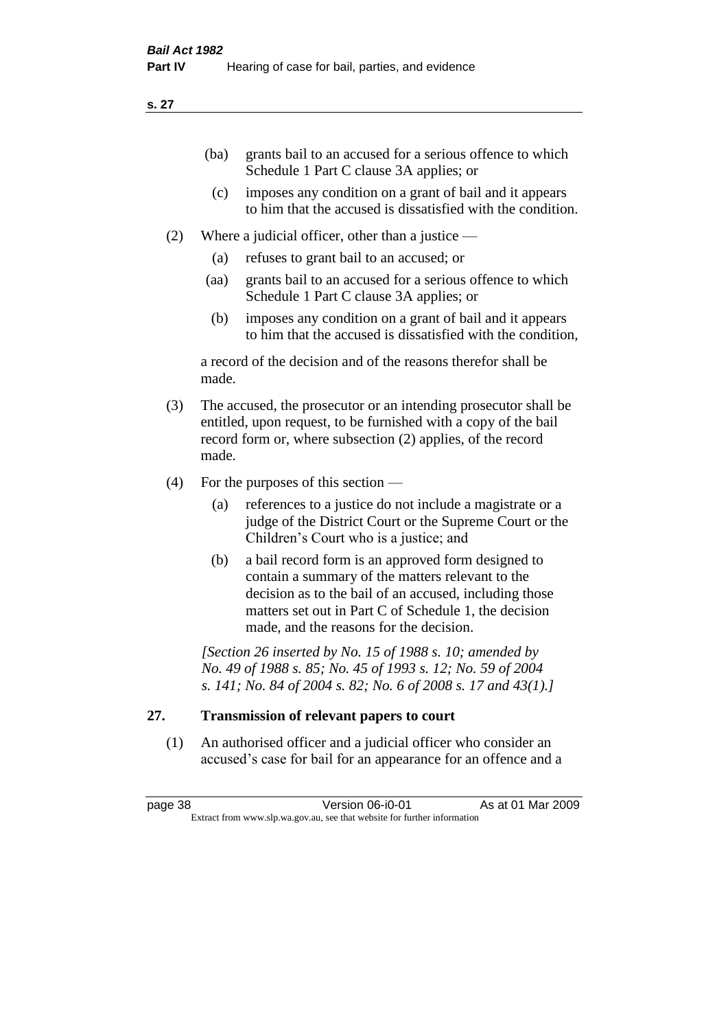(ba) grants bail to an accused for a serious offence to which Schedule 1 Part C clause 3A applies; or

(c) imposes any condition on a grant of bail and it appears to him that the accused is dissatisfied with the condition.

(2) Where a judicial officer, other than a justice —

(a) refuses to grant bail to an accused; or

(aa) grants bail to an accused for a serious offence to which Schedule 1 Part C clause 3A applies; or

(b) imposes any condition on a grant of bail and it appears to him that the accused is dissatisfied with the condition,

a record of the decision and of the reasons therefor shall be made.

(3) The accused, the prosecutor or an intending prosecutor shall be entitled, upon request, to be furnished with a copy of the bail record form or, where subsection (2) applies, of the record made.

(4) For the purposes of this section —

(a) references to a justice do not include a magistrate or a judge of the District Court or the Supreme Court or the Children's Court who is a justice; and

(b) a bail record form is an approved form designed to contain a summary of the matters relevant to the decision as to the bail of an accused, including those matters set out in Part C of Schedule 1, the decision made, and the reasons for the decision.

*[Section 26 inserted by No. 15 of 1988 s. 10; amended by No. 49 of 1988 s. 85; No. 45 of 1993 s. 12; No. 59 of 2004 s. 141; No. 84 of 2004 s. 82; No. 6 of 2008 s. 17 and 43(1).]*

## 27. Transmission of relevant papers to court

(1) An authorised officer and a judicial officer who consider an accused's case for bail for an appearance for an offence and a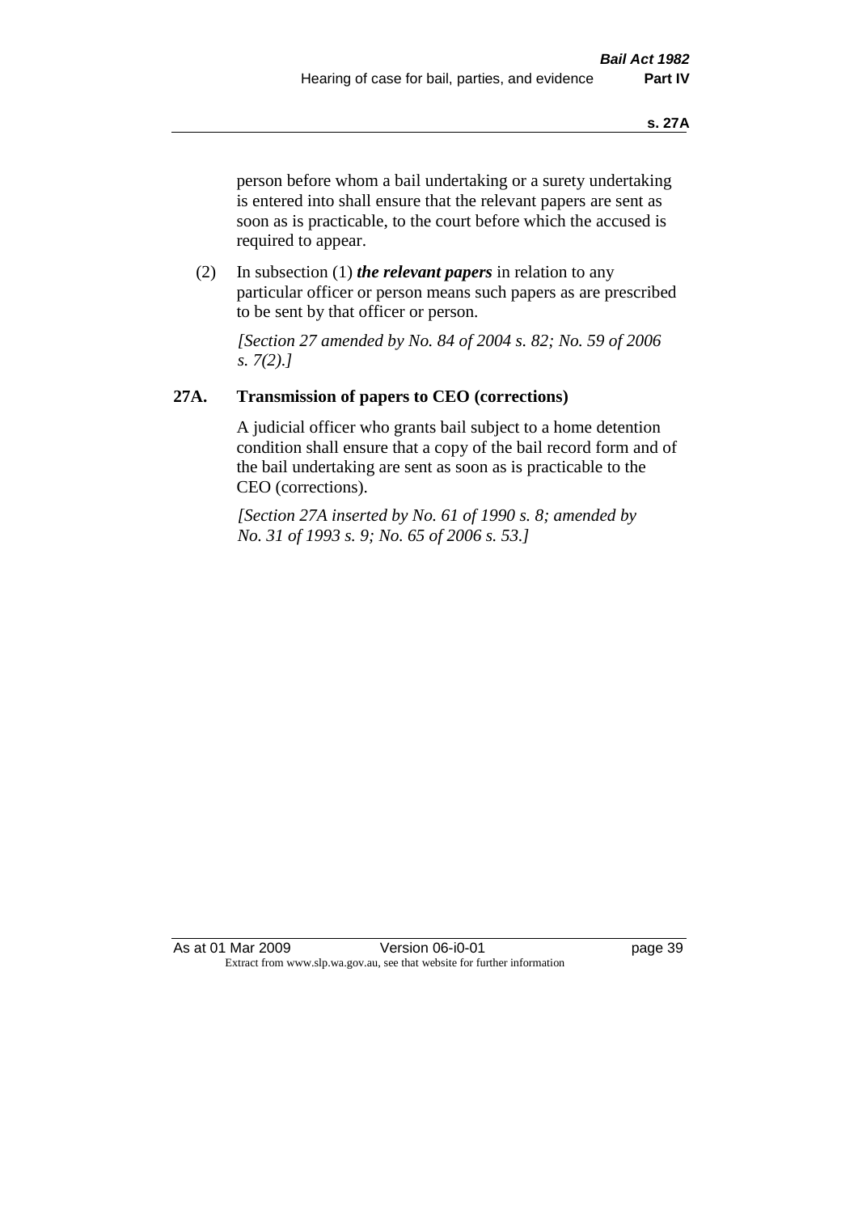person before whom a bail undertaking or a surety undertaking is entered into shall ensure that the relevant papers are sent as soon as is practicable, to the court before which the accused is required to appear.

(2) In subsection (1) ***the relevant papers*** in relation to any particular officer or person means such papers as are prescribed to be sent by that officer or person.

*[Section 27 amended by No. 84 of 2004 s. 82; No. 59 of 2006 s. 7(2).]*

## 27A. Transmission of papers to CEO (corrections)

A judicial officer who grants bail subject to a home detention condition shall ensure that a copy of the bail record form and of the bail undertaking are sent as soon as is practicable to the CEO (corrections).

*[Section 27A inserted by No. 61 of 1990 s. 8; amended by No. 31 of 1993 s. 9; No. 65 of 2006 s. 53.]*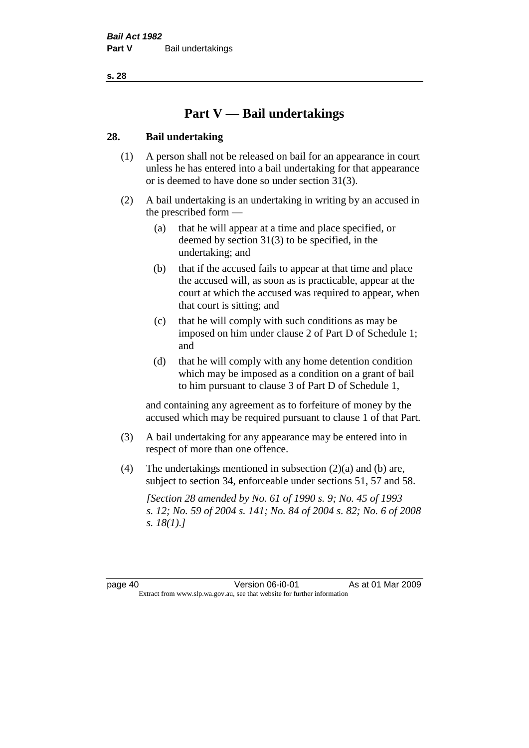# Part V — Bail undertakings

## 28. Bail undertaking

(1) A person shall not be released on bail for an appearance in court unless he has entered into a bail undertaking for that appearance or is deemed to have done so under section 31(3).

(2) A bail undertaking is an undertaking in writing by an accused in the prescribed form —

- (a) that he will appear at a time and place specified, or deemed by section 31(3) to be specified, in the undertaking; and
- (b) that if the accused fails to appear at that time and place the accused will, as soon as is practicable, appear at the court at which the accused was required to appear, when that court is sitting; and
- (c) that he will comply with such conditions as may be imposed on him under clause 2 of Part D of Schedule 1; and
- (d) that he will comply with any home detention condition which may be imposed as a condition on a grant of bail to him pursuant to clause 3 of Part D of Schedule 1,

and containing any agreement as to forfeiture of money by the accused which may be required pursuant to clause 1 of that Part.

(3) A bail undertaking for any appearance may be entered into in respect of more than one offence.

(4) The undertakings mentioned in subsection (2)(a) and (b) are, subject to section 34, enforceable under sections 51, 57 and 58.

*[Section 28 amended by No. 61 of 1990 s. 9; No. 45 of 1993 s. 12; No. 59 of 2004 s. 141; No. 84 of 2004 s. 82; No. 6 of 2008 s. 18(1).]*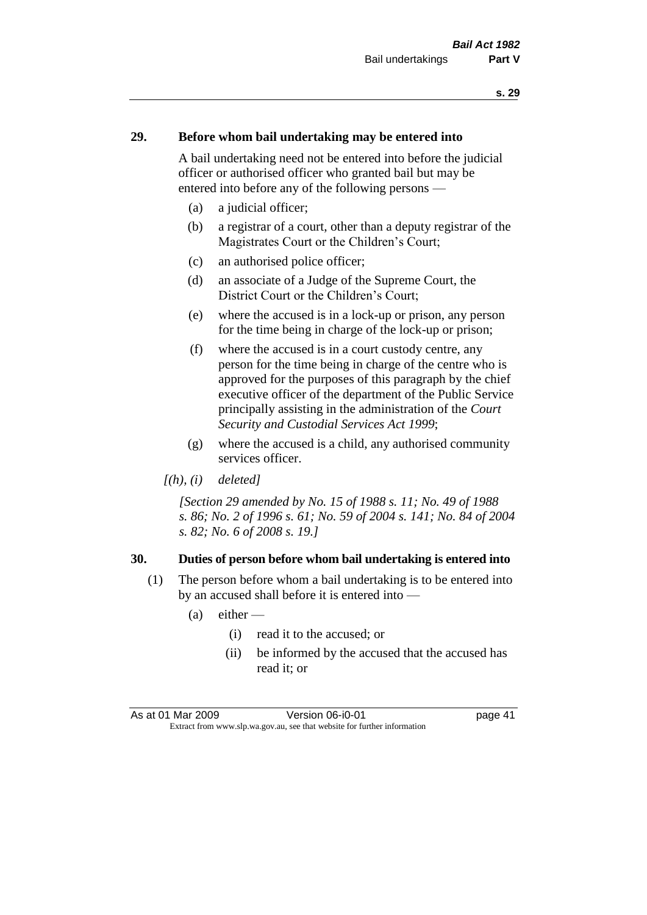## 29. Before whom bail undertaking may be entered into

A bail undertaking need not be entered into before the judicial officer or authorised officer who granted bail but may be entered into before any of the following persons —

- (a) a judicial officer;
- (b) a registrar of a court, other than a deputy registrar of the Magistrates Court or the Children's Court;
- (c) an authorised police officer;
- (d) an associate of a Judge of the Supreme Court, the District Court or the Children's Court;
- (e) where the accused is in a lock-up or prison, any person for the time being in charge of the lock-up or prison;
- (f) where the accused is in a court custody centre, any person for the time being in charge of the centre who is approved for the purposes of this paragraph by the chief executive officer of the department of the Public Service principally assisting in the administration of the *Court Security and Custodial Services Act 1999*;
- (g) where the accused is a child, any authorised community services officer.

*[(h), (i) deleted]*

*[Section 29 amended by No. 15 of 1988 s. 11; No. 49 of 1988 s. 86; No. 2 of 1996 s. 61; No. 59 of 2004 s. 141; No. 84 of 2004 s. 82; No. 6 of 2008 s. 19.]*

## 30. Duties of person before whom bail undertaking is entered into

(1) The person before whom a bail undertaking is to be entered into by an accused shall before it is entered into —

- (a) either —
  - (i) read it to the accused; or
  - (ii) be informed by the accused that the accused has read it; or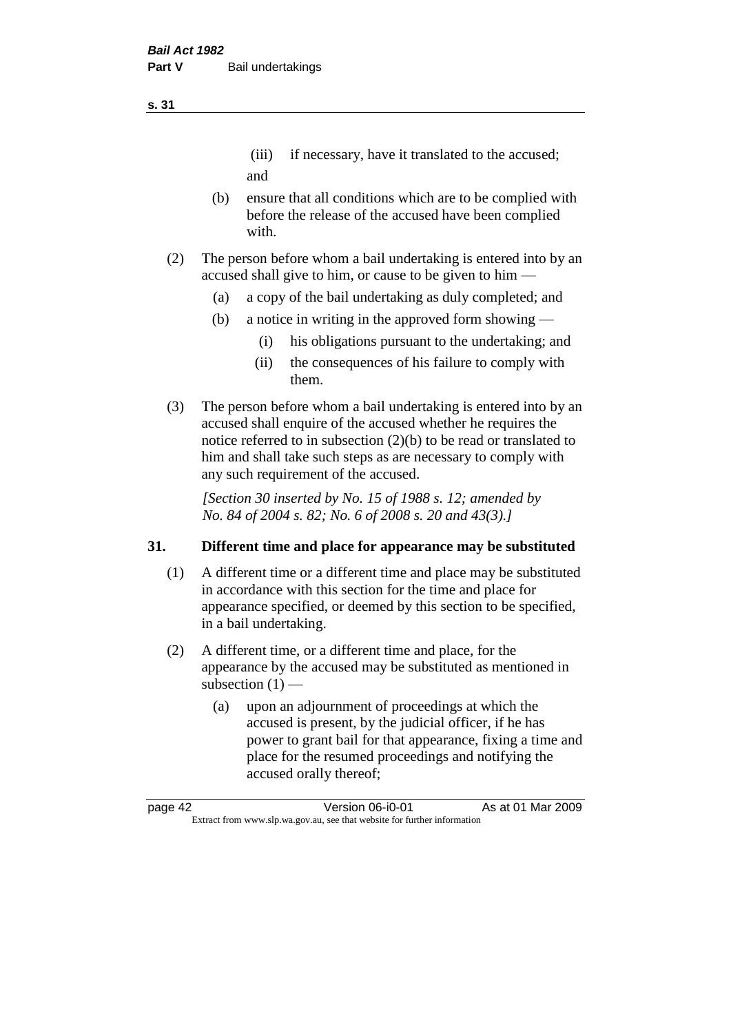(iii) if necessary, have it translated to the accused; and

(b) ensure that all conditions which are to be complied with before the release of the accused have been complied with.

(2) The person before whom a bail undertaking is entered into by an accused shall give to him, or cause to be given to him —

(a) a copy of the bail undertaking as duly completed; and

(b) a notice in writing in the approved form showing —

(i) his obligations pursuant to the undertaking; and

(ii) the consequences of his failure to comply with them.

(3) The person before whom a bail undertaking is entered into by an accused shall enquire of the accused whether he requires the notice referred to in subsection (2)(b) to be read or translated to him and shall take such steps as are necessary to comply with any such requirement of the accused.

*[Section 30 inserted by No. 15 of 1988 s. 12; amended by No. 84 of 2004 s. 82; No. 6 of 2008 s. 20 and 43(3).]*

## 31. Different time and place for appearance may be substituted

(1) A different time or a different time and place may be substituted in accordance with this section for the time and place for appearance specified, or deemed by this section to be specified, in a bail undertaking.

(2) A different time, or a different time and place, for the appearance by the accused may be substituted as mentioned in subsection (1) —

(a) upon an adjournment of proceedings at which the accused is present, by the judicial officer, if he has power to grant bail for that appearance, fixing a time and place for the resumed proceedings and notifying the accused orally thereof;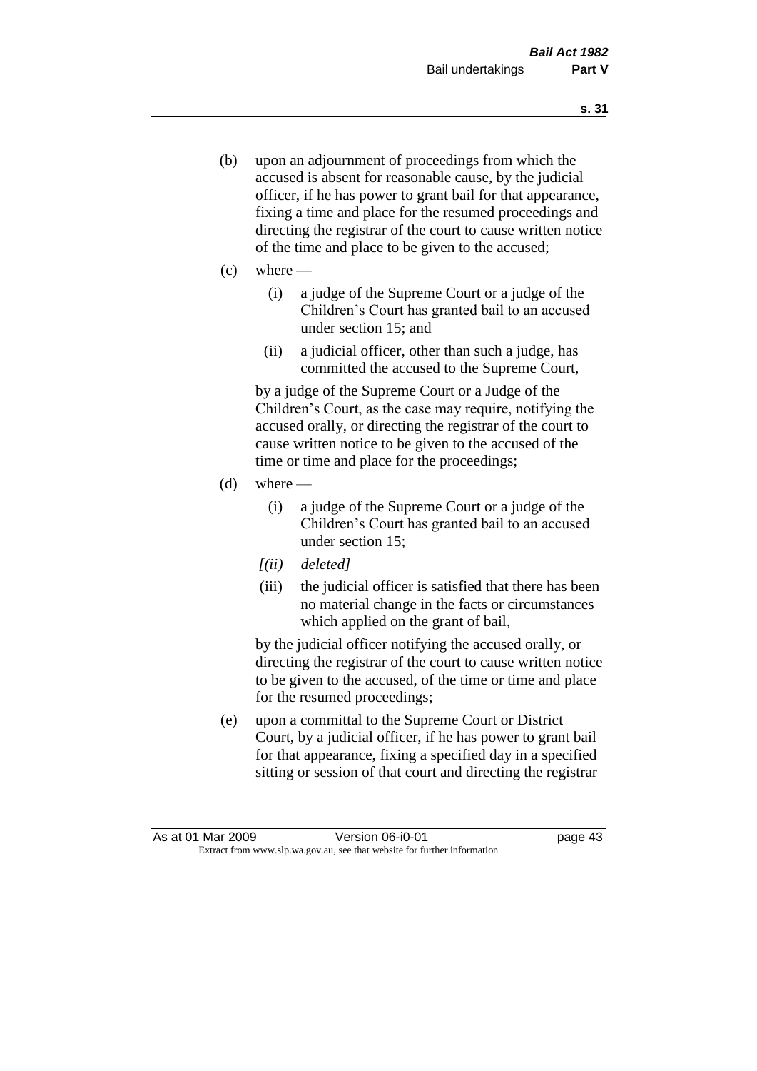(b) upon an adjournment of proceedings from which the accused is absent for reasonable cause, by the judicial officer, if he has power to grant bail for that appearance, fixing a time and place for the resumed proceedings and directing the registrar of the court to cause written notice of the time and place to be given to the accused;

(c) where —

  (i) a judge of the Supreme Court or a judge of the Children's Court has granted bail to an accused under section 15; and

  (ii) a judicial officer, other than such a judge, has committed the accused to the Supreme Court,

  by a judge of the Supreme Court or a Judge of the Children's Court, as the case may require, notifying the accused orally, or directing the registrar of the court to cause written notice to be given to the accused of the time or time and place for the proceedings;

(d) where —

  (i) a judge of the Supreme Court or a judge of the Children's Court has granted bail to an accused under section 15;

  *[(ii) deleted]*

  (iii) the judicial officer is satisfied that there has been no material change in the facts or circumstances which applied on the grant of bail,

  by the judicial officer notifying the accused orally, or directing the registrar of the court to cause written notice to be given to the accused, of the time or time and place for the resumed proceedings;

(e) upon a committal to the Supreme Court or District Court, by a judicial officer, if he has power to grant bail for that appearance, fixing a specified day in a specified sitting or session of that court and directing the registrar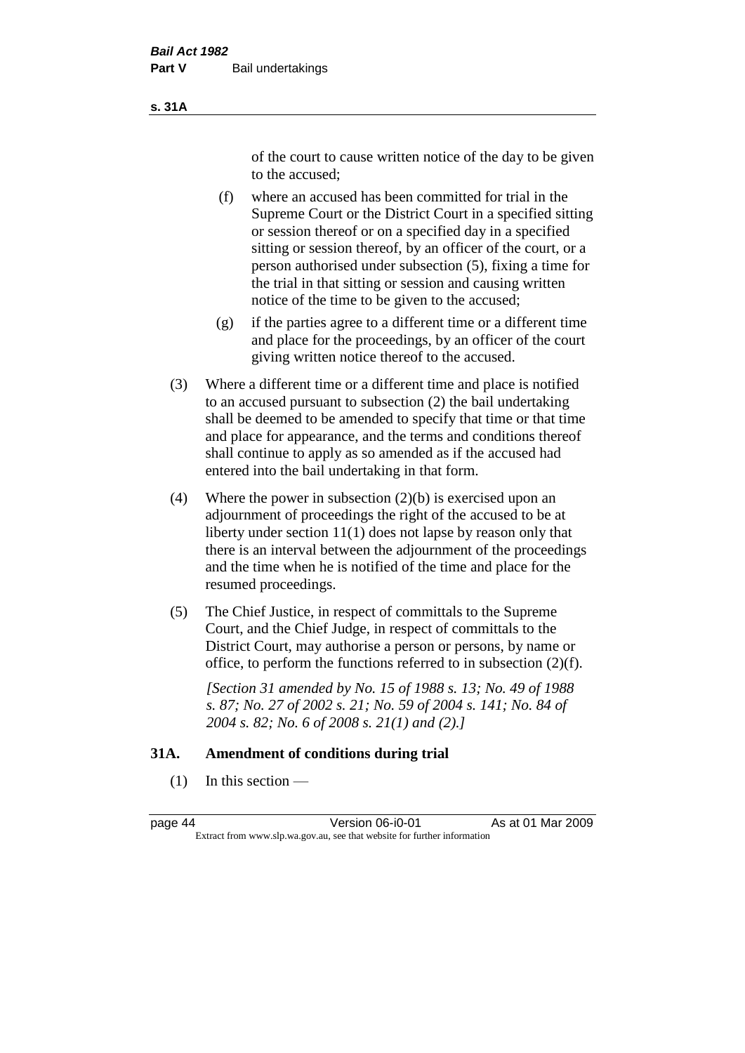of the court to cause written notice of the day to be given to the accused;

(f) where an accused has been committed for trial in the Supreme Court or the District Court in a specified sitting or session thereof or on a specified day in a specified sitting or session thereof, by an officer of the court, or a person authorised under subsection (5), fixing a time for the trial in that sitting or session and causing written notice of the time to be given to the accused;

(g) if the parties agree to a different time or a different time and place for the proceedings, by an officer of the court giving written notice thereof to the accused.

(3) Where a different time or a different time and place is notified to an accused pursuant to subsection (2) the bail undertaking shall be deemed to be amended to specify that time or that time and place for appearance, and the terms and conditions thereof shall continue to apply as so amended as if the accused had entered into the bail undertaking in that form.

(4) Where the power in subsection (2)(b) is exercised upon an adjournment of proceedings the right of the accused to be at liberty under section 11(1) does not lapse by reason only that there is an interval between the adjournment of the proceedings and the time when he is notified of the time and place for the resumed proceedings.

(5) The Chief Justice, in respect of committals to the Supreme Court, and the Chief Judge, in respect of committals to the District Court, may authorise a person or persons, by name or office, to perform the functions referred to in subsection (2)(f).

*[Section 31 amended by No. 15 of 1988 s. 13; No. 49 of 1988 s. 87; No. 27 of 2002 s. 21; No. 59 of 2004 s. 141; No. 84 of 2004 s. 82; No. 6 of 2008 s. 21(1) and (2).]*

### 31A. Amendment of conditions during trial

(1) In this section —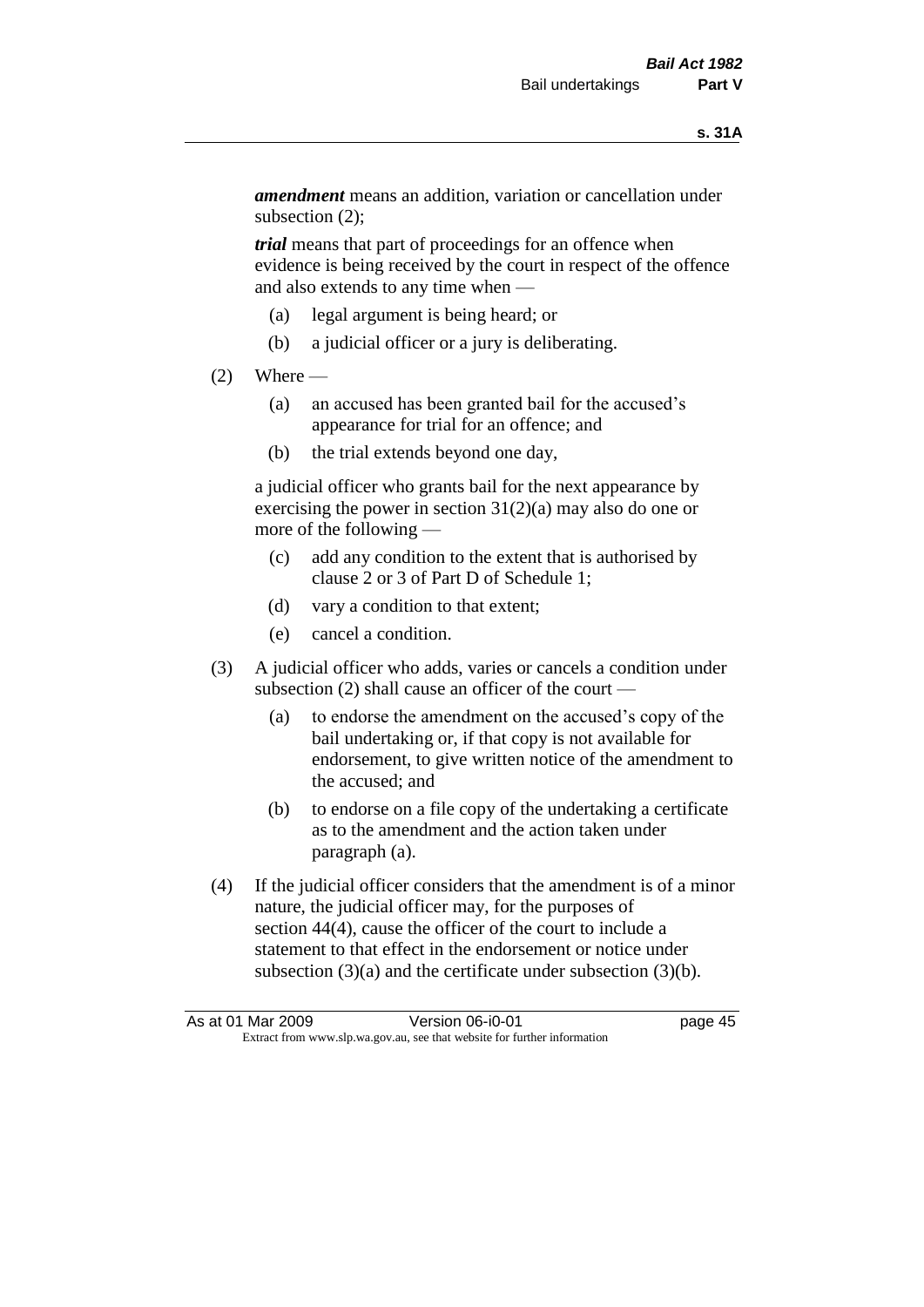***amendment*** means an addition, variation or cancellation under subsection (2);

***trial*** means that part of proceedings for an offence when evidence is being received by the court in respect of the offence and also extends to any time when —

- (a) legal argument is being heard; or
- (b) a judicial officer or a jury is deliberating.

(2) Where —

- (a) an accused has been granted bail for the accused's appearance for trial for an offence; and
- (b) the trial extends beyond one day,

a judicial officer who grants bail for the next appearance by exercising the power in section 31(2)(a) may also do one or more of the following —

- (c) add any condition to the extent that is authorised by clause 2 or 3 of Part D of Schedule 1;
- (d) vary a condition to that extent;
- (e) cancel a condition.

(3) A judicial officer who adds, varies or cancels a condition under subsection (2) shall cause an officer of the court —

- (a) to endorse the amendment on the accused's copy of the bail undertaking or, if that copy is not available for endorsement, to give written notice of the amendment to the accused; and
- (b) to endorse on a file copy of the undertaking a certificate as to the amendment and the action taken under paragraph (a).

(4) If the judicial officer considers that the amendment is of a minor nature, the judicial officer may, for the purposes of section 44(4), cause the officer of the court to include a statement to that effect in the endorsement or notice under subsection (3)(a) and the certificate under subsection (3)(b).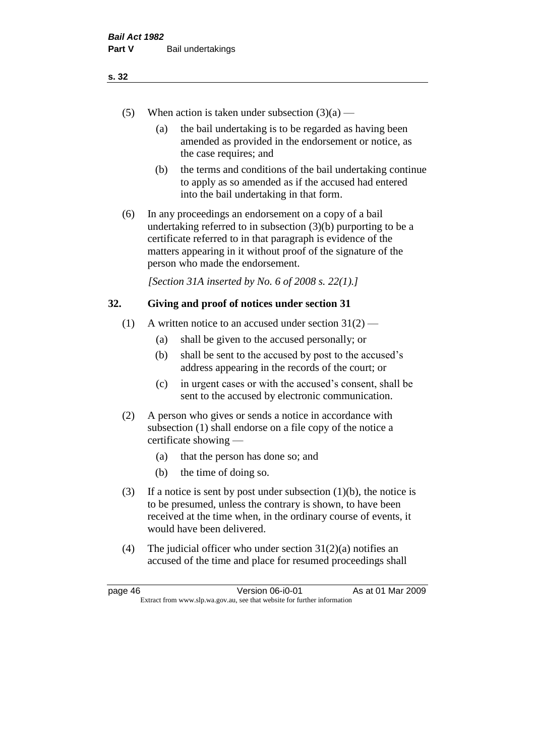(5) When action is taken under subsection (3)(a) —

   (a) the bail undertaking is to be regarded as having been amended as provided in the endorsement or notice, as the case requires; and

   (b) the terms and conditions of the bail undertaking continue to apply as so amended as if the accused had entered into the bail undertaking in that form.

(6) In any proceedings an endorsement on a copy of a bail undertaking referred to in subsection (3)(b) purporting to be a certificate referred to in that paragraph is evidence of the matters appearing in it without proof of the signature of the person who made the endorsement.

*[Section 31A inserted by No. 6 of 2008 s. 22(1).]*

## 32. Giving and proof of notices under section 31

(1) A written notice to an accused under section 31(2) —

   (a) shall be given to the accused personally; or

   (b) shall be sent to the accused by post to the accused's address appearing in the records of the court; or

   (c) in urgent cases or with the accused's consent, shall be sent to the accused by electronic communication.

(2) A person who gives or sends a notice in accordance with subsection (1) shall endorse on a file copy of the notice a certificate showing —

   (a) that the person has done so; and

   (b) the time of doing so.

(3) If a notice is sent by post under subsection (1)(b), the notice is to be presumed, unless the contrary is shown, to have been received at the time when, in the ordinary course of events, it would have been delivered.

(4) The judicial officer who under section 31(2)(a) notifies an accused of the time and place for resumed proceedings shall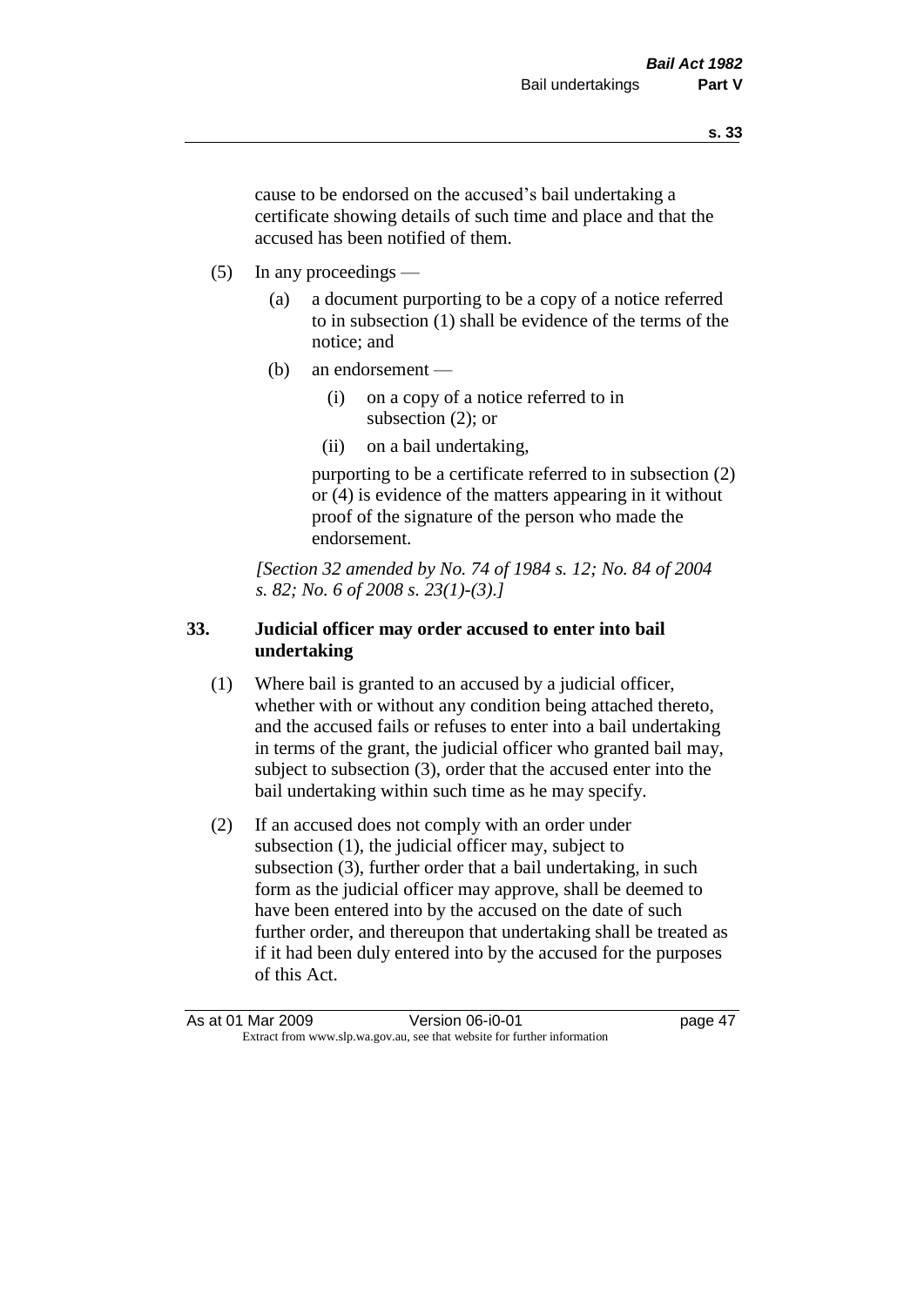cause to be endorsed on the accused's bail undertaking a certificate showing details of such time and place and that the accused has been notified of them.

(5) In any proceedings —

(a) a document purporting to be a copy of a notice referred to in subsection (1) shall be evidence of the terms of the notice; and

(b) an endorsement —

(i) on a copy of a notice referred to in subsection (2); or

(ii) on a bail undertaking,

purporting to be a certificate referred to in subsection (2) or (4) is evidence of the matters appearing in it without proof of the signature of the person who made the endorsement.

*[Section 32 amended by No. 74 of 1984 s. 12; No. 84 of 2004 s. 82; No. 6 of 2008 s. 23(1)-(3).]*

## 33. Judicial officer may order accused to enter into bail undertaking

(1) Where bail is granted to an accused by a judicial officer, whether with or without any condition being attached thereto, and the accused fails or refuses to enter into a bail undertaking in terms of the grant, the judicial officer who granted bail may, subject to subsection (3), order that the accused enter into the bail undertaking within such time as he may specify.

(2) If an accused does not comply with an order under subsection (1), the judicial officer may, subject to subsection (3), further order that a bail undertaking, in such form as the judicial officer may approve, shall be deemed to have been entered into by the accused on the date of such further order, and thereupon that undertaking shall be treated as if it had been duly entered into by the accused for the purposes of this Act.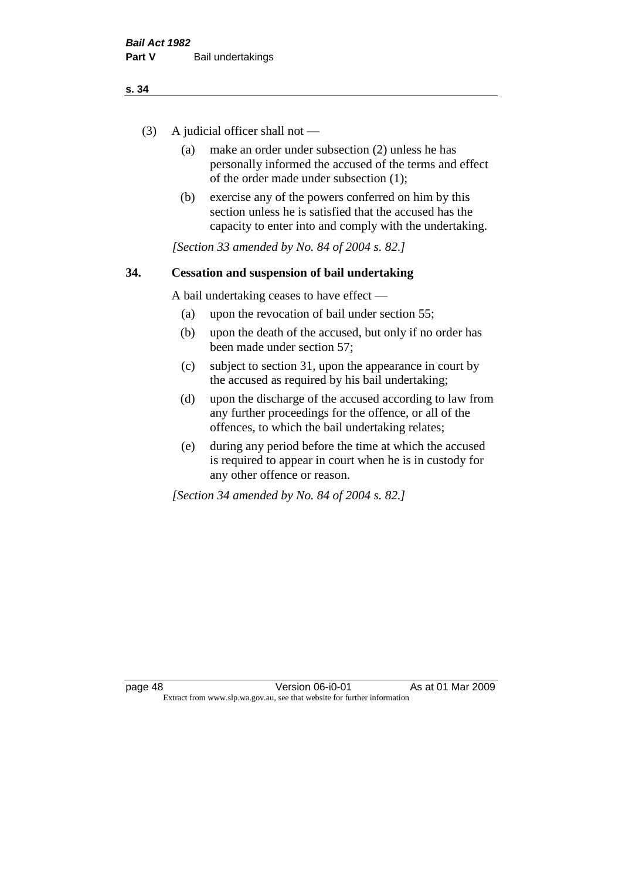(3) A judicial officer shall not —

(a) make an order under subsection (2) unless he has personally informed the accused of the terms and effect of the order made under subsection (1);

(b) exercise any of the powers conferred on him by this section unless he is satisfied that the accused has the capacity to enter into and comply with the undertaking.

*[Section 33 amended by No. 84 of 2004 s. 82.]*

## 34. Cessation and suspension of bail undertaking

A bail undertaking ceases to have effect —

(a) upon the revocation of bail under section 55;

(b) upon the death of the accused, but only if no order has been made under section 57;

(c) subject to section 31, upon the appearance in court by the accused as required by his bail undertaking;

(d) upon the discharge of the accused according to law from any further proceedings for the offence, or all of the offences, to which the bail undertaking relates;

(e) during any period before the time at which the accused is required to appear in court when he is in custody for any other offence or reason.

*[Section 34 amended by No. 84 of 2004 s. 82.]*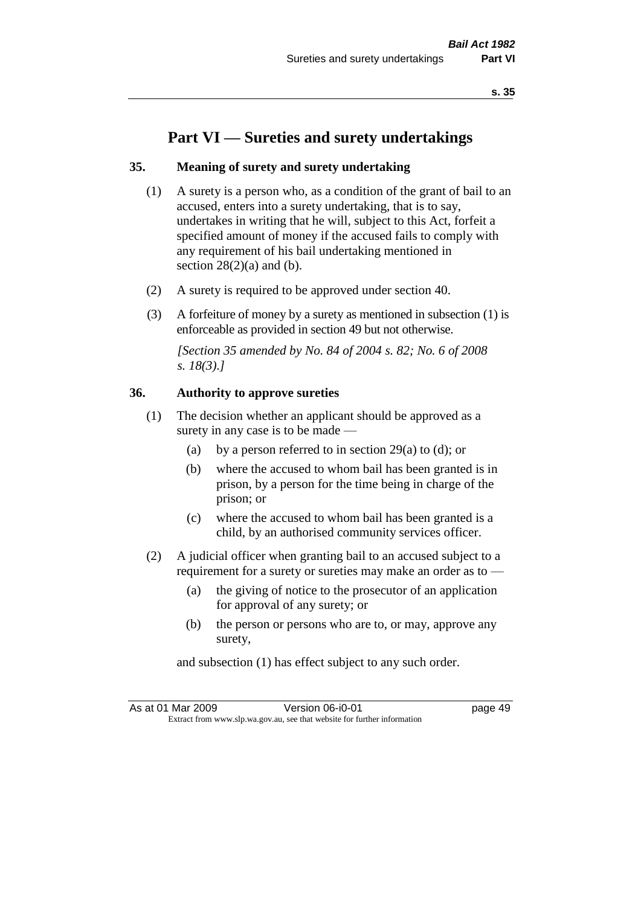# Part VI — Sureties and surety undertakings

## 35. Meaning of surety and surety undertaking

(1) A surety is a person who, as a condition of the grant of bail to an accused, enters into a surety undertaking, that is to say, undertakes in writing that he will, subject to this Act, forfeit a specified amount of money if the accused fails to comply with any requirement of his bail undertaking mentioned in section 28(2)(a) and (b).

(2) A surety is required to be approved under section 40.

(3) A forfeiture of money by a surety as mentioned in subsection (1) is enforceable as provided in section 49 but not otherwise.

*[Section 35 amended by No. 84 of 2004 s. 82; No. 6 of 2008 s. 18(3).]*

## 36. Authority to approve sureties

(1) The decision whether an applicant should be approved as a surety in any case is to be made —

- (a) by a person referred to in section 29(a) to (d); or
- (b) where the accused to whom bail has been granted is in prison, by a person for the time being in charge of the prison; or
- (c) where the accused to whom bail has been granted is a child, by an authorised community services officer.

(2) A judicial officer when granting bail to an accused subject to a requirement for a surety or sureties may make an order as to —

- (a) the giving of notice to the prosecutor of an application for approval of any surety; or
- (b) the person or persons who are to, or may, approve any surety,

and subsection (1) has effect subject to any such order.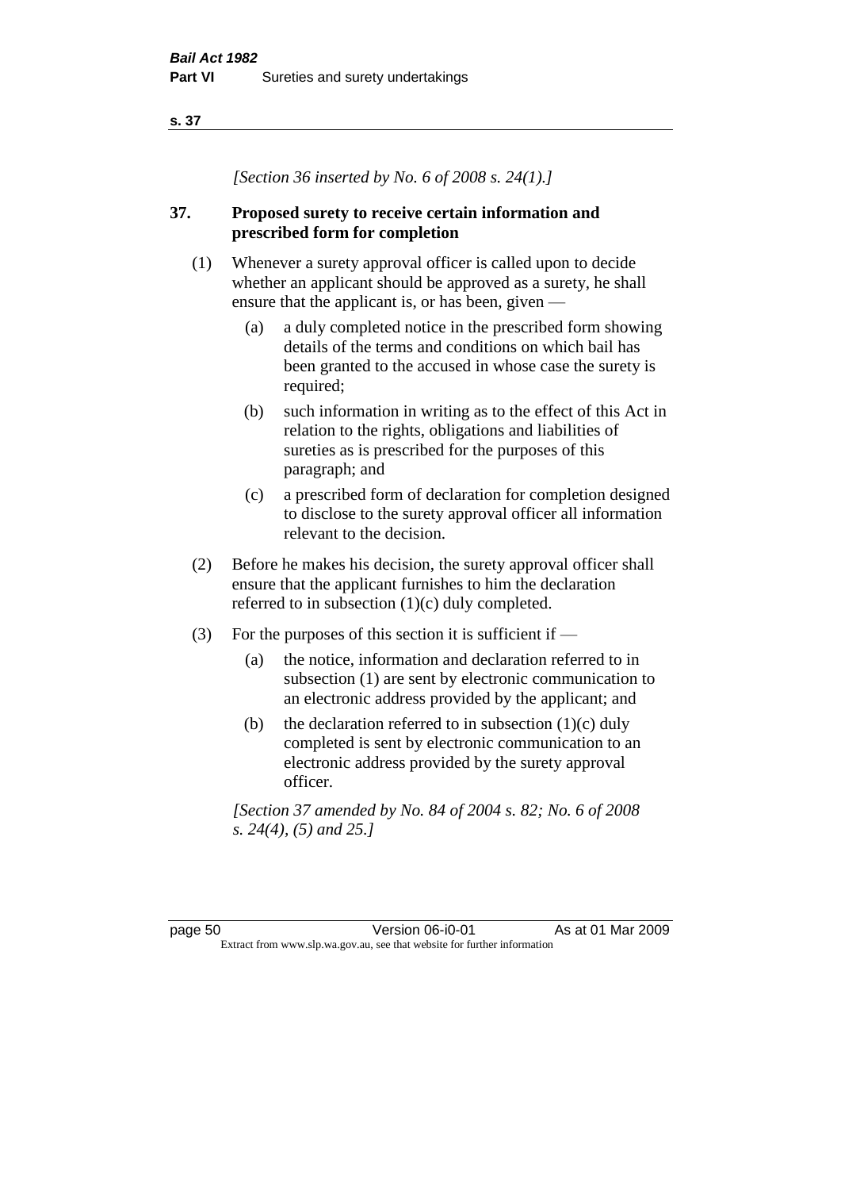*[Section 36 inserted by No. 6 of 2008 s. 24(1).]*

## 37. Proposed surety to receive certain information and prescribed form for completion

(1) Whenever a surety approval officer is called upon to decide whether an applicant should be approved as a surety, he shall ensure that the applicant is, or has been, given —

- (a) a duly completed notice in the prescribed form showing details of the terms and conditions on which bail has been granted to the accused in whose case the surety is required;
- (b) such information in writing as to the effect of this Act in relation to the rights, obligations and liabilities of sureties as is prescribed for the purposes of this paragraph; and
- (c) a prescribed form of declaration for completion designed to disclose to the surety approval officer all information relevant to the decision.

(2) Before he makes his decision, the surety approval officer shall ensure that the applicant furnishes to him the declaration referred to in subsection (1)(c) duly completed.

(3) For the purposes of this section it is sufficient if —

- (a) the notice, information and declaration referred to in subsection (1) are sent by electronic communication to an electronic address provided by the applicant; and
- (b) the declaration referred to in subsection (1)(c) duly completed is sent by electronic communication to an electronic address provided by the surety approval officer.

*[Section 37 amended by No. 84 of 2004 s. 82; No. 6 of 2008 s. 24(4), (5) and 25.]*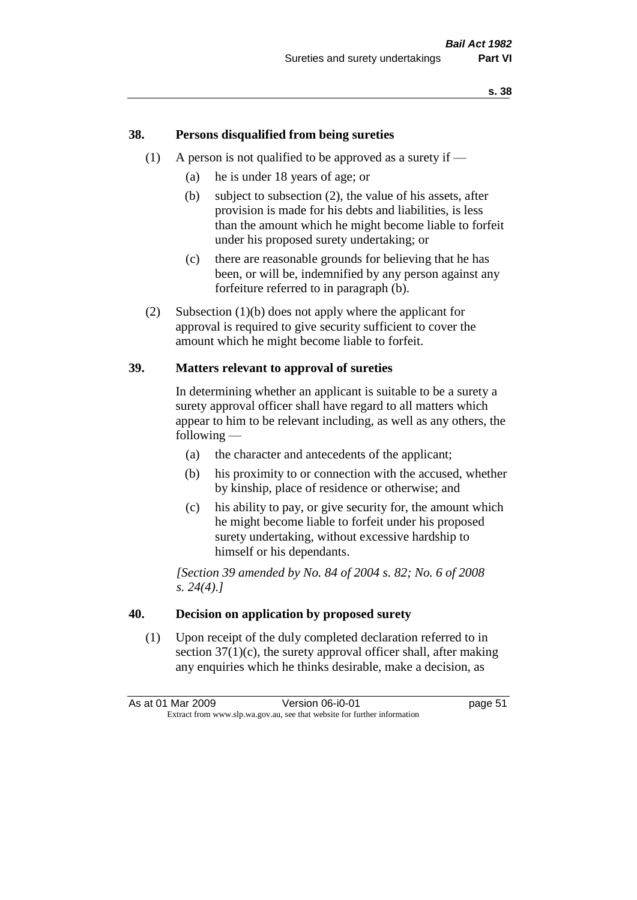## 38. Persons disqualified from being sureties

(1) A person is not qualified to be approved as a surety if —

   (a) he is under 18 years of age; or

   (b) subject to subsection (2), the value of his assets, after provision is made for his debts and liabilities, is less than the amount which he might become liable to forfeit under his proposed surety undertaking; or

   (c) there are reasonable grounds for believing that he has been, or will be, indemnified by any person against any forfeiture referred to in paragraph (b).

(2) Subsection (1)(b) does not apply where the applicant for approval is required to give security sufficient to cover the amount which he might become liable to forfeit.

## 39. Matters relevant to approval of sureties

In determining whether an applicant is suitable to be a surety a surety approval officer shall have regard to all matters which appear to him to be relevant including, as well as any others, the following —

   (a) the character and antecedents of the applicant;

   (b) his proximity to or connection with the accused, whether by kinship, place of residence or otherwise; and

   (c) his ability to pay, or give security for, the amount which he might become liable to forfeit under his proposed surety undertaking, without excessive hardship to himself or his dependants.

*[Section 39 amended by No. 84 of 2004 s. 82; No. 6 of 2008 s. 24(4).]*

## 40. Decision on application by proposed surety

(1) Upon receipt of the duly completed declaration referred to in section 37(1)(c), the surety approval officer shall, after making any enquiries which he thinks desirable, make a decision, as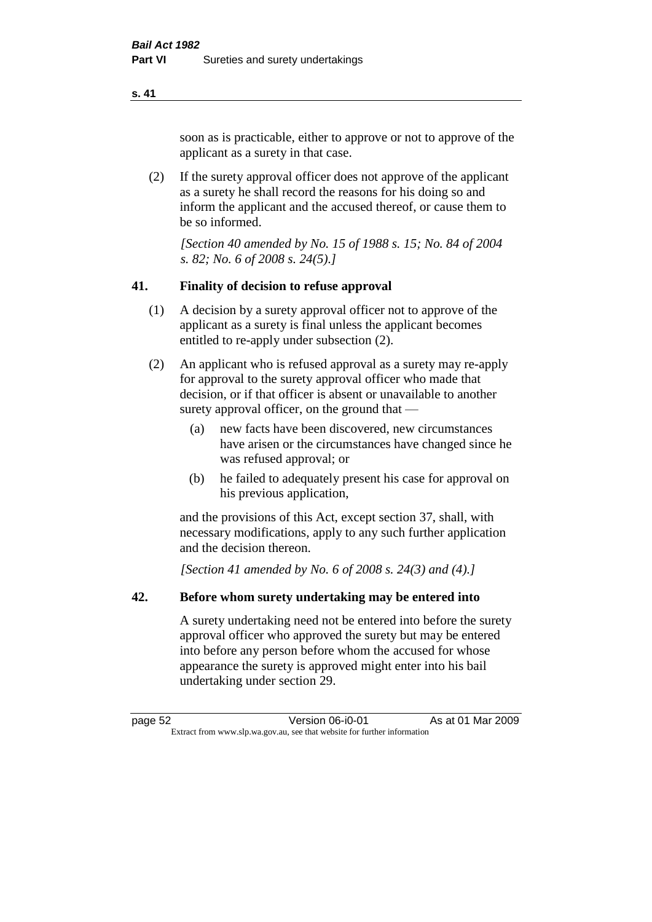soon as is practicable, either to approve or not to approve of the applicant as a surety in that case.

(2) If the surety approval officer does not approve of the applicant as a surety he shall record the reasons for his doing so and inform the applicant and the accused thereof, or cause them to be so informed.

*[Section 40 amended by No. 15 of 1988 s. 15; No. 84 of 2004 s. 82; No. 6 of 2008 s. 24(5).]*

## 41. Finality of decision to refuse approval

(1) A decision by a surety approval officer not to approve of the applicant as a surety is final unless the applicant becomes entitled to re-apply under subsection (2).

(2) An applicant who is refused approval as a surety may re-apply for approval to the surety approval officer who made that decision, or if that officer is absent or unavailable to another surety approval officer, on the ground that —

- (a) new facts have been discovered, new circumstances have arisen or the circumstances have changed since he was refused approval; or
- (b) he failed to adequately present his case for approval on his previous application,

and the provisions of this Act, except section 37, shall, with necessary modifications, apply to any such further application and the decision thereon.

*[Section 41 amended by No. 6 of 2008 s. 24(3) and (4).]*

## 42. Before whom surety undertaking may be entered into

A surety undertaking need not be entered into before the surety approval officer who approved the surety but may be entered into before any person before whom the accused for whose appearance the surety is approved might enter into his bail undertaking under section 29.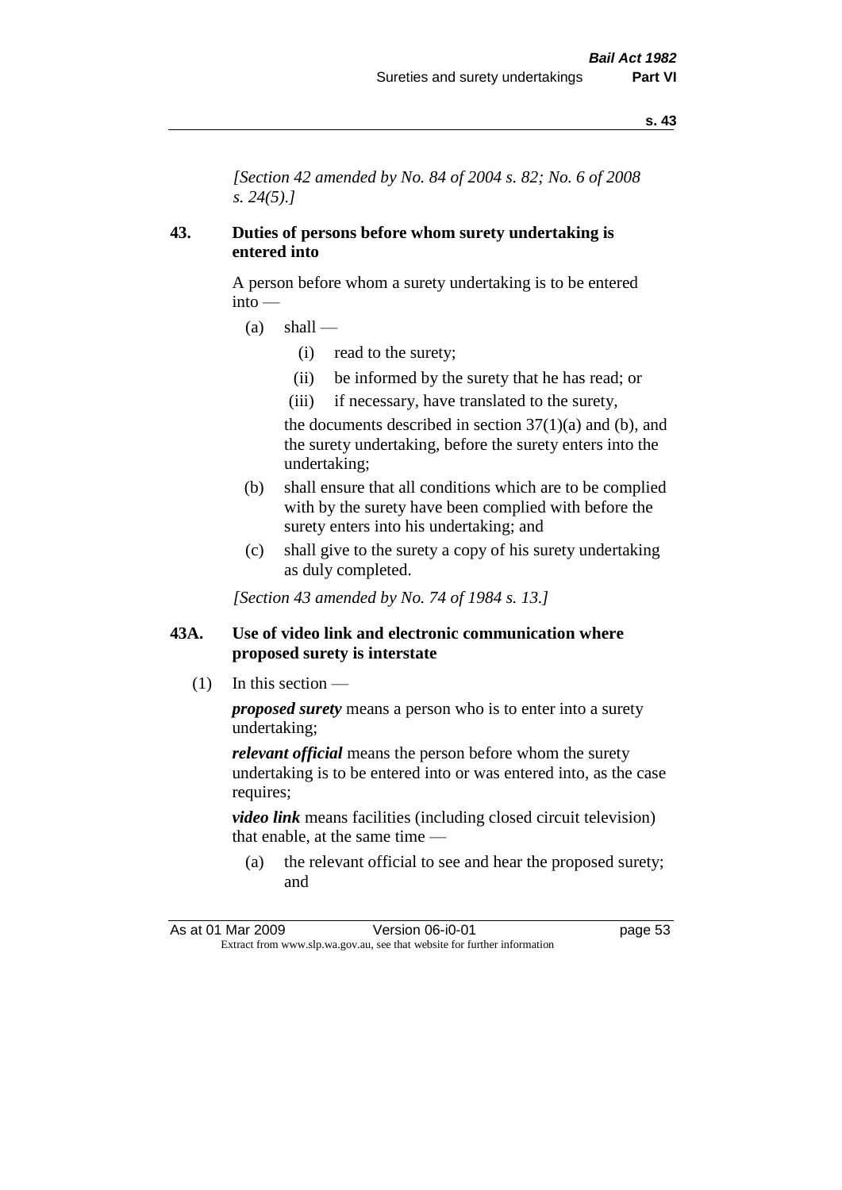*[Section 42 amended by No. 84 of 2004 s. 82; No. 6 of 2008 s. 24(5).]*

### 43. Duties of persons before whom surety undertaking is entered into

A person before whom a surety undertaking is to be entered into —

- (a) shall —
  - (i) read to the surety;
  - (ii) be informed by the surety that he has read; or
  - (iii) if necessary, have translated to the surety,

  the documents described in section 37(1)(a) and (b), and the surety undertaking, before the surety enters into the undertaking;
- (b) shall ensure that all conditions which are to be complied with by the surety have been complied with before the surety enters into his undertaking; and
- (c) shall give to the surety a copy of his surety undertaking as duly completed.

*[Section 43 amended by No. 74 of 1984 s. 13.]*

### 43A. Use of video link and electronic communication where proposed surety is interstate

(1) In this section —

***proposed surety*** means a person who is to enter into a surety undertaking;

***relevant official*** means the person before whom the surety undertaking is to be entered into or was entered into, as the case requires;

***video link*** means facilities (including closed circuit television) that enable, at the same time —

- (a) the relevant official to see and hear the proposed surety; and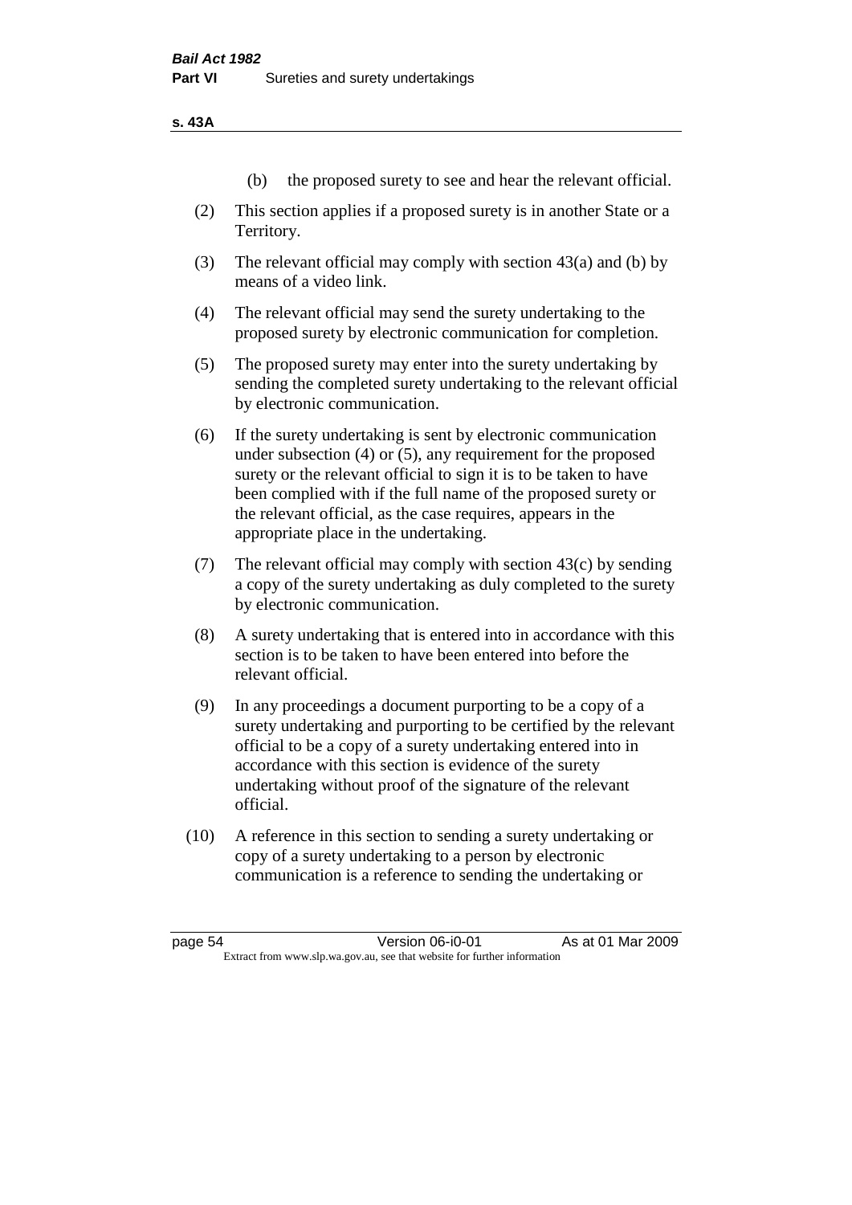(b) the proposed surety to see and hear the relevant official.

(2) This section applies if a proposed surety is in another State or a Territory.

(3) The relevant official may comply with section 43(a) and (b) by means of a video link.

(4) The relevant official may send the surety undertaking to the proposed surety by electronic communication for completion.

(5) The proposed surety may enter into the surety undertaking by sending the completed surety undertaking to the relevant official by electronic communication.

(6) If the surety undertaking is sent by electronic communication under subsection (4) or (5), any requirement for the proposed surety or the relevant official to sign it is to be taken to have been complied with if the full name of the proposed surety or the relevant official, as the case requires, appears in the appropriate place in the undertaking.

(7) The relevant official may comply with section 43(c) by sending a copy of the surety undertaking as duly completed to the surety by electronic communication.

(8) A surety undertaking that is entered into in accordance with this section is to be taken to have been entered into before the relevant official.

(9) In any proceedings a document purporting to be a copy of a surety undertaking and purporting to be certified by the relevant official to be a copy of a surety undertaking entered into in accordance with this section is evidence of the surety undertaking without proof of the signature of the relevant official.

(10) A reference in this section to sending a surety undertaking or copy of a surety undertaking to a person by electronic communication is a reference to sending the undertaking or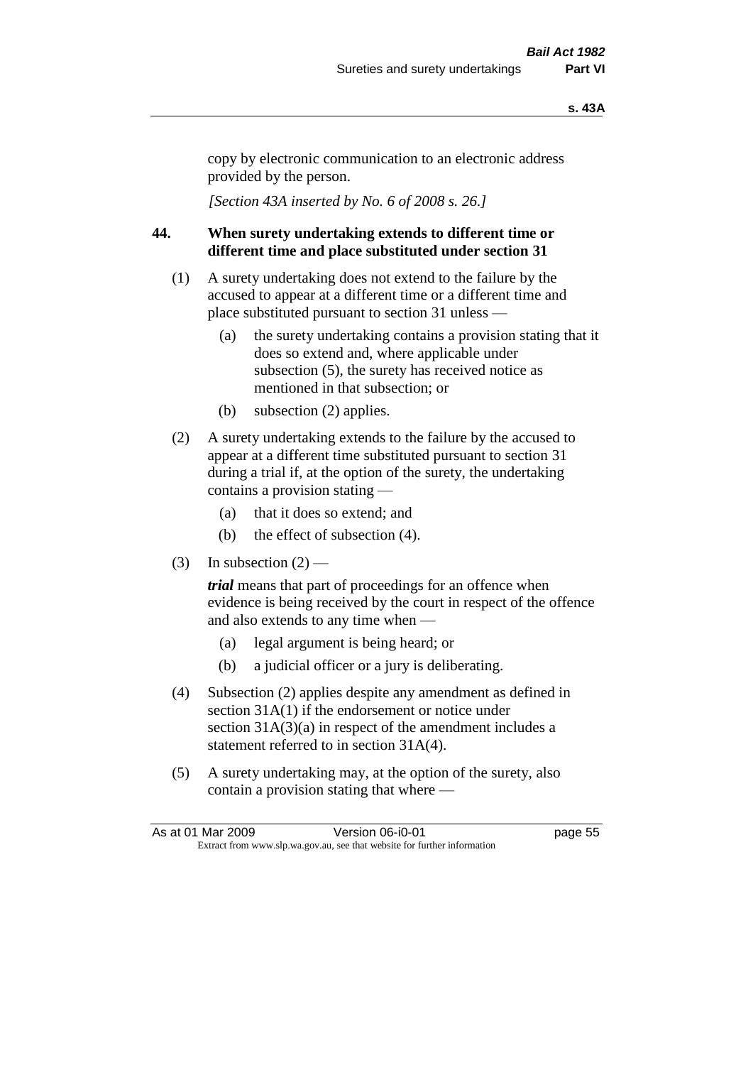copy by electronic communication to an electronic address provided by the person.

*[Section 43A inserted by No. 6 of 2008 s. 26.]*

## 44. When surety undertaking extends to different time or different time and place substituted under section 31

(1) A surety undertaking does not extend to the failure by the accused to appear at a different time or a different time and place substituted pursuant to section 31 unless —

- (a) the surety undertaking contains a provision stating that it does so extend and, where applicable under subsection (5), the surety has received notice as mentioned in that subsection; or
- (b) subsection (2) applies.

(2) A surety undertaking extends to the failure by the accused to appear at a different time substituted pursuant to section 31 during a trial if, at the option of the surety, the undertaking contains a provision stating —

- (a) that it does so extend; and
- (b) the effect of subsection (4).

(3) In subsection (2) —

***trial*** means that part of proceedings for an offence when evidence is being received by the court in respect of the offence and also extends to any time when —

- (a) legal argument is being heard; or
- (b) a judicial officer or a jury is deliberating.

(4) Subsection (2) applies despite any amendment as defined in section 31A(1) if the endorsement or notice under section 31A(3)(a) in respect of the amendment includes a statement referred to in section 31A(4).

(5) A surety undertaking may, at the option of the surety, also contain a provision stating that where —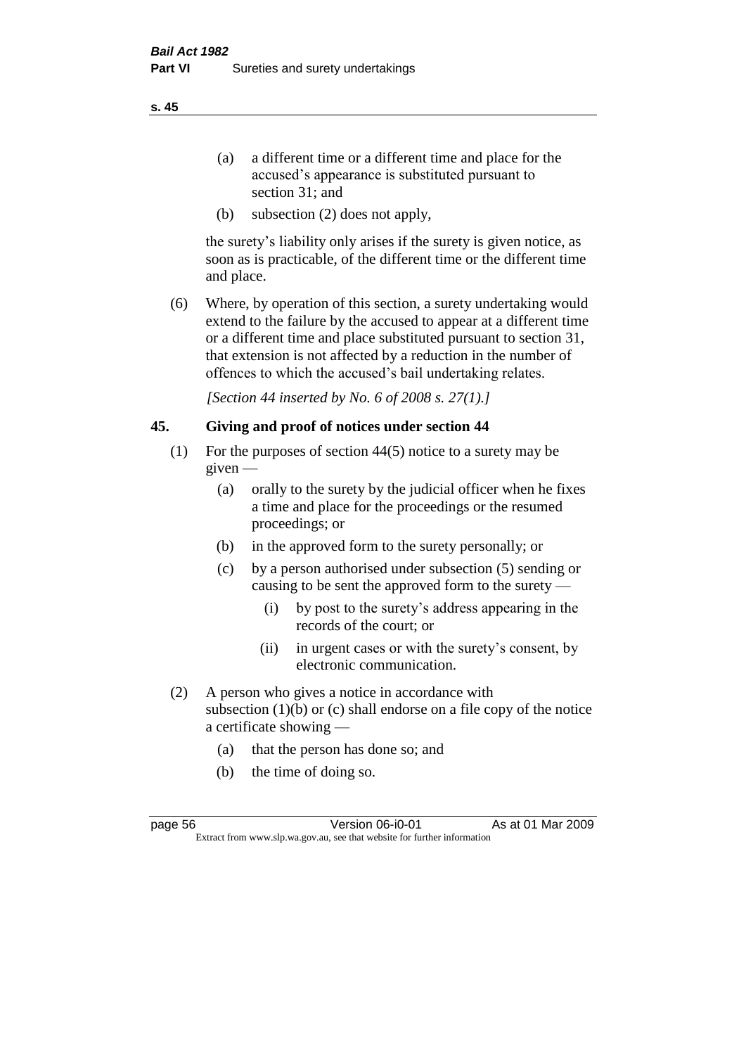- (a) a different time or a different time and place for the accused's appearance is substituted pursuant to section 31; and
- (b) subsection (2) does not apply,

the surety's liability only arises if the surety is given notice, as soon as is practicable, of the different time or the different time and place.

(6) Where, by operation of this section, a surety undertaking would extend to the failure by the accused to appear at a different time or a different time and place substituted pursuant to section 31, that extension is not affected by a reduction in the number of offences to which the accused's bail undertaking relates.

*[Section 44 inserted by No. 6 of 2008 s. 27(1).]*

## 45. Giving and proof of notices under section 44

(1) For the purposes of section 44(5) notice to a surety may be given —

- (a) orally to the surety by the judicial officer when he fixes a time and place for the proceedings or the resumed proceedings; or
- (b) in the approved form to the surety personally; or
- (c) by a person authorised under subsection (5) sending or causing to be sent the approved form to the surety —
  - (i) by post to the surety's address appearing in the records of the court; or
  - (ii) in urgent cases or with the surety's consent, by electronic communication.

(2) A person who gives a notice in accordance with subsection (1)(b) or (c) shall endorse on a file copy of the notice a certificate showing —

- (a) that the person has done so; and
- (b) the time of doing so.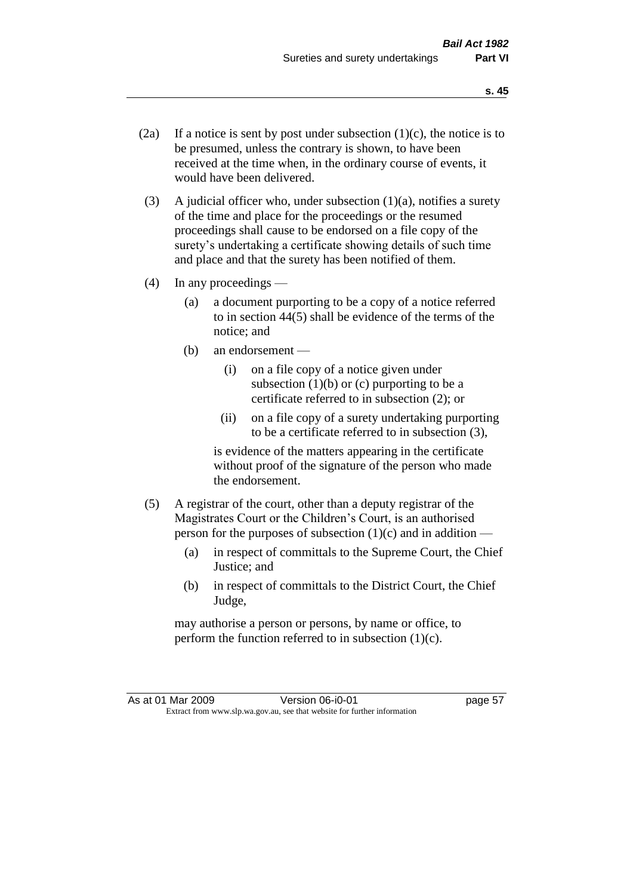(2a) If a notice is sent by post under subsection (1)(c), the notice is to be presumed, unless the contrary is shown, to have been received at the time when, in the ordinary course of events, it would have been delivered.

(3) A judicial officer who, under subsection (1)(a), notifies a surety of the time and place for the proceedings or the resumed proceedings shall cause to be endorsed on a file copy of the surety's undertaking a certificate showing details of such time and place and that the surety has been notified of them.

(4) In any proceedings —

- (a) a document purporting to be a copy of a notice referred to in section 44(5) shall be evidence of the terms of the notice; and
- (b) an endorsement —
  - (i) on a file copy of a notice given under subsection (1)(b) or (c) purporting to be a certificate referred to in subsection (2); or
  - (ii) on a file copy of a surety undertaking purporting to be a certificate referred to in subsection (3),

  is evidence of the matters appearing in the certificate without proof of the signature of the person who made the endorsement.

(5) A registrar of the court, other than a deputy registrar of the Magistrates Court or the Children's Court, is an authorised person for the purposes of subsection (1)(c) and in addition —

- (a) in respect of committals to the Supreme Court, the Chief Justice; and
- (b) in respect of committals to the District Court, the Chief Judge,

may authorise a person or persons, by name or office, to perform the function referred to in subsection (1)(c).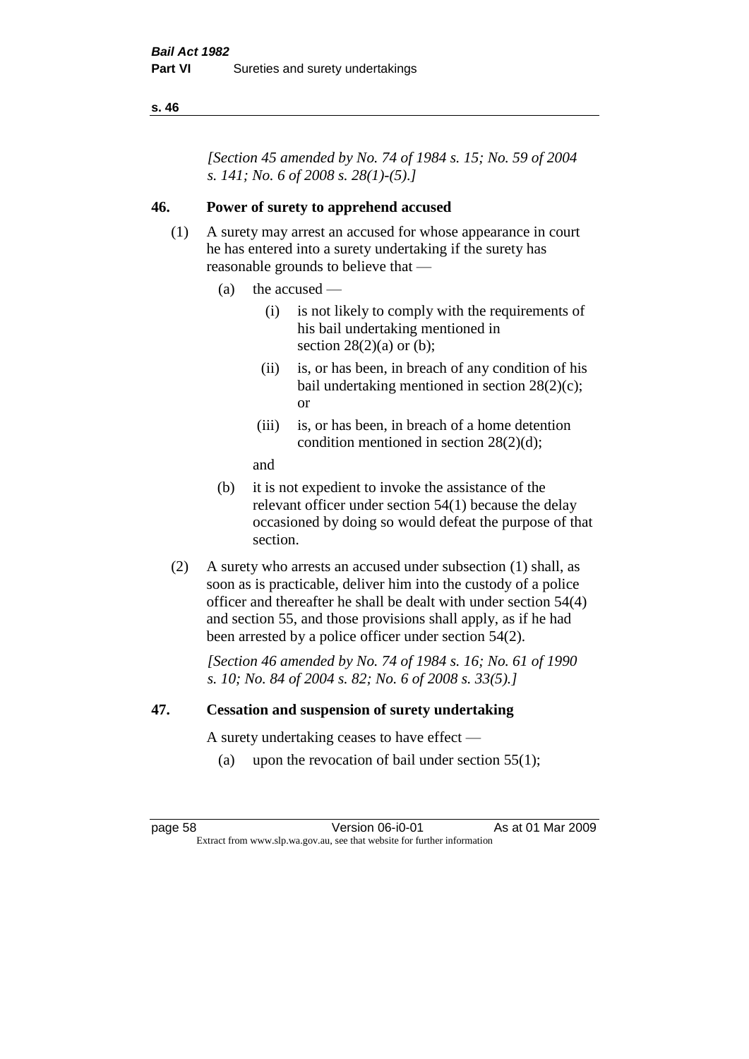*[Section 45 amended by No. 74 of 1984 s. 15; No. 59 of 2004 s. 141; No. 6 of 2008 s. 28(1)-(5).]*

### 46. Power of surety to apprehend accused

(1) A surety may arrest an accused for whose appearance in court he has entered into a surety undertaking if the surety has reasonable grounds to believe that —

- (a) the accused —
  - (i) is not likely to comply with the requirements of his bail undertaking mentioned in section 28(2)(a) or (b);
  - (ii) is, or has been, in breach of any condition of his bail undertaking mentioned in section 28(2)(c); or
  - (iii) is, or has been, in breach of a home detention condition mentioned in section 28(2)(d);

  and
- (b) it is not expedient to invoke the assistance of the relevant officer under section 54(1) because the delay occasioned by doing so would defeat the purpose of that section.

(2) A surety who arrests an accused under subsection (1) shall, as soon as is practicable, deliver him into the custody of a police officer and thereafter he shall be dealt with under section 54(4) and section 55, and those provisions shall apply, as if he had been arrested by a police officer under section 54(2).

*[Section 46 amended by No. 74 of 1984 s. 16; No. 61 of 1990 s. 10; No. 84 of 2004 s. 82; No. 6 of 2008 s. 33(5).]*

### 47. Cessation and suspension of surety undertaking

A surety undertaking ceases to have effect —

- (a) upon the revocation of bail under section 55(1);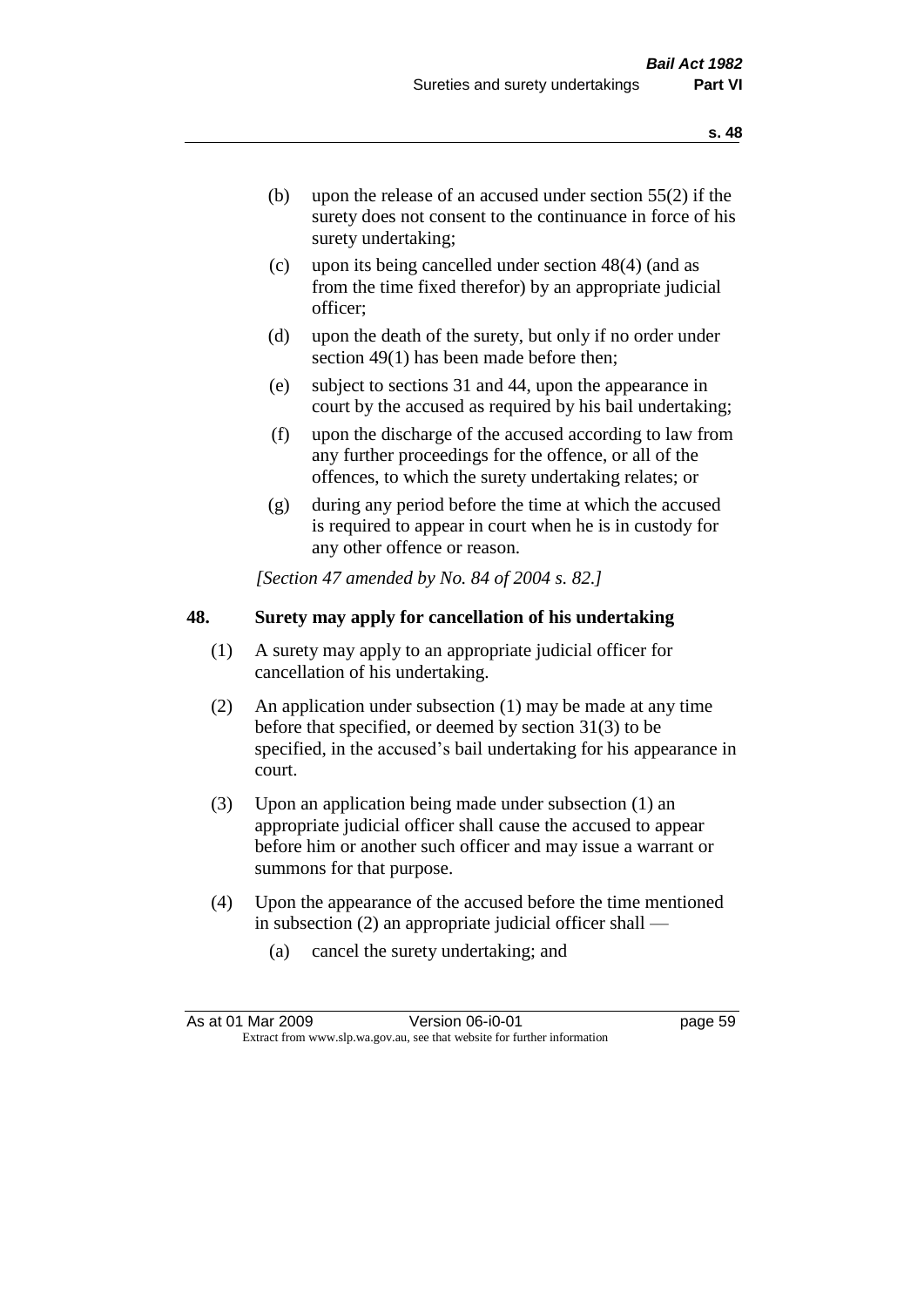(b) upon the release of an accused under section 55(2) if the surety does not consent to the continuance in force of his surety undertaking;

(c) upon its being cancelled under section 48(4) (and as from the time fixed therefor) by an appropriate judicial officer;

(d) upon the death of the surety, but only if no order under section 49(1) has been made before then;

(e) subject to sections 31 and 44, upon the appearance in court by the accused as required by his bail undertaking;

(f) upon the discharge of the accused according to law from any further proceedings for the offence, or all of the offences, to which the surety undertaking relates; or

(g) during any period before the time at which the accused is required to appear in court when he is in custody for any other offence or reason.

*[Section 47 amended by No. 84 of 2004 s. 82.]*

## 48. Surety may apply for cancellation of his undertaking

(1) A surety may apply to an appropriate judicial officer for cancellation of his undertaking.

(2) An application under subsection (1) may be made at any time before that specified, or deemed by section 31(3) to be specified, in the accused's bail undertaking for his appearance in court.

(3) Upon an application being made under subsection (1) an appropriate judicial officer shall cause the accused to appear before him or another such officer and may issue a warrant or summons for that purpose.

(4) Upon the appearance of the accused before the time mentioned in subsection (2) an appropriate judicial officer shall —

(a) cancel the surety undertaking; and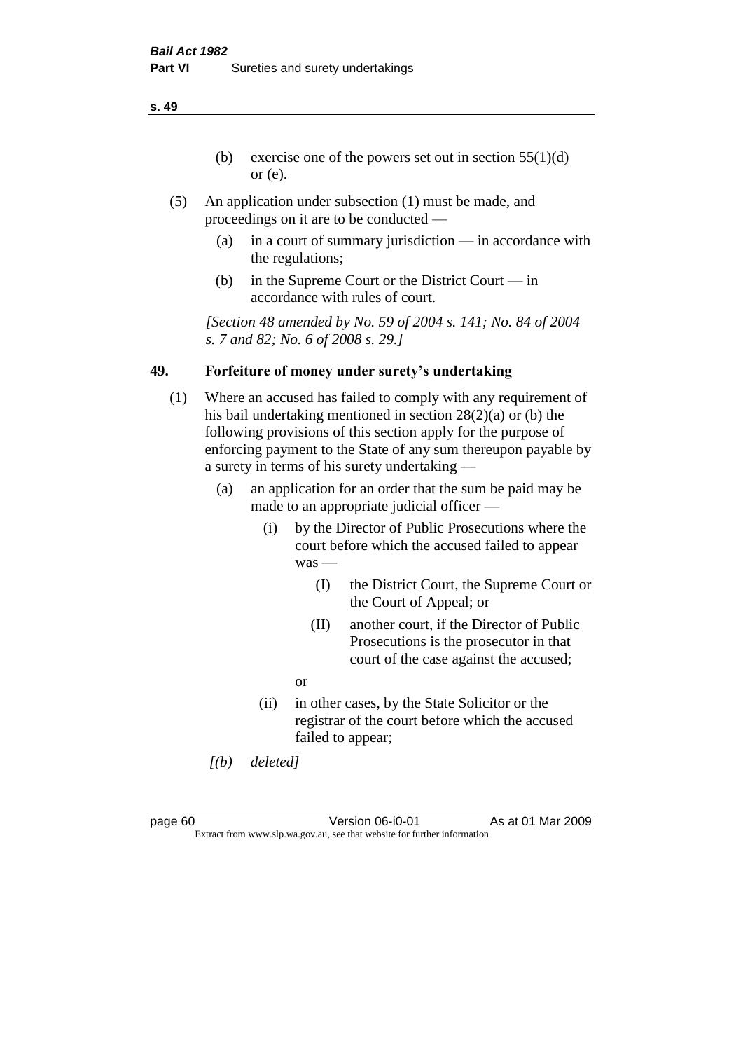(b) exercise one of the powers set out in section 55(1)(d) or (e).

(5) An application under subsection (1) must be made, and proceedings on it are to be conducted —

(a) in a court of summary jurisdiction — in accordance with the regulations;

(b) in the Supreme Court or the District Court — in accordance with rules of court.

*[Section 48 amended by No. 59 of 2004 s. 141; No. 84 of 2004 s. 7 and 82; No. 6 of 2008 s. 29.]*

## 49. Forfeiture of money under surety's undertaking

(1) Where an accused has failed to comply with any requirement of his bail undertaking mentioned in section 28(2)(a) or (b) the following provisions of this section apply for the purpose of enforcing payment to the State of any sum thereupon payable by a surety in terms of his surety undertaking —

(a) an application for an order that the sum be paid may be made to an appropriate judicial officer —

(i) by the Director of Public Prosecutions where the court before which the accused failed to appear was —

(I) the District Court, the Supreme Court or the Court of Appeal; or

(II) another court, if the Director of Public Prosecutions is the prosecutor in that court of the case against the accused;

or

(ii) in other cases, by the State Solicitor or the registrar of the court before which the accused failed to appear;

*[(b) deleted]*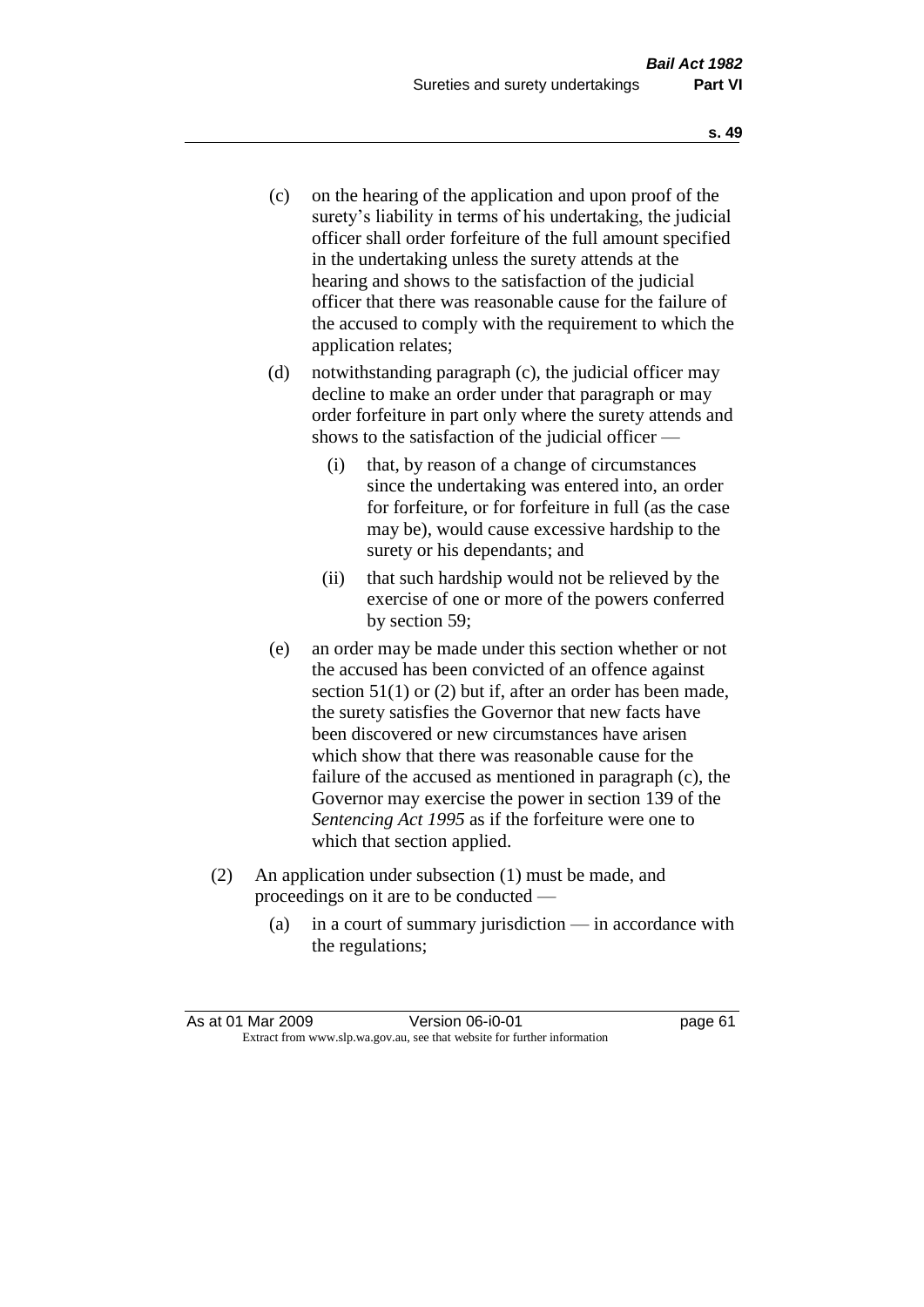(c) on the hearing of the application and upon proof of the surety's liability in terms of his undertaking, the judicial officer shall order forfeiture of the full amount specified in the undertaking unless the surety attends at the hearing and shows to the satisfaction of the judicial officer that there was reasonable cause for the failure of the accused to comply with the requirement to which the application relates;

(d) notwithstanding paragraph (c), the judicial officer may decline to make an order under that paragraph or may order forfeiture in part only where the surety attends and shows to the satisfaction of the judicial officer —

  (i) that, by reason of a change of circumstances since the undertaking was entered into, an order for forfeiture, or for forfeiture in full (as the case may be), would cause excessive hardship to the surety or his dependants; and

  (ii) that such hardship would not be relieved by the exercise of one or more of the powers conferred by section 59;

(e) an order may be made under this section whether or not the accused has been convicted of an offence against section 51(1) or (2) but if, after an order has been made, the surety satisfies the Governor that new facts have been discovered or new circumstances have arisen which show that there was reasonable cause for the failure of the accused as mentioned in paragraph (c), the Governor may exercise the power in section 139 of the *Sentencing Act 1995* as if the forfeiture were one to which that section applied.

(2) An application under subsection (1) must be made, and proceedings on it are to be conducted —

  (a) in a court of summary jurisdiction — in accordance with the regulations;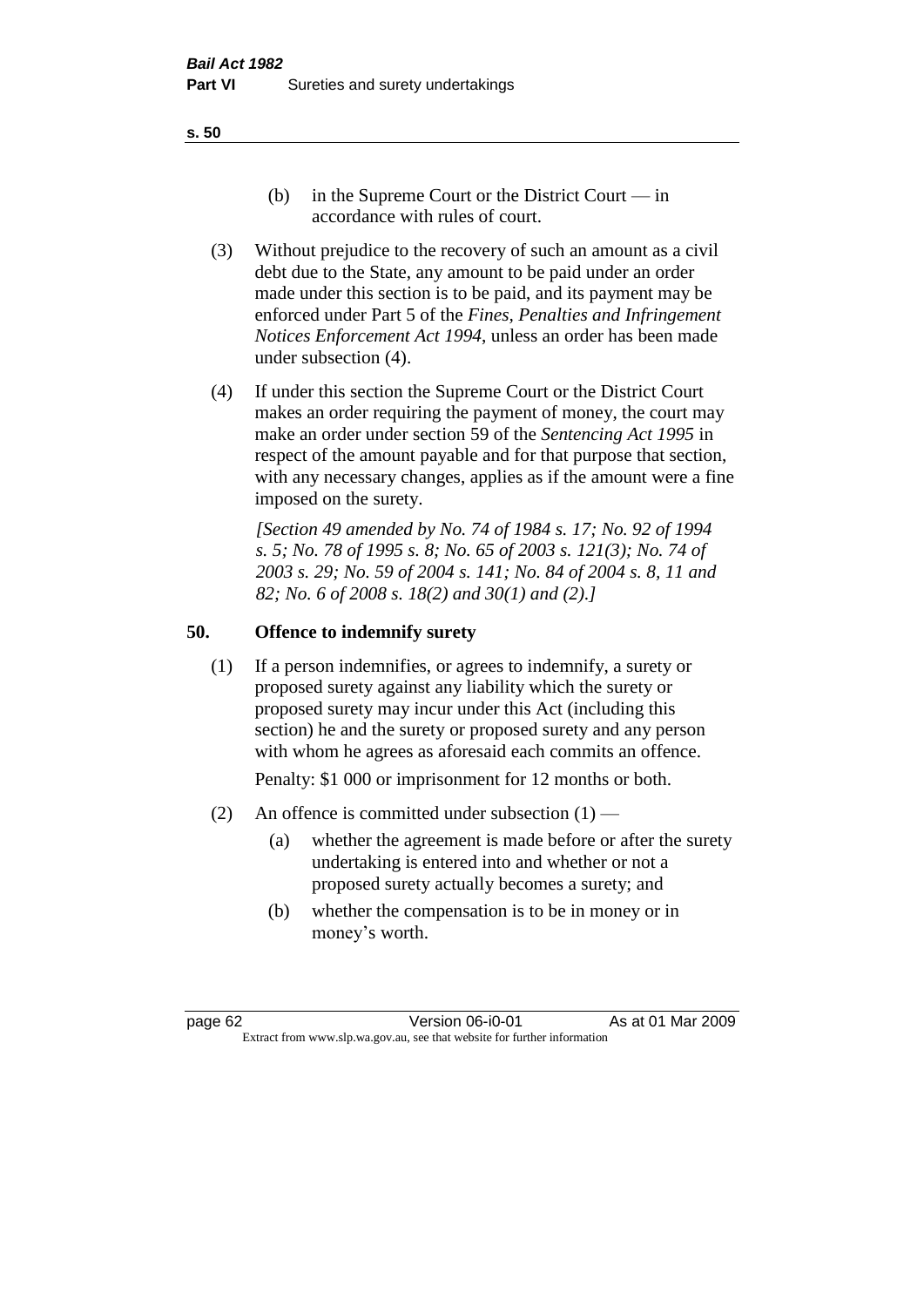(b) in the Supreme Court or the District Court — in accordance with rules of court.

(3) Without prejudice to the recovery of such an amount as a civil debt due to the State, any amount to be paid under an order made under this section is to be paid, and its payment may be enforced under Part 5 of the *Fines, Penalties and Infringement Notices Enforcement Act 1994*, unless an order has been made under subsection (4).

(4) If under this section the Supreme Court or the District Court makes an order requiring the payment of money, the court may make an order under section 59 of the *Sentencing Act 1995* in respect of the amount payable and for that purpose that section, with any necessary changes, applies as if the amount were a fine imposed on the surety.

*[Section 49 amended by No. 74 of 1984 s. 17; No. 92 of 1994 s. 5; No. 78 of 1995 s. 8; No. 65 of 2003 s. 121(3); No. 74 of 2003 s. 29; No. 59 of 2004 s. 141; No. 84 of 2004 s. 8, 11 and 82; No. 6 of 2008 s. 18(2) and 30(1) and (2).]*

## 50. Offence to indemnify surety

(1) If a person indemnifies, or agrees to indemnify, a surety or proposed surety against any liability which the surety or proposed surety may incur under this Act (including this section) he and the surety or proposed surety and any person with whom he agrees as aforesaid each commits an offence.

Penalty: $1 000 or imprisonment for 12 months or both.

(2) An offence is committed under subsection (1) —

(a) whether the agreement is made before or after the surety undertaking is entered into and whether or not a proposed surety actually becomes a surety; and

(b) whether the compensation is to be in money or in money's worth.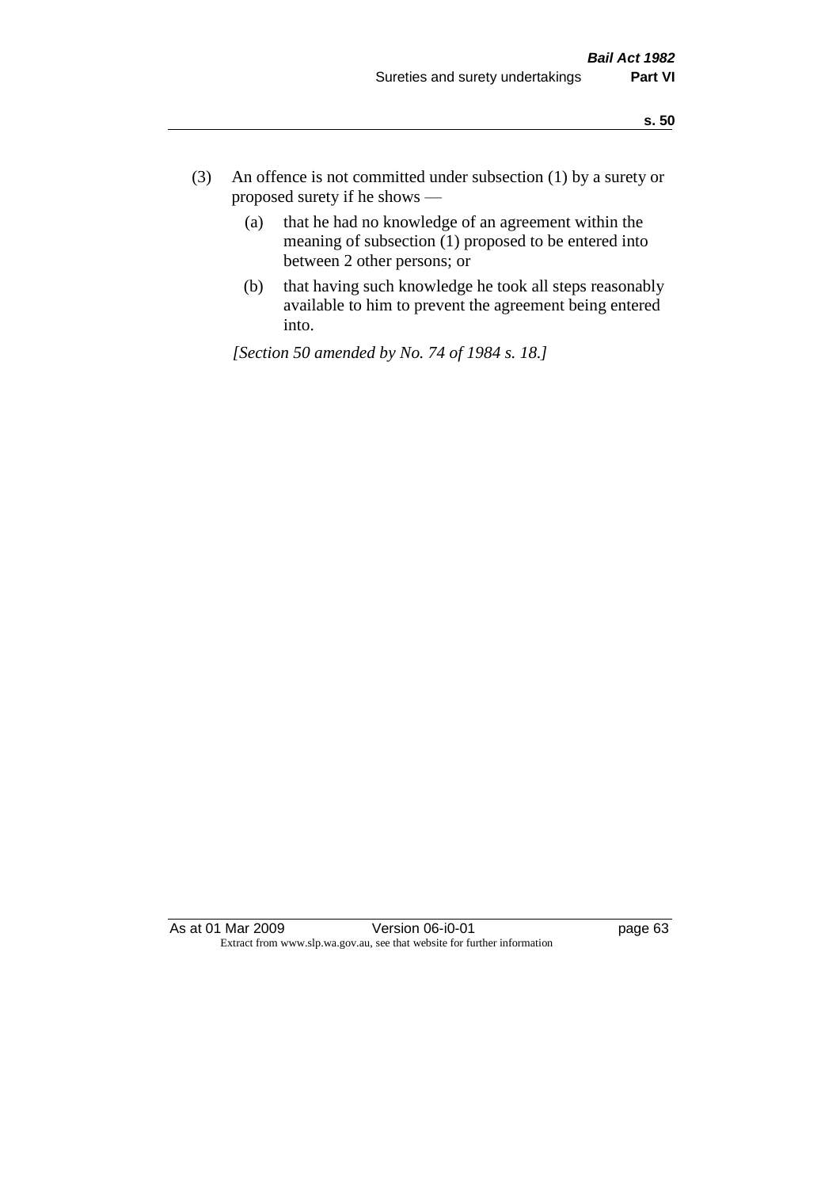(3) An offence is not committed under subsection (1) by a surety or proposed surety if he shows —

(a) that he had no knowledge of an agreement within the meaning of subsection (1) proposed to be entered into between 2 other persons; or

(b) that having such knowledge he took all steps reasonably available to him to prevent the agreement being entered into.

*[Section 50 amended by No. 74 of 1984 s. 18.]*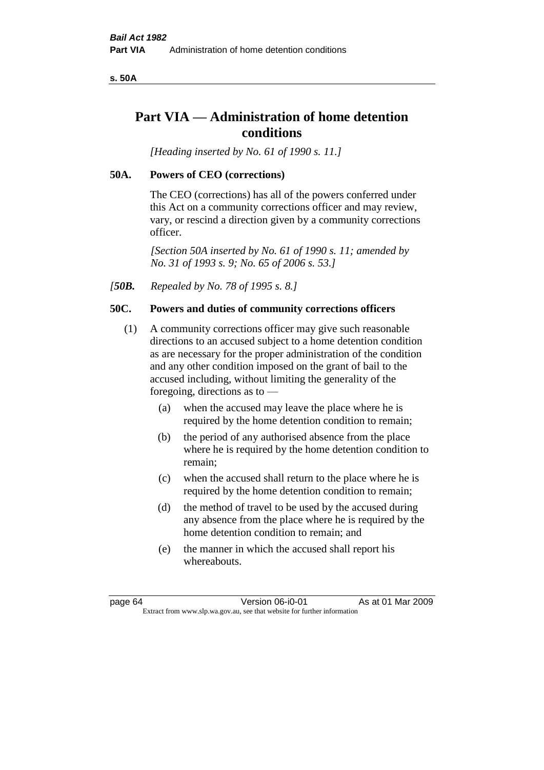# Part VIA — Administration of home detention conditions

*[Heading inserted by No. 61 of 1990 s. 11.]*

## 50A. Powers of CEO (corrections)

The CEO (corrections) has all of the powers conferred under this Act on a community corrections officer and may review, vary, or rescind a direction given by a community corrections officer.

*[Section 50A inserted by No. 61 of 1990 s. 11; amended by No. 31 of 1993 s. 9; No. 65 of 2006 s. 53.]*

*[**50B.** Repealed by No. 78 of 1995 s. 8.]*

## 50C. Powers and duties of community corrections officers

(1) A community corrections officer may give such reasonable directions to an accused subject to a home detention condition as are necessary for the proper administration of the condition and any other condition imposed on the grant of bail to the accused including, without limiting the generality of the foregoing, directions as to —

- (a) when the accused may leave the place where he is required by the home detention condition to remain;
- (b) the period of any authorised absence from the place where he is required by the home detention condition to remain;
- (c) when the accused shall return to the place where he is required by the home detention condition to remain;
- (d) the method of travel to be used by the accused during any absence from the place where he is required by the home detention condition to remain; and
- (e) the manner in which the accused shall report his whereabouts.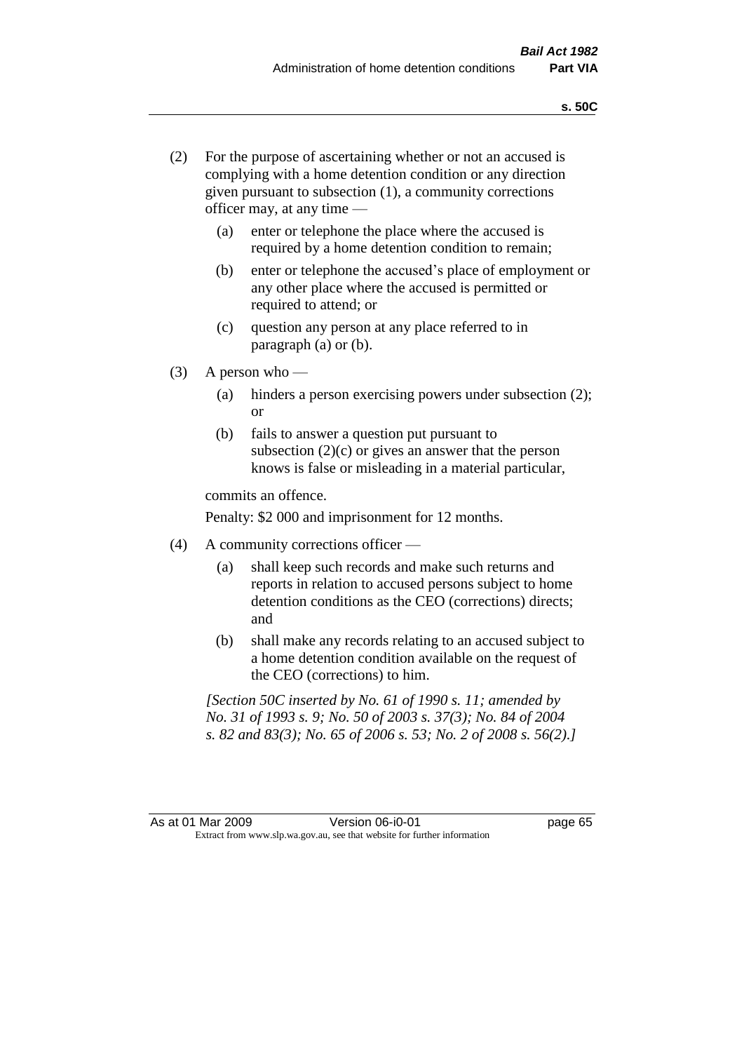(2) For the purpose of ascertaining whether or not an accused is complying with a home detention condition or any direction given pursuant to subsection (1), a community corrections officer may, at any time —

  (a) enter or telephone the place where the accused is required by a home detention condition to remain;

  (b) enter or telephone the accused's place of employment or any other place where the accused is permitted or required to attend; or

  (c) question any person at any place referred to in paragraph (a) or (b).

(3) A person who —

  (a) hinders a person exercising powers under subsection (2); or

  (b) fails to answer a question put pursuant to subsection (2)(c) or gives an answer that the person knows is false or misleading in a material particular,

commits an offence.

Penalty: $2 000 and imprisonment for 12 months.

(4) A community corrections officer —

  (a) shall keep such records and make such returns and reports in relation to accused persons subject to home detention conditions as the CEO (corrections) directs; and

  (b) shall make any records relating to an accused subject to a home detention condition available on the request of the CEO (corrections) to him.

*[Section 50C inserted by No. 61 of 1990 s. 11; amended by No. 31 of 1993 s. 9; No. 50 of 2003 s. 37(3); No. 84 of 2004 s. 82 and 83(3); No. 65 of 2006 s. 53; No. 2 of 2008 s. 56(2).]*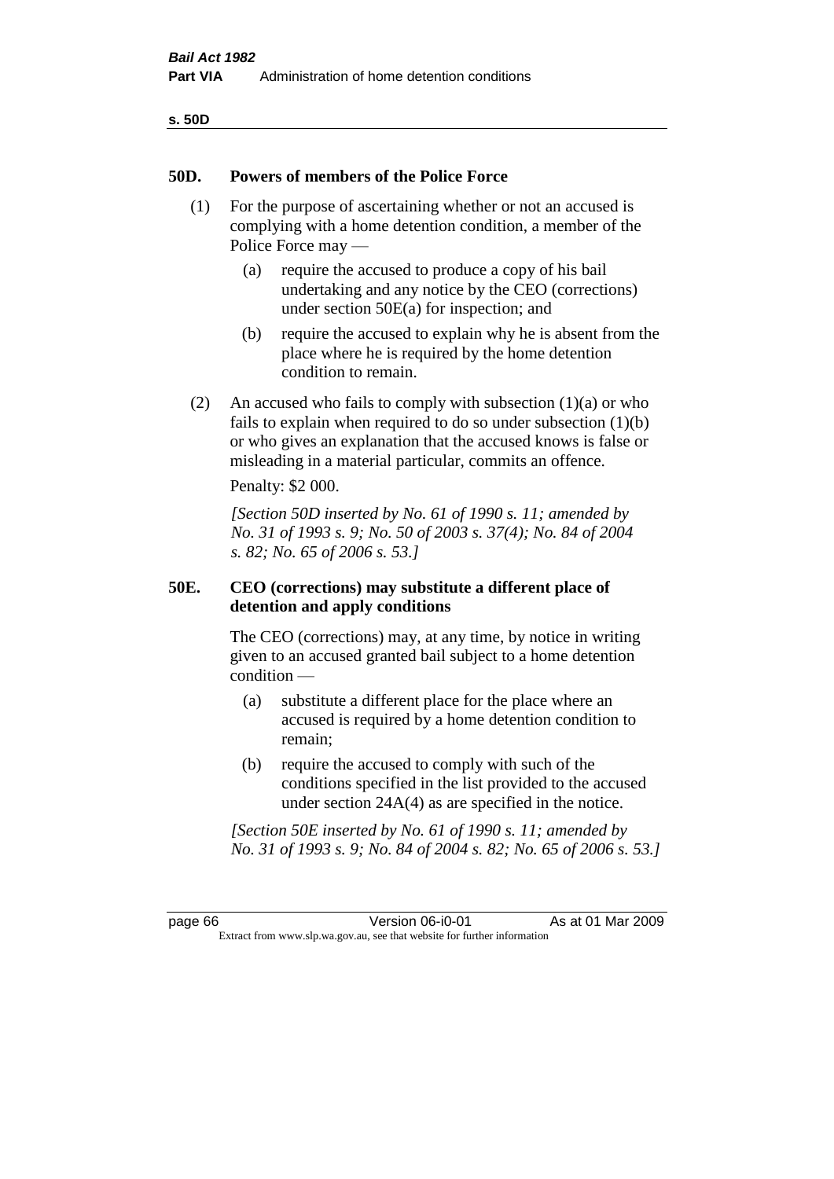## 50D. Powers of members of the Police Force

(1) For the purpose of ascertaining whether or not an accused is complying with a home detention condition, a member of the Police Force may —

(a) require the accused to produce a copy of his bail undertaking and any notice by the CEO (corrections) under section 50E(a) for inspection; and

(b) require the accused to explain why he is absent from the place where he is required by the home detention condition to remain.

(2) An accused who fails to comply with subsection (1)(a) or who fails to explain when required to do so under subsection (1)(b) or who gives an explanation that the accused knows is false or misleading in a material particular, commits an offence.

Penalty: $2 000.

*[Section 50D inserted by No. 61 of 1990 s. 11; amended by No. 31 of 1993 s. 9; No. 50 of 2003 s. 37(4); No. 84 of 2004 s. 82; No. 65 of 2006 s. 53.]*

## 50E. CEO (corrections) may substitute a different place of detention and apply conditions

The CEO (corrections) may, at any time, by notice in writing given to an accused granted bail subject to a home detention condition —

(a) substitute a different place for the place where an accused is required by a home detention condition to remain;

(b) require the accused to comply with such of the conditions specified in the list provided to the accused under section 24A(4) as are specified in the notice.

*[Section 50E inserted by No. 61 of 1990 s. 11; amended by No. 31 of 1993 s. 9; No. 84 of 2004 s. 82; No. 65 of 2006 s. 53.]*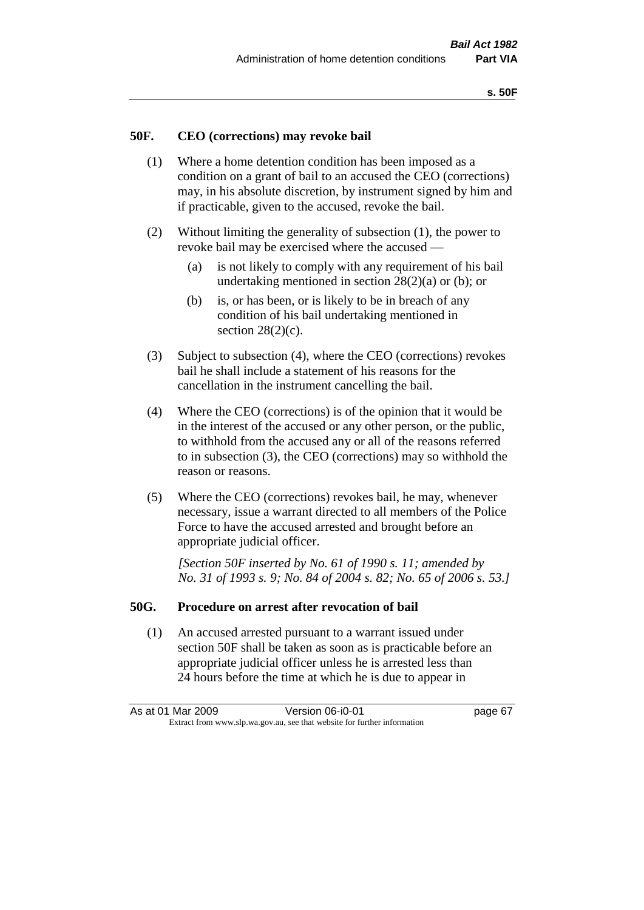## 50F. CEO (corrections) may revoke bail

(1) Where a home detention condition has been imposed as a condition on a grant of bail to an accused the CEO (corrections) may, in his absolute discretion, by instrument signed by him and if practicable, given to the accused, revoke the bail.

(2) Without limiting the generality of subsection (1), the power to revoke bail may be exercised where the accused —

- (a) is not likely to comply with any requirement of his bail undertaking mentioned in section 28(2)(a) or (b); or
- (b) is, or has been, or is likely to be in breach of any condition of his bail undertaking mentioned in section 28(2)(c).

(3) Subject to subsection (4), where the CEO (corrections) revokes bail he shall include a statement of his reasons for the cancellation in the instrument cancelling the bail.

(4) Where the CEO (corrections) is of the opinion that it would be in the interest of the accused or any other person, or the public, to withhold from the accused any or all of the reasons referred to in subsection (3), the CEO (corrections) may so withhold the reason or reasons.

(5) Where the CEO (corrections) revokes bail, he may, whenever necessary, issue a warrant directed to all members of the Police Force to have the accused arrested and brought before an appropriate judicial officer.

*[Section 50F inserted by No. 61 of 1990 s. 11; amended by No. 31 of 1993 s. 9; No. 84 of 2004 s. 82; No. 65 of 2006 s. 53.]*

## 50G. Procedure on arrest after revocation of bail

(1) An accused arrested pursuant to a warrant issued under section 50F shall be taken as soon as is practicable before an appropriate judicial officer unless he is arrested less than 24 hours before the time at which he is due to appear in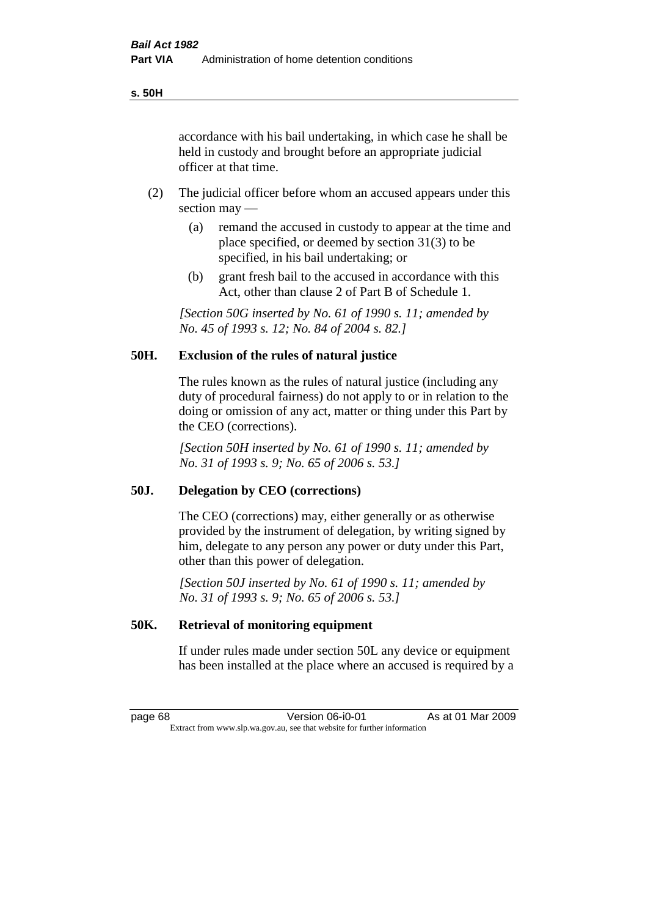accordance with his bail undertaking, in which case he shall be held in custody and brought before an appropriate judicial officer at that time.

(2) The judicial officer before whom an accused appears under this section may —

(a) remand the accused in custody to appear at the time and place specified, or deemed by section 31(3) to be specified, in his bail undertaking; or

(b) grant fresh bail to the accused in accordance with this Act, other than clause 2 of Part B of Schedule 1.

*[Section 50G inserted by No. 61 of 1990 s. 11; amended by No. 45 of 1993 s. 12; No. 84 of 2004 s. 82.]*

### 50H. Exclusion of the rules of natural justice

The rules known as the rules of natural justice (including any duty of procedural fairness) do not apply to or in relation to the doing or omission of any act, matter or thing under this Part by the CEO (corrections).

*[Section 50H inserted by No. 61 of 1990 s. 11; amended by No. 31 of 1993 s. 9; No. 65 of 2006 s. 53.]*

### 50J. Delegation by CEO (corrections)

The CEO (corrections) may, either generally or as otherwise provided by the instrument of delegation, by writing signed by him, delegate to any person any power or duty under this Part, other than this power of delegation.

*[Section 50J inserted by No. 61 of 1990 s. 11; amended by No. 31 of 1993 s. 9; No. 65 of 2006 s. 53.]*

### 50K. Retrieval of monitoring equipment

If under rules made under section 50L any device or equipment has been installed at the place where an accused is required by a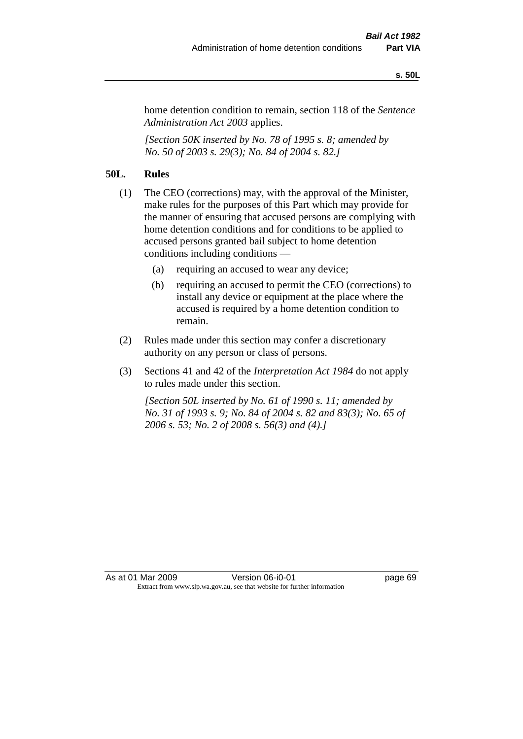home detention condition to remain, section 118 of the *Sentence Administration Act 2003* applies.

*[Section 50K inserted by No. 78 of 1995 s. 8; amended by No. 50 of 2003 s. 29(3); No. 84 of 2004 s. 82.]*

## 50L. Rules

(1) The CEO (corrections) may, with the approval of the Minister, make rules for the purposes of this Part which may provide for the manner of ensuring that accused persons are complying with home detention conditions and for conditions to be applied to accused persons granted bail subject to home detention conditions including conditions —

  (a) requiring an accused to wear any device;

  (b) requiring an accused to permit the CEO (corrections) to install any device or equipment at the place where the accused is required by a home detention condition to remain.

(2) Rules made under this section may confer a discretionary authority on any person or class of persons.

(3) Sections 41 and 42 of the *Interpretation Act 1984* do not apply to rules made under this section.

*[Section 50L inserted by No. 61 of 1990 s. 11; amended by No. 31 of 1993 s. 9; No. 84 of 2004 s. 82 and 83(3); No. 65 of 2006 s. 53; No. 2 of 2008 s. 56(3) and (4).]*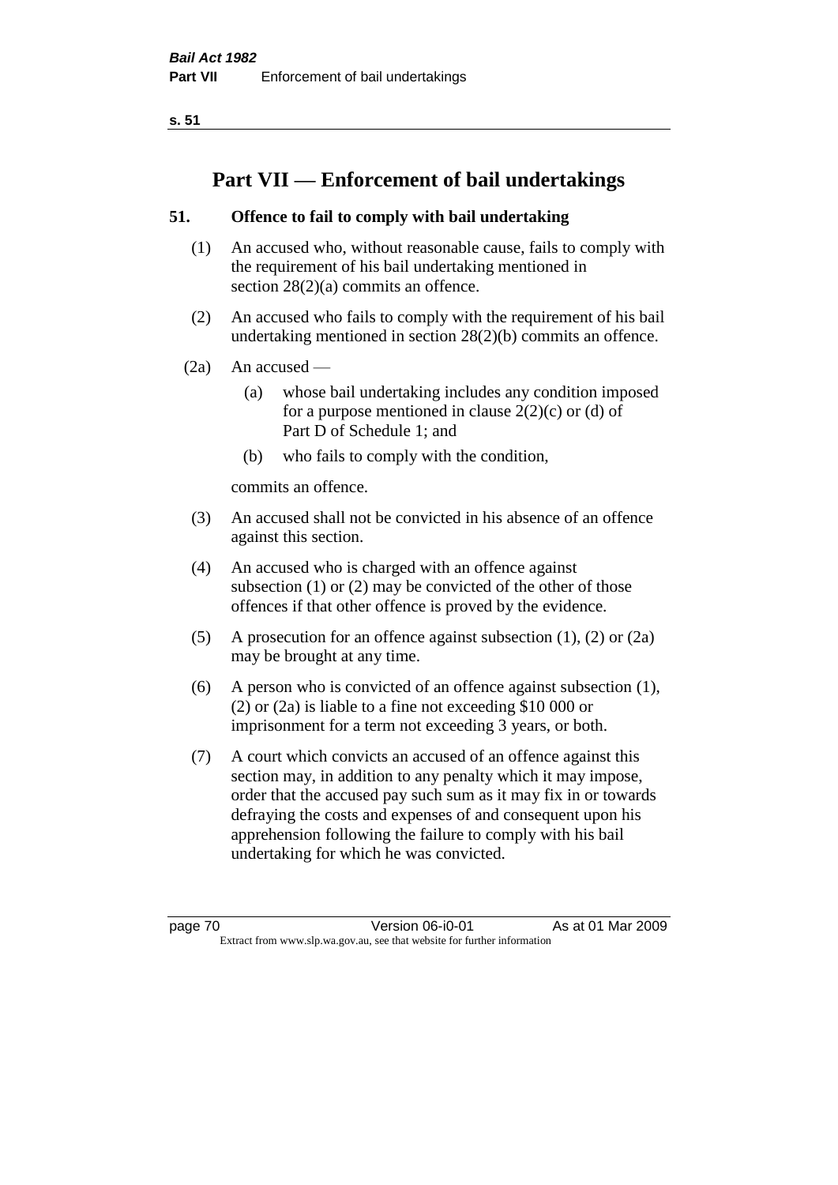# Part VII — Enforcement of bail undertakings

## 51. Offence to fail to comply with bail undertaking

(1) An accused who, without reasonable cause, fails to comply with the requirement of his bail undertaking mentioned in section 28(2)(a) commits an offence.

(2) An accused who fails to comply with the requirement of his bail undertaking mentioned in section 28(2)(b) commits an offence.

(2a) An accused —

- (a) whose bail undertaking includes any condition imposed for a purpose mentioned in clause 2(2)(c) or (d) of Part D of Schedule 1; and
- (b) who fails to comply with the condition,

commits an offence.

(3) An accused shall not be convicted in his absence of an offence against this section.

(4) An accused who is charged with an offence against subsection (1) or (2) may be convicted of the other of those offences if that other offence is proved by the evidence.

(5) A prosecution for an offence against subsection (1), (2) or (2a) may be brought at any time.

(6) A person who is convicted of an offence against subsection (1), (2) or (2a) is liable to a fine not exceeding $10 000 or imprisonment for a term not exceeding 3 years, or both.

(7) A court which convicts an accused of an offence against this section may, in addition to any penalty which it may impose, order that the accused pay such sum as it may fix in or towards defraying the costs and expenses of and consequent upon his apprehension following the failure to comply with his bail undertaking for which he was convicted.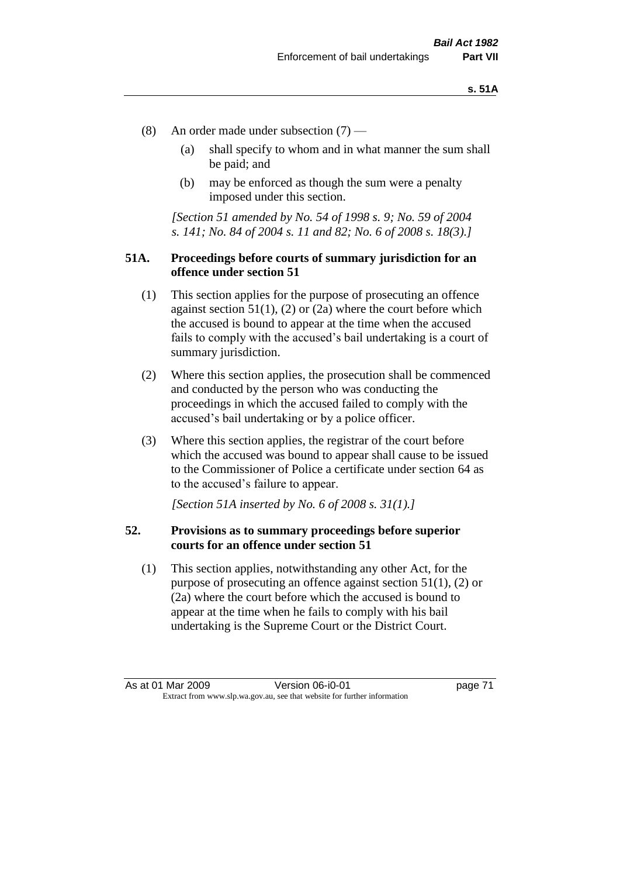(8) An order made under subsection (7) —

(a) shall specify to whom and in what manner the sum shall be paid; and

(b) may be enforced as though the sum were a penalty imposed under this section.

*[Section 51 amended by No. 54 of 1998 s. 9; No. 59 of 2004 s. 141; No. 84 of 2004 s. 11 and 82; No. 6 of 2008 s. 18(3).]*

## 51A. Proceedings before courts of summary jurisdiction for an offence under section 51

(1) This section applies for the purpose of prosecuting an offence against section 51(1), (2) or (2a) where the court before which the accused is bound to appear at the time when the accused fails to comply with the accused's bail undertaking is a court of summary jurisdiction.

(2) Where this section applies, the prosecution shall be commenced and conducted by the person who was conducting the proceedings in which the accused failed to comply with the accused's bail undertaking or by a police officer.

(3) Where this section applies, the registrar of the court before which the accused was bound to appear shall cause to be issued to the Commissioner of Police a certificate under section 64 as to the accused's failure to appear.

*[Section 51A inserted by No. 6 of 2008 s. 31(1).]*

## 52. Provisions as to summary proceedings before superior courts for an offence under section 51

(1) This section applies, notwithstanding any other Act, for the purpose of prosecuting an offence against section 51(1), (2) or (2a) where the court before which the accused is bound to appear at the time when he fails to comply with his bail undertaking is the Supreme Court or the District Court.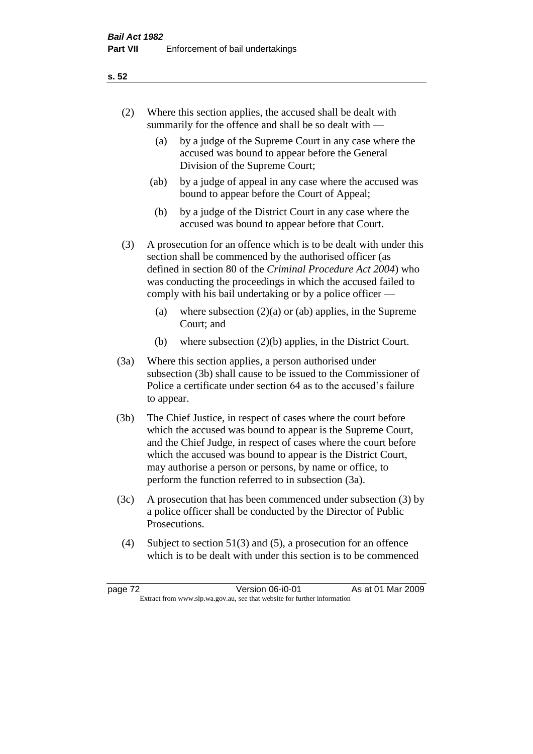(2) Where this section applies, the accused shall be dealt with summarily for the offence and shall be so dealt with —

  (a) by a judge of the Supreme Court in any case where the accused was bound to appear before the General Division of the Supreme Court;

  (ab) by a judge of appeal in any case where the accused was bound to appear before the Court of Appeal;

  (b) by a judge of the District Court in any case where the accused was bound to appear before that Court.

(3) A prosecution for an offence which is to be dealt with under this section shall be commenced by the authorised officer (as defined in section 80 of the *Criminal Procedure Act 2004*) who was conducting the proceedings in which the accused failed to comply with his bail undertaking or by a police officer —

  (a) where subsection (2)(a) or (ab) applies, in the Supreme Court; and

  (b) where subsection (2)(b) applies, in the District Court.

(3a) Where this section applies, a person authorised under subsection (3b) shall cause to be issued to the Commissioner of Police a certificate under section 64 as to the accused's failure to appear.

(3b) The Chief Justice, in respect of cases where the court before which the accused was bound to appear is the Supreme Court, and the Chief Judge, in respect of cases where the court before which the accused was bound to appear is the District Court, may authorise a person or persons, by name or office, to perform the function referred to in subsection (3a).

(3c) A prosecution that has been commenced under subsection (3) by a police officer shall be conducted by the Director of Public Prosecutions.

(4) Subject to section 51(3) and (5), a prosecution for an offence which is to be dealt with under this section is to be commenced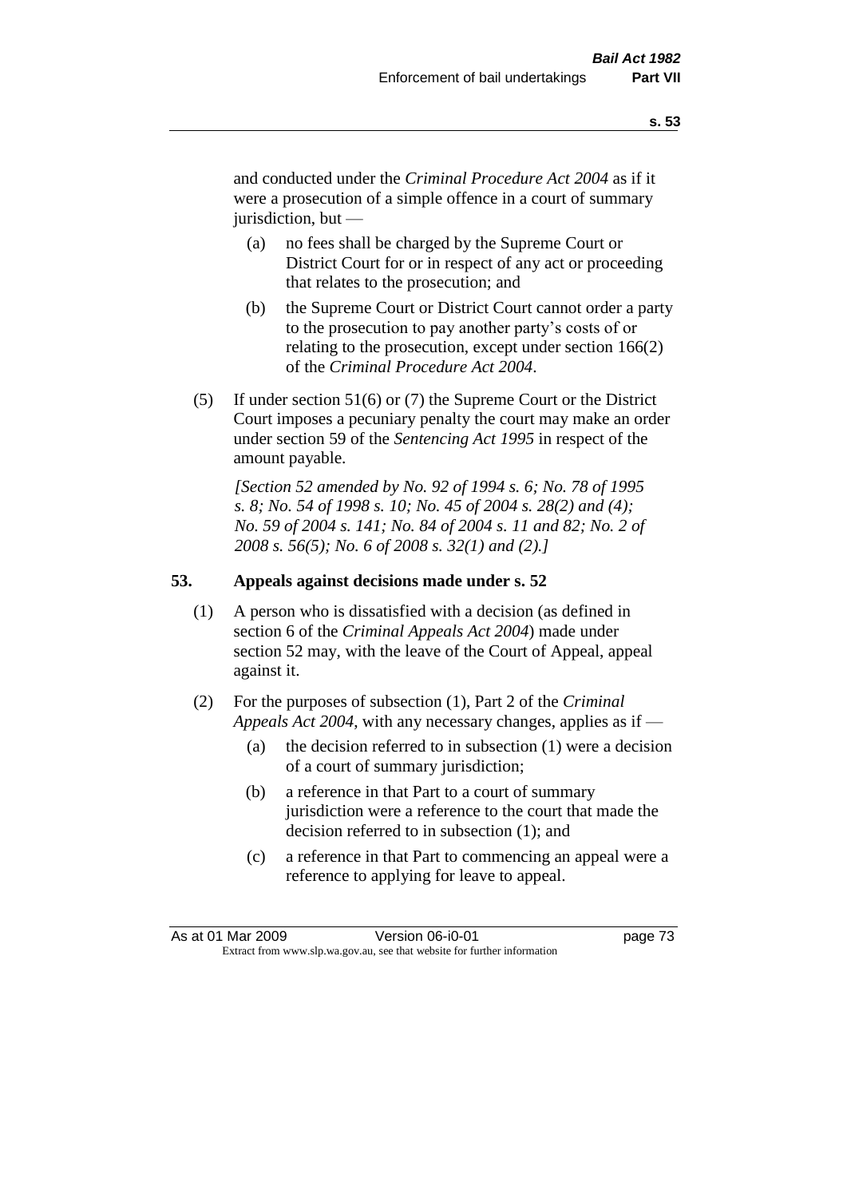and conducted under the *Criminal Procedure Act 2004* as if it were a prosecution of a simple offence in a court of summary jurisdiction, but —

(a) no fees shall be charged by the Supreme Court or District Court for or in respect of any act or proceeding that relates to the prosecution; and

(b) the Supreme Court or District Court cannot order a party to the prosecution to pay another party's costs of or relating to the prosecution, except under section 166(2) of the *Criminal Procedure Act 2004*.

(5) If under section 51(6) or (7) the Supreme Court or the District Court imposes a pecuniary penalty the court may make an order under section 59 of the *Sentencing Act 1995* in respect of the amount payable.

*[Section 52 amended by No. 92 of 1994 s. 6; No. 78 of 1995 s. 8; No. 54 of 1998 s. 10; No. 45 of 2004 s. 28(2) and (4); No. 59 of 2004 s. 141; No. 84 of 2004 s. 11 and 82; No. 2 of 2008 s. 56(5); No. 6 of 2008 s. 32(1) and (2).]*

## 53. Appeals against decisions made under s. 52

(1) A person who is dissatisfied with a decision (as defined in section 6 of the *Criminal Appeals Act 2004*) made under section 52 may, with the leave of the Court of Appeal, appeal against it.

(2) For the purposes of subsection (1), Part 2 of the *Criminal Appeals Act 2004*, with any necessary changes, applies as if —

(a) the decision referred to in subsection (1) were a decision of a court of summary jurisdiction;

(b) a reference in that Part to a court of summary jurisdiction were a reference to the court that made the decision referred to in subsection (1); and

(c) a reference in that Part to commencing an appeal were a reference to applying for leave to appeal.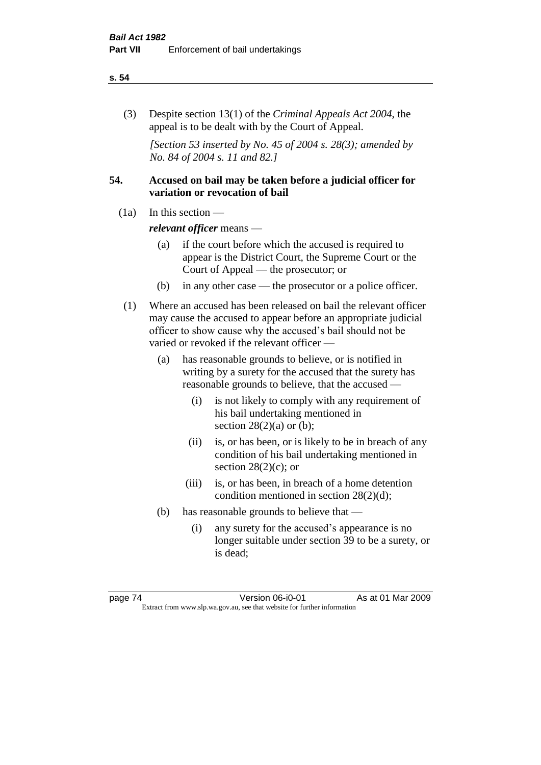(3) Despite section 13(1) of the *Criminal Appeals Act 2004*, the appeal is to be dealt with by the Court of Appeal.

*[Section 53 inserted by No. 45 of 2004 s. 28(3); amended by No. 84 of 2004 s. 11 and 82.]*

## 54. Accused on bail may be taken before a judicial officer for variation or revocation of bail

(1a) In this section —

***relevant officer*** means —

- (a) if the court before which the accused is required to appear is the District Court, the Supreme Court or the Court of Appeal — the prosecutor; or
- (b) in any other case — the prosecutor or a police officer.

(1) Where an accused has been released on bail the relevant officer may cause the accused to appear before an appropriate judicial officer to show cause why the accused's bail should not be varied or revoked if the relevant officer —

- (a) has reasonable grounds to believe, or is notified in writing by a surety for the accused that the surety has reasonable grounds to believe, that the accused —
  - (i) is not likely to comply with any requirement of his bail undertaking mentioned in section 28(2)(a) or (b);
  - (ii) is, or has been, or is likely to be in breach of any condition of his bail undertaking mentioned in section 28(2)(c); or
  - (iii) is, or has been, in breach of a home detention condition mentioned in section 28(2)(d);
- (b) has reasonable grounds to believe that —
  - (i) any surety for the accused's appearance is no longer suitable under section 39 to be a surety, or is dead;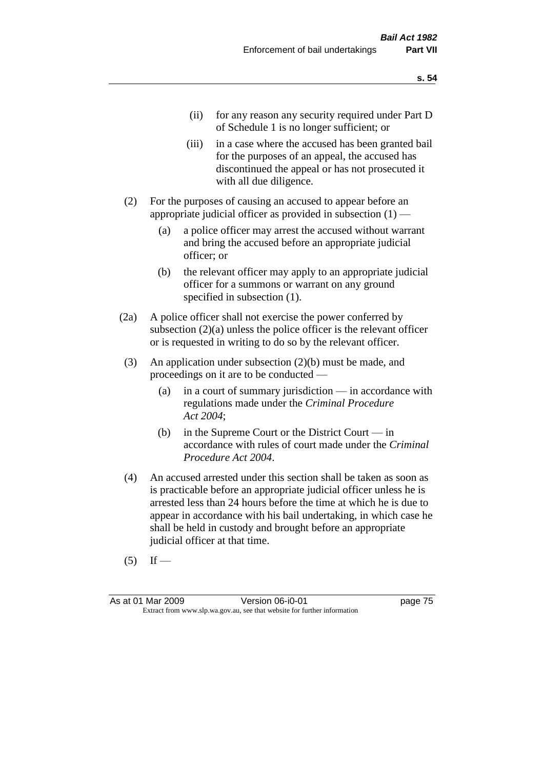(ii) for any reason any security required under Part D of Schedule 1 is no longer sufficient; or

(iii) in a case where the accused has been granted bail for the purposes of an appeal, the accused has discontinued the appeal or has not prosecuted it with all due diligence.

(2) For the purposes of causing an accused to appear before an appropriate judicial officer as provided in subsection (1) —

(a) a police officer may arrest the accused without warrant and bring the accused before an appropriate judicial officer; or

(b) the relevant officer may apply to an appropriate judicial officer for a summons or warrant on any ground specified in subsection (1).

(2a) A police officer shall not exercise the power conferred by subsection (2)(a) unless the police officer is the relevant officer or is requested in writing to do so by the relevant officer.

(3) An application under subsection (2)(b) must be made, and proceedings on it are to be conducted —

(a) in a court of summary jurisdiction — in accordance with regulations made under the *Criminal Procedure Act 2004*;

(b) in the Supreme Court or the District Court — in accordance with rules of court made under the *Criminal Procedure Act 2004*.

(4) An accused arrested under this section shall be taken as soon as is practicable before an appropriate judicial officer unless he is arrested less than 24 hours before the time at which he is due to appear in accordance with his bail undertaking, in which case he shall be held in custody and brought before an appropriate judicial officer at that time.

(5) If —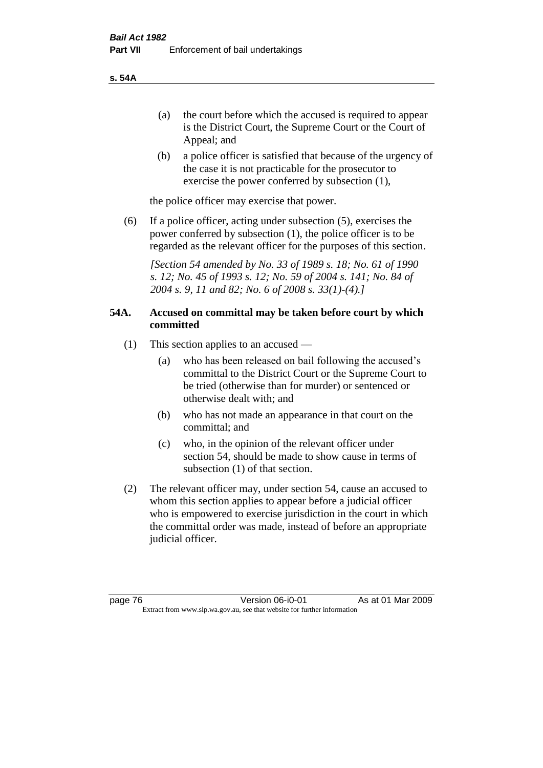(a) the court before which the accused is required to appear is the District Court, the Supreme Court or the Court of Appeal; and

(b) a police officer is satisfied that because of the urgency of the case it is not practicable for the prosecutor to exercise the power conferred by subsection (1),

the police officer may exercise that power.

(6) If a police officer, acting under subsection (5), exercises the power conferred by subsection (1), the police officer is to be regarded as the relevant officer for the purposes of this section.

*[Section 54 amended by No. 33 of 1989 s. 18; No. 61 of 1990 s. 12; No. 45 of 1993 s. 12; No. 59 of 2004 s. 141; No. 84 of 2004 s. 9, 11 and 82; No. 6 of 2008 s. 33(1)-(4).]*

### 54A. Accused on committal may be taken before court by which committed

(1) This section applies to an accused —

(a) who has been released on bail following the accused's committal to the District Court or the Supreme Court to be tried (otherwise than for murder) or sentenced or otherwise dealt with; and

(b) who has not made an appearance in that court on the committal; and

(c) who, in the opinion of the relevant officer under section 54, should be made to show cause in terms of subsection (1) of that section.

(2) The relevant officer may, under section 54, cause an accused to whom this section applies to appear before a judicial officer who is empowered to exercise jurisdiction in the court in which the committal order was made, instead of before an appropriate judicial officer.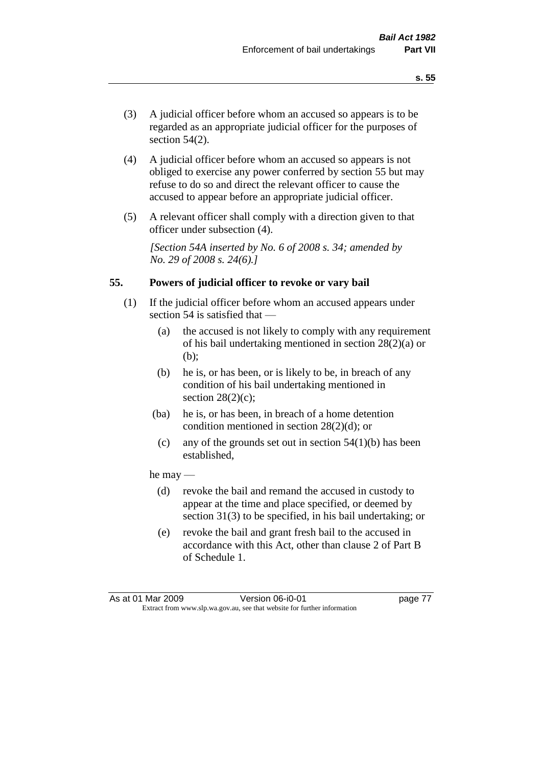(3) A judicial officer before whom an accused so appears is to be regarded as an appropriate judicial officer for the purposes of section 54(2).

(4) A judicial officer before whom an accused so appears is not obliged to exercise any power conferred by section 55 but may refuse to do so and direct the relevant officer to cause the accused to appear before an appropriate judicial officer.

(5) A relevant officer shall comply with a direction given to that officer under subsection (4).

*[Section 54A inserted by No. 6 of 2008 s. 34; amended by No. 29 of 2008 s. 24(6).]*

## 55. Powers of judicial officer to revoke or vary bail

(1) If the judicial officer before whom an accused appears under section 54 is satisfied that —

- (a) the accused is not likely to comply with any requirement of his bail undertaking mentioned in section 28(2)(a) or (b);
- (b) he is, or has been, or is likely to be, in breach of any condition of his bail undertaking mentioned in section 28(2)(c);
- (ba) he is, or has been, in breach of a home detention condition mentioned in section 28(2)(d); or
- (c) any of the grounds set out in section 54(1)(b) has been established,

he may —

- (d) revoke the bail and remand the accused in custody to appear at the time and place specified, or deemed by section 31(3) to be specified, in his bail undertaking; or
- (e) revoke the bail and grant fresh bail to the accused in accordance with this Act, other than clause 2 of Part B of Schedule 1.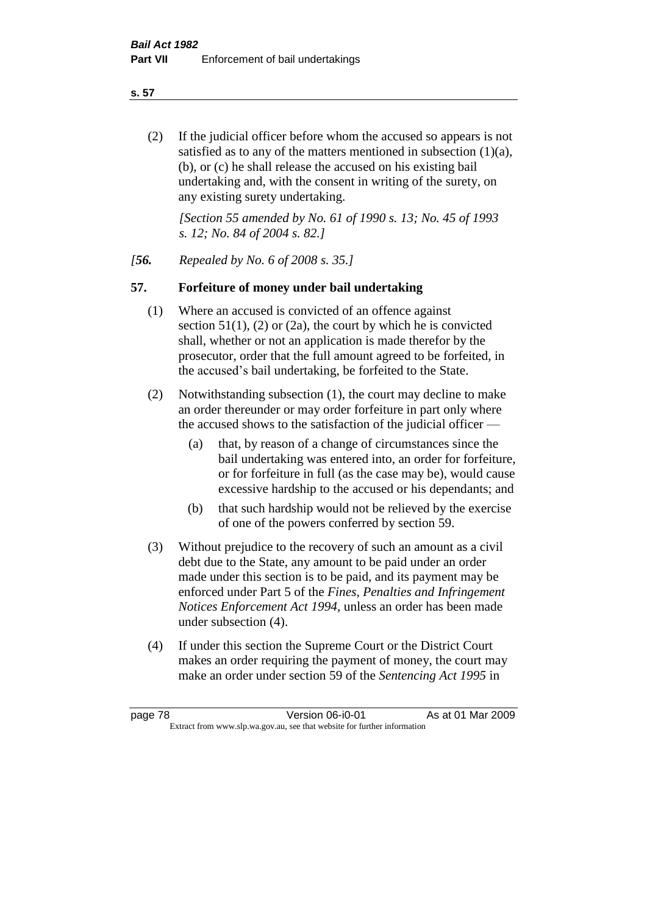(2) If the judicial officer before whom the accused so appears is not satisfied as to any of the matters mentioned in subsection (1)(a), (b), or (c) he shall release the accused on his existing bail undertaking and, with the consent in writing of the surety, on any existing surety undertaking.

*[Section 55 amended by No. 61 of 1990 s. 13; No. 45 of 1993 s. 12; No. 84 of 2004 s. 82.]*

*[**56.** Repealed by No. 6 of 2008 s. 35.]*

## 57. Forfeiture of money under bail undertaking

(1) Where an accused is convicted of an offence against section 51(1), (2) or (2a), the court by which he is convicted shall, whether or not an application is made therefor by the prosecutor, order that the full amount agreed to be forfeited, in the accused's bail undertaking, be forfeited to the State.

(2) Notwithstanding subsection (1), the court may decline to make an order thereunder or may order forfeiture in part only where the accused shows to the satisfaction of the judicial officer —

- (a) that, by reason of a change of circumstances since the bail undertaking was entered into, an order for forfeiture, or for forfeiture in full (as the case may be), would cause excessive hardship to the accused or his dependants; and
- (b) that such hardship would not be relieved by the exercise of one of the powers conferred by section 59.

(3) Without prejudice to the recovery of such an amount as a civil debt due to the State, any amount to be paid under an order made under this section is to be paid, and its payment may be enforced under Part 5 of the *Fines, Penalties and Infringement Notices Enforcement Act 1994*, unless an order has been made under subsection (4).

(4) If under this section the Supreme Court or the District Court makes an order requiring the payment of money, the court may make an order under section 59 of the *Sentencing Act 1995* in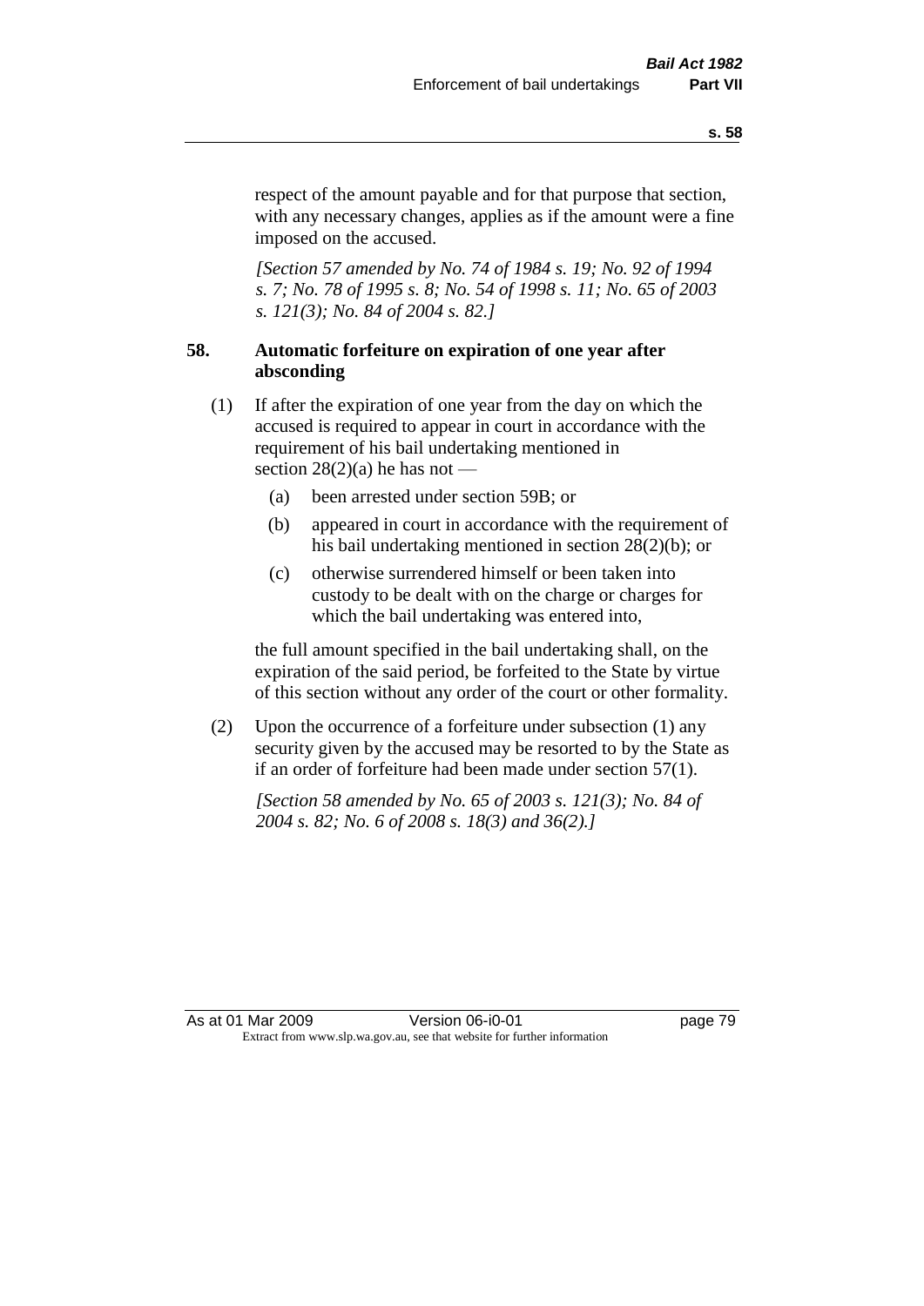respect of the amount payable and for that purpose that section, with any necessary changes, applies as if the amount were a fine imposed on the accused.

*[Section 57 amended by No. 74 of 1984 s. 19; No. 92 of 1994 s. 7; No. 78 of 1995 s. 8; No. 54 of 1998 s. 11; No. 65 of 2003 s. 121(3); No. 84 of 2004 s. 82.]*

### 58. Automatic forfeiture on expiration of one year after absconding

(1) If after the expiration of one year from the day on which the accused is required to appear in court in accordance with the requirement of his bail undertaking mentioned in section 28(2)(a) he has not —

- (a) been arrested under section 59B; or
- (b) appeared in court in accordance with the requirement of his bail undertaking mentioned in section 28(2)(b); or
- (c) otherwise surrendered himself or been taken into custody to be dealt with on the charge or charges for which the bail undertaking was entered into,

the full amount specified in the bail undertaking shall, on the expiration of the said period, be forfeited to the State by virtue of this section without any order of the court or other formality.

(2) Upon the occurrence of a forfeiture under subsection (1) any security given by the accused may be resorted to by the State as if an order of forfeiture had been made under section 57(1).

*[Section 58 amended by No. 65 of 2003 s. 121(3); No. 84 of 2004 s. 82; No. 6 of 2008 s. 18(3) and 36(2).]*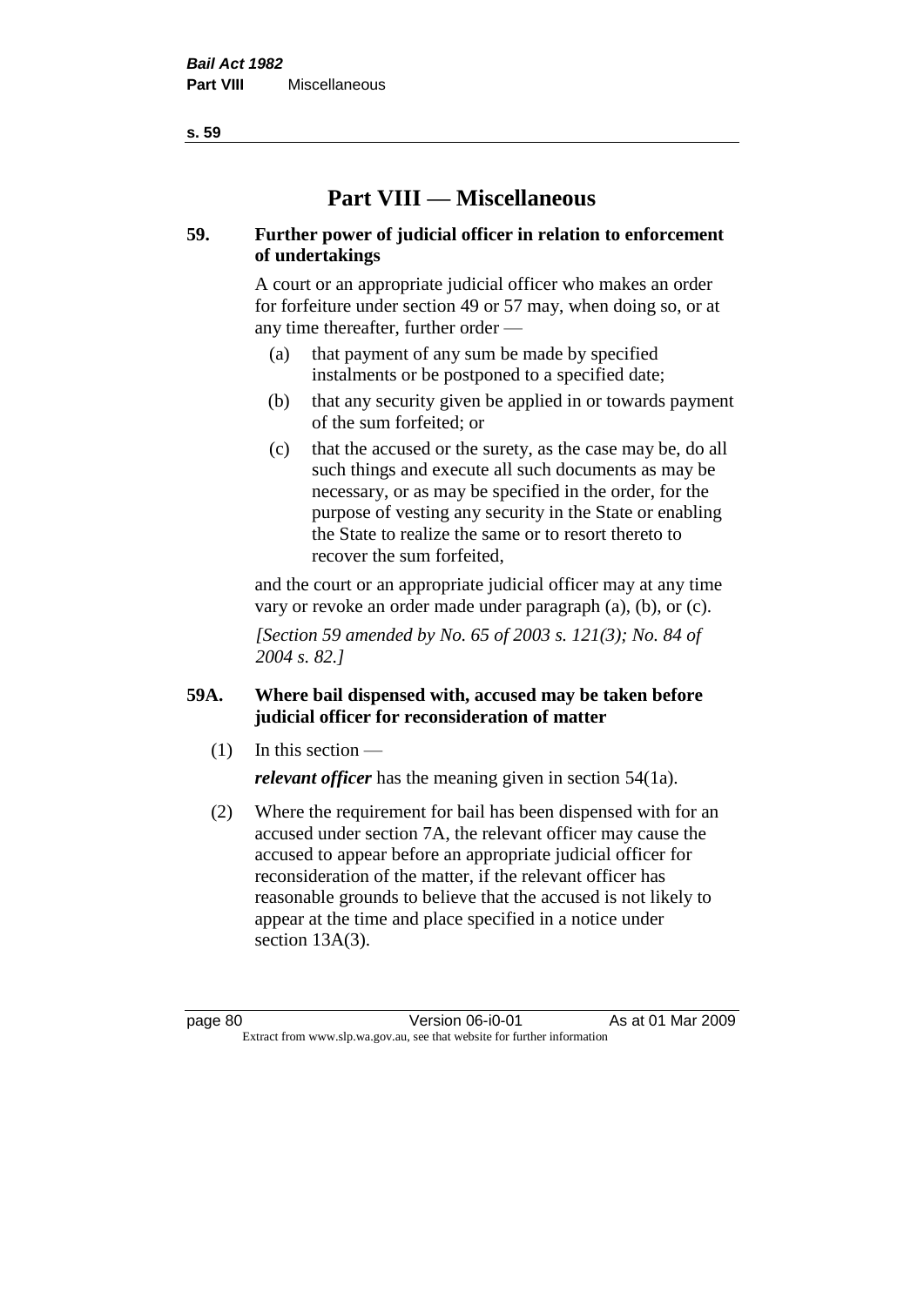# Part VIII — Miscellaneous

**59. Further power of judicial officer in relation to enforcement of undertakings**

A court or an appropriate judicial officer who makes an order for forfeiture under section 49 or 57 may, when doing so, or at any time thereafter, further order —

(a) that payment of any sum be made by specified instalments or be postponed to a specified date;

(b) that any security given be applied in or towards payment of the sum forfeited; or

(c) that the accused or the surety, as the case may be, do all such things and execute all such documents as may be necessary, or as may be specified in the order, for the purpose of vesting any security in the State or enabling the State to realize the same or to resort thereto to recover the sum forfeited,

and the court or an appropriate judicial officer may at any time vary or revoke an order made under paragraph (a), (b), or (c).

*[Section 59 amended by No. 65 of 2003 s. 121(3); No. 84 of 2004 s. 82.]*

**59A. Where bail dispensed with, accused may be taken before judicial officer for reconsideration of matter**

(1) In this section —

***relevant officer*** has the meaning given in section 54(1a).

(2) Where the requirement for bail has been dispensed with for an accused under section 7A, the relevant officer may cause the accused to appear before an appropriate judicial officer for reconsideration of the matter, if the relevant officer has reasonable grounds to believe that the accused is not likely to appear at the time and place specified in a notice under section 13A(3).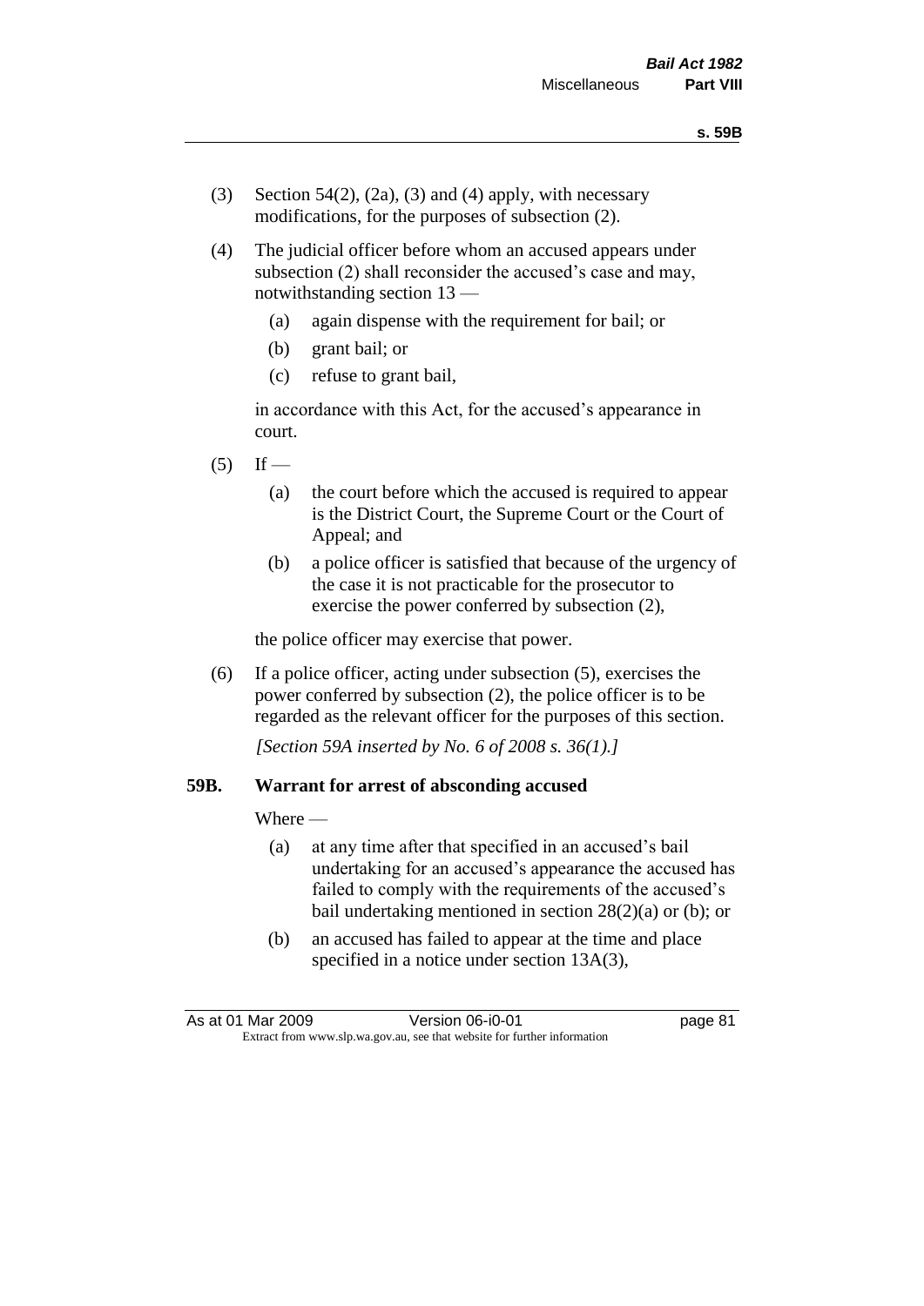(3) Section 54(2), (2a), (3) and (4) apply, with necessary modifications, for the purposes of subsection (2).

(4) The judicial officer before whom an accused appears under subsection (2) shall reconsider the accused's case and may, notwithstanding section 13 —

- (a) again dispense with the requirement for bail; or
- (b) grant bail; or
- (c) refuse to grant bail,

in accordance with this Act, for the accused's appearance in court.

(5) If —

- (a) the court before which the accused is required to appear is the District Court, the Supreme Court or the Court of Appeal; and
- (b) a police officer is satisfied that because of the urgency of the case it is not practicable for the prosecutor to exercise the power conferred by subsection (2),

the police officer may exercise that power.

(6) If a police officer, acting under subsection (5), exercises the power conferred by subsection (2), the police officer is to be regarded as the relevant officer for the purposes of this section.

*[Section 59A inserted by No. 6 of 2008 s. 36(1).]*

### 59B. Warrant for arrest of absconding accused

Where —

- (a) at any time after that specified in an accused's bail undertaking for an accused's appearance the accused has failed to comply with the requirements of the accused's bail undertaking mentioned in section 28(2)(a) or (b); or
- (b) an accused has failed to appear at the time and place specified in a notice under section 13A(3),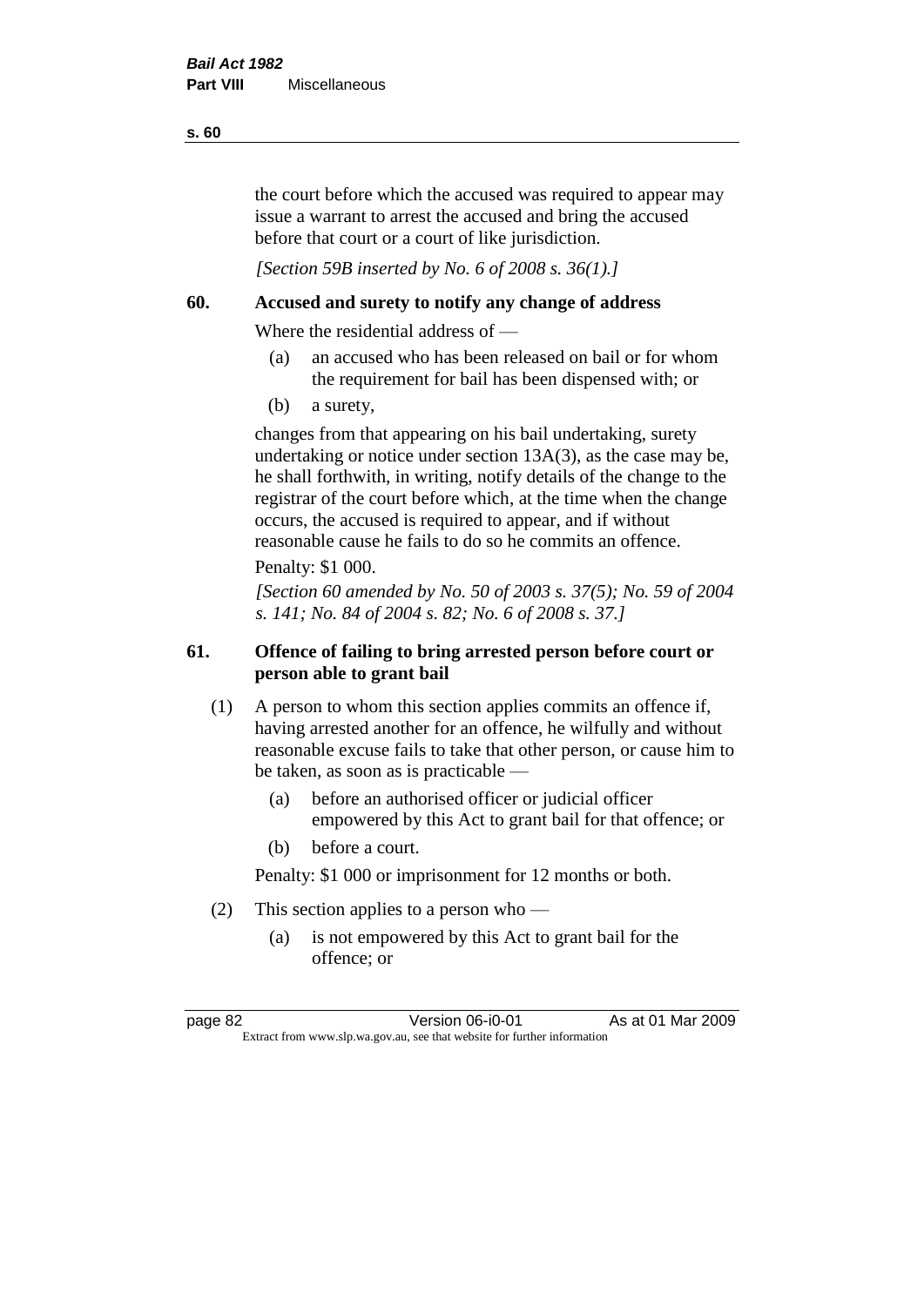the court before which the accused was required to appear may issue a warrant to arrest the accused and bring the accused before that court or a court of like jurisdiction.

*[Section 59B inserted by No. 6 of 2008 s. 36(1).]*

## 60. Accused and surety to notify any change of address

Where the residential address of —

(a) an accused who has been released on bail or for whom the requirement for bail has been dispensed with; or

(b) a surety,

changes from that appearing on his bail undertaking, surety undertaking or notice under section 13A(3), as the case may be, he shall forthwith, in writing, notify details of the change to the registrar of the court before which, at the time when the change occurs, the accused is required to appear, and if without reasonable cause he fails to do so he commits an offence.

Penalty: $1 000.

*[Section 60 amended by No. 50 of 2003 s. 37(5); No. 59 of 2004 s. 141; No. 84 of 2004 s. 82; No. 6 of 2008 s. 37.]*

## 61. Offence of failing to bring arrested person before court or person able to grant bail

(1) A person to whom this section applies commits an offence if, having arrested another for an offence, he wilfully and without reasonable excuse fails to take that other person, or cause him to be taken, as soon as is practicable —

(a) before an authorised officer or judicial officer empowered by this Act to grant bail for that offence; or

(b) before a court.

Penalty: $1 000 or imprisonment for 12 months or both.

(2) This section applies to a person who —

(a) is not empowered by this Act to grant bail for the offence; or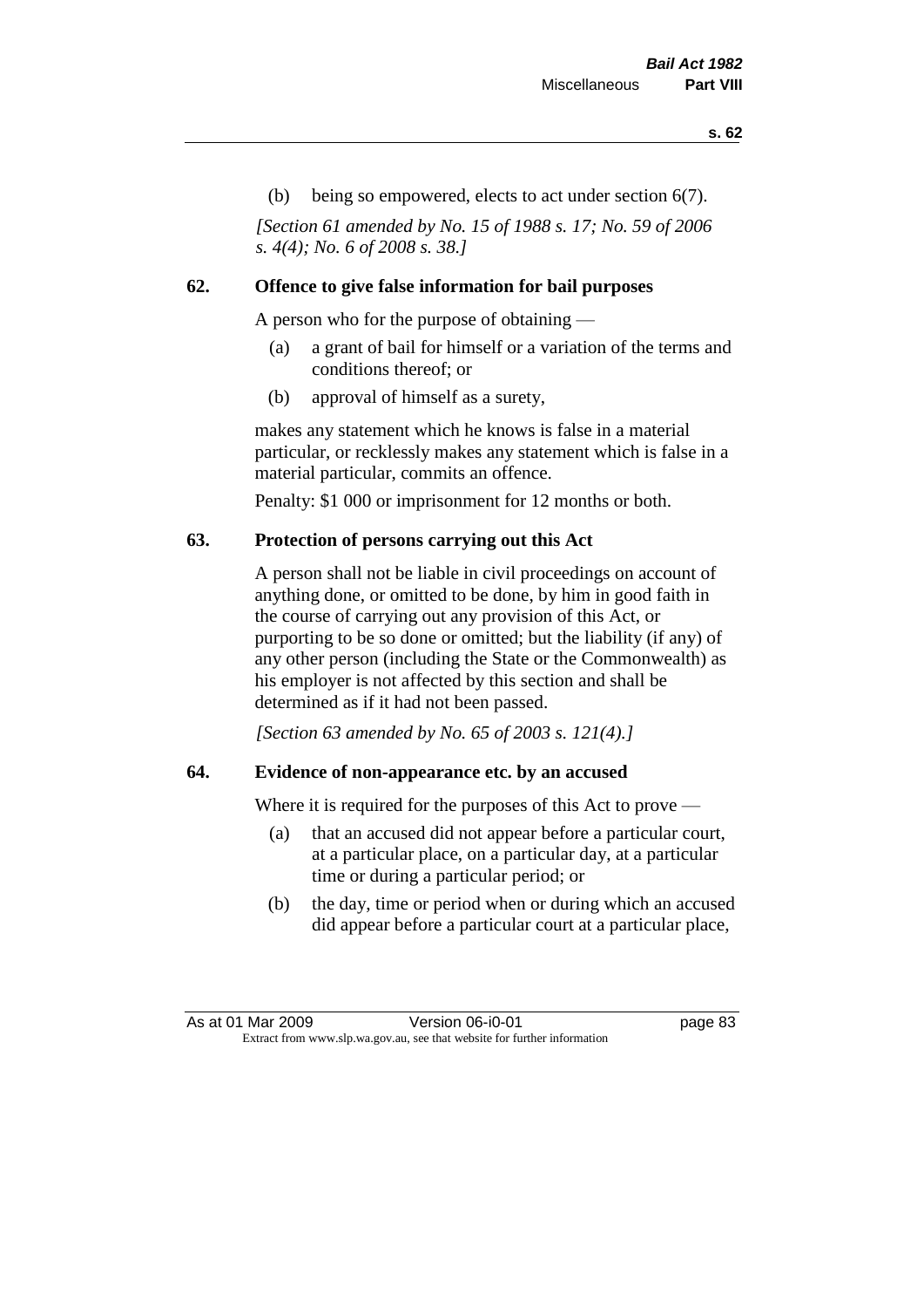(b) being so empowered, elects to act under section 6(7).

*[Section 61 amended by No. 15 of 1988 s. 17; No. 59 of 2006 s. 4(4); No. 6 of 2008 s. 38.]*

### 62. Offence to give false information for bail purposes

A person who for the purpose of obtaining —

- (a) a grant of bail for himself or a variation of the terms and conditions thereof; or
- (b) approval of himself as a surety,

makes any statement which he knows is false in a material particular, or recklessly makes any statement which is false in a material particular, commits an offence.

Penalty: $1 000 or imprisonment for 12 months or both.

### 63. Protection of persons carrying out this Act

A person shall not be liable in civil proceedings on account of anything done, or omitted to be done, by him in good faith in the course of carrying out any provision of this Act, or purporting to be so done or omitted; but the liability (if any) of any other person (including the State or the Commonwealth) as his employer is not affected by this section and shall be determined as if it had not been passed.

*[Section 63 amended by No. 65 of 2003 s. 121(4).]*

### 64. Evidence of non-appearance etc. by an accused

Where it is required for the purposes of this Act to prove —

- (a) that an accused did not appear before a particular court, at a particular place, on a particular day, at a particular time or during a particular period; or
- (b) the day, time or period when or during which an accused did appear before a particular court at a particular place,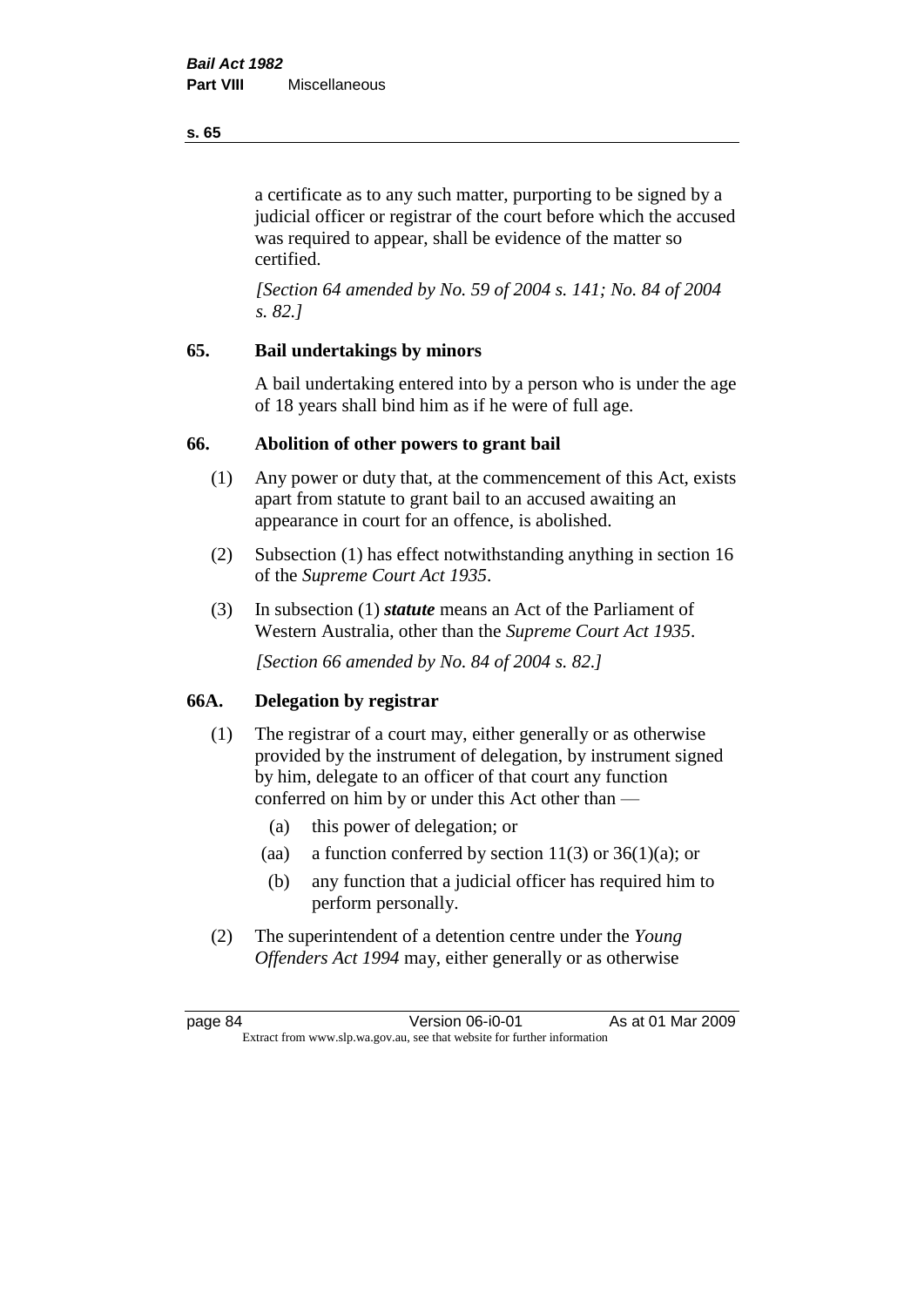a certificate as to any such matter, purporting to be signed by a judicial officer or registrar of the court before which the accused was required to appear, shall be evidence of the matter so certified.

*[Section 64 amended by No. 59 of 2004 s. 141; No. 84 of 2004 s. 82.]*

## 65. Bail undertakings by minors

A bail undertaking entered into by a person who is under the age of 18 years shall bind him as if he were of full age.

## 66. Abolition of other powers to grant bail

(1) Any power or duty that, at the commencement of this Act, exists apart from statute to grant bail to an accused awaiting an appearance in court for an offence, is abolished.

(2) Subsection (1) has effect notwithstanding anything in section 16 of the *Supreme Court Act 1935*.

(3) In subsection (1) ***statute*** means an Act of the Parliament of Western Australia, other than the *Supreme Court Act 1935*.

*[Section 66 amended by No. 84 of 2004 s. 82.]*

## 66A. Delegation by registrar

(1) The registrar of a court may, either generally or as otherwise provided by the instrument of delegation, by instrument signed by him, delegate to an officer of that court any function conferred on him by or under this Act other than —

- (a) this power of delegation; or
- (aa) a function conferred by section 11(3) or 36(1)(a); or
- (b) any function that a judicial officer has required him to perform personally.

(2) The superintendent of a detention centre under the *Young Offenders Act 1994* may, either generally or as otherwise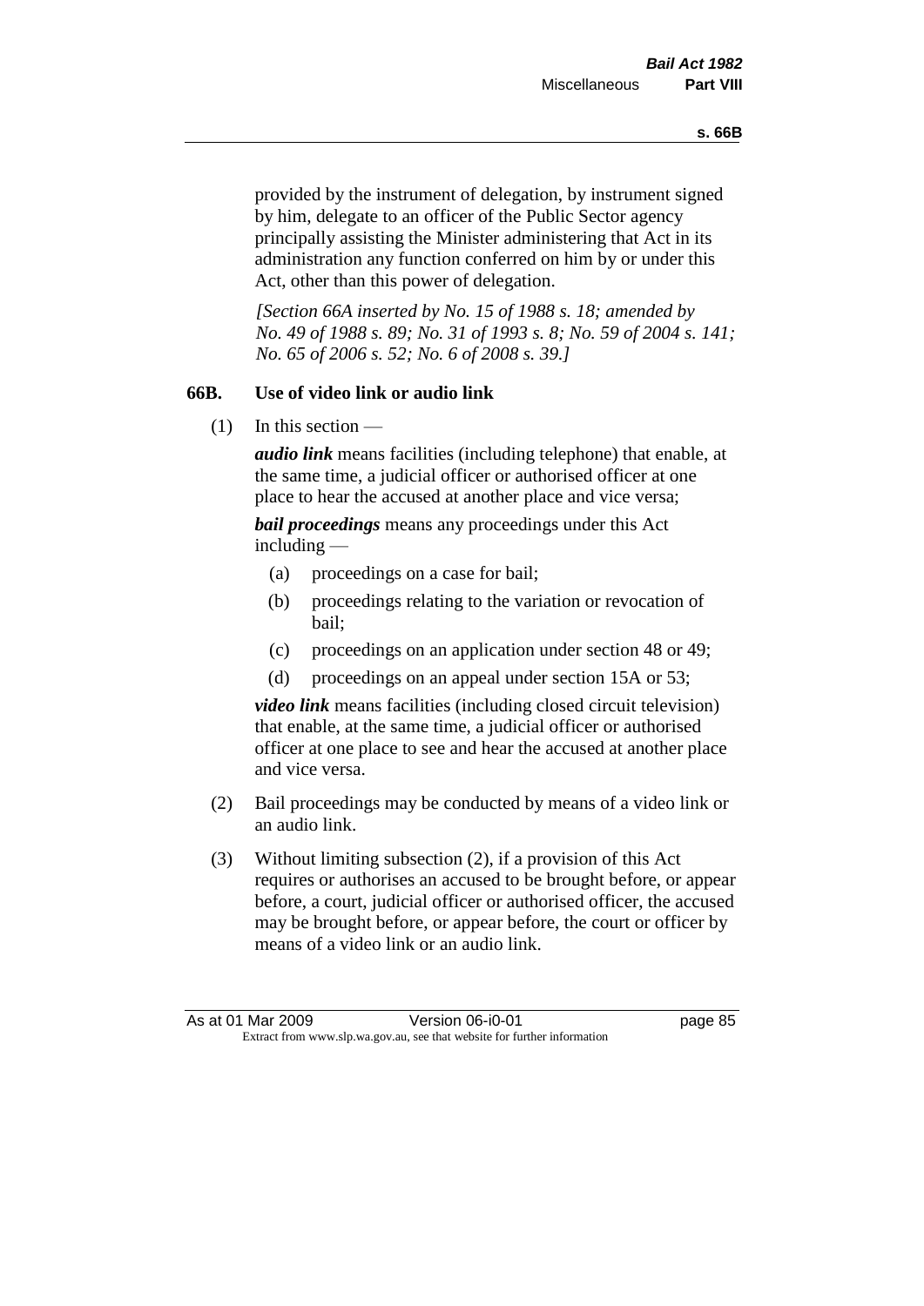provided by the instrument of delegation, by instrument signed by him, delegate to an officer of the Public Sector agency principally assisting the Minister administering that Act in its administration any function conferred on him by or under this Act, other than this power of delegation.

*[Section 66A inserted by No. 15 of 1988 s. 18; amended by No. 49 of 1988 s. 89; No. 31 of 1993 s. 8; No. 59 of 2004 s. 141; No. 65 of 2006 s. 52; No. 6 of 2008 s. 39.]*

### 66B. Use of video link or audio link

(1) In this section —

***audio link*** means facilities (including telephone) that enable, at the same time, a judicial officer or authorised officer at one place to hear the accused at another place and vice versa;

***bail proceedings*** means any proceedings under this Act including —

- (a) proceedings on a case for bail;
- (b) proceedings relating to the variation or revocation of bail;
- (c) proceedings on an application under section 48 or 49;
- (d) proceedings on an appeal under section 15A or 53;

***video link*** means facilities (including closed circuit television) that enable, at the same time, a judicial officer or authorised officer at one place to see and hear the accused at another place and vice versa.

(2) Bail proceedings may be conducted by means of a video link or an audio link.

(3) Without limiting subsection (2), if a provision of this Act requires or authorises an accused to be brought before, or appear before, a court, judicial officer or authorised officer, the accused may be brought before, or appear before, the court or officer by means of a video link or an audio link.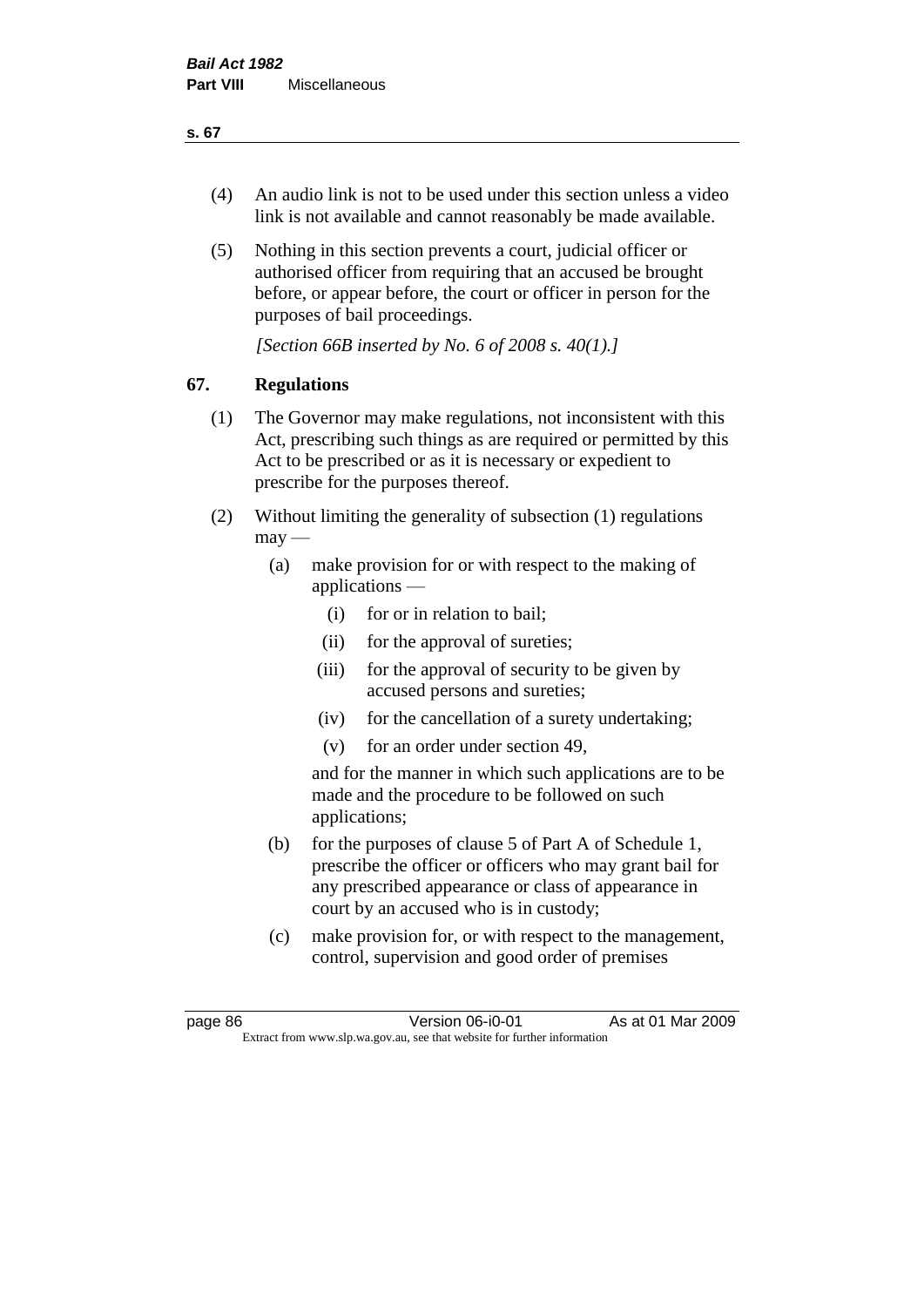(4) An audio link is not to be used under this section unless a video link is not available and cannot reasonably be made available.

(5) Nothing in this section prevents a court, judicial officer or authorised officer from requiring that an accused be brought before, or appear before, the court or officer in person for the purposes of bail proceedings.

*[Section 66B inserted by No. 6 of 2008 s. 40(1).]*

## 67. Regulations

(1) The Governor may make regulations, not inconsistent with this Act, prescribing such things as are required or permitted by this Act to be prescribed or as it is necessary or expedient to prescribe for the purposes thereof.

(2) Without limiting the generality of subsection (1) regulations may —

- (a) make provision for or with respect to the making of applications —
  - (i) for or in relation to bail;
  - (ii) for the approval of sureties;
  - (iii) for the approval of security to be given by accused persons and sureties;
  - (iv) for the cancellation of a surety undertaking;
  - (v) for an order under section 49,

  and for the manner in which such applications are to be made and the procedure to be followed on such applications;

- (b) for the purposes of clause 5 of Part A of Schedule 1, prescribe the officer or officers who may grant bail for any prescribed appearance or class of appearance in court by an accused who is in custody;

- (c) make provision for, or with respect to the management, control, supervision and good order of premises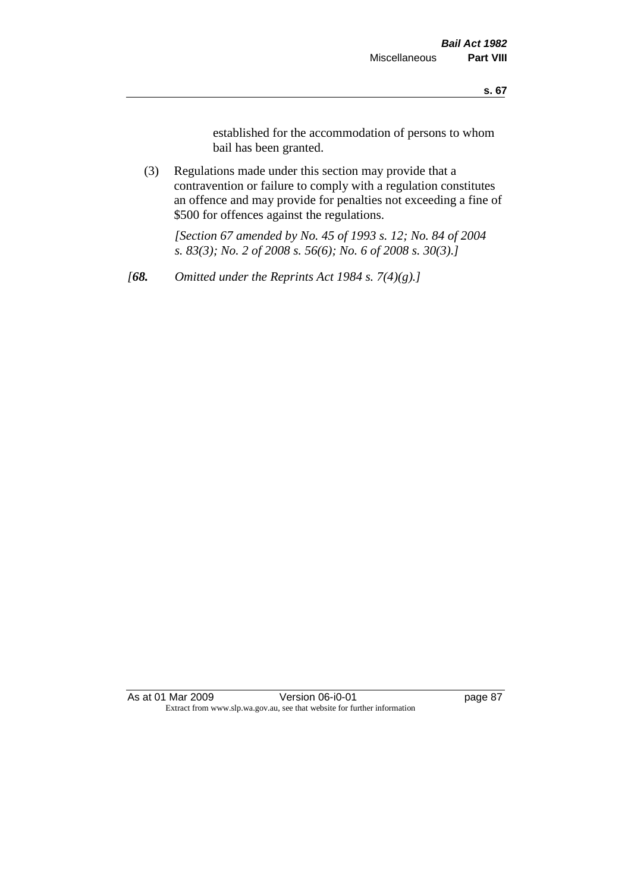established for the accommodation of persons to whom bail has been granted.

(3) Regulations made under this section may provide that a contravention or failure to comply with a regulation constitutes an offence and may provide for penalties not exceeding a fine of $500 for offences against the regulations.

*[Section 67 amended by No. 45 of 1993 s. 12; No. 84 of 2004 s. 83(3); No. 2 of 2008 s. 56(6); No. 6 of 2008 s. 30(3).]*

*[**68.** Omitted under the Reprints Act 1984 s. 7(4)(g).]*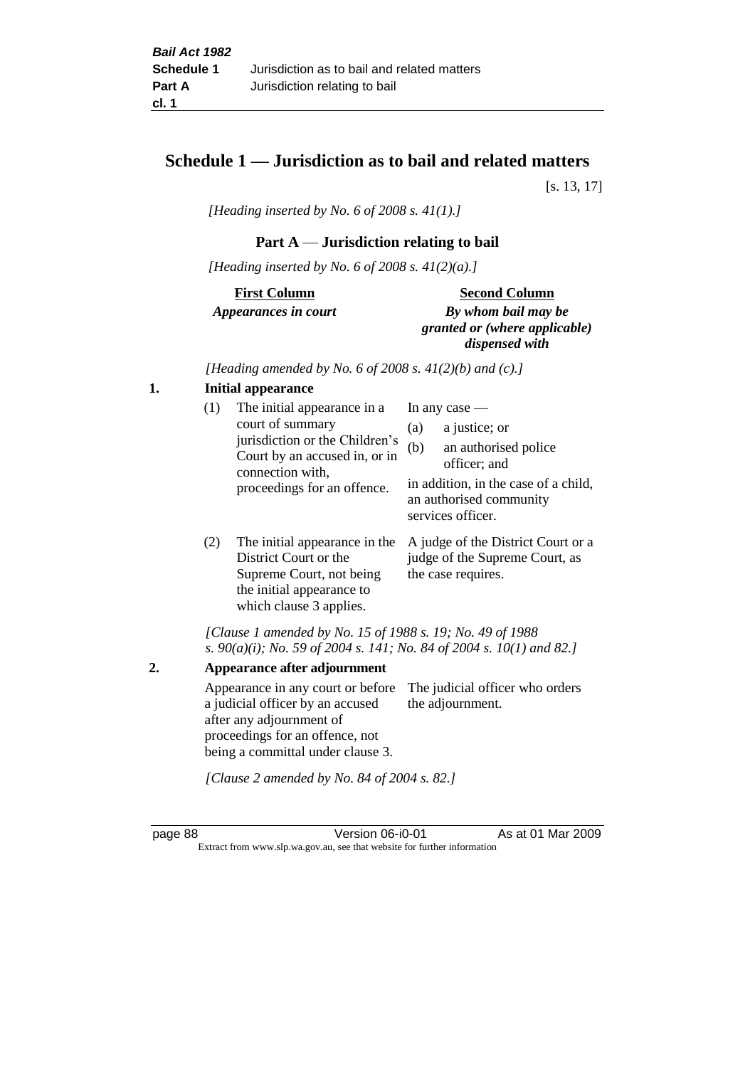# Schedule 1 — Jurisdiction as to bail and related matters

[s. 13, 17]

*[Heading inserted by No. 6 of 2008 s. 41(1).]*

## Part A — Jurisdiction relating to bail

*[Heading inserted by No. 6 of 2008 s. 41(2)(a).]*

| First Column *Appearances in court* | Second Column *By whom bail may be granted or (where applicable) dispensed with* |
|---|---|

*[Heading amended by No. 6 of 2008 s. 41(2)(b) and (c).]*

**1. Initial appearance**

| | |
|---|---|
| (1) The initial appearance in a court of summary jurisdiction or the Children's Court by an accused in, or in connection with, proceedings for an offence. | In any case — (a) a justice; or (b) an authorised police officer; and in addition, in the case of a child, an authorised community services officer. |
| (2) The initial appearance in the District Court or the Supreme Court, not being the initial appearance to which clause 3 applies. | A judge of the District Court or a judge of the Supreme Court, as the case requires. |

*[Clause 1 amended by No. 15 of 1988 s. 19; No. 49 of 1988 s. 90(a)(i); No. 59 of 2004 s. 141; No. 84 of 2004 s. 10(1) and 82.]*

**2. Appearance after adjournment**

| | |
|---|---|
| Appearance in any court or before a judicial officer by an accused after any adjournment of proceedings for an offence, not being a committal under clause 3. | The judicial officer who orders the adjournment. |

*[Clause 2 amended by No. 84 of 2004 s. 82.]*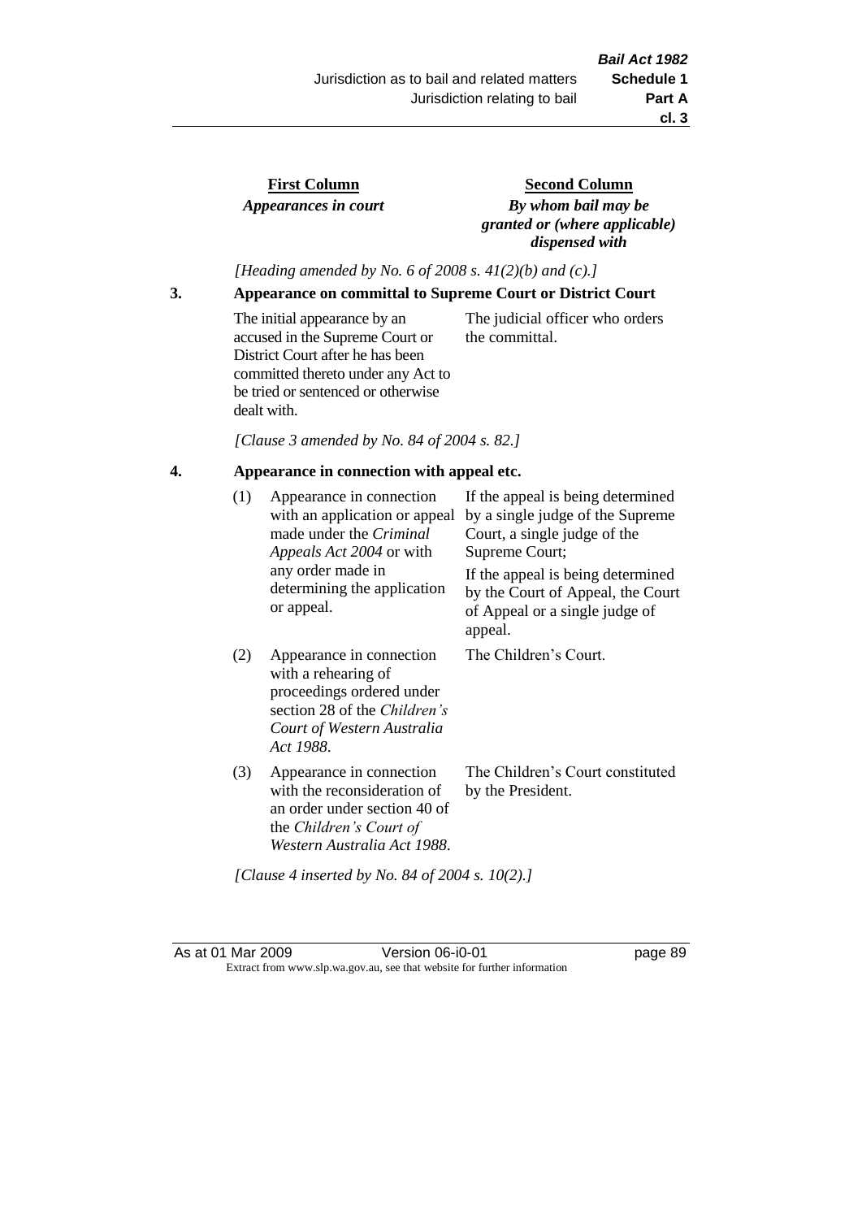| First Column | Second Column |
| --- | --- |
| *Appearances in court* | *By whom bail may be granted or (where applicable) dispensed with* |

*[Heading amended by No. 6 of 2008 s. 41(2)(b) and (c).]*

**3. Appearance on committal to Supreme Court or District Court**

| | |
| --- | --- |
| The initial appearance by an accused in the Supreme Court or District Court after he has been committed thereto under any Act to be tried or sentenced or otherwise dealt with. | The judicial officer who orders the committal. |

*[Clause 3 amended by No. 84 of 2004 s. 82.]*

**4. Appearance in connection with appeal etc.**

| | | |
| --- | --- | --- |
| (1) | Appearance in connection with an application or appeal made under the *Criminal Appeals Act 2004* or with any order made in determining the application or appeal. | If the appeal is being determined by a single judge of the Supreme Court, a single judge of the Supreme Court; If the appeal is being determined by the Court of Appeal, the Court of Appeal or a single judge of appeal. |
| (2) | Appearance in connection with a rehearing of proceedings ordered under section 28 of the *Children's Court of Western Australia Act 1988*. | The Children's Court. |
| (3) | Appearance in connection with the reconsideration of an order under section 40 of the *Children's Court of Western Australia Act 1988*. | The Children's Court constituted by the President. |

*[Clause 4 inserted by No. 84 of 2004 s. 10(2).]*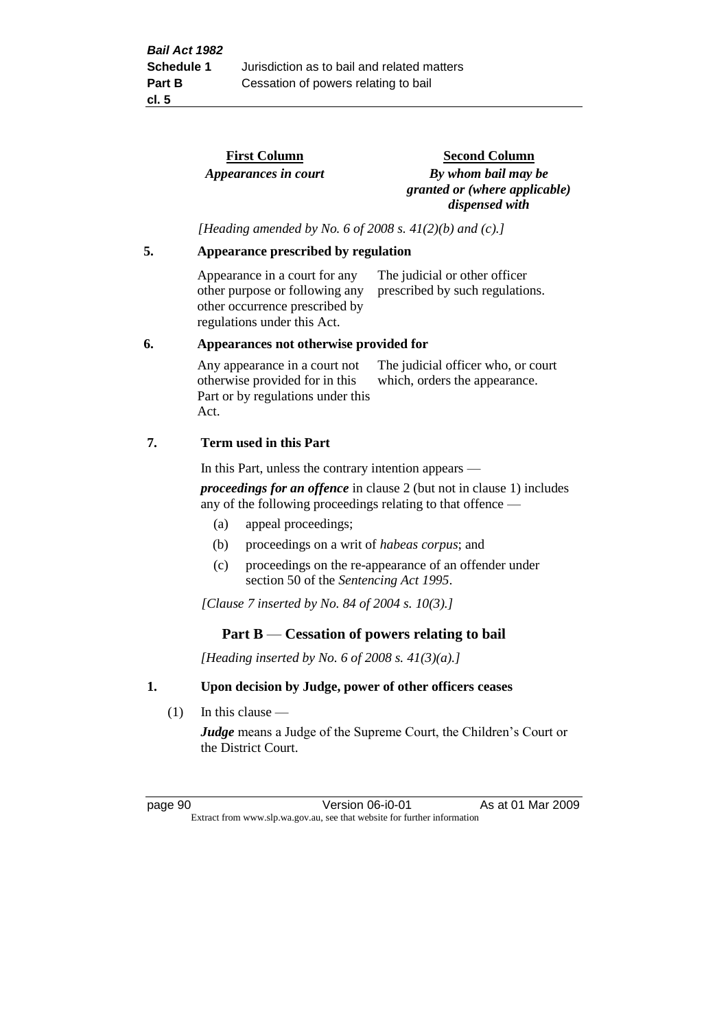| First Column | Second Column |
|---|---|
| *Appearances in court* | ***By whom bail may be granted or (where applicable) dispensed with*** |

*[Heading amended by No. 6 of 2008 s. 41(2)(b) and (c).]*

**5. Appearance prescribed by regulation**

| | |
|---|---|
| Appearance in a court for any other purpose or following any other occurrence prescribed by regulations under this Act. | The judicial or other officer prescribed by such regulations. |

**6. Appearances not otherwise provided for**

| | |
|---|---|
| Any appearance in a court not otherwise provided for in this Part or by regulations under this Act. | The judicial officer who, or court which, orders the appearance. |

**7. Term used in this Part**

In this Part, unless the contrary intention appears —

***proceedings for an offence*** in clause 2 (but not in clause 1) includes any of the following proceedings relating to that offence —

(a) appeal proceedings;

(b) proceedings on a writ of *habeas corpus*; and

(c) proceedings on the re-appearance of an offender under section 50 of the *Sentencing Act 1995*.

*[Clause 7 inserted by No. 84 of 2004 s. 10(3).]*

## Part B — Cessation of powers relating to bail

*[Heading inserted by No. 6 of 2008 s. 41(3)(a).]*

**1. Upon decision by Judge, power of other officers ceases**

(1) In this clause —

***Judge*** means a Judge of the Supreme Court, the Children's Court or the District Court.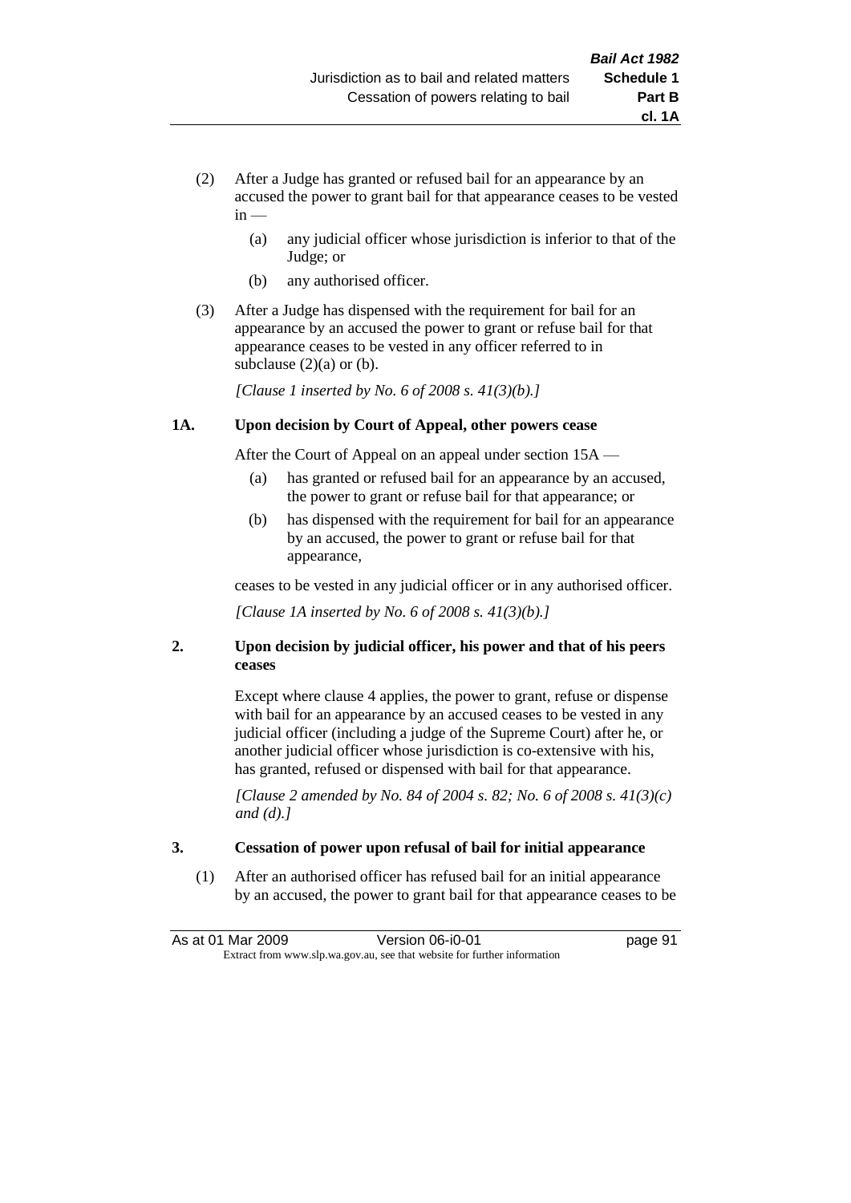(2) After a Judge has granted or refused bail for an appearance by an accused the power to grant bail for that appearance ceases to be vested in —

(a) any judicial officer whose jurisdiction is inferior to that of the Judge; or

(b) any authorised officer.

(3) After a Judge has dispensed with the requirement for bail for an appearance by an accused the power to grant or refuse bail for that appearance ceases to be vested in any officer referred to in subclause (2)(a) or (b).

*[Clause 1 inserted by No. 6 of 2008 s. 41(3)(b).]*

**1A. Upon decision by Court of Appeal, other powers cease**

After the Court of Appeal on an appeal under section 15A —

(a) has granted or refused bail for an appearance by an accused, the power to grant or refuse bail for that appearance; or

(b) has dispensed with the requirement for bail for an appearance by an accused, the power to grant or refuse bail for that appearance,

ceases to be vested in any judicial officer or in any authorised officer.

*[Clause 1A inserted by No. 6 of 2008 s. 41(3)(b).]*

**2. Upon decision by judicial officer, his power and that of his peers ceases**

Except where clause 4 applies, the power to grant, refuse or dispense with bail for an appearance by an accused ceases to be vested in any judicial officer (including a judge of the Supreme Court) after he, or another judicial officer whose jurisdiction is co-extensive with his, has granted, refused or dispensed with bail for that appearance.

*[Clause 2 amended by No. 84 of 2004 s. 82; No. 6 of 2008 s. 41(3)(c) and (d).]*

**3. Cessation of power upon refusal of bail for initial appearance**

(1) After an authorised officer has refused bail for an initial appearance by an accused, the power to grant bail for that appearance ceases to be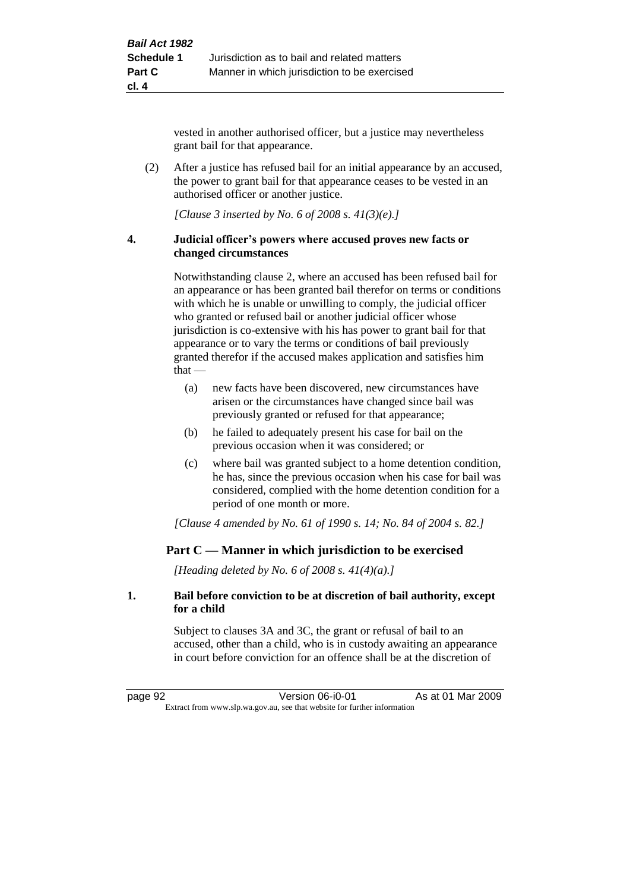vested in another authorised officer, but a justice may nevertheless grant bail for that appearance.

(2) After a justice has refused bail for an initial appearance by an accused, the power to grant bail for that appearance ceases to be vested in an authorised officer or another justice.

*[Clause 3 inserted by No. 6 of 2008 s. 41(3)(e).]*

**4. Judicial officer's powers where accused proves new facts or changed circumstances**

Notwithstanding clause 2, where an accused has been refused bail for an appearance or has been granted bail therefor on terms or conditions with which he is unable or unwilling to comply, the judicial officer who granted or refused bail or another judicial officer whose jurisdiction is co-extensive with his has power to grant bail for that appearance or to vary the terms or conditions of bail previously granted therefor if the accused makes application and satisfies him that —

(a) new facts have been discovered, new circumstances have arisen or the circumstances have changed since bail was previously granted or refused for that appearance;

(b) he failed to adequately present his case for bail on the previous occasion when it was considered; or

(c) where bail was granted subject to a home detention condition, he has, since the previous occasion when his case for bail was considered, complied with the home detention condition for a period of one month or more.

*[Clause 4 amended by No. 61 of 1990 s. 14; No. 84 of 2004 s. 82.]*

## Part C — Manner in which jurisdiction to be exercised

*[Heading deleted by No. 6 of 2008 s. 41(4)(a).]*

**1. Bail before conviction to be at discretion of bail authority, except for a child**

Subject to clauses 3A and 3C, the grant or refusal of bail to an accused, other than a child, who is in custody awaiting an appearance in court before conviction for an offence shall be at the discretion of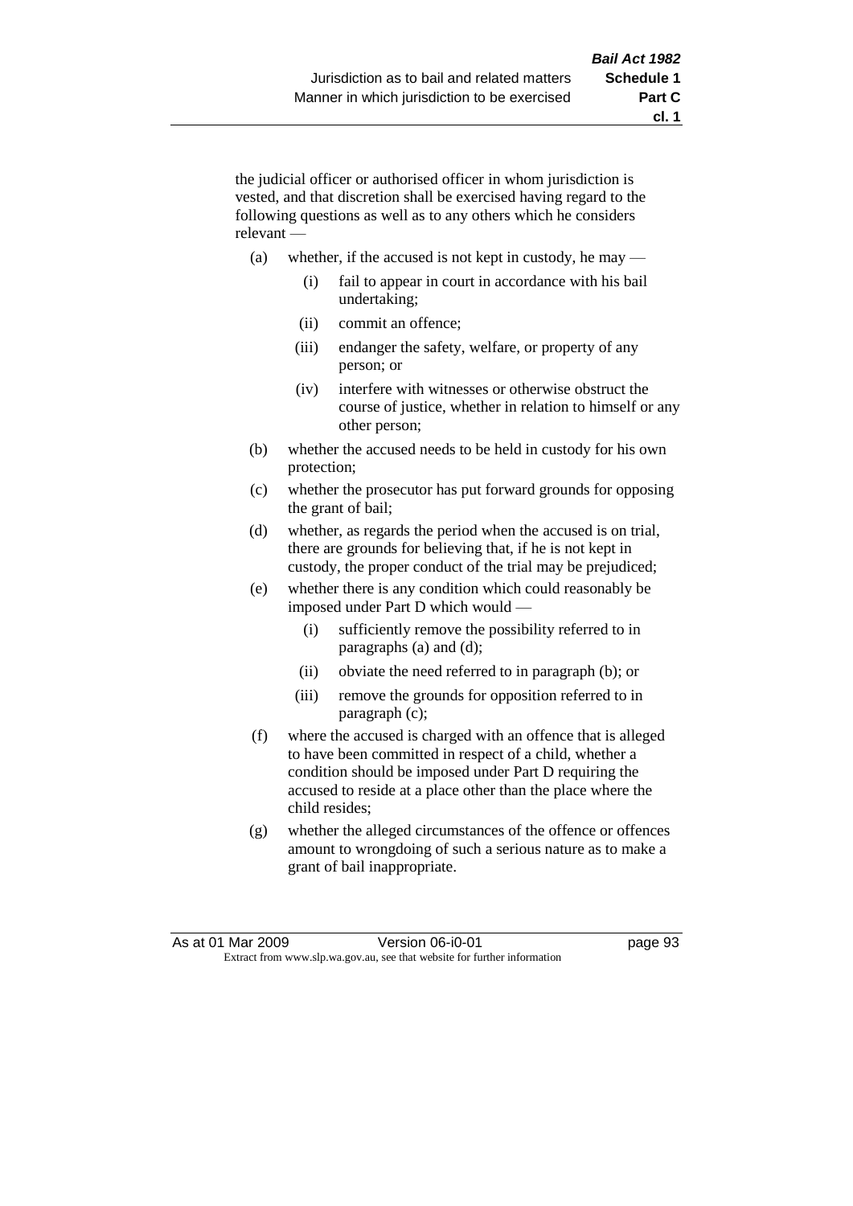the judicial officer or authorised officer in whom jurisdiction is vested, and that discretion shall be exercised having regard to the following questions as well as to any others which he considers relevant —

(a) whether, if the accused is not kept in custody, he may —

  (i) fail to appear in court in accordance with his bail undertaking;

  (ii) commit an offence;

  (iii) endanger the safety, welfare, or property of any person; or

  (iv) interfere with witnesses or otherwise obstruct the course of justice, whether in relation to himself or any other person;

(b) whether the accused needs to be held in custody for his own protection;

(c) whether the prosecutor has put forward grounds for opposing the grant of bail;

(d) whether, as regards the period when the accused is on trial, there are grounds for believing that, if he is not kept in custody, the proper conduct of the trial may be prejudiced;

(e) whether there is any condition which could reasonably be imposed under Part D which would —

  (i) sufficiently remove the possibility referred to in paragraphs (a) and (d);

  (ii) obviate the need referred to in paragraph (b); or

  (iii) remove the grounds for opposition referred to in paragraph (c);

(f) where the accused is charged with an offence that is alleged to have been committed in respect of a child, whether a condition should be imposed under Part D requiring the accused to reside at a place other than the place where the child resides;

(g) whether the alleged circumstances of the offence or offences amount to wrongdoing of such a serious nature as to make a grant of bail inappropriate.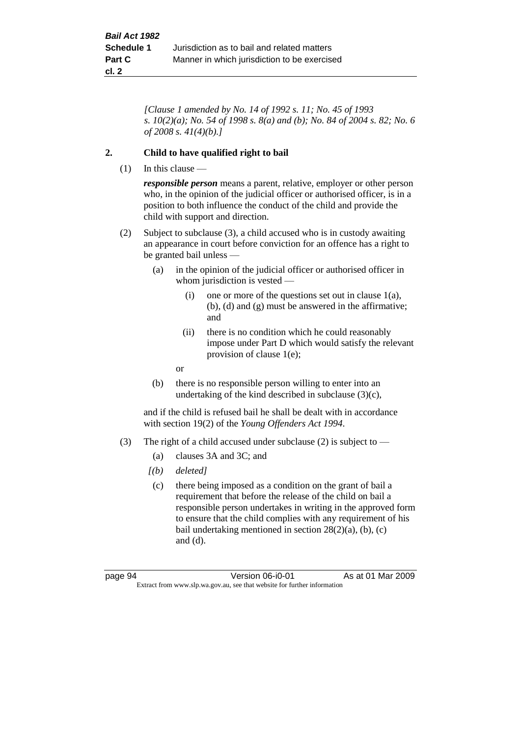*[Clause 1 amended by No. 14 of 1992 s. 11; No. 45 of 1993 s. 10(2)(a); No. 54 of 1998 s. 8(a) and (b); No. 84 of 2004 s. 82; No. 6 of 2008 s. 41(4)(b).]*

**2. Child to have qualified right to bail**

(1) In this clause —

***responsible person*** means a parent, relative, employer or other person who, in the opinion of the judicial officer or authorised officer, is in a position to both influence the conduct of the child and provide the child with support and direction.

(2) Subject to subclause (3), a child accused who is in custody awaiting an appearance in court before conviction for an offence has a right to be granted bail unless —

- (a) in the opinion of the judicial officer or authorised officer in whom jurisdiction is vested —
  - (i) one or more of the questions set out in clause 1(a), (b), (d) and (g) must be answered in the affirmative; and
  - (ii) there is no condition which he could reasonably impose under Part D which would satisfy the relevant provision of clause 1(e);

  or

- (b) there is no responsible person willing to enter into an undertaking of the kind described in subclause (3)(c),

and if the child is refused bail he shall be dealt with in accordance with section 19(2) of the *Young Offenders Act 1994*.

(3) The right of a child accused under subclause (2) is subject to —

- (a) clauses 3A and 3C; and
- *[(b) deleted]*
- (c) there being imposed as a condition on the grant of bail a requirement that before the release of the child on bail a responsible person undertakes in writing in the approved form to ensure that the child complies with any requirement of his bail undertaking mentioned in section 28(2)(a), (b), (c) and (d).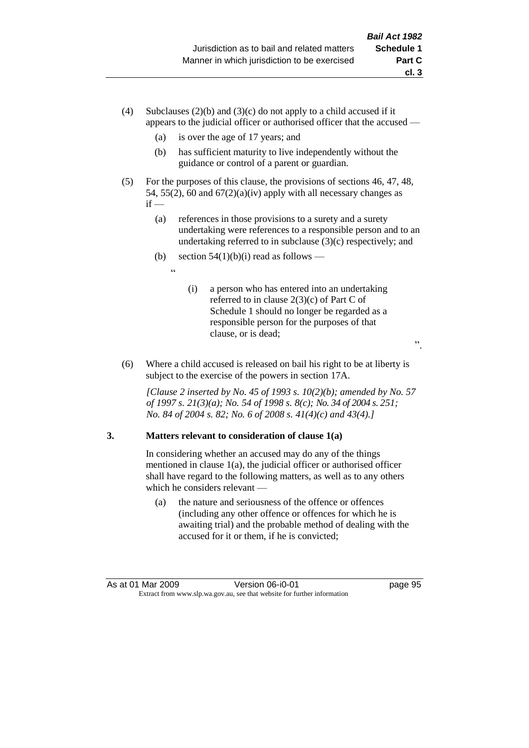(4) Subclauses (2)(b) and (3)(c) do not apply to a child accused if it appears to the judicial officer or authorised officer that the accused —

  (a) is over the age of 17 years; and

  (b) has sufficient maturity to live independently without the guidance or control of a parent or guardian.

(5) For the purposes of this clause, the provisions of sections 46, 47, 48, 54, 55(2), 60 and 67(2)(a)(iv) apply with all necessary changes as if —

  (a) references in those provisions to a surety and a surety undertaking were references to a responsible person and to an undertaking referred to in subclause (3)(c) respectively; and

  (b) section 54(1)(b)(i) read as follows —

  "

    (i) a person who has entered into an undertaking referred to in clause 2(3)(c) of Part C of Schedule 1 should no longer be regarded as a responsible person for the purposes of that clause, or is dead;

  ".

(6) Where a child accused is released on bail his right to be at liberty is subject to the exercise of the powers in section 17A.

*[Clause 2 inserted by No. 45 of 1993 s. 10(2)(b); amended by No. 57 of 1997 s. 21(3)(a); No. 54 of 1998 s. 8(c); No. 34 of 2004 s. 251; No. 84 of 2004 s. 82; No. 6 of 2008 s. 41(4)(c) and 43(4).]*

**3. Matters relevant to consideration of clause 1(a)**

In considering whether an accused may do any of the things mentioned in clause 1(a), the judicial officer or authorised officer shall have regard to the following matters, as well as to any others which he considers relevant —

  (a) the nature and seriousness of the offence or offences (including any other offence or offences for which he is awaiting trial) and the probable method of dealing with the accused for it or them, if he is convicted;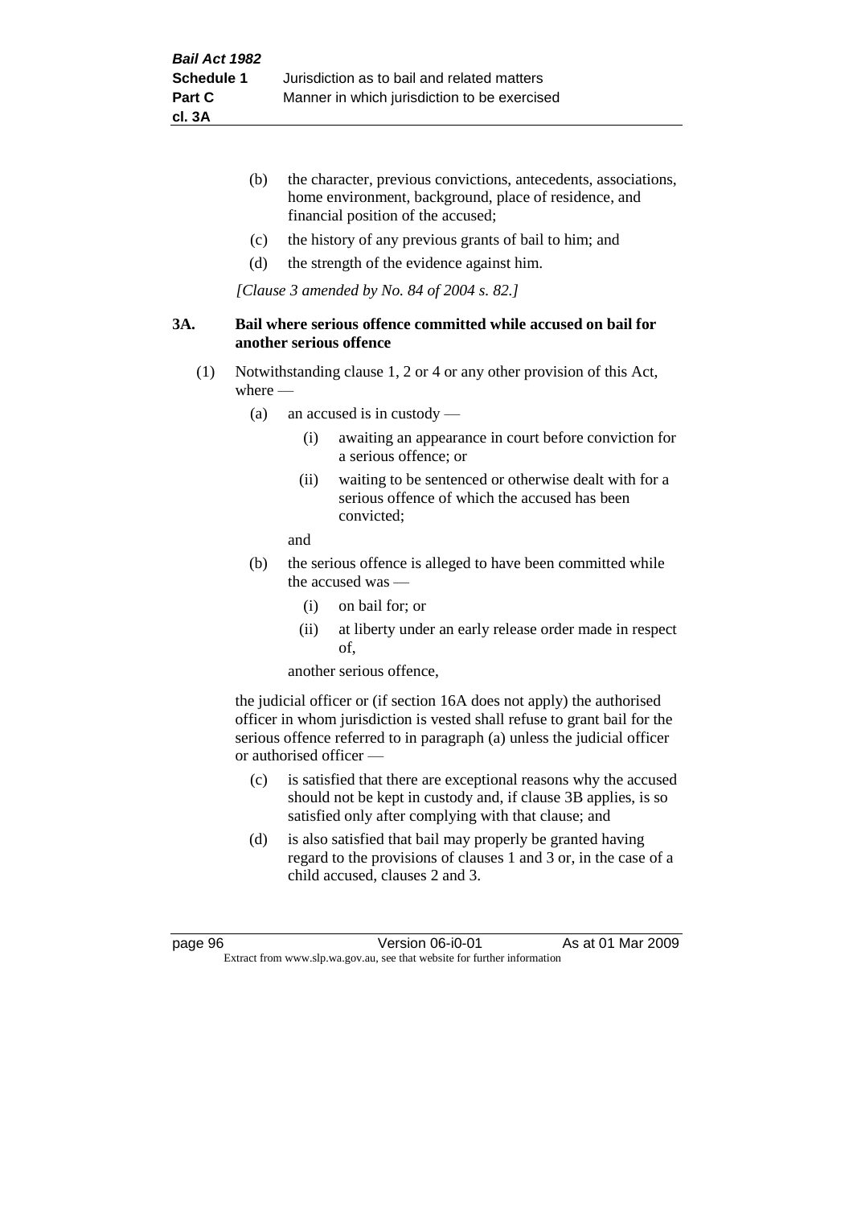(b) the character, previous convictions, antecedents, associations, home environment, background, place of residence, and financial position of the accused;

(c) the history of any previous grants of bail to him; and

(d) the strength of the evidence against him.

*[Clause 3 amended by No. 84 of 2004 s. 82.]*

### 3A. Bail where serious offence committed while accused on bail for another serious offence

(1) Notwithstanding clause 1, 2 or 4 or any other provision of this Act, where —

- (a) an accused is in custody —
  - (i) awaiting an appearance in court before conviction for a serious offence; or
  - (ii) waiting to be sentenced or otherwise dealt with for a serious offence of which the accused has been convicted;

  and

- (b) the serious offence is alleged to have been committed while the accused was —
  - (i) on bail for; or
  - (ii) at liberty under an early release order made in respect of,

  another serious offence,

the judicial officer or (if section 16A does not apply) the authorised officer in whom jurisdiction is vested shall refuse to grant bail for the serious offence referred to in paragraph (a) unless the judicial officer or authorised officer —

- (c) is satisfied that there are exceptional reasons why the accused should not be kept in custody and, if clause 3B applies, is so satisfied only after complying with that clause; and
- (d) is also satisfied that bail may properly be granted having regard to the provisions of clauses 1 and 3 or, in the case of a child accused, clauses 2 and 3.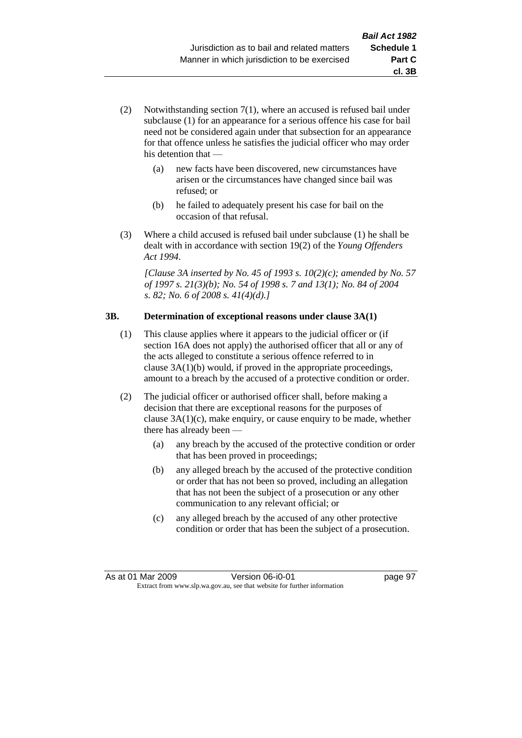(2) Notwithstanding section 7(1), where an accused is refused bail under subclause (1) for an appearance for a serious offence his case for bail need not be considered again under that subsection for an appearance for that offence unless he satisfies the judicial officer who may order his detention that —

   (a) new facts have been discovered, new circumstances have arisen or the circumstances have changed since bail was refused; or

   (b) he failed to adequately present his case for bail on the occasion of that refusal.

(3) Where a child accused is refused bail under subclause (1) he shall be dealt with in accordance with section 19(2) of the *Young Offenders Act 1994*.

*[Clause 3A inserted by No. 45 of 1993 s. 10(2)(c); amended by No. 57 of 1997 s. 21(3)(b); No. 54 of 1998 s. 7 and 13(1); No. 84 of 2004 s. 82; No. 6 of 2008 s. 41(4)(d).]*

**3B. Determination of exceptional reasons under clause 3A(1)**

(1) This clause applies where it appears to the judicial officer or (if section 16A does not apply) the authorised officer that all or any of the acts alleged to constitute a serious offence referred to in clause 3A(1)(b) would, if proved in the appropriate proceedings, amount to a breach by the accused of a protective condition or order.

(2) The judicial officer or authorised officer shall, before making a decision that there are exceptional reasons for the purposes of clause 3A(1)(c), make enquiry, or cause enquiry to be made, whether there has already been —

   (a) any breach by the accused of the protective condition or order that has been proved in proceedings;

   (b) any alleged breach by the accused of the protective condition or order that has not been so proved, including an allegation that has not been the subject of a prosecution or any other communication to any relevant official; or

   (c) any alleged breach by the accused of any other protective condition or order that has been the subject of a prosecution.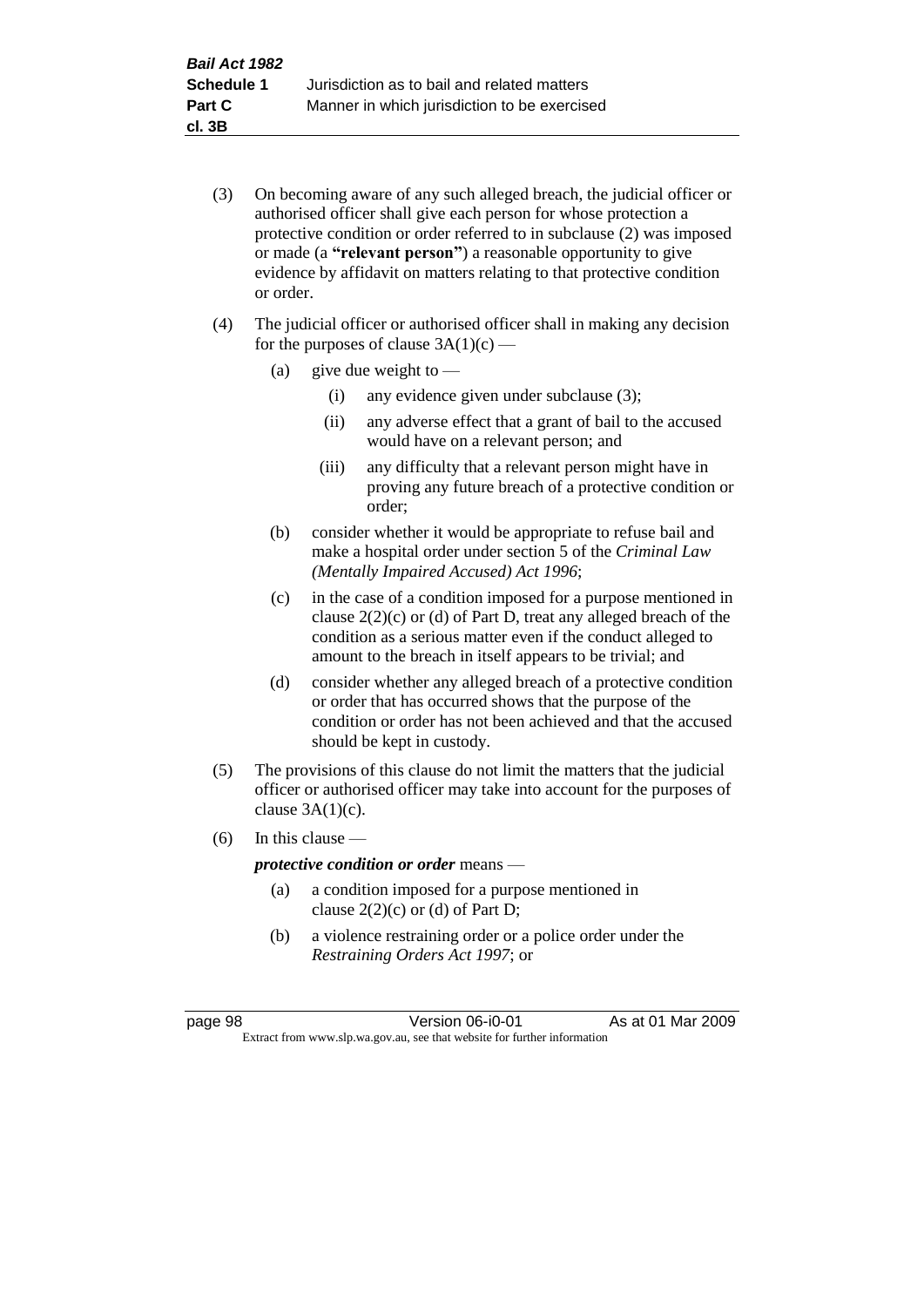(3) On becoming aware of any such alleged breach, the judicial officer or authorised officer shall give each person for whose protection a protective condition or order referred to in subclause (2) was imposed or made (a **"relevant person"**) a reasonable opportunity to give evidence by affidavit on matters relating to that protective condition or order.

(4) The judicial officer or authorised officer shall in making any decision for the purposes of clause 3A(1)(c) —

- (a) give due weight to —
  - (i) any evidence given under subclause (3);
  - (ii) any adverse effect that a grant of bail to the accused would have on a relevant person; and
  - (iii) any difficulty that a relevant person might have in proving any future breach of a protective condition or order;
- (b) consider whether it would be appropriate to refuse bail and make a hospital order under section 5 of the *Criminal Law (Mentally Impaired Accused) Act 1996*;
- (c) in the case of a condition imposed for a purpose mentioned in clause 2(2)(c) or (d) of Part D, treat any alleged breach of the condition as a serious matter even if the conduct alleged to amount to the breach in itself appears to be trivial; and
- (d) consider whether any alleged breach of a protective condition or order that has occurred shows that the purpose of the condition or order has not been achieved and that the accused should be kept in custody.

(5) The provisions of this clause do not limit the matters that the judicial officer or authorised officer may take into account for the purposes of clause 3A(1)(c).

(6) In this clause —

***protective condition or order*** means —

- (a) a condition imposed for a purpose mentioned in clause 2(2)(c) or (d) of Part D;
- (b) a violence restraining order or a police order under the *Restraining Orders Act 1997*; or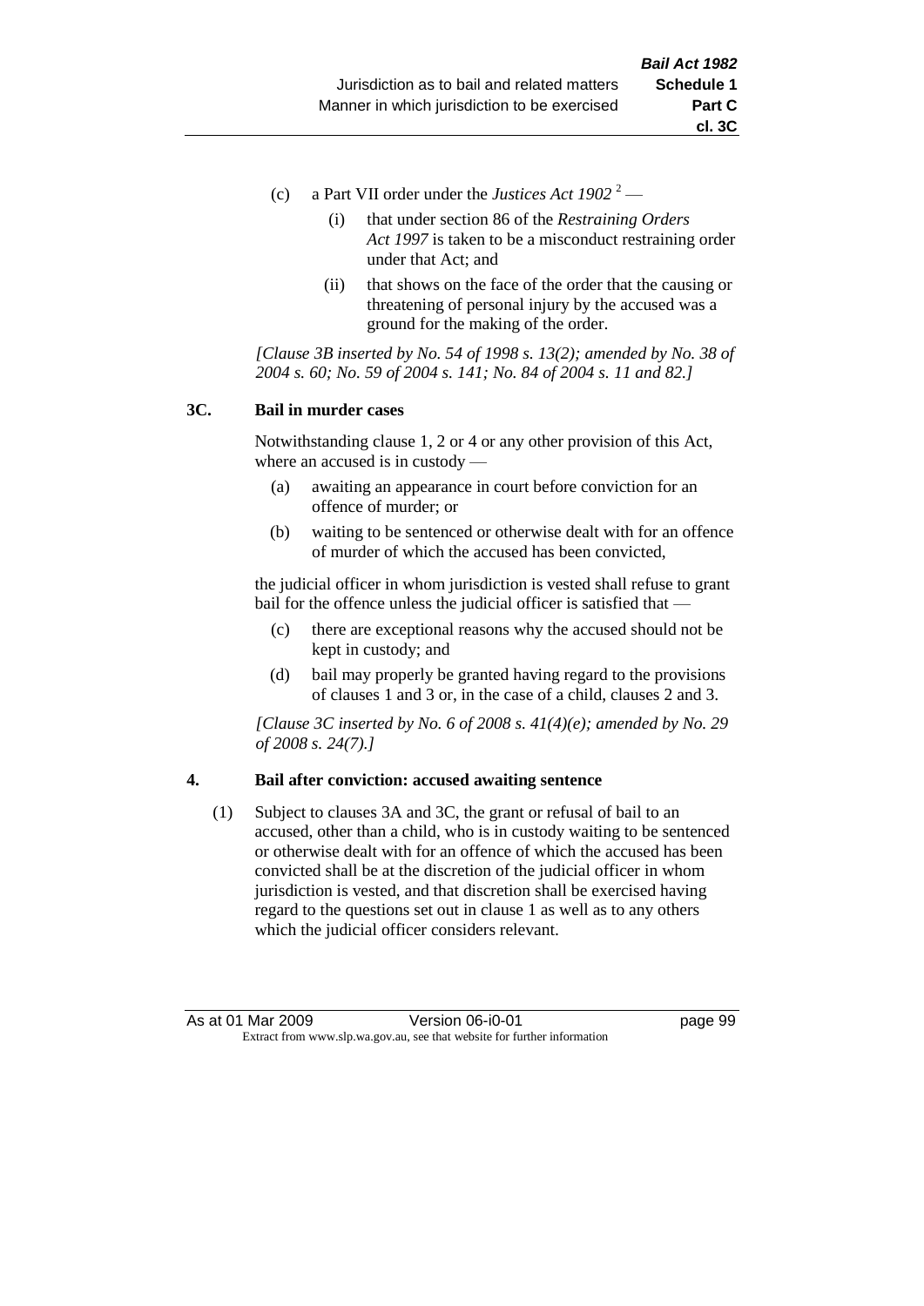(c) a Part VII order under the *Justices Act 1902* [2] —

(i) that under section 86 of the *Restraining Orders Act 1997* is taken to be a misconduct restraining order under that Act; and

(ii) that shows on the face of the order that the causing or threatening of personal injury by the accused was a ground for the making of the order.

*[Clause 3B inserted by No. 54 of 1998 s. 13(2); amended by No. 38 of 2004 s. 60; No. 59 of 2004 s. 141; No. 84 of 2004 s. 11 and 82.]*

### 3C. Bail in murder cases

Notwithstanding clause 1, 2 or 4 or any other provision of this Act, where an accused is in custody —

(a) awaiting an appearance in court before conviction for an offence of murder; or

(b) waiting to be sentenced or otherwise dealt with for an offence of murder of which the accused has been convicted,

the judicial officer in whom jurisdiction is vested shall refuse to grant bail for the offence unless the judicial officer is satisfied that —

(c) there are exceptional reasons why the accused should not be kept in custody; and

(d) bail may properly be granted having regard to the provisions of clauses 1 and 3 or, in the case of a child, clauses 2 and 3.

*[Clause 3C inserted by No. 6 of 2008 s. 41(4)(e); amended by No. 29 of 2008 s. 24(7).]*

### 4. Bail after conviction: accused awaiting sentence

(1) Subject to clauses 3A and 3C, the grant or refusal of bail to an accused, other than a child, who is in custody waiting to be sentenced or otherwise dealt with for an offence of which the accused has been convicted shall be at the discretion of the judicial officer in whom jurisdiction is vested, and that discretion shall be exercised having regard to the questions set out in clause 1 as well as to any others which the judicial officer considers relevant.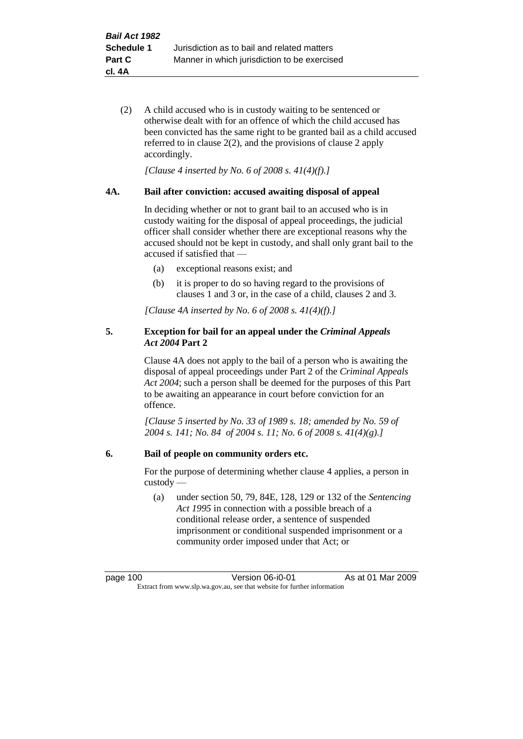(2) A child accused who is in custody waiting to be sentenced or otherwise dealt with for an offence of which the child accused has been convicted has the same right to be granted bail as a child accused referred to in clause 2(2), and the provisions of clause 2 apply accordingly.

*[Clause 4 inserted by No. 6 of 2008 s. 41(4)(f).]*

**4A. Bail after conviction: accused awaiting disposal of appeal**

In deciding whether or not to grant bail to an accused who is in custody waiting for the disposal of appeal proceedings, the judicial officer shall consider whether there are exceptional reasons why the accused should not be kept in custody, and shall only grant bail to the accused if satisfied that —

(a) exceptional reasons exist; and

(b) it is proper to do so having regard to the provisions of clauses 1 and 3 or, in the case of a child, clauses 2 and 3.

*[Clause 4A inserted by No. 6 of 2008 s. 41(4)(f).]*

**5. Exception for bail for an appeal under the *Criminal Appeals Act 2004* Part 2**

Clause 4A does not apply to the bail of a person who is awaiting the disposal of appeal proceedings under Part 2 of the *Criminal Appeals Act 2004*; such a person shall be deemed for the purposes of this Part to be awaiting an appearance in court before conviction for an offence.

*[Clause 5 inserted by No. 33 of 1989 s. 18; amended by No. 59 of 2004 s. 141; No. 84 of 2004 s. 11; No. 6 of 2008 s. 41(4)(g).]*

**6. Bail of people on community orders etc.**

For the purpose of determining whether clause 4 applies, a person in custody —

(a) under section 50, 79, 84E, 128, 129 or 132 of the *Sentencing Act 1995* in connection with a possible breach of a conditional release order, a sentence of suspended imprisonment or conditional suspended imprisonment or a community order imposed under that Act; or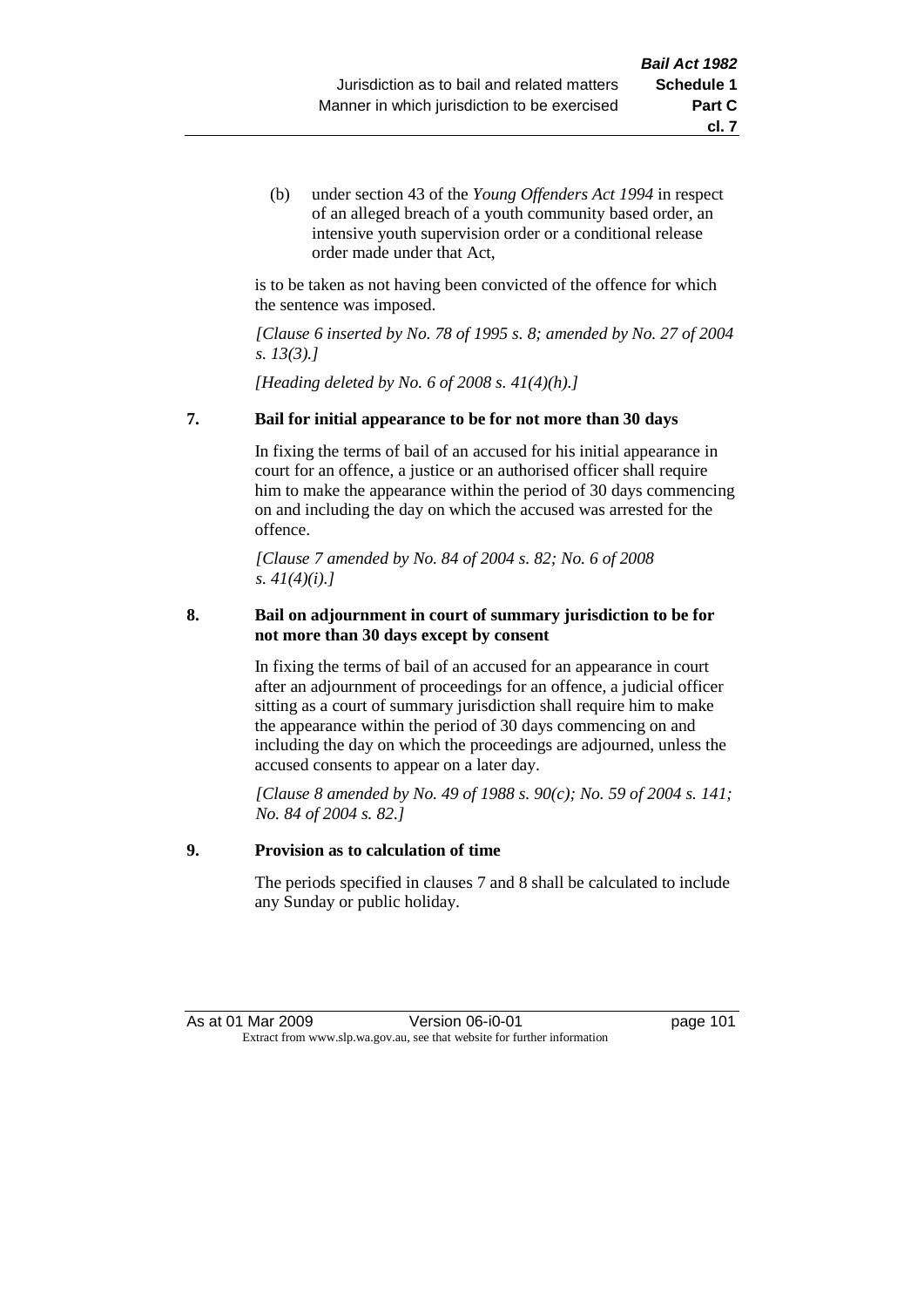(b) under section 43 of the *Young Offenders Act 1994* in respect of an alleged breach of a youth community based order, an intensive youth supervision order or a conditional release order made under that Act,

is to be taken as not having been convicted of the offence for which the sentence was imposed.

*[Clause 6 inserted by No. 78 of 1995 s. 8; amended by No. 27 of 2004 s. 13(3).]*

*[Heading deleted by No. 6 of 2008 s. 41(4)(h).]*

**7. Bail for initial appearance to be for not more than 30 days**

In fixing the terms of bail of an accused for his initial appearance in court for an offence, a justice or an authorised officer shall require him to make the appearance within the period of 30 days commencing on and including the day on which the accused was arrested for the offence.

*[Clause 7 amended by No. 84 of 2004 s. 82; No. 6 of 2008 s. 41(4)(i).]*

**8. Bail on adjournment in court of summary jurisdiction to be for not more than 30 days except by consent**

In fixing the terms of bail of an accused for an appearance in court after an adjournment of proceedings for an offence, a judicial officer sitting as a court of summary jurisdiction shall require him to make the appearance within the period of 30 days commencing on and including the day on which the proceedings are adjourned, unless the accused consents to appear on a later day.

*[Clause 8 amended by No. 49 of 1988 s. 90(c); No. 59 of 2004 s. 141; No. 84 of 2004 s. 82.]*

**9. Provision as to calculation of time**

The periods specified in clauses 7 and 8 shall be calculated to include any Sunday or public holiday.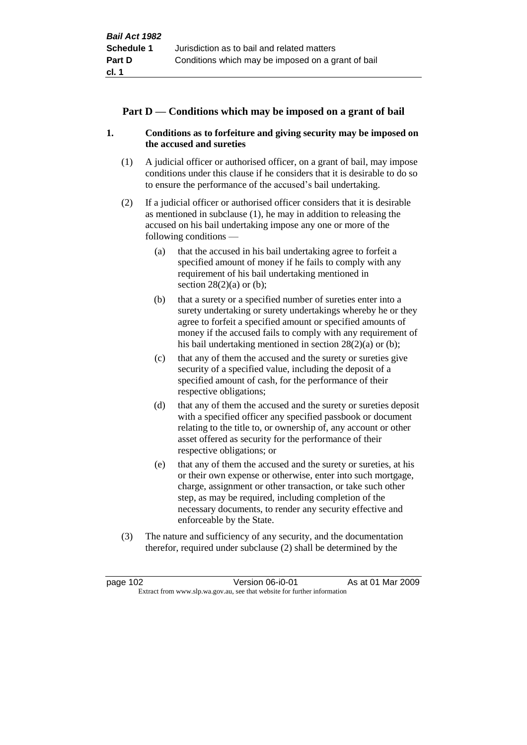## Part D — Conditions which may be imposed on a grant of bail

**1. Conditions as to forfeiture and giving security may be imposed on the accused and sureties**

(1) A judicial officer or authorised officer, on a grant of bail, may impose conditions under this clause if he considers that it is desirable to do so to ensure the performance of the accused's bail undertaking.

(2) If a judicial officer or authorised officer considers that it is desirable as mentioned in subclause (1), he may in addition to releasing the accused on his bail undertaking impose any one or more of the following conditions —

(a) that the accused in his bail undertaking agree to forfeit a specified amount of money if he fails to comply with any requirement of his bail undertaking mentioned in section 28(2)(a) or (b);

(b) that a surety or a specified number of sureties enter into a surety undertaking or surety undertakings whereby he or they agree to forfeit a specified amount or specified amounts of money if the accused fails to comply with any requirement of his bail undertaking mentioned in section 28(2)(a) or (b);

(c) that any of them the accused and the surety or sureties give security of a specified value, including the deposit of a specified amount of cash, for the performance of their respective obligations;

(d) that any of them the accused and the surety or sureties deposit with a specified officer any specified passbook or document relating to the title to, or ownership of, any account or other asset offered as security for the performance of their respective obligations; or

(e) that any of them the accused and the surety or sureties, at his or their own expense or otherwise, enter into such mortgage, charge, assignment or other transaction, or take such other step, as may be required, including completion of the necessary documents, to render any security effective and enforceable by the State.

(3) The nature and sufficiency of any security, and the documentation therefor, required under subclause (2) shall be determined by the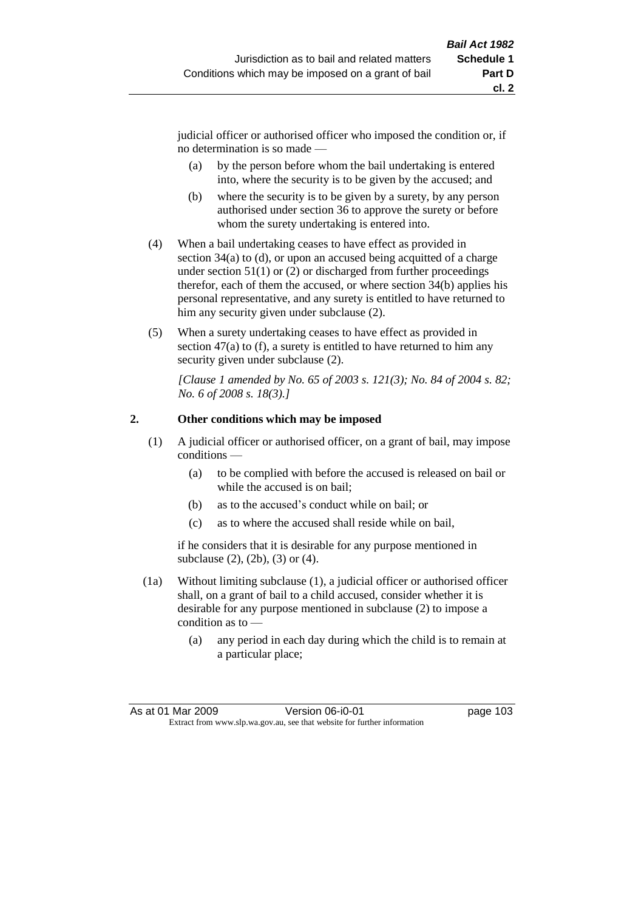judicial officer or authorised officer who imposed the condition or, if no determination is so made —

(a) by the person before whom the bail undertaking is entered into, where the security is to be given by the accused; and

(b) where the security is to be given by a surety, by any person authorised under section 36 to approve the surety or before whom the surety undertaking is entered into.

(4) When a bail undertaking ceases to have effect as provided in section 34(a) to (d), or upon an accused being acquitted of a charge under section 51(1) or (2) or discharged from further proceedings therefor, each of them the accused, or where section 34(b) applies his personal representative, and any surety is entitled to have returned to him any security given under subclause (2).

(5) When a surety undertaking ceases to have effect as provided in section 47(a) to (f), a surety is entitled to have returned to him any security given under subclause (2).

*[Clause 1 amended by No. 65 of 2003 s. 121(3); No. 84 of 2004 s. 82; No. 6 of 2008 s. 18(3).]*

**2. Other conditions which may be imposed**

(1) A judicial officer or authorised officer, on a grant of bail, may impose conditions —

(a) to be complied with before the accused is released on bail or while the accused is on bail;

(b) as to the accused's conduct while on bail; or

(c) as to where the accused shall reside while on bail,

if he considers that it is desirable for any purpose mentioned in subclause (2), (2b), (3) or (4).

(1a) Without limiting subclause (1), a judicial officer or authorised officer shall, on a grant of bail to a child accused, consider whether it is desirable for any purpose mentioned in subclause (2) to impose a condition as to —

(a) any period in each day during which the child is to remain at a particular place;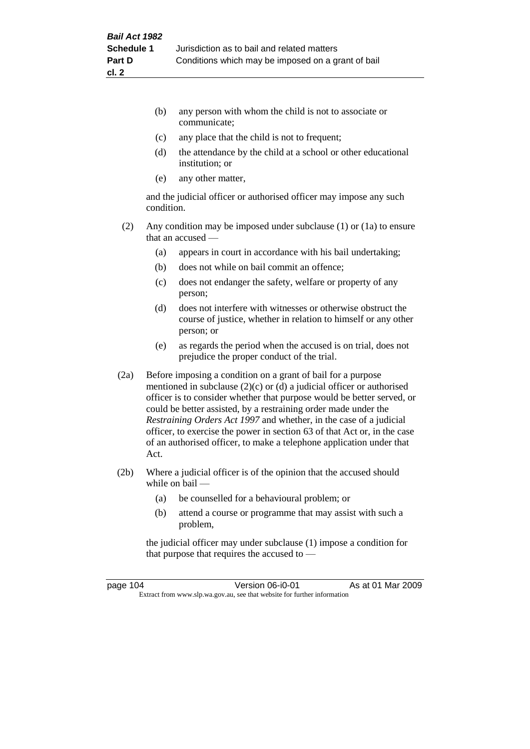(b) any person with whom the child is not to associate or communicate;

(c) any place that the child is not to frequent;

(d) the attendance by the child at a school or other educational institution; or

(e) any other matter,

and the judicial officer or authorised officer may impose any such condition.

(2) Any condition may be imposed under subclause (1) or (1a) to ensure that an accused —

(a) appears in court in accordance with his bail undertaking;

(b) does not while on bail commit an offence;

(c) does not endanger the safety, welfare or property of any person;

(d) does not interfere with witnesses or otherwise obstruct the course of justice, whether in relation to himself or any other person; or

(e) as regards the period when the accused is on trial, does not prejudice the proper conduct of the trial.

(2a) Before imposing a condition on a grant of bail for a purpose mentioned in subclause (2)(c) or (d) a judicial officer or authorised officer is to consider whether that purpose would be better served, or could be better assisted, by a restraining order made under the *Restraining Orders Act 1997* and whether, in the case of a judicial officer, to exercise the power in section 63 of that Act or, in the case of an authorised officer, to make a telephone application under that Act.

(2b) Where a judicial officer is of the opinion that the accused should while on bail —

(a) be counselled for a behavioural problem; or

(b) attend a course or programme that may assist with such a problem,

the judicial officer may under subclause (1) impose a condition for that purpose that requires the accused to —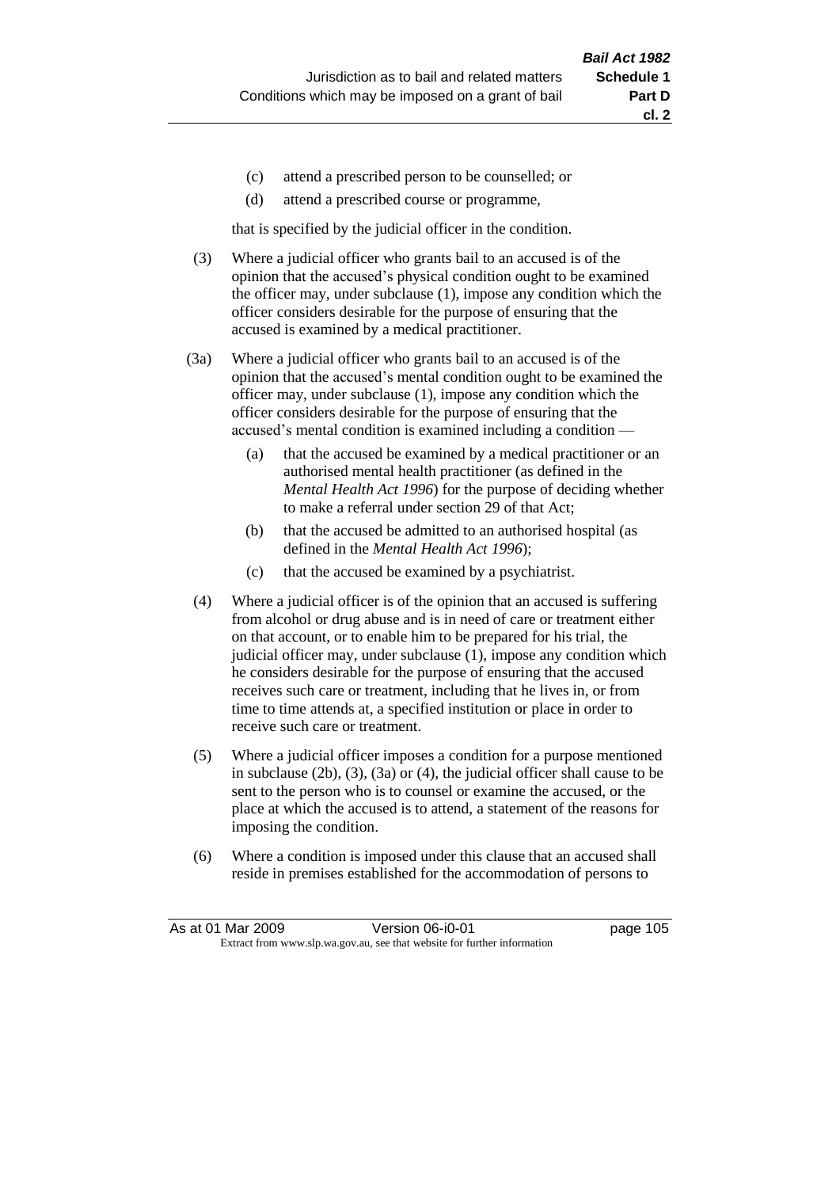(c) attend a prescribed person to be counselled; or

(d) attend a prescribed course or programme,

that is specified by the judicial officer in the condition.

(3) Where a judicial officer who grants bail to an accused is of the opinion that the accused's physical condition ought to be examined the officer may, under subclause (1), impose any condition which the officer considers desirable for the purpose of ensuring that the accused is examined by a medical practitioner.

(3a) Where a judicial officer who grants bail to an accused is of the opinion that the accused's mental condition ought to be examined the officer may, under subclause (1), impose any condition which the officer considers desirable for the purpose of ensuring that the accused's mental condition is examined including a condition —

(a) that the accused be examined by a medical practitioner or an authorised mental health practitioner (as defined in the *Mental Health Act 1996*) for the purpose of deciding whether to make a referral under section 29 of that Act;

(b) that the accused be admitted to an authorised hospital (as defined in the *Mental Health Act 1996*);

(c) that the accused be examined by a psychiatrist.

(4) Where a judicial officer is of the opinion that an accused is suffering from alcohol or drug abuse and is in need of care or treatment either on that account, or to enable him to be prepared for his trial, the judicial officer may, under subclause (1), impose any condition which he considers desirable for the purpose of ensuring that the accused receives such care or treatment, including that he lives in, or from time to time attends at, a specified institution or place in order to receive such care or treatment.

(5) Where a judicial officer imposes a condition for a purpose mentioned in subclause (2b), (3), (3a) or (4), the judicial officer shall cause to be sent to the person who is to counsel or examine the accused, or the place at which the accused is to attend, a statement of the reasons for imposing the condition.

(6) Where a condition is imposed under this clause that an accused shall reside in premises established for the accommodation of persons to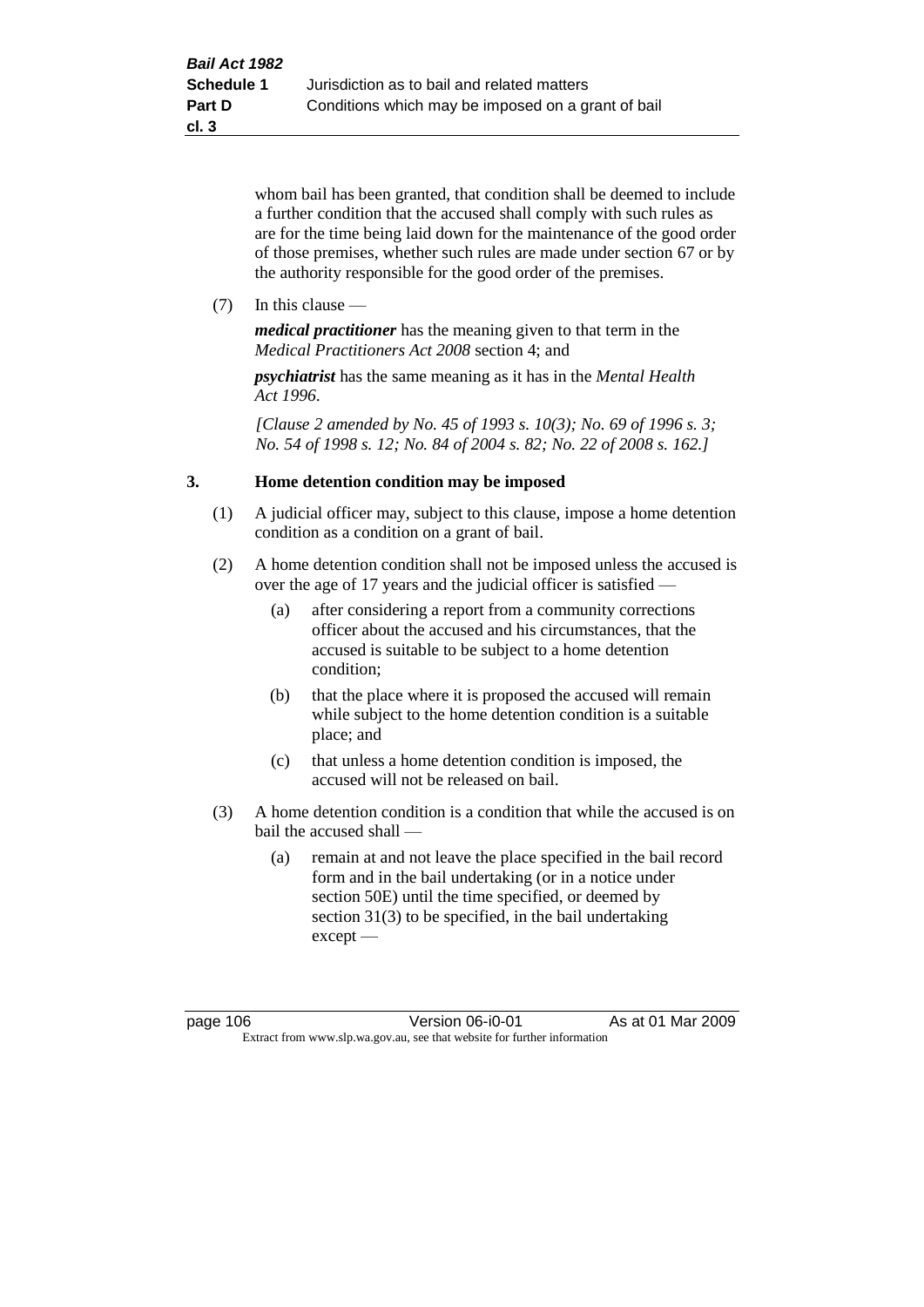whom bail has been granted, that condition shall be deemed to include a further condition that the accused shall comply with such rules as are for the time being laid down for the maintenance of the good order of those premises, whether such rules are made under section 67 or by the authority responsible for the good order of the premises.

(7) In this clause —

***medical practitioner*** has the meaning given to that term in the *Medical Practitioners Act 2008* section 4; and

***psychiatrist*** has the same meaning as it has in the *Mental Health Act 1996*.

*[Clause 2 amended by No. 45 of 1993 s. 10(3); No. 69 of 1996 s. 3; No. 54 of 1998 s. 12; No. 84 of 2004 s. 82; No. 22 of 2008 s. 162.]*

### 3. Home detention condition may be imposed

(1) A judicial officer may, subject to this clause, impose a home detention condition as a condition on a grant of bail.

(2) A home detention condition shall not be imposed unless the accused is over the age of 17 years and the judicial officer is satisfied —

(a) after considering a report from a community corrections officer about the accused and his circumstances, that the accused is suitable to be subject to a home detention condition;

(b) that the place where it is proposed the accused will remain while subject to the home detention condition is a suitable place; and

(c) that unless a home detention condition is imposed, the accused will not be released on bail.

(3) A home detention condition is a condition that while the accused is on bail the accused shall —

(a) remain at and not leave the place specified in the bail record form and in the bail undertaking (or in a notice under section 50E) until the time specified, or deemed by section 31(3) to be specified, in the bail undertaking except —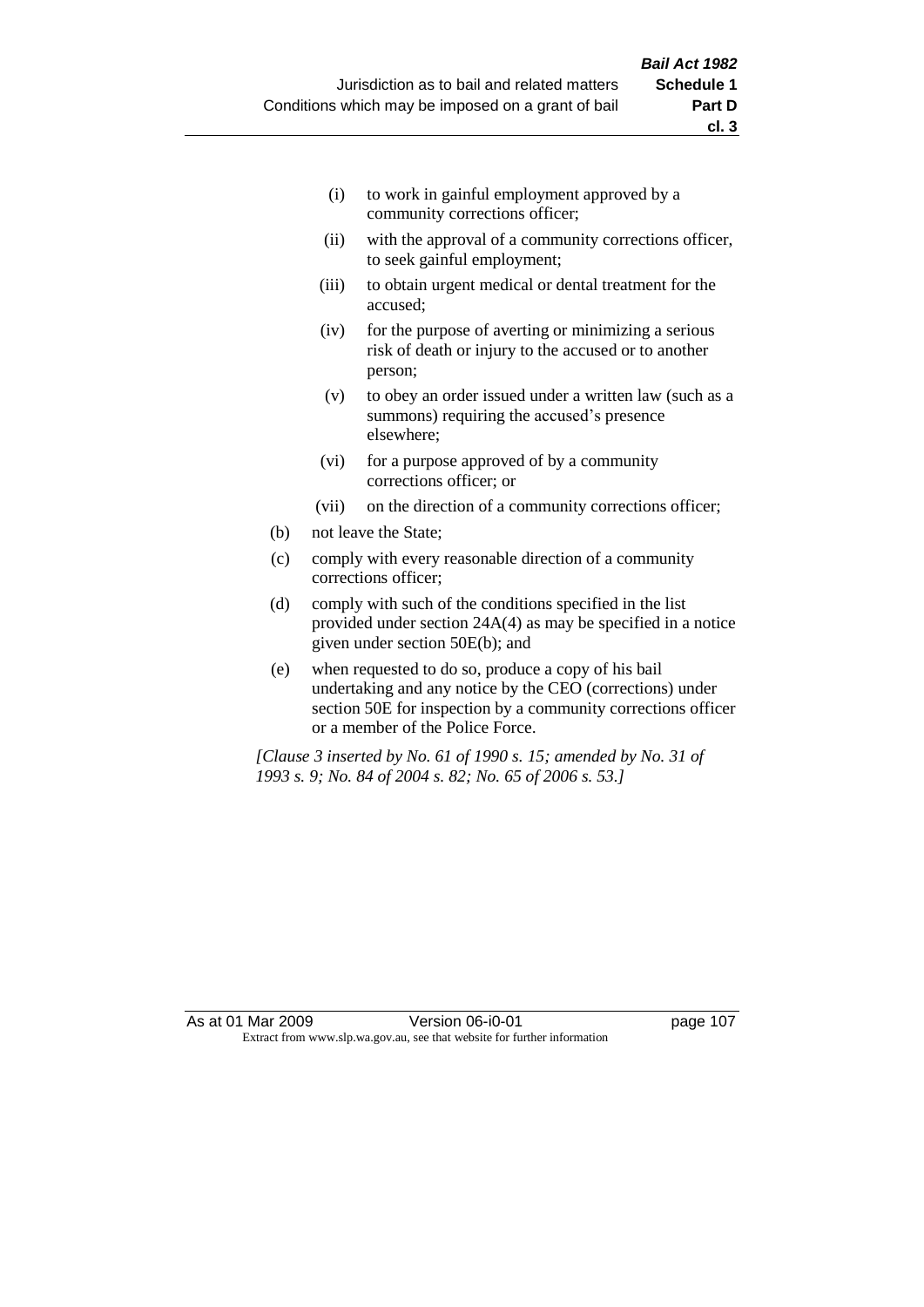- (i) to work in gainful employment approved by a community corrections officer;
- (ii) with the approval of a community corrections officer, to seek gainful employment;
- (iii) to obtain urgent medical or dental treatment for the accused;
- (iv) for the purpose of averting or minimizing a serious risk of death or injury to the accused or to another person;
- (v) to obey an order issued under a written law (such as a summons) requiring the accused's presence elsewhere;
- (vi) for a purpose approved of by a community corrections officer; or
- (vii) on the direction of a community corrections officer;

(b) not leave the State;

(c) comply with every reasonable direction of a community corrections officer;

(d) comply with such of the conditions specified in the list provided under section 24A(4) as may be specified in a notice given under section 50E(b); and

(e) when requested to do so, produce a copy of his bail undertaking and any notice by the CEO (corrections) under section 50E for inspection by a community corrections officer or a member of the Police Force.

*[Clause 3 inserted by No. 61 of 1990 s. 15; amended by No. 31 of 1993 s. 9; No. 84 of 2004 s. 82; No. 65 of 2006 s. 53.]*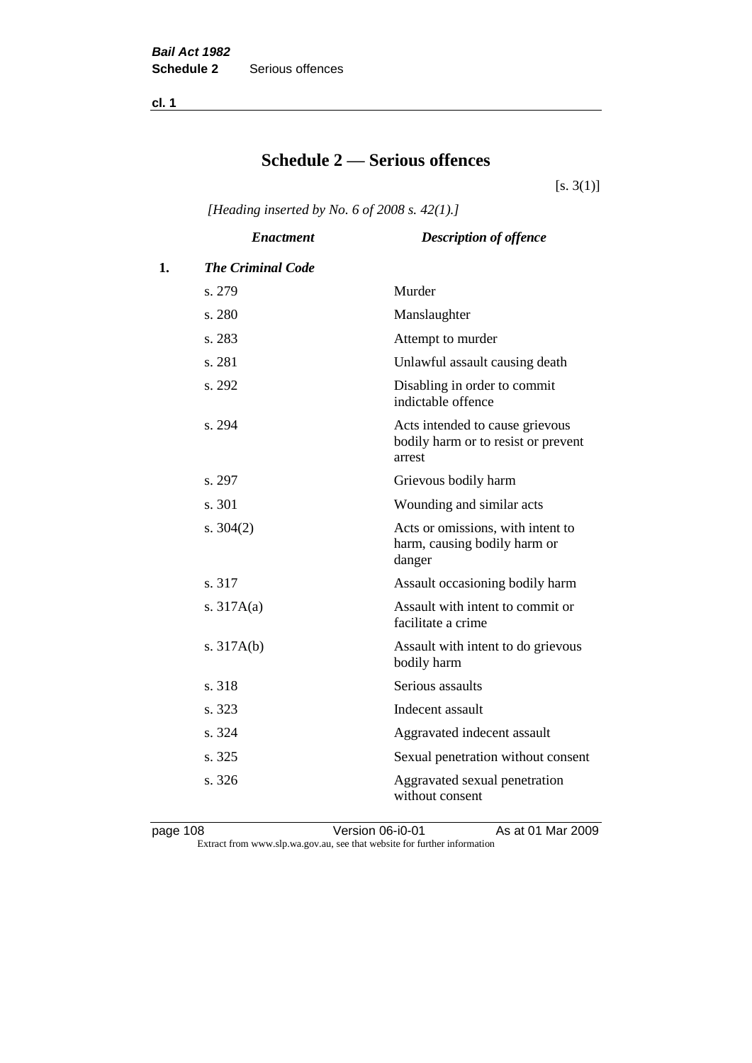# Schedule 2 — Serious offences

[s. 3(1)]

*[Heading inserted by No. 6 of 2008 s. 42(1).]*

| | *Enactment* | *Description of offence* |
|---|---|---|
| **1.** | ***The Criminal Code*** | |
| | s. 279 | Murder |
| | s. 280 | Manslaughter |
| | s. 283 | Attempt to murder |
| | s. 281 | Unlawful assault causing death |
| | s. 292 | Disabling in order to commit indictable offence |
| | s. 294 | Acts intended to cause grievous bodily harm or to resist or prevent arrest |
| | s. 297 | Grievous bodily harm |
| | s. 301 | Wounding and similar acts |
| | s. 304(2) | Acts or omissions, with intent to harm, causing bodily harm or danger |
| | s. 317 | Assault occasioning bodily harm |
| | s. 317A(a) | Assault with intent to commit or facilitate a crime |
| | s. 317A(b) | Assault with intent to do grievous bodily harm |
| | s. 318 | Serious assaults |
| | s. 323 | Indecent assault |
| | s. 324 | Aggravated indecent assault |
| | s. 325 | Sexual penetration without consent |
| | s. 326 | Aggravated sexual penetration without consent |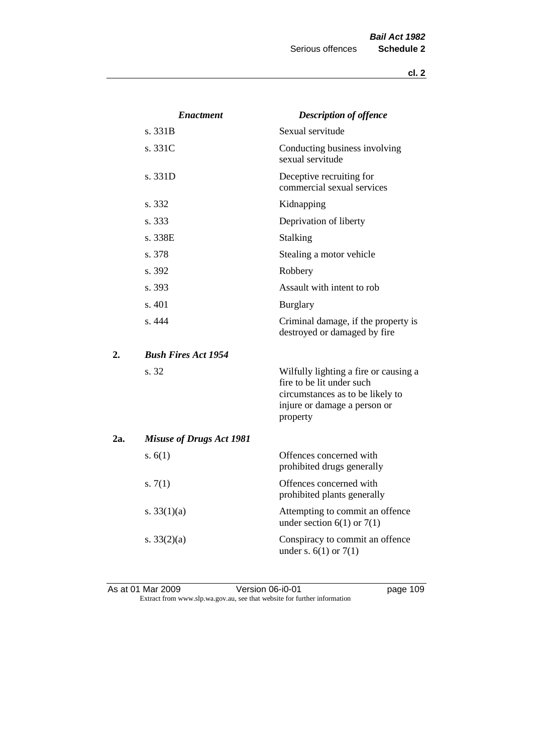| | *Enactment* | *Description of offence* |
|---|---|---|
| | s. 331B | Sexual servitude |
| | s. 331C | Conducting business involving sexual servitude |
| | s. 331D | Deceptive recruiting for commercial sexual services |
| | s. 332 | Kidnapping |
| | s. 333 | Deprivation of liberty |
| | s. 338E | Stalking |
| | s. 378 | Stealing a motor vehicle |
| | s. 392 | Robbery |
| | s. 393 | Assault with intent to rob |
| | s. 401 | Burglary |
| | s. 444 | Criminal damage, if the property is destroyed or damaged by fire |
| **2.** | ***Bush Fires Act 1954*** | |
| | s. 32 | Wilfully lighting a fire or causing a fire to be lit under such circumstances as to be likely to injure or damage a person or property |
| **2a.** | ***Misuse of Drugs Act 1981*** | |
| | s. 6(1) | Offences concerned with prohibited drugs generally |
| | s. 7(1) | Offences concerned with prohibited plants generally |
| | s. 33(1)(a) | Attempting to commit an offence under section 6(1) or 7(1) |
| | s. 33(2)(a) | Conspiracy to commit an offence under s. 6(1) or 7(1) |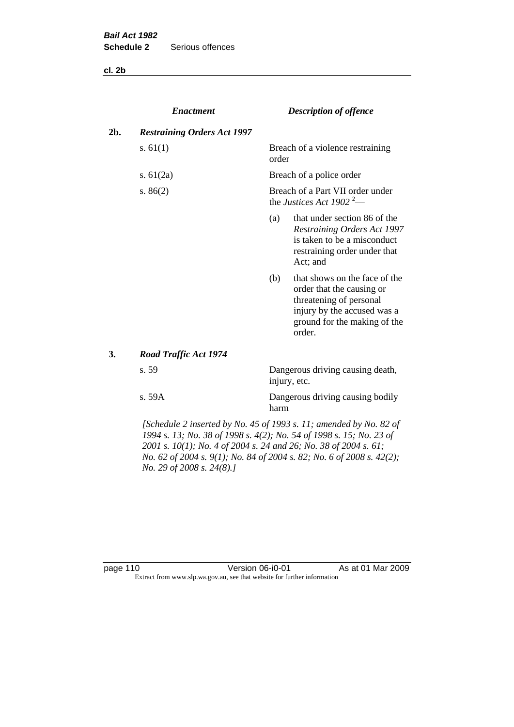| | *Enactment* | *Description of offence* |
|---|---|---|
| **2b.** | ***Restraining Orders Act 1997*** | |
| | s. 61(1) | Breach of a violence restraining order |
| | s. 61(2a) | Breach of a police order |
| | s. 86(2) | Breach of a Part VII order under the *Justices Act 1902* [2]— (a) that under section 86 of the *Restraining Orders Act 1997* is taken to be a misconduct restraining order under that Act; and (b) that shows on the face of the order that the causing or threatening of personal injury by the accused was a ground for the making of the order. |
| **3.** | ***Road Traffic Act 1974*** | |
| | s. 59 | Dangerous driving causing death, injury, etc. |
| | s. 59A | Dangerous driving causing bodily harm |

*[Schedule 2 inserted by No. 45 of 1993 s. 11; amended by No. 82 of 1994 s. 13; No. 38 of 1998 s. 4(2); No. 54 of 1998 s. 15; No. 23 of 2001 s. 10(1); No. 4 of 2004 s. 24 and 26; No. 38 of 2004 s. 61; No. 62 of 2004 s. 9(1); No. 84 of 2004 s. 82; No. 6 of 2008 s. 42(2); No. 29 of 2008 s. 24(8).]*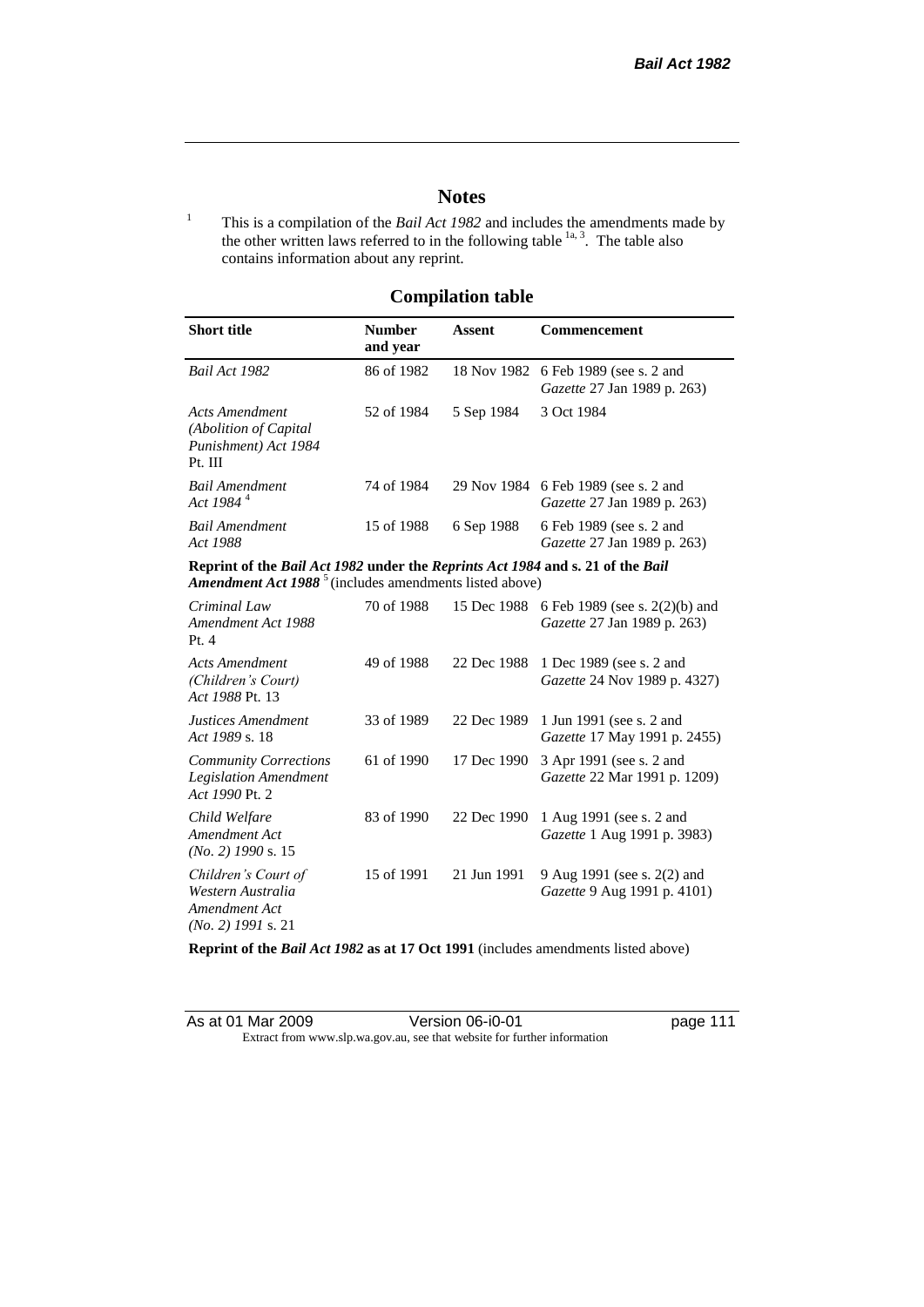# Notes

[1] This is a compilation of the *Bail Act 1982* and includes the amendments made by the other written laws referred to in the following table [1a, 3]. The table also contains information about any reprint.

## Compilation table

| Short title | Number and year | Assent | Commencement |
|---|---|---|---|
| *Bail Act 1982* | 86 of 1982 | 18 Nov 1982 | 6 Feb 1989 (see s. 2 and *Gazette* 27 Jan 1989 p. 263) |
| *Acts Amendment (Abolition of Capital Punishment) Act 1984* Pt. III | 52 of 1984 | 5 Sep 1984 | 3 Oct 1984 |
| *Bail Amendment Act 1984* [4] | 74 of 1984 | 29 Nov 1984 | 6 Feb 1989 (see s. 2 and *Gazette* 27 Jan 1989 p. 263) |
| *Bail Amendment Act 1988* | 15 of 1988 | 6 Sep 1988 | 6 Feb 1989 (see s. 2 and *Gazette* 27 Jan 1989 p. 263) |
| **Reprint of the *Bail Act 1982* under the *Reprints Act 1984* and s. 21 of the *Bail Amendment Act 1988*** [5] (includes amendments listed above) | | | |
| *Criminal Law Amendment Act 1988* Pt. 4 | 70 of 1988 | 15 Dec 1988 | 6 Feb 1989 (see s. 2(2)(b) and *Gazette* 27 Jan 1989 p. 263) |
| *Acts Amendment (Children's Court) Act 1988* Pt. 13 | 49 of 1988 | 22 Dec 1988 | 1 Dec 1989 (see s. 2 and *Gazette* 24 Nov 1989 p. 4327) |
| *Justices Amendment Act 1989* s. 18 | 33 of 1989 | 22 Dec 1989 | 1 Jun 1991 (see s. 2 and *Gazette* 17 May 1991 p. 2455) |
| *Community Corrections Legislation Amendment Act 1990* Pt. 2 | 61 of 1990 | 17 Dec 1990 | 3 Apr 1991 (see s. 2 and *Gazette* 22 Mar 1991 p. 1209) |
| *Child Welfare Amendment Act (No. 2) 1990* s. 15 | 83 of 1990 | 22 Dec 1990 | 1 Aug 1991 (see s. 2 and *Gazette* 1 Aug 1991 p. 3983) |
| *Children's Court of Western Australia Amendment Act (No. 2) 1991* s. 21 | 15 of 1991 | 21 Jun 1991 | 9 Aug 1991 (see s. 2(2) and *Gazette* 9 Aug 1991 p. 4101) |
| **Reprint of the *Bail Act 1982* as at 17 Oct 1991** (includes amendments listed above) | | | |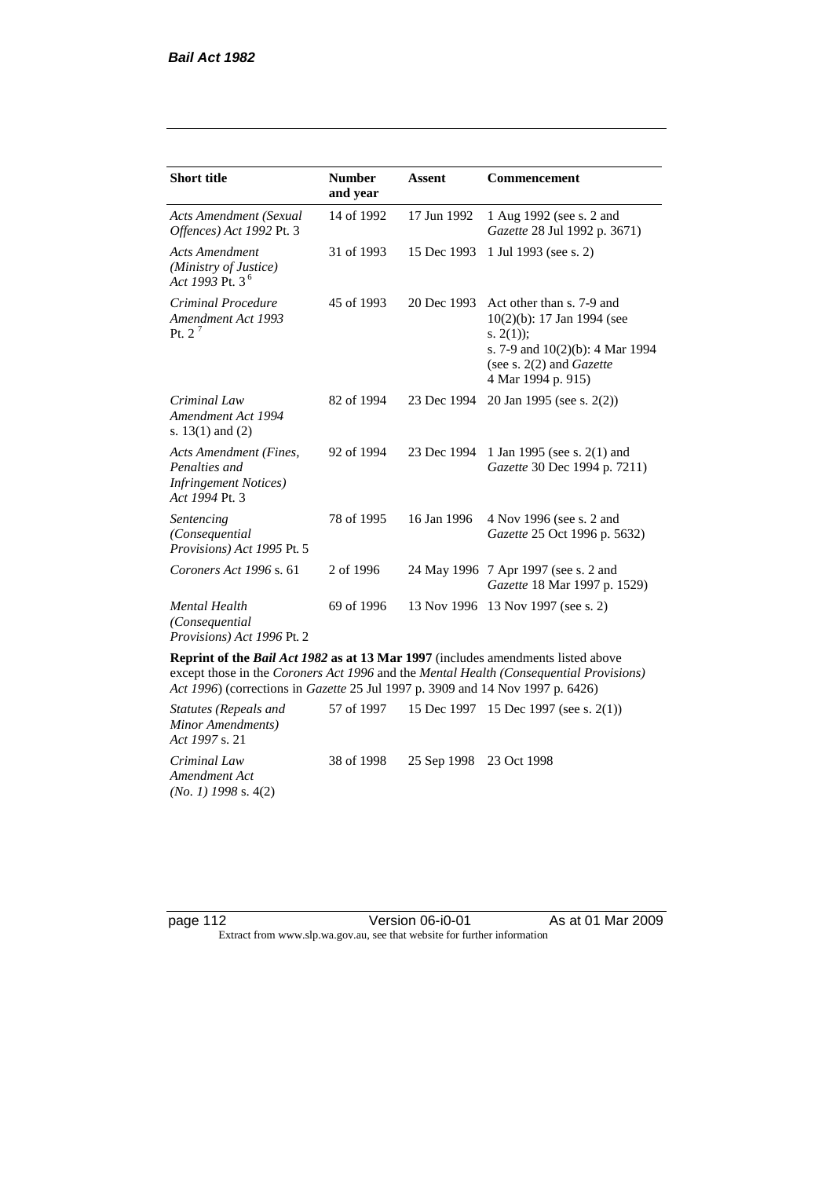| Short title | Number and year | Assent | Commencement |
|---|---|---|---|
| *Acts Amendment (Sexual Offences) Act 1992* Pt. 3 | 14 of 1992 | 17 Jun 1992 | 1 Aug 1992 (see s. 2 and *Gazette* 28 Jul 1992 p. 3671) |
| *Acts Amendment (Ministry of Justice) Act 1993* Pt. 3 [6] | 31 of 1993 | 15 Dec 1993 | 1 Jul 1993 (see s. 2) |
| *Criminal Procedure Amendment Act 1993* Pt. 2 [7] | 45 of 1993 | 20 Dec 1993 | Act other than s. 7-9 and 10(2)(b): 17 Jan 1994 (see s. 2(1)); s. 7-9 and 10(2)(b): 4 Mar 1994 (see s. 2(2) and *Gazette* 4 Mar 1994 p. 915) |
| *Criminal Law Amendment Act 1994* s. 13(1) and (2) | 82 of 1994 | 23 Dec 1994 | 20 Jan 1995 (see s. 2(2)) |
| *Acts Amendment (Fines, Penalties and Infringement Notices) Act 1994* Pt. 3 | 92 of 1994 | 23 Dec 1994 | 1 Jan 1995 (see s. 2(1) and *Gazette* 30 Dec 1994 p. 7211) |
| *Sentencing (Consequential Provisions) Act 1995* Pt. 5 | 78 of 1995 | 16 Jan 1996 | 4 Nov 1996 (see s. 2 and *Gazette* 25 Oct 1996 p. 5632) |
| *Coroners Act 1996* s. 61 | 2 of 1996 | 24 May 1996 | 7 Apr 1997 (see s. 2 and *Gazette* 18 Mar 1997 p. 1529) |
| *Mental Health (Consequential Provisions) Act 1996* Pt. 2 | 69 of 1996 | 13 Nov 1996 | 13 Nov 1997 (see s. 2) |
| **Reprint of the *Bail Act 1982* as at 13 Mar 1997** (includes amendments listed above except those in the *Coroners Act 1996* and the *Mental Health (Consequential Provisions) Act 1996*) (corrections in *Gazette* 25 Jul 1997 p. 3909 and 14 Nov 1997 p. 6426) | | | |
| *Statutes (Repeals and Minor Amendments) Act 1997* s. 21 | 57 of 1997 | 15 Dec 1997 | 15 Dec 1997 (see s. 2(1)) |
| *Criminal Law Amendment Act (No. 1) 1998* s. 4(2) | 38 of 1998 | 25 Sep 1998 | 23 Oct 1998 |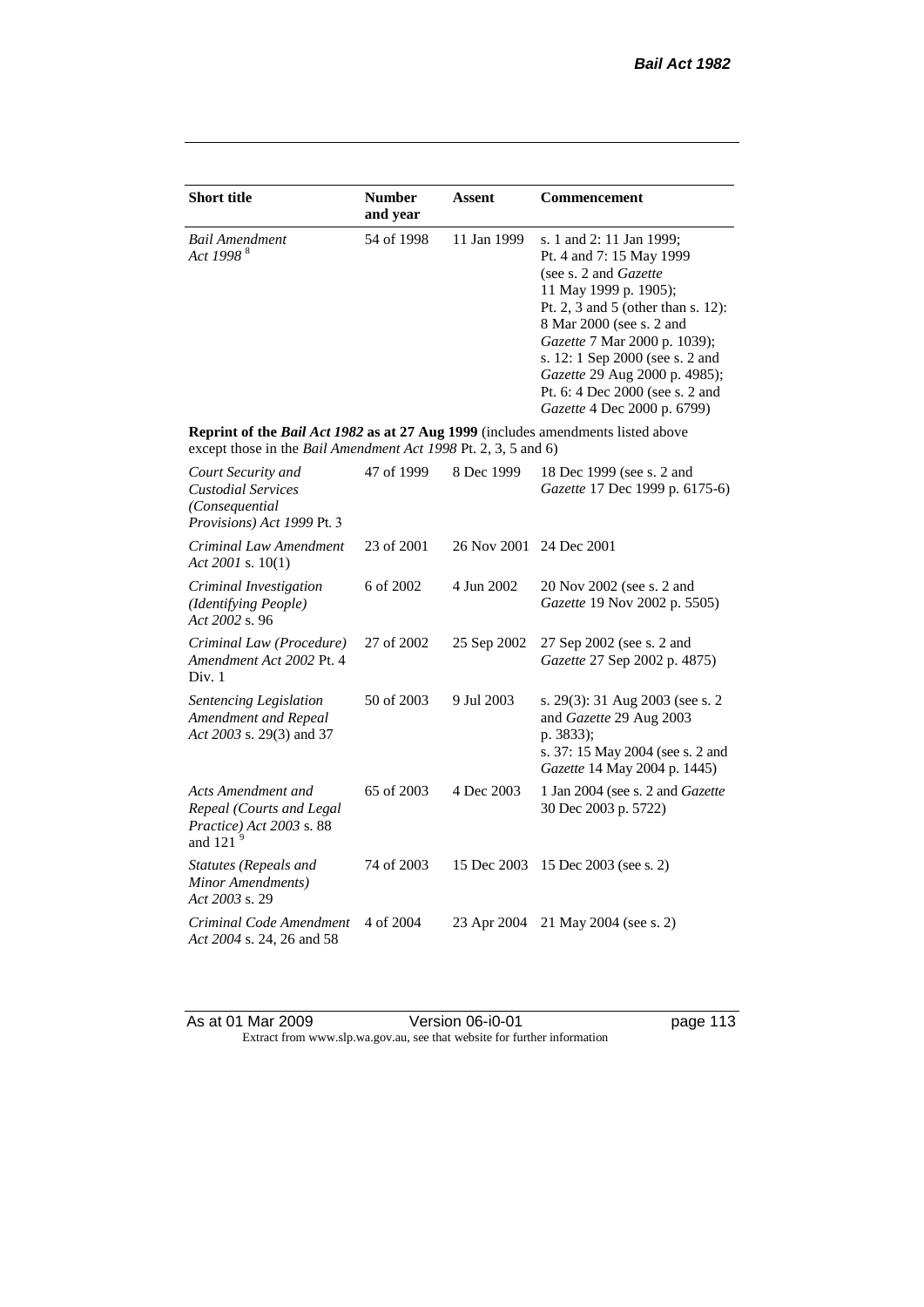| Short title | Number and year | Assent | Commencement |
|---|---|---|---|
| *Bail Amendment Act 1998* [8] | 54 of 1998 | 11 Jan 1999 | s. 1 and 2: 11 Jan 1999; Pt. 4 and 7: 15 May 1999 (see s. 2 and *Gazette* 11 May 1999 p. 1905); Pt. 2, 3 and 5 (other than s. 12): 8 Mar 2000 (see s. 2 and *Gazette* 7 Mar 2000 p. 1039); s. 12: 1 Sep 2000 (see s. 2 and *Gazette* 29 Aug 2000 p. 4985); Pt. 6: 4 Dec 2000 (see s. 2 and *Gazette* 4 Dec 2000 p. 6799) |
| **Reprint of the** ***Bail Act 1982*** **as at 27 Aug 1999** (includes amendments listed above except those in the *Bail Amendment Act 1998* Pt. 2, 3, 5 and 6) | | | |
| *Court Security and Custodial Services (Consequential Provisions) Act 1999* Pt. 3 | 47 of 1999 | 8 Dec 1999 | 18 Dec 1999 (see s. 2 and *Gazette* 17 Dec 1999 p. 6175-6) |
| *Criminal Law Amendment Act 2001* s. 10(1) | 23 of 2001 | 26 Nov 2001 | 24 Dec 2001 |
| *Criminal Investigation (Identifying People) Act 2002* s. 96 | 6 of 2002 | 4 Jun 2002 | 20 Nov 2002 (see s. 2 and *Gazette* 19 Nov 2002 p. 5505) |
| *Criminal Law (Procedure) Amendment Act 2002* Pt. 4 Div. 1 | 27 of 2002 | 25 Sep 2002 | 27 Sep 2002 (see s. 2 and *Gazette* 27 Sep 2002 p. 4875) |
| *Sentencing Legislation Amendment and Repeal Act 2003* s. 29(3) and 37 | 50 of 2003 | 9 Jul 2003 | s. 29(3): 31 Aug 2003 (see s. 2 and *Gazette* 29 Aug 2003 p. 3833); s. 37: 15 May 2004 (see s. 2 and *Gazette* 14 May 2004 p. 1445) |
| *Acts Amendment and Repeal (Courts and Legal Practice) Act 2003* s. 88 and 121 [9] | 65 of 2003 | 4 Dec 2003 | 1 Jan 2004 (see s. 2 and *Gazette* 30 Dec 2003 p. 5722) |
| *Statutes (Repeals and Minor Amendments) Act 2003* s. 29 | 74 of 2003 | 15 Dec 2003 | 15 Dec 2003 (see s. 2) |
| *Criminal Code Amendment Act 2004* s. 24, 26 and 58 | 4 of 2004 | 23 Apr 2004 | 21 May 2004 (see s. 2) |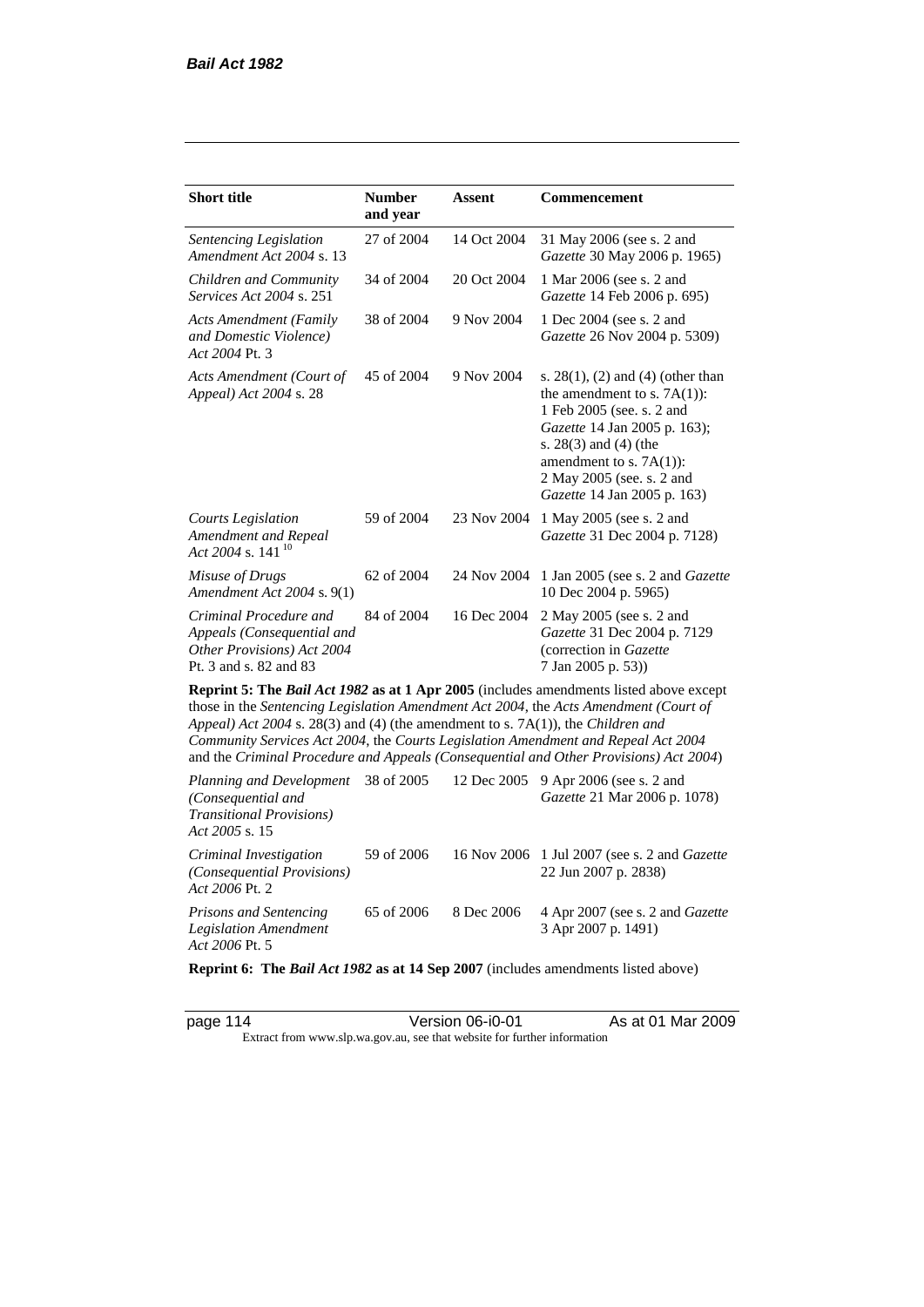| Short title | Number and year | Assent | Commencement |
|---|---|---|---|
| *Sentencing Legislation Amendment Act 2004* s. 13 | 27 of 2004 | 14 Oct 2004 | 31 May 2006 (see s. 2 and *Gazette* 30 May 2006 p. 1965) |
| *Children and Community Services Act 2004* s. 251 | 34 of 2004 | 20 Oct 2004 | 1 Mar 2006 (see s. 2 and *Gazette* 14 Feb 2006 p. 695) |
| *Acts Amendment (Family and Domestic Violence) Act 2004* Pt. 3 | 38 of 2004 | 9 Nov 2004 | 1 Dec 2004 (see s. 2 and *Gazette* 26 Nov 2004 p. 5309) |
| *Acts Amendment (Court of Appeal) Act 2004* s. 28 | 45 of 2004 | 9 Nov 2004 | s. 28(1), (2) and (4) (other than the amendment to s. 7A(1)): 1 Feb 2005 (see. s. 2 and *Gazette* 14 Jan 2005 p. 163); s. 28(3) and (4) (the amendment to s. 7A(1)): 2 May 2005 (see. s. 2 and *Gazette* 14 Jan 2005 p. 163) |
| *Courts Legislation Amendment and Repeal Act 2004* s. 141 [10] | 59 of 2004 | 23 Nov 2004 | 1 May 2005 (see s. 2 and *Gazette* 31 Dec 2004 p. 7128) |
| *Misuse of Drugs Amendment Act 2004* s. 9(1) | 62 of 2004 | 24 Nov 2004 | 1 Jan 2005 (see s. 2 and *Gazette* 10 Dec 2004 p. 5965) |
| *Criminal Procedure and Appeals (Consequential and Other Provisions) Act 2004* Pt. 3 and s. 82 and 83 | 84 of 2004 | 16 Dec 2004 | 2 May 2005 (see s. 2 and *Gazette* 31 Dec 2004 p. 7129 (correction in *Gazette* 7 Jan 2005 p. 53)) |
| **Reprint 5: The *Bail Act 1982* as at 1 Apr 2005** (includes amendments listed above except those in the *Sentencing Legislation Amendment Act 2004*, the *Acts Amendment (Court of Appeal) Act 2004* s. 28(3) and (4) (the amendment to s. 7A(1)), the *Children and Community Services Act 2004*, the *Courts Legislation Amendment and Repeal Act 2004* and the *Criminal Procedure and Appeals (Consequential and Other Provisions) Act 2004*) | | | |
| *Planning and Development (Consequential and Transitional Provisions) Act 2005* s. 15 | 38 of 2005 | 12 Dec 2005 | 9 Apr 2006 (see s. 2 and *Gazette* 21 Mar 2006 p. 1078) |
| *Criminal Investigation (Consequential Provisions) Act 2006* Pt. 2 | 59 of 2006 | 16 Nov 2006 | 1 Jul 2007 (see s. 2 and *Gazette* 22 Jun 2007 p. 2838) |
| *Prisons and Sentencing Legislation Amendment Act 2006* Pt. 5 | 65 of 2006 | 8 Dec 2006 | 4 Apr 2007 (see s. 2 and *Gazette* 3 Apr 2007 p. 1491) |
| **Reprint 6: The *Bail Act 1982* as at 14 Sep 2007** (includes amendments listed above) | | | |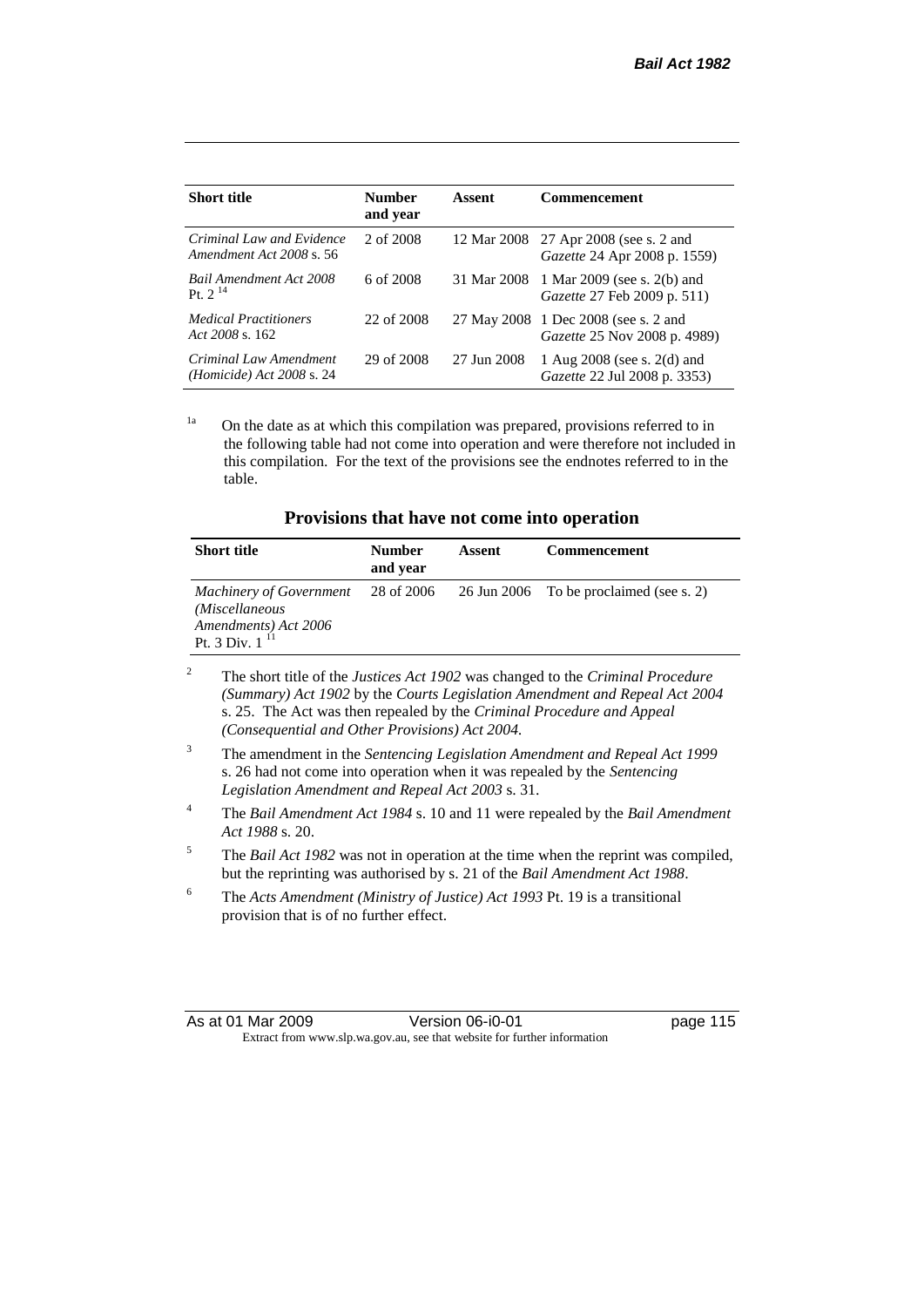| Short title | Number and year | Assent | Commencement |
|---|---|---|---|
| *Criminal Law and Evidence Amendment Act 2008* s. 56 | 2 of 2008 | 12 Mar 2008 | 27 Apr 2008 (see s. 2 and *Gazette* 24 Apr 2008 p. 1559) |
| *Bail Amendment Act 2008* Pt. 2 [14] | 6 of 2008 | 31 Mar 2008 | 1 Mar 2009 (see s. 2(b) and *Gazette* 27 Feb 2009 p. 511) |
| *Medical Practitioners Act 2008* s. 162 | 22 of 2008 | 27 May 2008 | 1 Dec 2008 (see s. 2 and *Gazette* 25 Nov 2008 p. 4989) |
| *Criminal Law Amendment (Homicide) Act 2008* s. 24 | 29 of 2008 | 27 Jun 2008 | 1 Aug 2008 (see s. 2(d) and *Gazette* 22 Jul 2008 p. 3353) |

[1a] On the date as at which this compilation was prepared, provisions referred to in the following table had not come into operation and were therefore not included in this compilation. For the text of the provisions see the endnotes referred to in the table.

### Provisions that have not come into operation

| Short title | Number and year | Assent | Commencement |
|---|---|---|---|
| *Machinery of Government (Miscellaneous Amendments) Act 2006* Pt. 3 Div. 1 [11] | 28 of 2006 | 26 Jun 2006 | To be proclaimed (see s. 2) |

[2] The short title of the *Justices Act 1902* was changed to the *Criminal Procedure (Summary) Act 1902* by the *Courts Legislation Amendment and Repeal Act 2004* s. 25. The Act was then repealed by the *Criminal Procedure and Appeal (Consequential and Other Provisions) Act 2004*.

[3] The amendment in the *Sentencing Legislation Amendment and Repeal Act 1999* s. 26 had not come into operation when it was repealed by the *Sentencing Legislation Amendment and Repeal Act 2003* s. 31.

[4] The *Bail Amendment Act 1984* s. 10 and 11 were repealed by the *Bail Amendment Act 1988* s. 20.

[5] The *Bail Act 1982* was not in operation at the time when the reprint was compiled, but the reprinting was authorised by s. 21 of the *Bail Amendment Act 1988*.

[6] The *Acts Amendment (Ministry of Justice) Act 1993* Pt. 19 is a transitional provision that is of no further effect.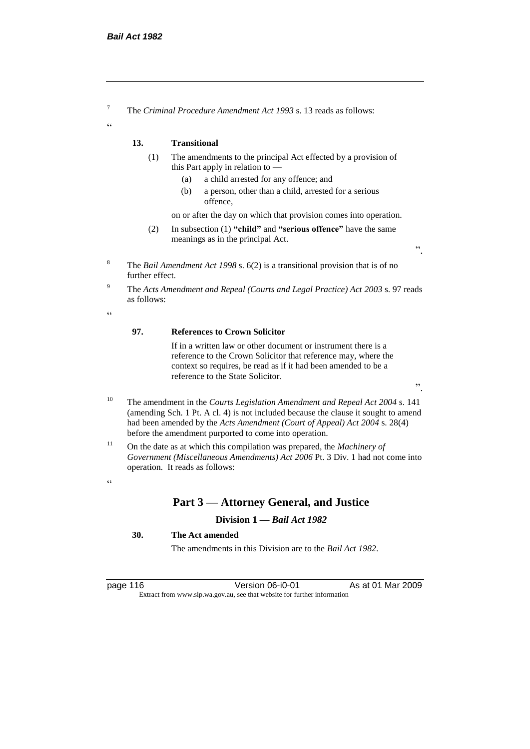[7] The *Criminal Procedure Amendment Act 1993* s. 13 reads as follows:

"

**13. Transitional**

(1) The amendments to the principal Act effected by a provision of this Part apply in relation to —

(a) a child arrested for any offence; and

(b) a person, other than a child, arrested for a serious offence,

on or after the day on which that provision comes into operation.

(2) In subsection (1) **"child"** and **"serious offence"** have the same meanings as in the principal Act.

".

[8] The *Bail Amendment Act 1998* s. 6(2) is a transitional provision that is of no further effect.

[9] The *Acts Amendment and Repeal (Courts and Legal Practice) Act 2003* s. 97 reads as follows:

"

**97. References to Crown Solicitor**

If in a written law or other document or instrument there is a reference to the Crown Solicitor that reference may, where the context so requires, be read as if it had been amended to be a reference to the State Solicitor.

".

[10] The amendment in the *Courts Legislation Amendment and Repeal Act 2004* s. 141 (amending Sch. 1 Pt. A cl. 4) is not included because the clause it sought to amend had been amended by the *Acts Amendment (Court of Appeal) Act 2004* s. 28(4) before the amendment purported to come into operation.

[11] On the date as at which this compilation was prepared, the *Machinery of Government (Miscellaneous Amendments) Act 2006* Pt. 3 Div. 1 had not come into operation. It reads as follows:

"

## Part 3 — Attorney General, and Justice

### Division 1 — *Bail Act 1982*

**30. The Act amended**

The amendments in this Division are to the *Bail Act 1982*.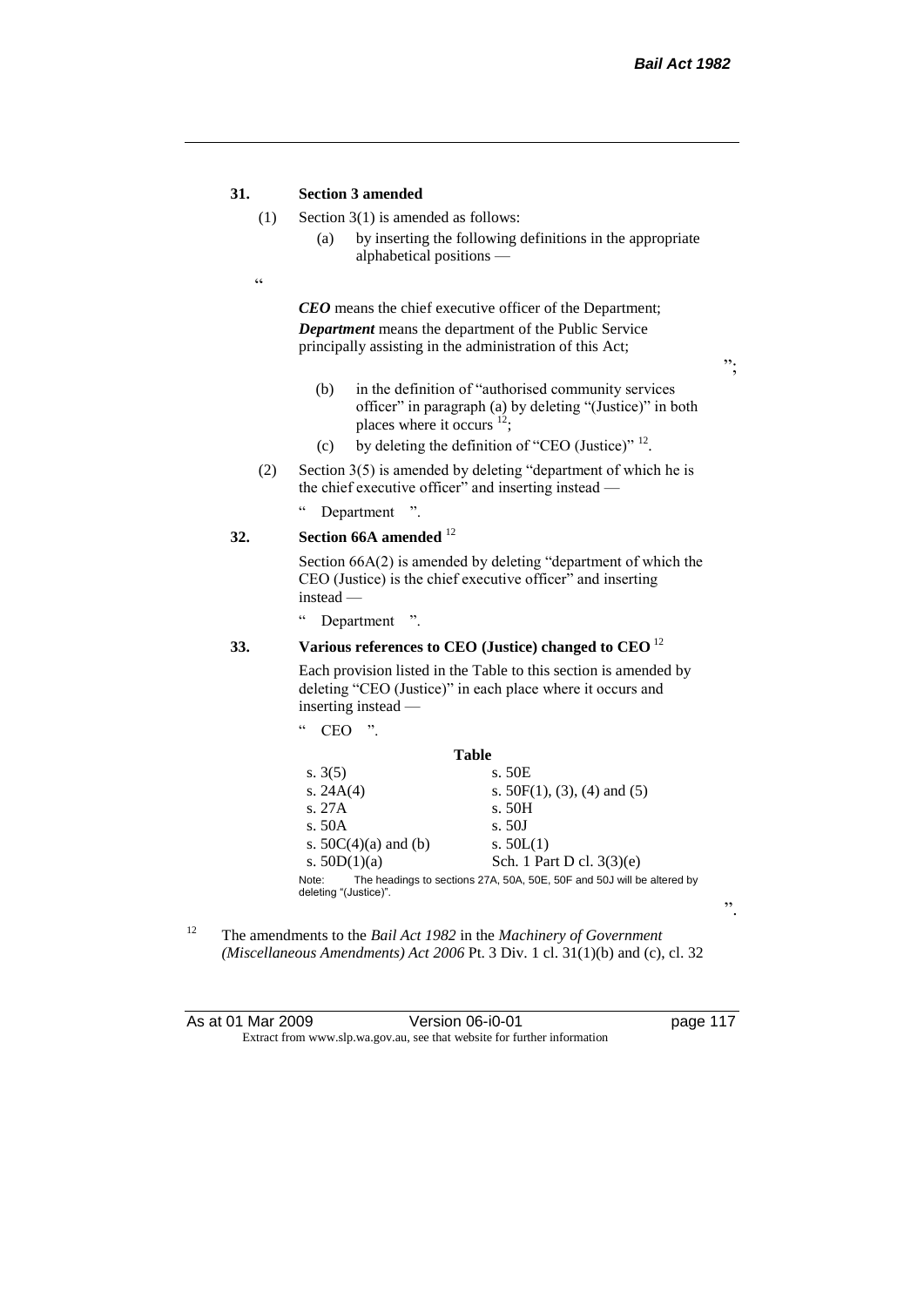**31. Section 3 amended**

(1) Section 3(1) is amended as follows:

(a) by inserting the following definitions in the appropriate alphabetical positions —

"

***CEO*** means the chief executive officer of the Department;

***Department*** means the department of the Public Service principally assisting in the administration of this Act;

";

(b) in the definition of "authorised community services officer" in paragraph (a) by deleting "(Justice)" in both places where it occurs [12];

(c) by deleting the definition of "CEO (Justice)" [12].

(2) Section 3(5) is amended by deleting "department of which he is the chief executive officer" and inserting instead —

" Department ".

**32. Section 66A amended** [12]

Section 66A(2) is amended by deleting "department of which the CEO (Justice) is the chief executive officer" and inserting instead —

" Department ".

**33. Various references to CEO (Justice) changed to CEO** [12]

Each provision listed in the Table to this section is amended by deleting "CEO (Justice)" in each place where it occurs and inserting instead —

" CEO ".

**Table**

| | |
|---|---|
| s. 3(5) | s. 50E |
| s. 24A(4) | s. 50F(1), (3), (4) and (5) |
| s. 27A | s. 50H |
| s. 50A | s. 50J |
| s. 50C(4)(a) and (b) | s. 50L(1) |
| s. 50D(1)(a) | Sch. 1 Part D cl. 3(3)(e) |

Note: The headings to sections 27A, 50A, 50E, 50F and 50J will be altered by deleting "(Justice)".

".

[12] The amendments to the *Bail Act 1982* in the *Machinery of Government (Miscellaneous Amendments) Act 2006* Pt. 3 Div. 1 cl. 31(1)(b) and (c), cl. 32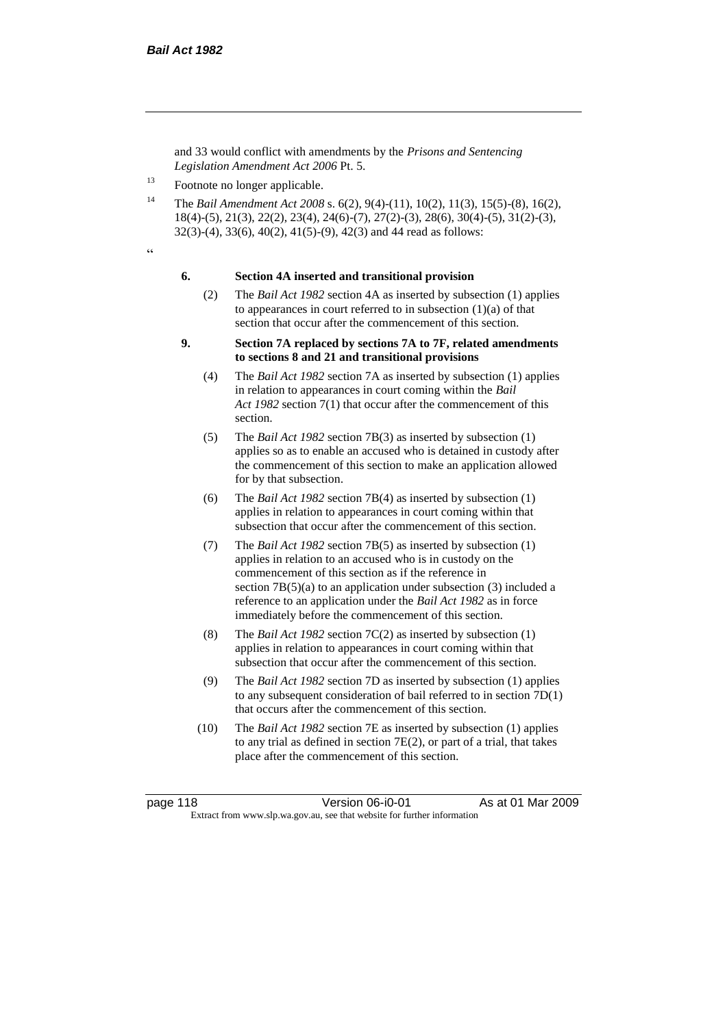and 33 would conflict with amendments by the *Prisons and Sentencing Legislation Amendment Act 2006* Pt. 5.

[13] Footnote no longer applicable.

[14] The *Bail Amendment Act 2008* s. 6(2), 9(4)-(11), 10(2), 11(3), 15(5)-(8), 16(2), 18(4)-(5), 21(3), 22(2), 23(4), 24(6)-(7), 27(2)-(3), 28(6), 30(4)-(5), 31(2)-(3), 32(3)-(4), 33(6), 40(2), 41(5)-(9), 42(3) and 44 read as follows:

"

**6. Section 4A inserted and transitional provision**

(2) The *Bail Act 1982* section 4A as inserted by subsection (1) applies to appearances in court referred to in subsection (1)(a) of that section that occur after the commencement of this section.

**9. Section 7A replaced by sections 7A to 7F, related amendments to sections 8 and 21 and transitional provisions**

(4) The *Bail Act 1982* section 7A as inserted by subsection (1) applies in relation to appearances in court coming within the *Bail Act 1982* section 7(1) that occur after the commencement of this section.

(5) The *Bail Act 1982* section 7B(3) as inserted by subsection (1) applies so as to enable an accused who is detained in custody after the commencement of this section to make an application allowed for by that subsection.

(6) The *Bail Act 1982* section 7B(4) as inserted by subsection (1) applies in relation to appearances in court coming within that subsection that occur after the commencement of this section.

(7) The *Bail Act 1982* section 7B(5) as inserted by subsection (1) applies in relation to an accused who is in custody on the commencement of this section as if the reference in section 7B(5)(a) to an application under subsection (3) included a reference to an application under the *Bail Act 1982* as in force immediately before the commencement of this section.

(8) The *Bail Act 1982* section 7C(2) as inserted by subsection (1) applies in relation to appearances in court coming within that subsection that occur after the commencement of this section.

(9) The *Bail Act 1982* section 7D as inserted by subsection (1) applies to any subsequent consideration of bail referred to in section 7D(1) that occurs after the commencement of this section.

(10) The *Bail Act 1982* section 7E as inserted by subsection (1) applies to any trial as defined in section 7E(2), or part of a trial, that takes place after the commencement of this section.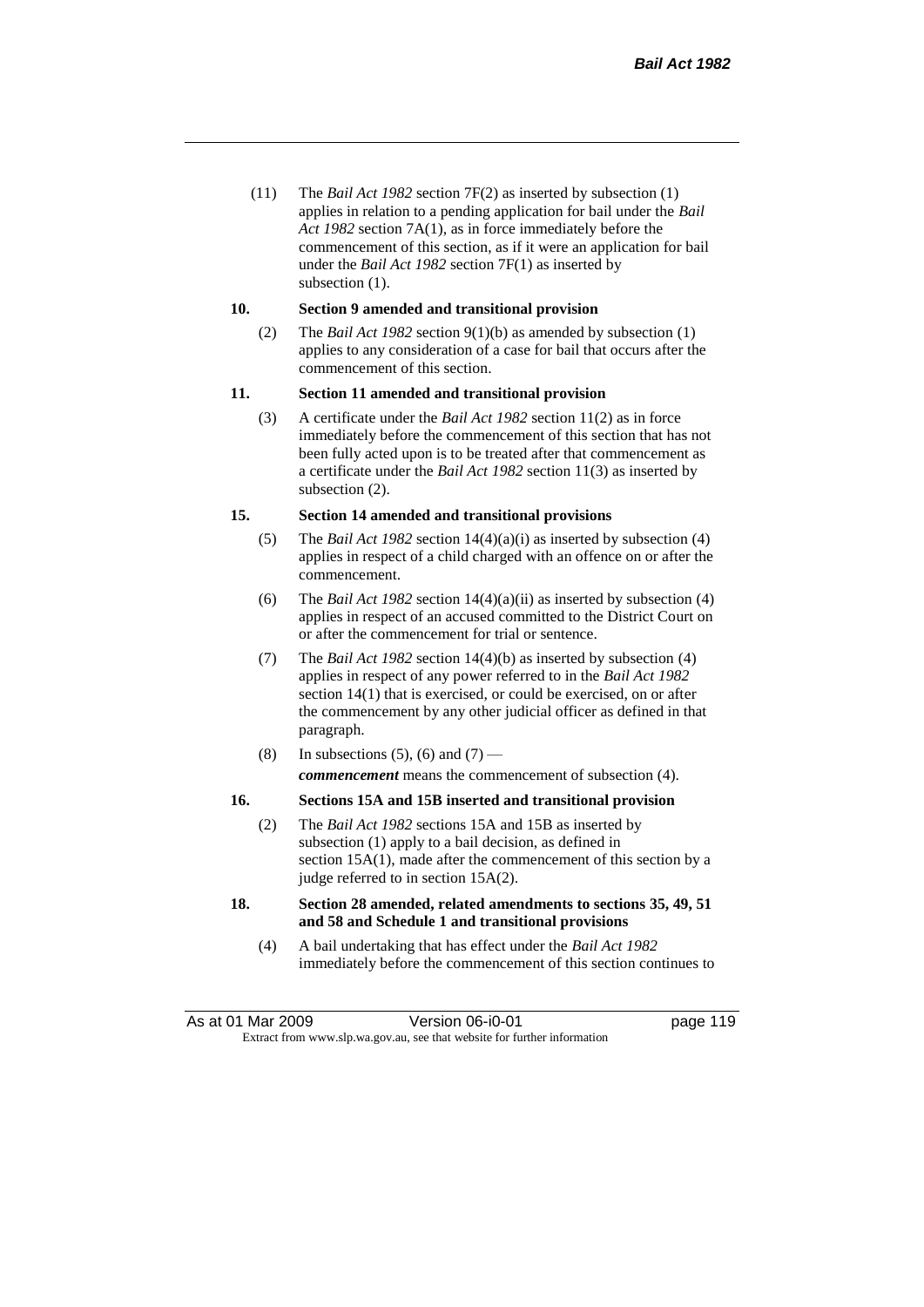(11) The *Bail Act 1982* section 7F(2) as inserted by subsection (1) applies in relation to a pending application for bail under the *Bail Act 1982* section 7A(1), as in force immediately before the commencement of this section, as if it were an application for bail under the *Bail Act 1982* section 7F(1) as inserted by subsection (1).

**10. Section 9 amended and transitional provision**

(2) The *Bail Act 1982* section 9(1)(b) as amended by subsection (1) applies to any consideration of a case for bail that occurs after the commencement of this section.

**11. Section 11 amended and transitional provision**

(3) A certificate under the *Bail Act 1982* section 11(2) as in force immediately before the commencement of this section that has not been fully acted upon is to be treated after that commencement as a certificate under the *Bail Act 1982* section 11(3) as inserted by subsection (2).

**15. Section 14 amended and transitional provisions**

(5) The *Bail Act 1982* section 14(4)(a)(i) as inserted by subsection (4) applies in respect of a child charged with an offence on or after the commencement.

(6) The *Bail Act 1982* section 14(4)(a)(ii) as inserted by subsection (4) applies in respect of an accused committed to the District Court on or after the commencement for trial or sentence.

(7) The *Bail Act 1982* section 14(4)(b) as inserted by subsection (4) applies in respect of any power referred to in the *Bail Act 1982* section 14(1) that is exercised, or could be exercised, on or after the commencement by any other judicial officer as defined in that paragraph.

(8) In subsections (5), (6) and (7) —

***commencement*** means the commencement of subsection (4).

**16. Sections 15A and 15B inserted and transitional provision**

(2) The *Bail Act 1982* sections 15A and 15B as inserted by subsection (1) apply to a bail decision, as defined in section 15A(1), made after the commencement of this section by a judge referred to in section 15A(2).

**18. Section 28 amended, related amendments to sections 35, 49, 51 and 58 and Schedule 1 and transitional provisions**

(4) A bail undertaking that has effect under the *Bail Act 1982* immediately before the commencement of this section continues to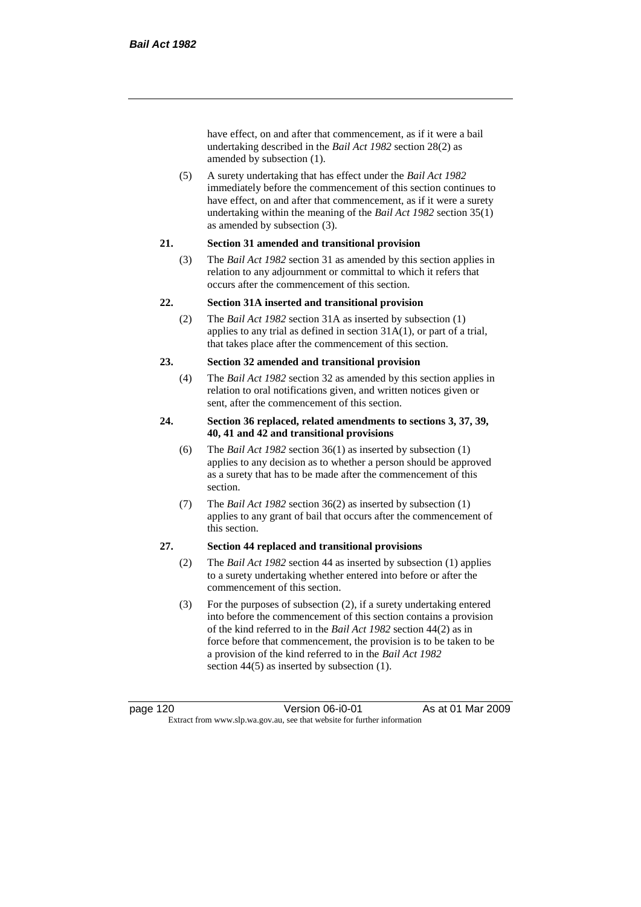have effect, on and after that commencement, as if it were a bail undertaking described in the *Bail Act 1982* section 28(2) as amended by subsection (1).

(5) A surety undertaking that has effect under the *Bail Act 1982* immediately before the commencement of this section continues to have effect, on and after that commencement, as if it were a surety undertaking within the meaning of the *Bail Act 1982* section 35(1) as amended by subsection (3).

**21. Section 31 amended and transitional provision**

(3) The *Bail Act 1982* section 31 as amended by this section applies in relation to any adjournment or committal to which it refers that occurs after the commencement of this section.

**22. Section 31A inserted and transitional provision**

(2) The *Bail Act 1982* section 31A as inserted by subsection (1) applies to any trial as defined in section 31A(1), or part of a trial, that takes place after the commencement of this section.

**23. Section 32 amended and transitional provision**

(4) The *Bail Act 1982* section 32 as amended by this section applies in relation to oral notifications given, and written notices given or sent, after the commencement of this section.

**24. Section 36 replaced, related amendments to sections 3, 37, 39, 40, 41 and 42 and transitional provisions**

(6) The *Bail Act 1982* section 36(1) as inserted by subsection (1) applies to any decision as to whether a person should be approved as a surety that has to be made after the commencement of this section.

(7) The *Bail Act 1982* section 36(2) as inserted by subsection (1) applies to any grant of bail that occurs after the commencement of this section.

**27. Section 44 replaced and transitional provisions**

(2) The *Bail Act 1982* section 44 as inserted by subsection (1) applies to a surety undertaking whether entered into before or after the commencement of this section.

(3) For the purposes of subsection (2), if a surety undertaking entered into before the commencement of this section contains a provision of the kind referred to in the *Bail Act 1982* section 44(2) as in force before that commencement, the provision is to be taken to be a provision of the kind referred to in the *Bail Act 1982* section 44(5) as inserted by subsection (1).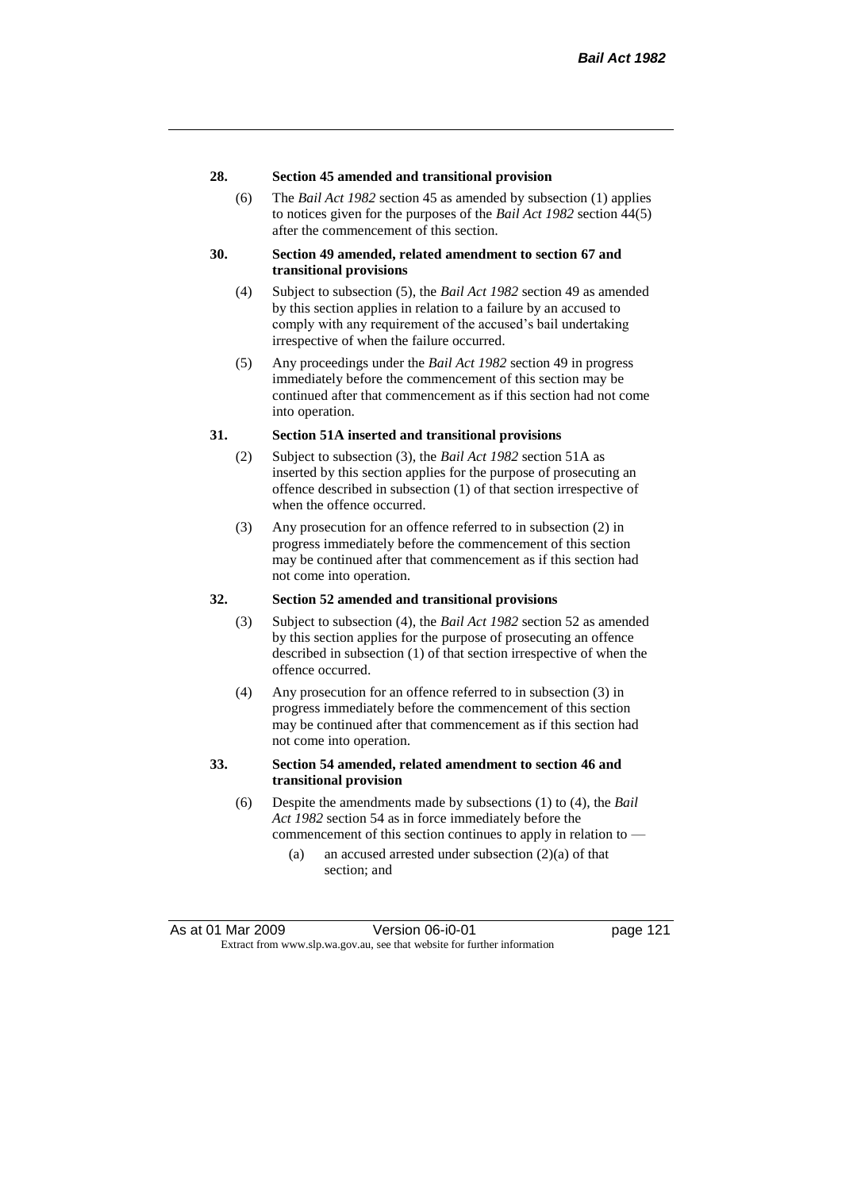**28. Section 45 amended and transitional provision**

(6) The *Bail Act 1982* section 45 as amended by subsection (1) applies to notices given for the purposes of the *Bail Act 1982* section 44(5) after the commencement of this section.

**30. Section 49 amended, related amendment to section 67 and transitional provisions**

(4) Subject to subsection (5), the *Bail Act 1982* section 49 as amended by this section applies in relation to a failure by an accused to comply with any requirement of the accused's bail undertaking irrespective of when the failure occurred.

(5) Any proceedings under the *Bail Act 1982* section 49 in progress immediately before the commencement of this section may be continued after that commencement as if this section had not come into operation.

**31. Section 51A inserted and transitional provisions**

(2) Subject to subsection (3), the *Bail Act 1982* section 51A as inserted by this section applies for the purpose of prosecuting an offence described in subsection (1) of that section irrespective of when the offence occurred.

(3) Any prosecution for an offence referred to in subsection (2) in progress immediately before the commencement of this section may be continued after that commencement as if this section had not come into operation.

**32. Section 52 amended and transitional provisions**

(3) Subject to subsection (4), the *Bail Act 1982* section 52 as amended by this section applies for the purpose of prosecuting an offence described in subsection (1) of that section irrespective of when the offence occurred.

(4) Any prosecution for an offence referred to in subsection (3) in progress immediately before the commencement of this section may be continued after that commencement as if this section had not come into operation.

**33. Section 54 amended, related amendment to section 46 and transitional provision**

(6) Despite the amendments made by subsections (1) to (4), the *Bail Act 1982* section 54 as in force immediately before the commencement of this section continues to apply in relation to —

(a) an accused arrested under subsection (2)(a) of that section; and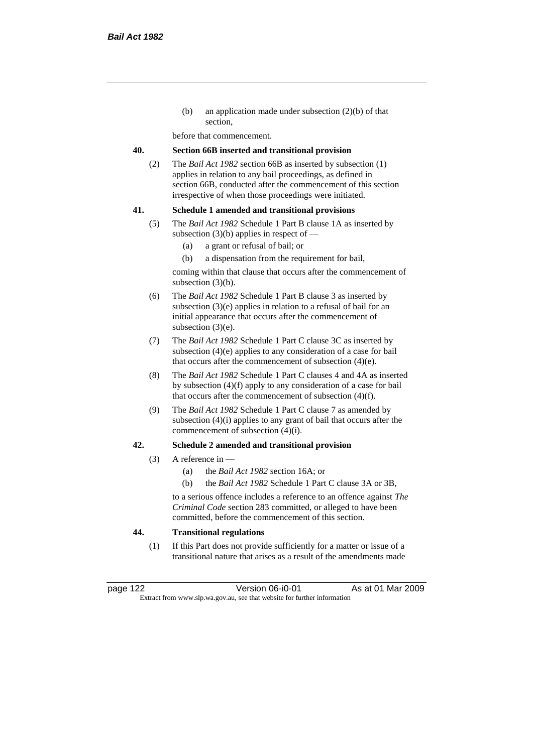(b) an application made under subsection (2)(b) of that section,

before that commencement.

**40. Section 66B inserted and transitional provision**

(2) The *Bail Act 1982* section 66B as inserted by subsection (1) applies in relation to any bail proceedings, as defined in section 66B, conducted after the commencement of this section irrespective of when those proceedings were initiated.

**41. Schedule 1 amended and transitional provisions**

(5) The *Bail Act 1982* Schedule 1 Part B clause 1A as inserted by subsection (3)(b) applies in respect of —

- (a) a grant or refusal of bail; or
- (b) a dispensation from the requirement for bail,

coming within that clause that occurs after the commencement of subsection (3)(b).

(6) The *Bail Act 1982* Schedule 1 Part B clause 3 as inserted by subsection (3)(e) applies in relation to a refusal of bail for an initial appearance that occurs after the commencement of subsection (3)(e).

(7) The *Bail Act 1982* Schedule 1 Part C clause 3C as inserted by subsection (4)(e) applies to any consideration of a case for bail that occurs after the commencement of subsection (4)(e).

(8) The *Bail Act 1982* Schedule 1 Part C clauses 4 and 4A as inserted by subsection (4)(f) apply to any consideration of a case for bail that occurs after the commencement of subsection (4)(f).

(9) The *Bail Act 1982* Schedule 1 Part C clause 7 as amended by subsection (4)(i) applies to any grant of bail that occurs after the commencement of subsection (4)(i).

**42. Schedule 2 amended and transitional provision**

(3) A reference in —

- (a) the *Bail Act 1982* section 16A; or
- (b) the *Bail Act 1982* Schedule 1 Part C clause 3A or 3B,

to a serious offence includes a reference to an offence against *The Criminal Code* section 283 committed, or alleged to have been committed, before the commencement of this section.

**44. Transitional regulations**

(1) If this Part does not provide sufficiently for a matter or issue of a transitional nature that arises as a result of the amendments made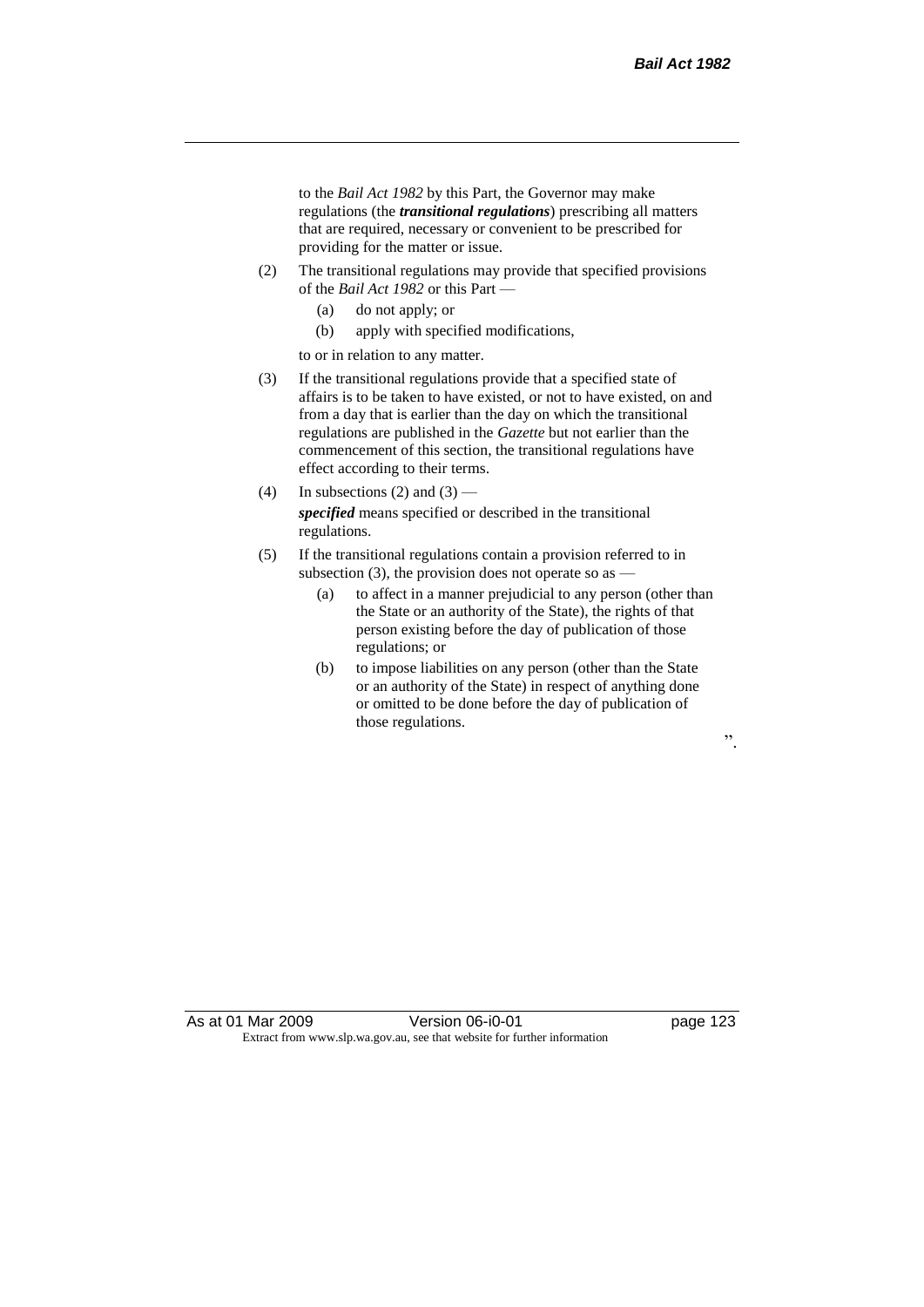to the *Bail Act 1982* by this Part, the Governor may make regulations (the ***transitional regulations***) prescribing all matters that are required, necessary or convenient to be prescribed for providing for the matter or issue.

(2) The transitional regulations may provide that specified provisions of the *Bail Act 1982* or this Part —

(a) do not apply; or

(b) apply with specified modifications,

to or in relation to any matter.

(3) If the transitional regulations provide that a specified state of affairs is to be taken to have existed, or not to have existed, on and from a day that is earlier than the day on which the transitional regulations are published in the *Gazette* but not earlier than the commencement of this section, the transitional regulations have effect according to their terms.

(4) In subsections (2) and (3) —

***specified*** means specified or described in the transitional regulations.

(5) If the transitional regulations contain a provision referred to in subsection (3), the provision does not operate so as —

(a) to affect in a manner prejudicial to any person (other than the State or an authority of the State), the rights of that person existing before the day of publication of those regulations; or

(b) to impose liabilities on any person (other than the State or an authority of the State) in respect of anything done or omitted to be done before the day of publication of those regulations.

".